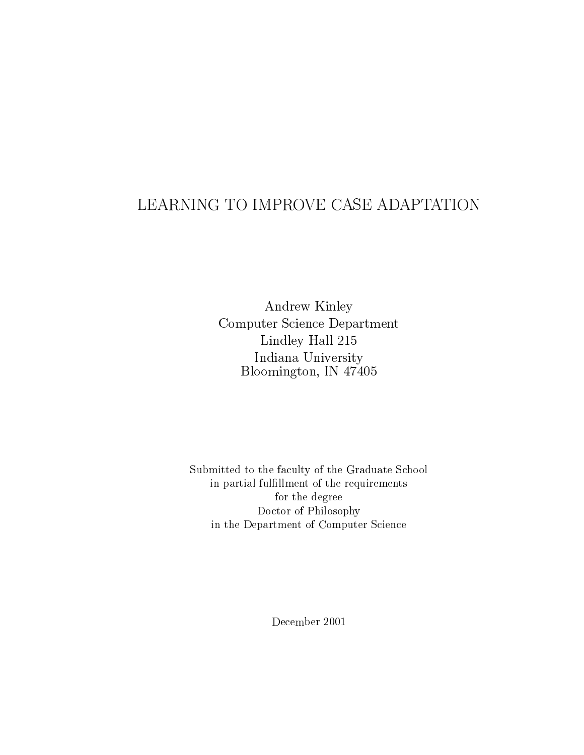# LEARNING TO IMPROVE CASE ADAPTATION

Andrew Kinley
Computer Science Department
Lindley Hall 215
Indiana University
Bloomington, IN 47405

Submitted to the faculty of the Graduate School
in partial fulfillment of the requirements
for the degree
Doctor of Philosophy
in the Department of Computer Science

December 2001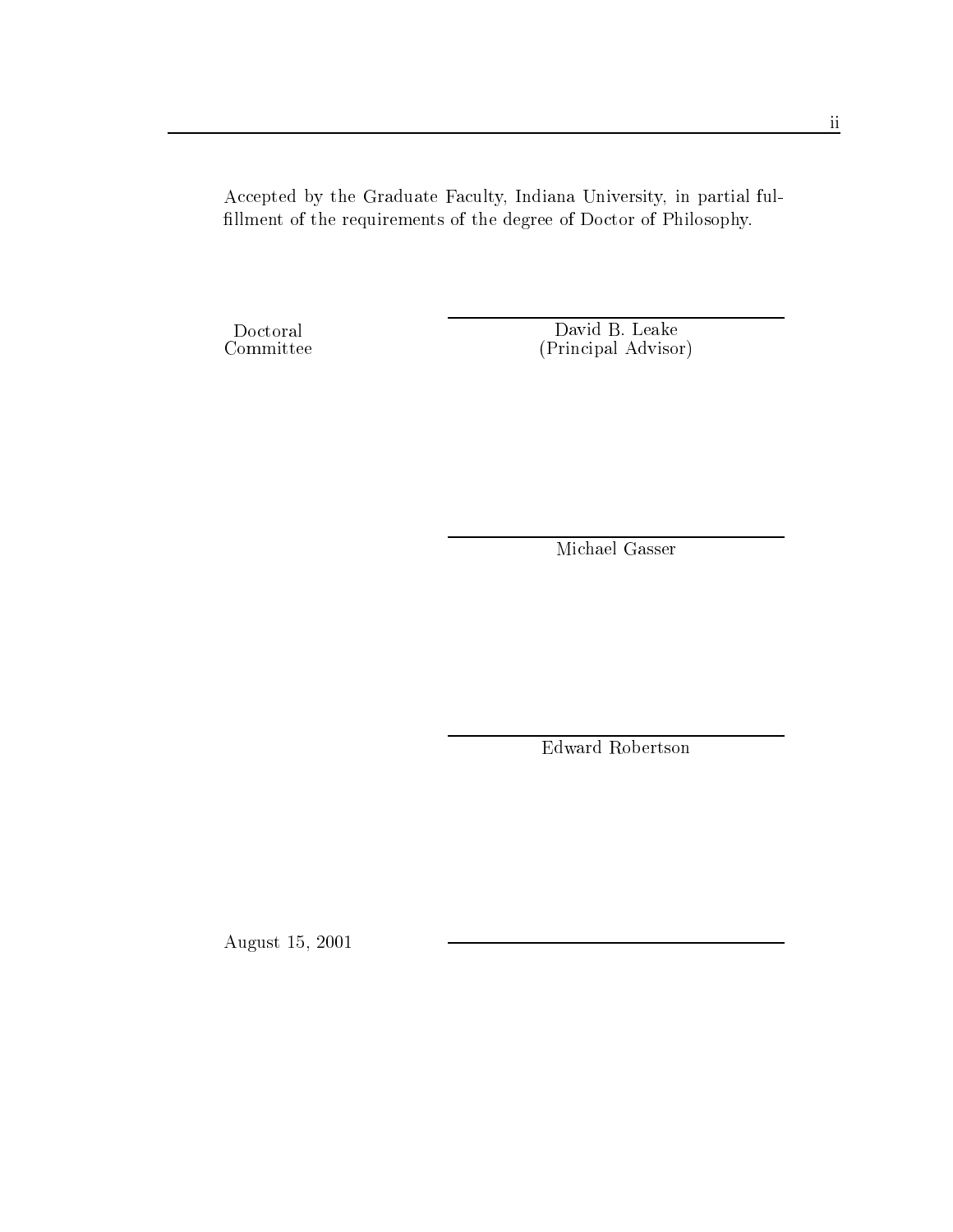Accepted by the Graduate Faculty, Indiana University, in partial fulfillment of the requirements of the degree of Doctor of Philosophy.

Doctoral Committee

David B. Leake
(Principal Advisor)

Michael Gasser

Edward Robertson

August 15, 2001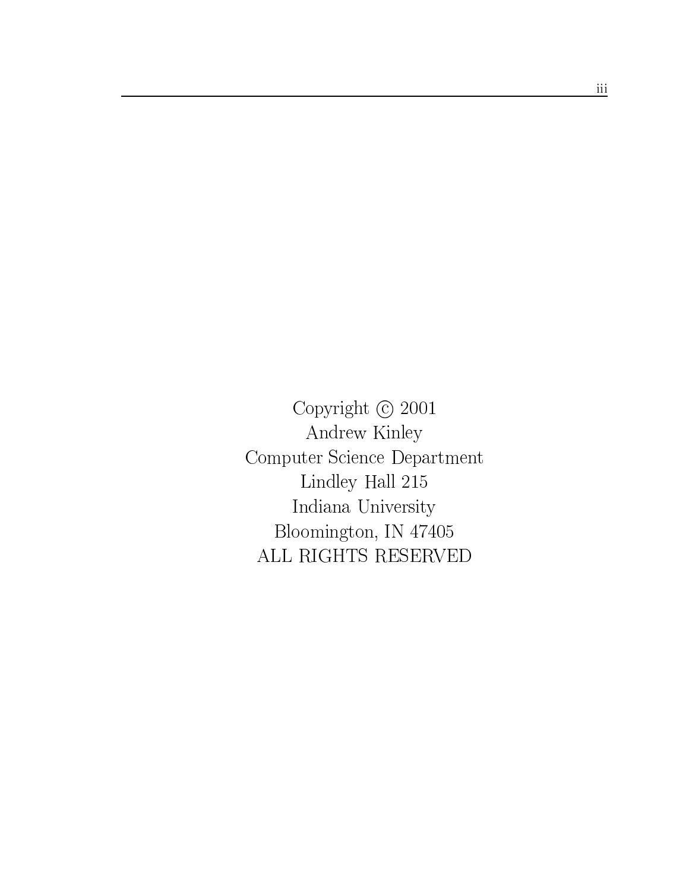Copyright © 2001
Andrew Kinley
Computer Science Department
Lindley Hall 215
Indiana University
Bloomington, IN 47405
ALL RIGHTS RESERVED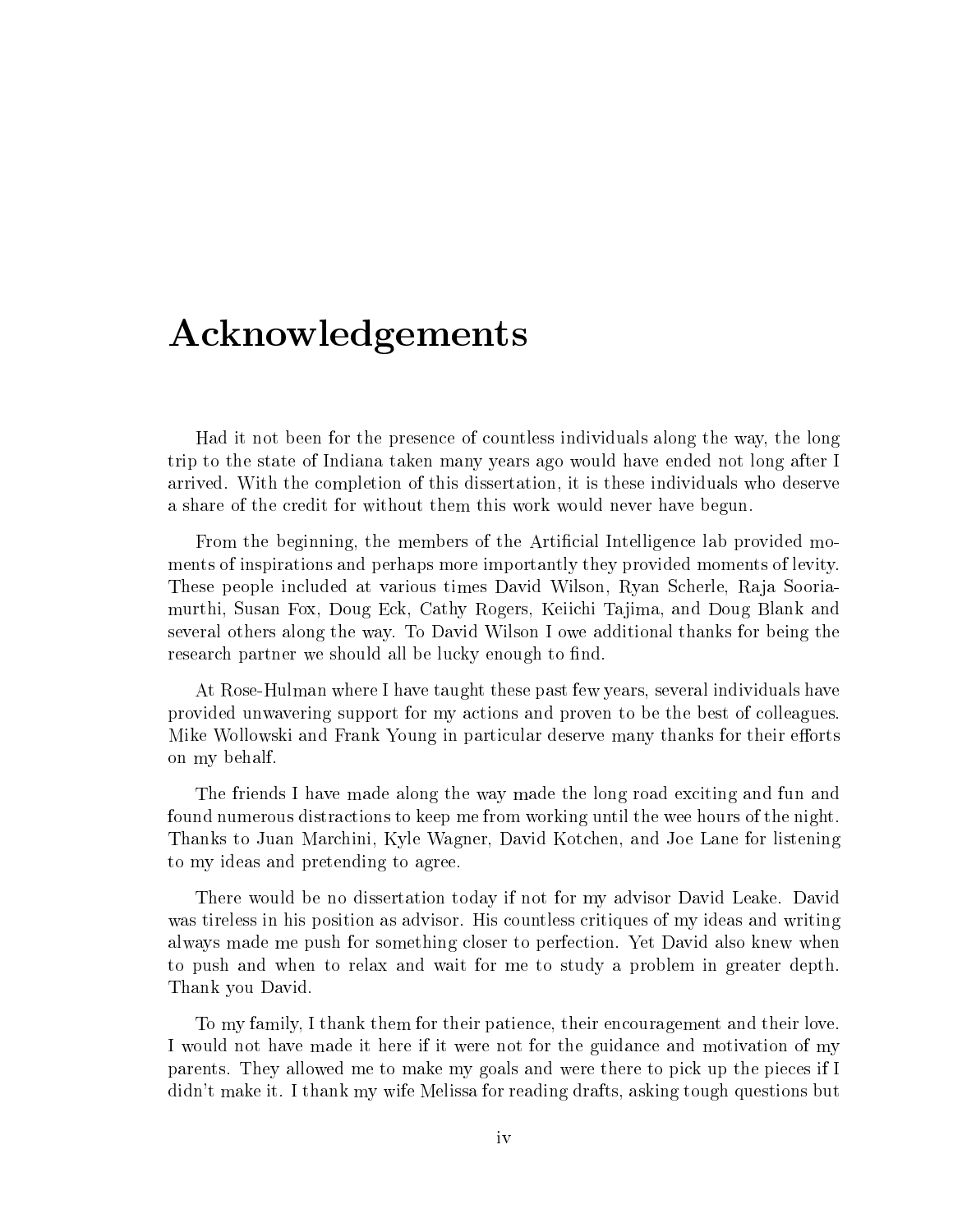# Acknowledgements

Had it not been for the presence of countless individuals along the way, the long trip to the state of Indiana taken many years ago would have ended not long after I arrived. With the completion of this dissertation, it is these individuals who deserve a share of the credit for without them this work would never have begun.

From the beginning, the members of the Artificial Intelligence lab provided moments of inspirations and perhaps more importantly they provided moments of levity. These people included at various times David Wilson, Ryan Scherle, Raja Sooriamurthi, Susan Fox, Doug Eck, Cathy Rogers, Keiichi Tajima, and Doug Blank and several others along the way. To David Wilson I owe additional thanks for being the research partner we should all be lucky enough to find.

At Rose-Hulman where I have taught these past few years, several individuals have provided unwavering support for my actions and proven to be the best of colleagues. Mike Wollowski and Frank Young in particular deserve many thanks for their efforts on my behalf.

The friends I have made along the way made the long road exciting and fun and found numerous distractions to keep me from working until the wee hours of the night. Thanks to Juan Marchini, Kyle Wagner, David Kotchen, and Joe Lane for listening to my ideas and pretending to agree.

There would be no dissertation today if not for my advisor David Leake. David was tireless in his position as advisor. His countless critiques of my ideas and writing always made me push for something closer to perfection. Yet David also knew when to push and when to relax and wait for me to study a problem in greater depth. Thank you David.

To my family, I thank them for their patience, their encouragement and their love. I would not have made it here if it were not for the guidance and motivation of my parents. They allowed me to make my goals and were there to pick up the pieces if I didn't make it. I thank my wife Melissa for reading drafts, asking tough questions but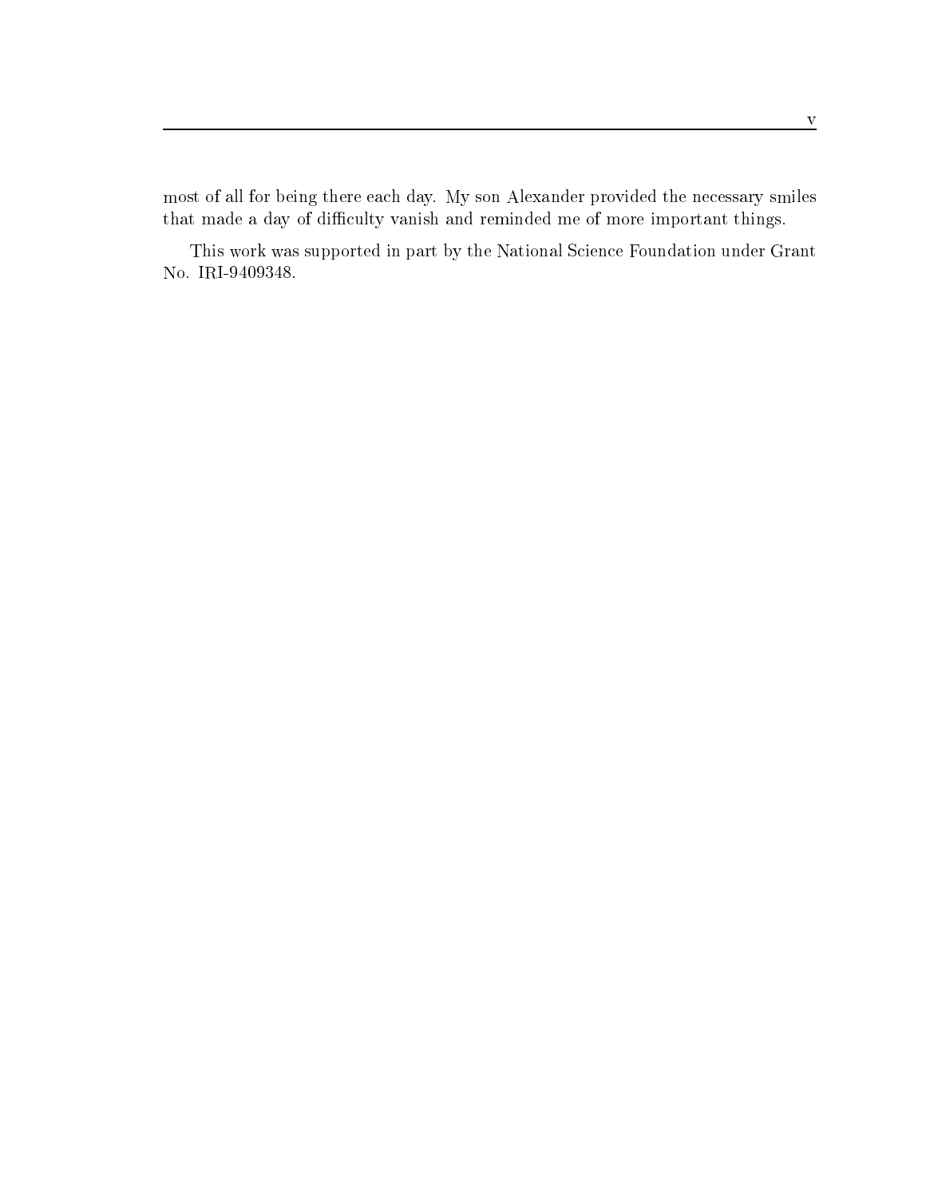most of all for being there each day. My son Alexander provided the necessary smiles that made a day of difficulty vanish and reminded me of more important things.

This work was supported in part by the National Science Foundation under Grant No. IRI-9409348.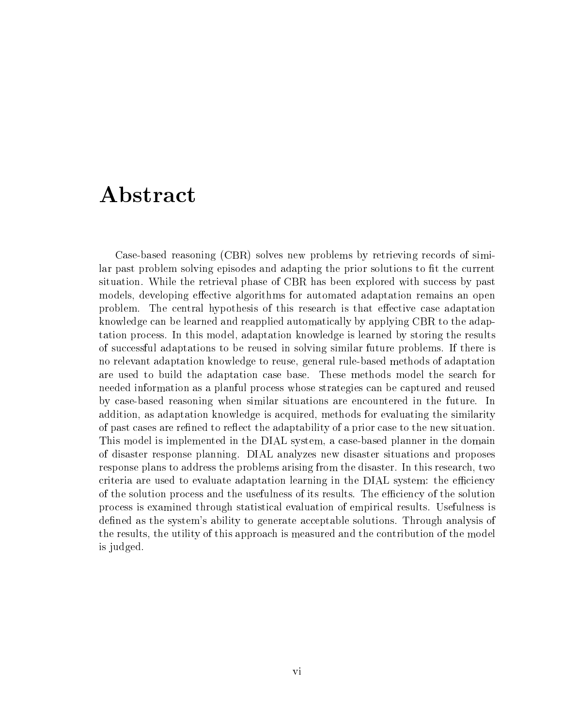# Abstract

Case-based reasoning (CBR) solves new problems by retrieving records of similar past problem solving episodes and adapting the prior solutions to fit the current situation. While the retrieval phase of CBR has been explored with success by past models, developing effective algorithms for automated adaptation remains an open problem. The central hypothesis of this research is that effective case adaptation knowledge can be learned and reapplied automatically by applying CBR to the adaptation process. In this model, adaptation knowledge is learned by storing the results of successful adaptations to be reused in solving similar future problems. If there is no relevant adaptation knowledge to reuse, general rule-based methods of adaptation are used to build the adaptation case base. These methods model the search for needed information as a planful process whose strategies can be captured and reused by case-based reasoning when similar situations are encountered in the future. In addition, as adaptation knowledge is acquired, methods for evaluating the similarity of past cases are refined to reflect the adaptability of a prior case to the new situation. This model is implemented in the DIAL system, a case-based planner in the domain of disaster response planning. DIAL analyzes new disaster situations and proposes response plans to address the problems arising from the disaster. In this research, two criteria are used to evaluate adaptation learning in the DIAL system: the efficiency of the solution process and the usefulness of its results. The efficiency of the solution process is examined through statistical evaluation of empirical results. Usefulness is defined as the system's ability to generate acceptable solutions. Through analysis of the results, the utility of this approach is measured and the contribution of the model is judged.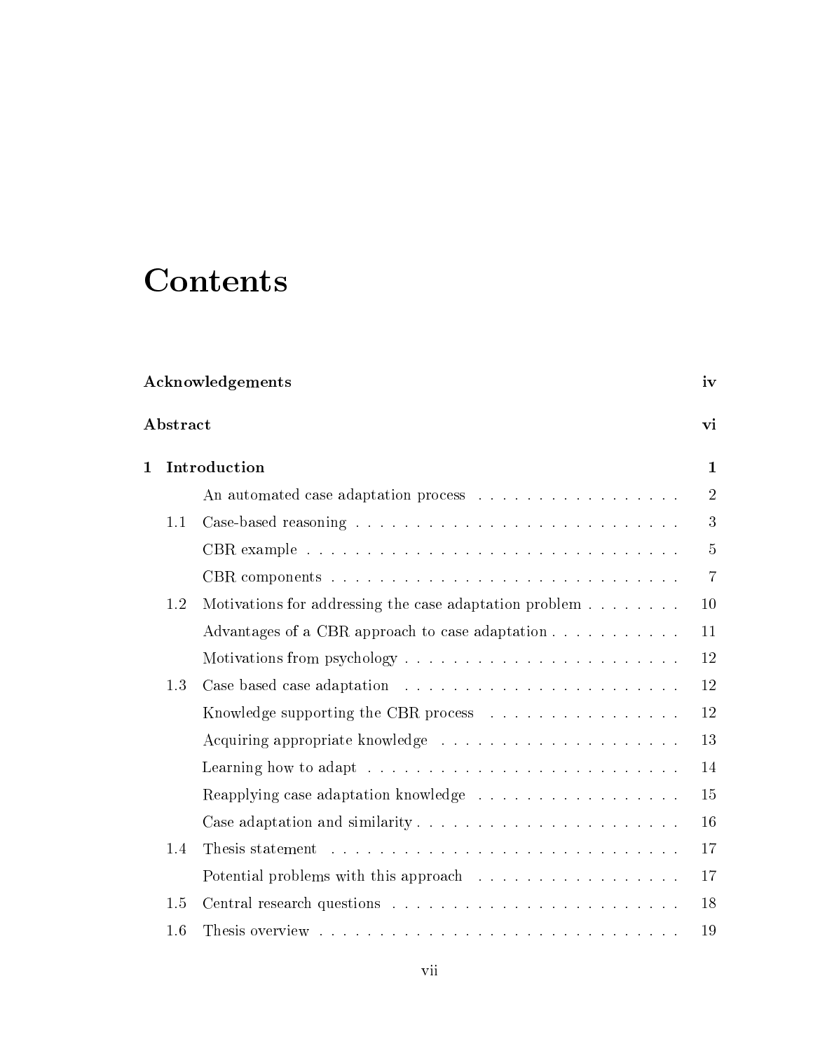# Contents

**Acknowledgements** — iv

**Abstract** — vi

**1 Introduction** — 1

- An automated case adaptation process — 2
- 1.1 Case-based reasoning — 3
  - CBR example — 5
  - CBR components — 7
- 1.2 Motivations for addressing the case adaptation problem — 10
  - Advantages of a CBR approach to case adaptation — 11
  - Motivations from psychology — 12
- 1.3 Case based case adaptation — 12
  - Knowledge supporting the CBR process — 12
  - Acquiring appropriate knowledge — 13
  - Learning how to adapt — 14
  - Reapplying case adaptation knowledge — 15
  - Case adaptation and similarity — 16
- 1.4 Thesis statement — 17
  - Potential problems with this approach — 17
- 1.5 Central research questions — 18
- 1.6 Thesis overview — 19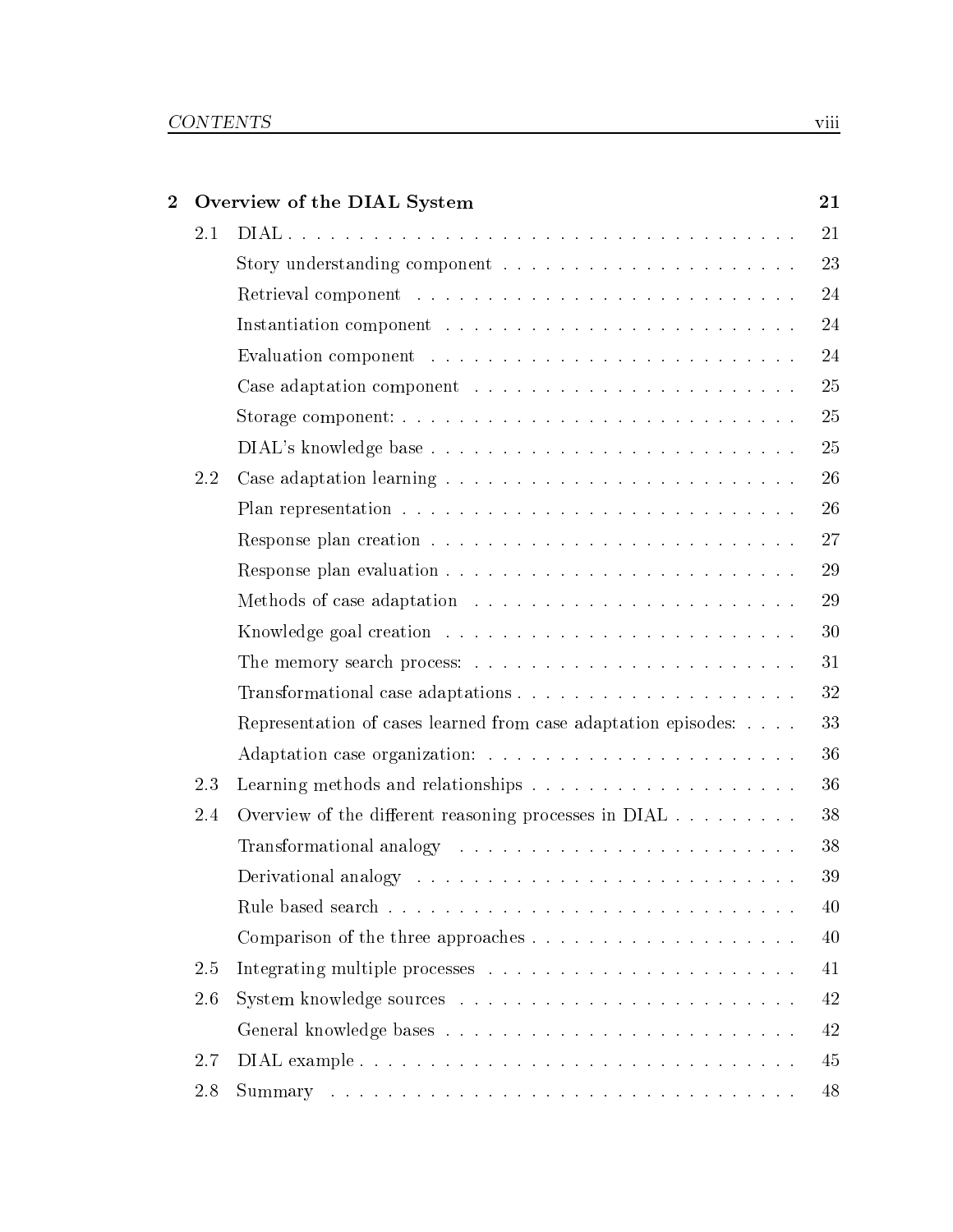**2 Overview of the DIAL System** **21**

- 2.1 DIAL . . . . . . . . . . . . . . . . . . . . . . . . . . . . . . . . . . . . 21
  - Story understanding component . . . . . . . . . . . . . . . . . . . . 23
  - Retrieval component . . . . . . . . . . . . . . . . . . . . . . . . . . 24
  - Instantiation component . . . . . . . . . . . . . . . . . . . . . . . . 24
  - Evaluation component . . . . . . . . . . . . . . . . . . . . . . . . . 24
  - Case adaptation component . . . . . . . . . . . . . . . . . . . . . . 25
  - Storage component: . . . . . . . . . . . . . . . . . . . . . . . . . . . 25
  - DIAL's knowledge base . . . . . . . . . . . . . . . . . . . . . . . . . 25
- 2.2 Case adaptation learning . . . . . . . . . . . . . . . . . . . . . . . . 26
  - Plan representation . . . . . . . . . . . . . . . . . . . . . . . . . . . 26
  - Response plan creation . . . . . . . . . . . . . . . . . . . . . . . . . 27
  - Response plan evaluation . . . . . . . . . . . . . . . . . . . . . . . . 29
  - Methods of case adaptation . . . . . . . . . . . . . . . . . . . . . . 29
  - Knowledge goal creation . . . . . . . . . . . . . . . . . . . . . . . . 30
  - The memory search process: . . . . . . . . . . . . . . . . . . . . . . 31
  - Transformational case adaptations . . . . . . . . . . . . . . . . . . . 32
  - Representation of cases learned from case adaptation episodes: . . . . 33
  - Adaptation case organization: . . . . . . . . . . . . . . . . . . . . . 36
- 2.3 Learning methods and relationships . . . . . . . . . . . . . . . . . . . 36
- 2.4 Overview of the different reasoning processes in DIAL . . . . . . . . . 38
  - Transformational analogy . . . . . . . . . . . . . . . . . . . . . . . . 38
  - Derivational analogy . . . . . . . . . . . . . . . . . . . . . . . . . . 39
  - Rule based search . . . . . . . . . . . . . . . . . . . . . . . . . . . . 40
  - Comparison of the three approaches . . . . . . . . . . . . . . . . . . . 40
- 2.5 Integrating multiple processes . . . . . . . . . . . . . . . . . . . . . . 41
- 2.6 System knowledge sources . . . . . . . . . . . . . . . . . . . . . . . . 42
  - General knowledge bases . . . . . . . . . . . . . . . . . . . . . . . . 42
- 2.7 DIAL example . . . . . . . . . . . . . . . . . . . . . . . . . . . . . . . 45
- 2.8 Summary . . . . . . . . . . . . . . . . . . . . . . . . . . . . . . . . . 48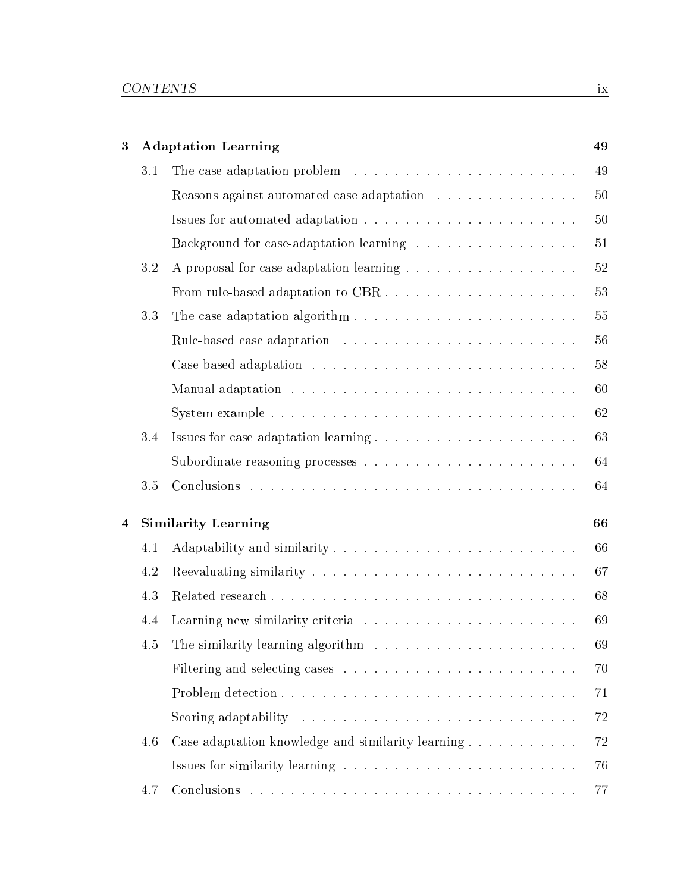**3 Adaptation Learning** 49

- 3.1 The case adaptation problem 49
  - Reasons against automated case adaptation 50
  - Issues for automated adaptation 50
  - Background for case-adaptation learning 51
- 3.2 A proposal for case adaptation learning 52
  - From rule-based adaptation to CBR 53
- 3.3 The case adaptation algorithm 55
  - Rule-based case adaptation 56
  - Case-based adaptation 58
  - Manual adaptation 60
  - System example 62
- 3.4 Issues for case adaptation learning 63
  - Subordinate reasoning processes 64
- 3.5 Conclusions 64

**4 Similarity Learning** 66

- 4.1 Adaptability and similarity 66
- 4.2 Reevaluating similarity 67
- 4.3 Related research 68
- 4.4 Learning new similarity criteria 69
- 4.5 The similarity learning algorithm 69
  - Filtering and selecting cases 70
  - Problem detection 71
  - Scoring adaptability 72
- 4.6 Case adaptation knowledge and similarity learning 72
  - Issues for similarity learning 76
- 4.7 Conclusions 77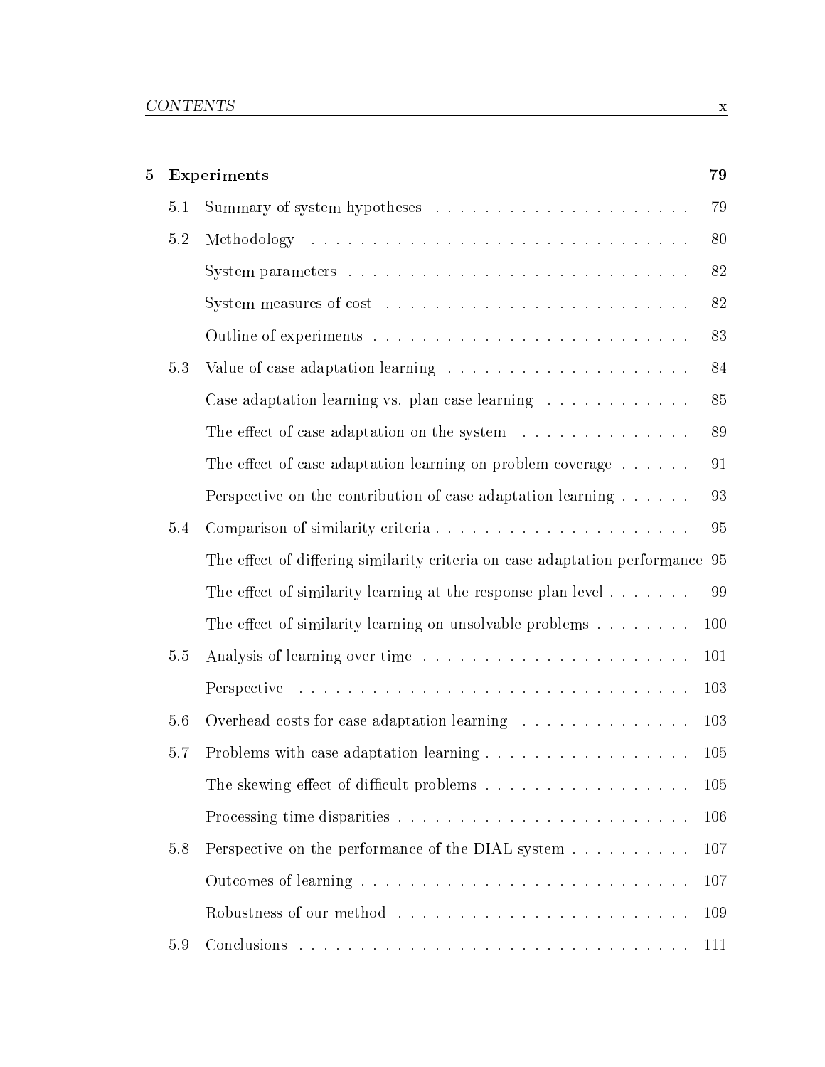**5 Experiments** **79**

- 5.1 Summary of system hypotheses . . . . . . . . . . . . . . . . . . . . . 79
- 5.2 Methodology . . . . . . . . . . . . . . . . . . . . . . . . . . . . . . 80
  - System parameters . . . . . . . . . . . . . . . . . . . . . . . . . . . 82
  - System measures of cost . . . . . . . . . . . . . . . . . . . . . . . . 82
  - Outline of experiments . . . . . . . . . . . . . . . . . . . . . . . . . 83
- 5.3 Value of case adaptation learning . . . . . . . . . . . . . . . . . . . 84
  - Case adaptation learning vs. plan case learning . . . . . . . . . . . 85
  - The effect of case adaptation on the system . . . . . . . . . . . . . 89
  - The effect of case adaptation learning on problem coverage . . . . . . 91
  - Perspective on the contribution of case adaptation learning . . . . . . 93
- 5.4 Comparison of similarity criteria . . . . . . . . . . . . . . . . . . . . 95
  - The effect of differing similarity criteria on case adaptation performance 95
  - The effect of similarity learning at the response plan level . . . . . . . 99
  - The effect of similarity learning on unsolvable problems . . . . . . . . 100
- 5.5 Analysis of learning over time . . . . . . . . . . . . . . . . . . . . . 101
  - Perspective . . . . . . . . . . . . . . . . . . . . . . . . . . . . . . . 103
- 5.6 Overhead costs for case adaptation learning . . . . . . . . . . . . . . 103
- 5.7 Problems with case adaptation learning . . . . . . . . . . . . . . . . . 105
  - The skewing effect of difficult problems . . . . . . . . . . . . . . . . . 105
  - Processing time disparities . . . . . . . . . . . . . . . . . . . . . . . 106
- 5.8 Perspective on the performance of the DIAL system . . . . . . . . . . 107
  - Outcomes of learning . . . . . . . . . . . . . . . . . . . . . . . . . . 107
  - Robustness of our method . . . . . . . . . . . . . . . . . . . . . . . 109
- 5.9 Conclusions . . . . . . . . . . . . . . . . . . . . . . . . . . . . . . . 111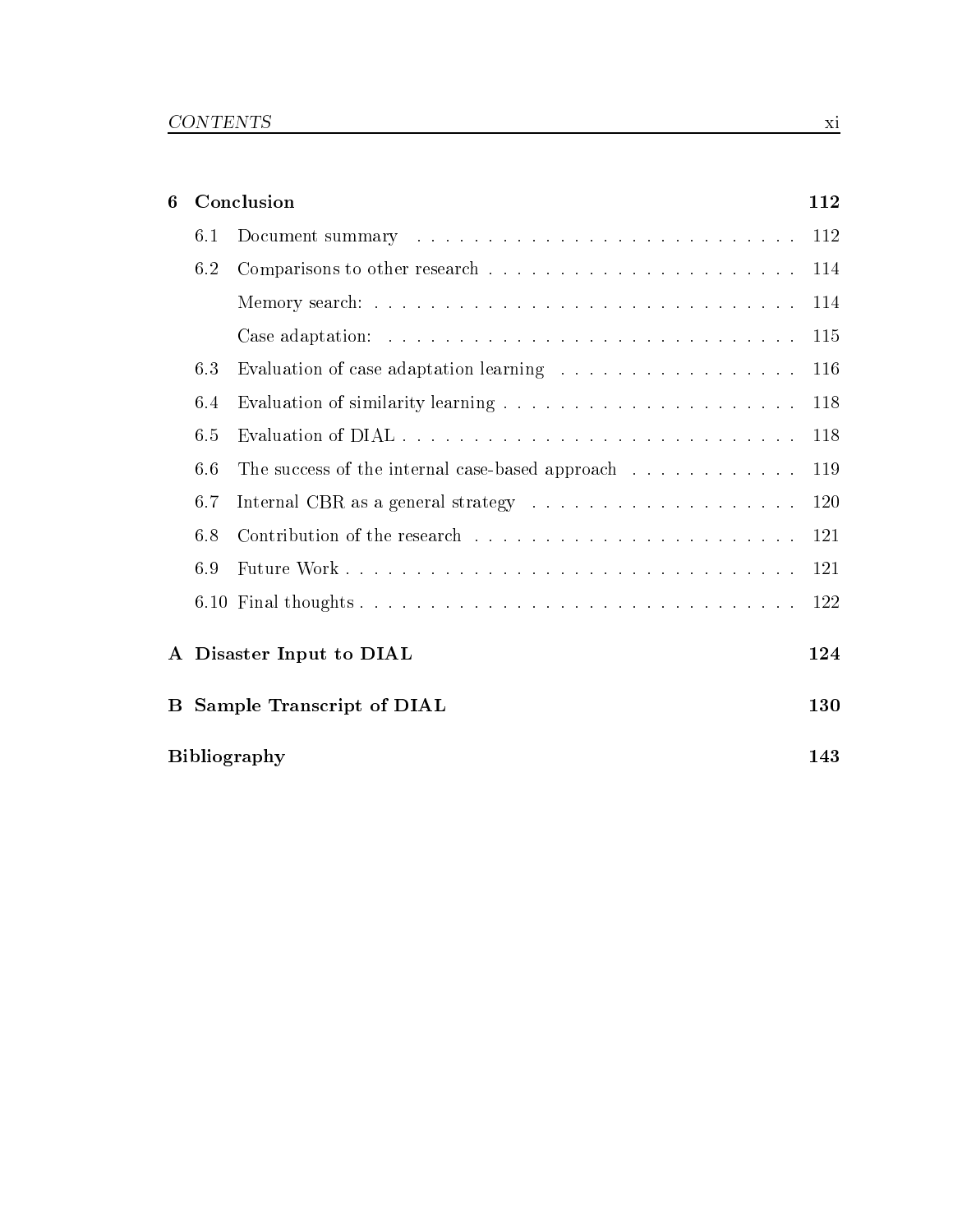**6 Conclusion** 112

- 6.1 Document summary ... 112
- 6.2 Comparisons to other research ... 114
  - Memory search: ... 114
  - Case adaptation: ... 115
- 6.3 Evaluation of case adaptation learning ... 116
- 6.4 Evaluation of similarity learning ... 118
- 6.5 Evaluation of DIAL ... 118
- 6.6 The success of the internal case-based approach ... 119
- 6.7 Internal CBR as a general strategy ... 120
- 6.8 Contribution of the research ... 121
- 6.9 Future Work ... 121
- 6.10 Final thoughts ... 122

**A Disaster Input to DIAL** 124

**B Sample Transcript of DIAL** 130

**Bibliography** 143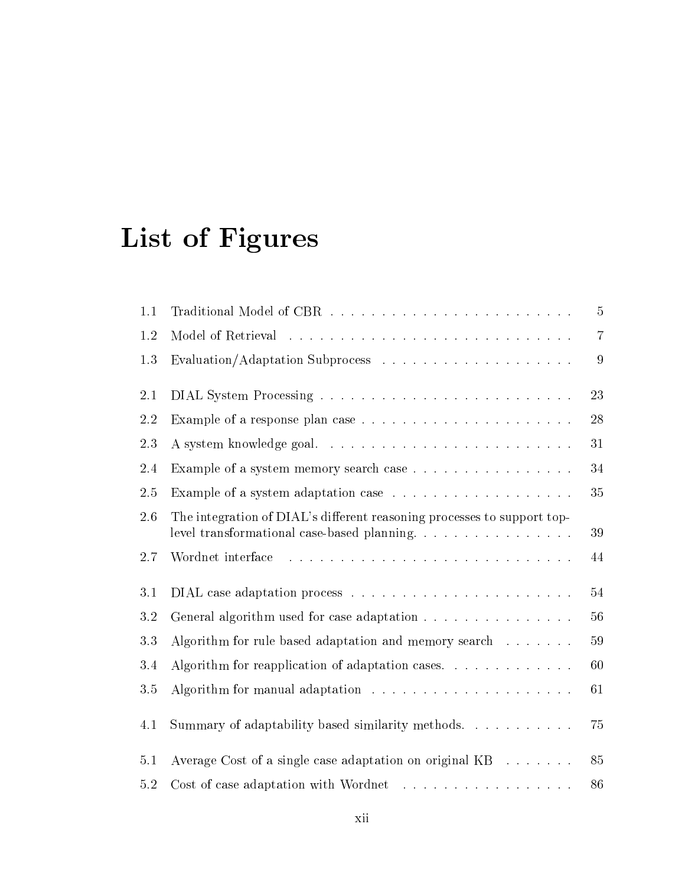# List of Figures

| | | |
|---|---|---|
| 1.1 | Traditional Model of CBR | 5 |
| 1.2 | Model of Retrieval | 7 |
| 1.3 | Evaluation/Adaptation Subprocess | 9 |
| 2.1 | DIAL System Processing | 23 |
| 2.2 | Example of a response plan case | 28 |
| 2.3 | A system knowledge goal. | 31 |
| 2.4 | Example of a system memory search case | 34 |
| 2.5 | Example of a system adaptation case | 35 |
| 2.6 | The integration of DIAL's different reasoning processes to support top-level transformational case-based planning. | 39 |
| 2.7 | Wordnet interface | 44 |
| 3.1 | DIAL case adaptation process | 54 |
| 3.2 | General algorithm used for case adaptation | 56 |
| 3.3 | Algorithm for rule based adaptation and memory search | 59 |
| 3.4 | Algorithm for reapplication of adaptation cases. | 60 |
| 3.5 | Algorithm for manual adaptation | 61 |
| 4.1 | Summary of adaptability based similarity methods. | 75 |
| 5.1 | Average Cost of a single case adaptation on original KB | 85 |
| 5.2 | Cost of case adaptation with Wordnet | 86 |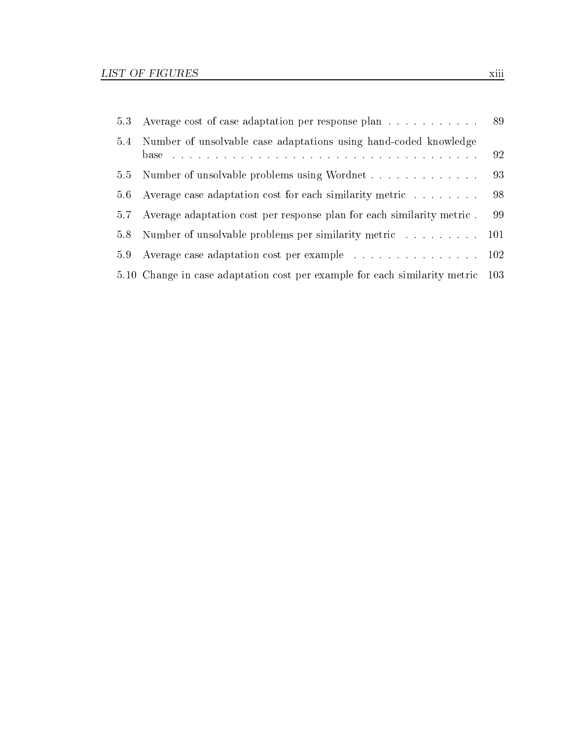5.3 Average cost of case adaptation per response plan . . . . . . . . . . . . 89

5.4 Number of unsolvable case adaptations using hand-coded knowledge base . . . . . . . . . . . . . . . . . . . . . . . . . . . . . . . . . . . . 92

5.5 Number of unsolvable problems using Wordnet . . . . . . . . . . . . . 93

5.6 Average case adaptation cost for each similarity metric . . . . . . . . 98

5.7 Average adaptation cost per response plan for each similarity metric . 99

5.8 Number of unsolvable problems per similarity metric . . . . . . . . . 101

5.9 Average case adaptation cost per example . . . . . . . . . . . . . . . 102

5.10 Change in case adaptation cost per example for each similarity metric 103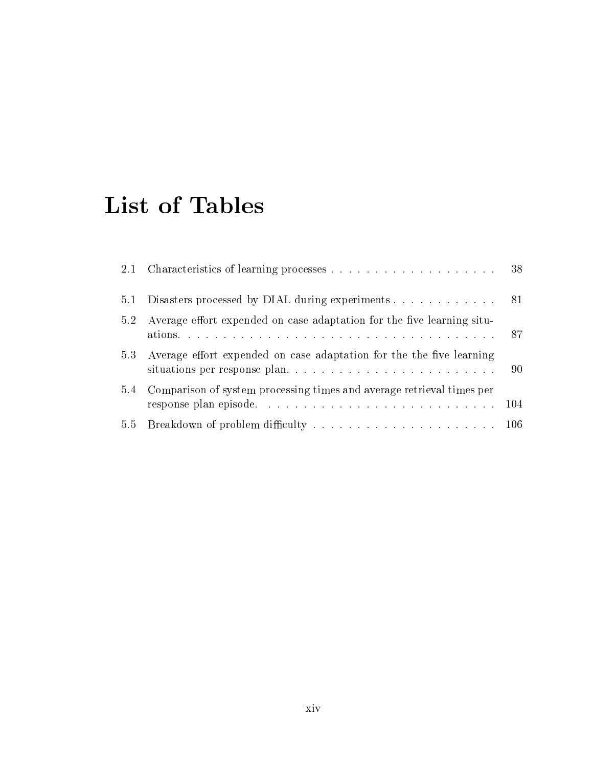# List of Tables

2.1 Characteristics of learning processes . . . . . . . . . . . . . . . . . . . . 38

5.1 Disasters processed by DIAL during experiments . . . . . . . . . . . . . 81

5.2 Average effort expended on case adaptation for the five learning situations. . . . . . . . . . . . . . . . . . . . . . . . . . . . . . . . . . . . . 87

5.3 Average effort expended on case adaptation for the the five learning situations per response plan. . . . . . . . . . . . . . . . . . . . . . . . . 90

5.4 Comparison of system processing times and average retrieval times per response plan episode. . . . . . . . . . . . . . . . . . . . . . . . . . . 104

5.5 Breakdown of problem difficulty . . . . . . . . . . . . . . . . . . . . . . 106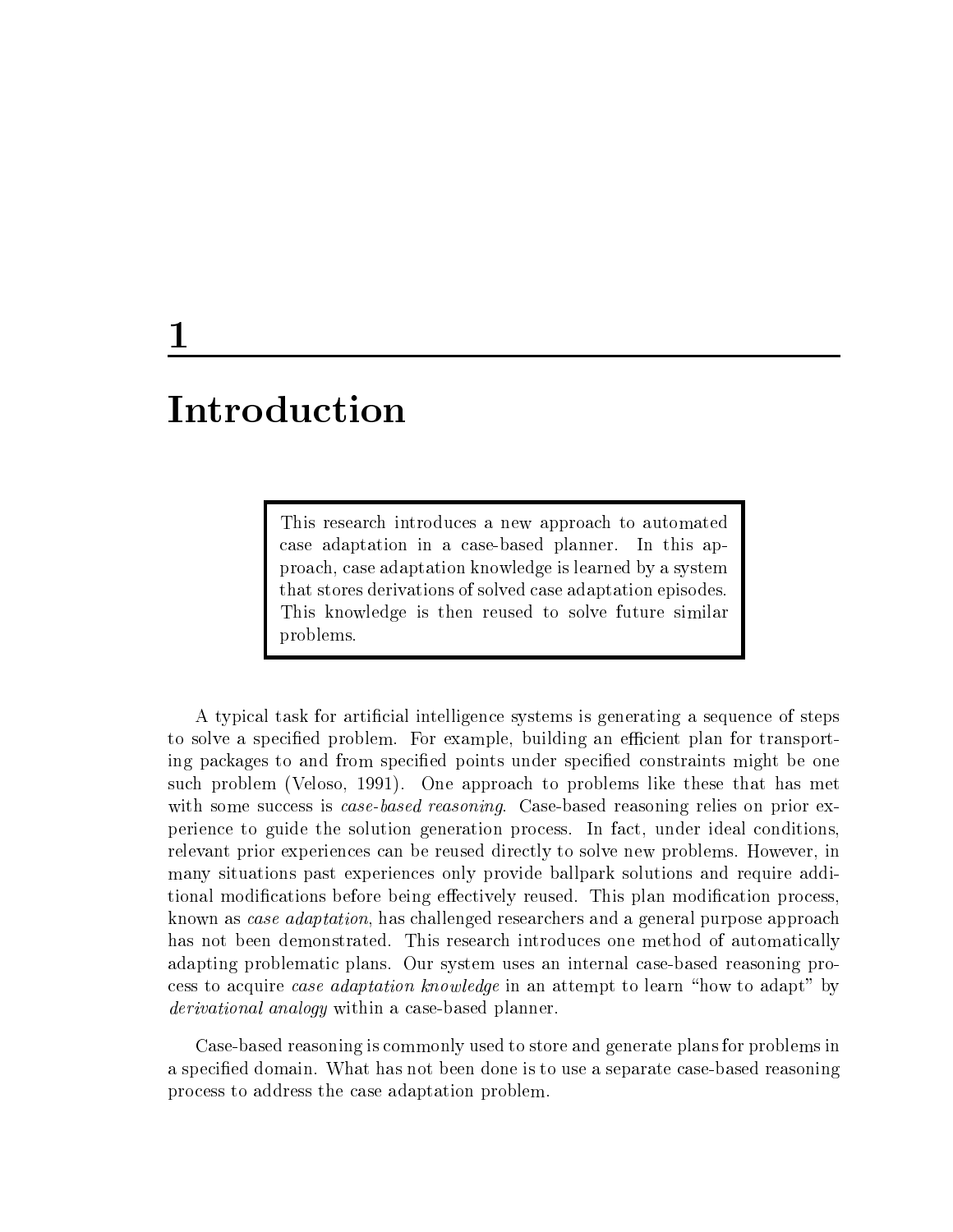# 1 Introduction

> This research introduces a new approach to automated case adaptation in a case-based planner. In this approach, case adaptation knowledge is learned by a system that stores derivations of solved case adaptation episodes. This knowledge is then reused to solve future similar problems.

A typical task for artificial intelligence systems is generating a sequence of steps to solve a specified problem. For example, building an efficient plan for transporting packages to and from specified points under specified constraints might be one such problem (Veloso, 1991). One approach to problems like these that has met with some success is *case-based reasoning*. Case-based reasoning relies on prior experience to guide the solution generation process. In fact, under ideal conditions, relevant prior experiences can be reused directly to solve new problems. However, in many situations past experiences only provide ballpark solutions and require additional modifications before being effectively reused. This plan modification process, known as *case adaptation*, has challenged researchers and a general purpose approach has not been demonstrated. This research introduces one method of automatically adapting problematic plans. Our system uses an internal case-based reasoning process to acquire *case adaptation knowledge* in an attempt to learn "how to adapt" by *derivational analogy* within a case-based planner.

Case-based reasoning is commonly used to store and generate plans for problems in a specified domain. What has not been done is to use a separate case-based reasoning process to address the case adaptation problem.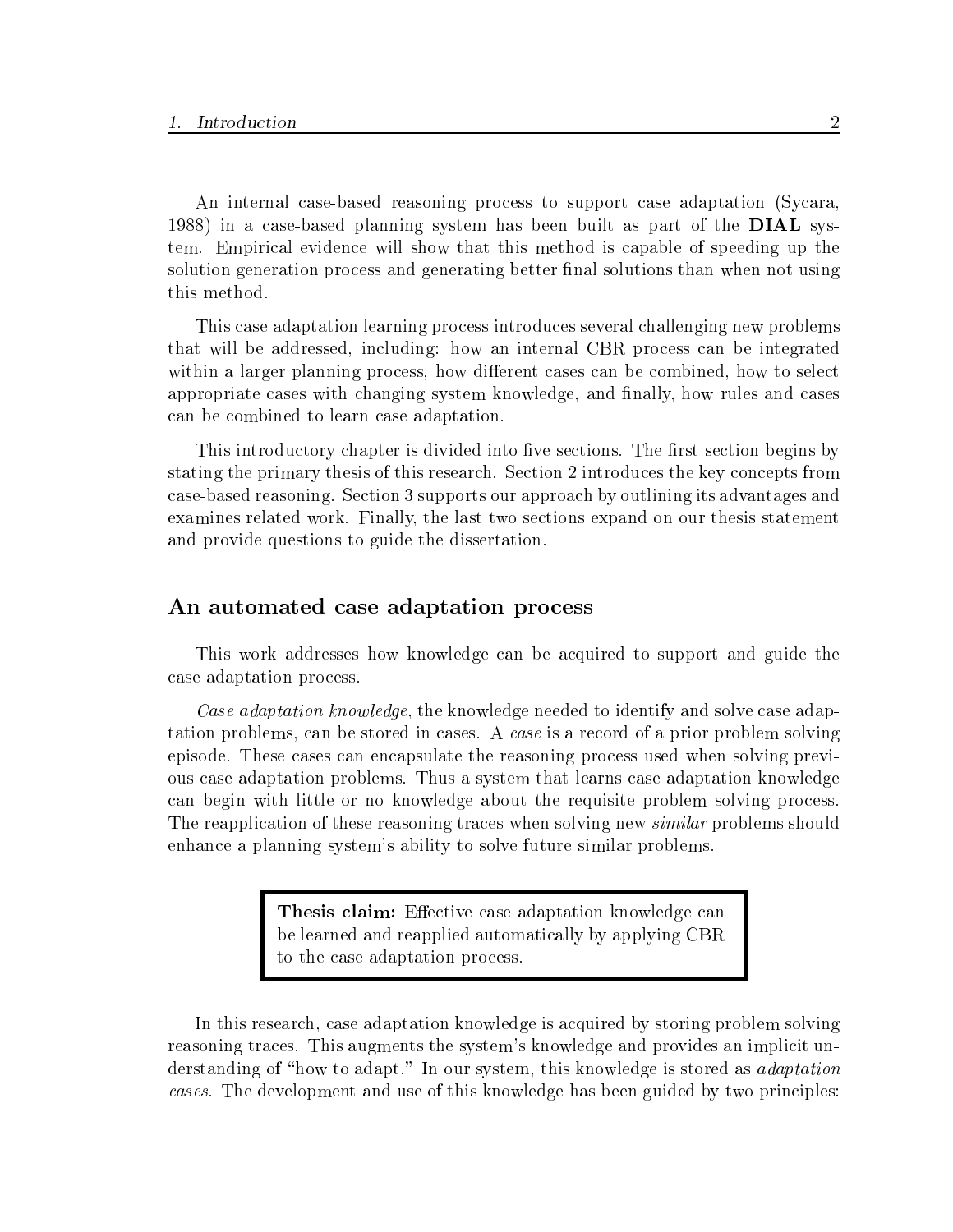An internal case-based reasoning process to support case adaptation (Sycara, 1988) in a case-based planning system has been built as part of the **DIAL** system. Empirical evidence will show that this method is capable of speeding up the solution generation process and generating better final solutions than when not using this method.

This case adaptation learning process introduces several challenging new problems that will be addressed, including: how an internal CBR process can be integrated within a larger planning process, how different cases can be combined, how to select appropriate cases with changing system knowledge, and finally, how rules and cases can be combined to learn case adaptation.

This introductory chapter is divided into five sections. The first section begins by stating the primary thesis of this research. Section 2 introduces the key concepts from case-based reasoning. Section 3 supports our approach by outlining its advantages and examines related work. Finally, the last two sections expand on our thesis statement and provide questions to guide the dissertation.

## An automated case adaptation process

This work addresses how knowledge can be acquired to support and guide the case adaptation process.

*Case adaptation knowledge*, the knowledge needed to identify and solve case adaptation problems, can be stored in cases. A *case* is a record of a prior problem solving episode. These cases can encapsulate the reasoning process used when solving previous case adaptation problems. Thus a system that learns case adaptation knowledge can begin with little or no knowledge about the requisite problem solving process. The reapplication of these reasoning traces when solving new *similar* problems should enhance a planning system's ability to solve future similar problems.

> **Thesis claim:** Effective case adaptation knowledge can be learned and reapplied automatically by applying CBR to the case adaptation process.

In this research, case adaptation knowledge is acquired by storing problem solving reasoning traces. This augments the system's knowledge and provides an implicit understanding of "how to adapt." In our system, this knowledge is stored as *adaptation cases*. The development and use of this knowledge has been guided by two principles: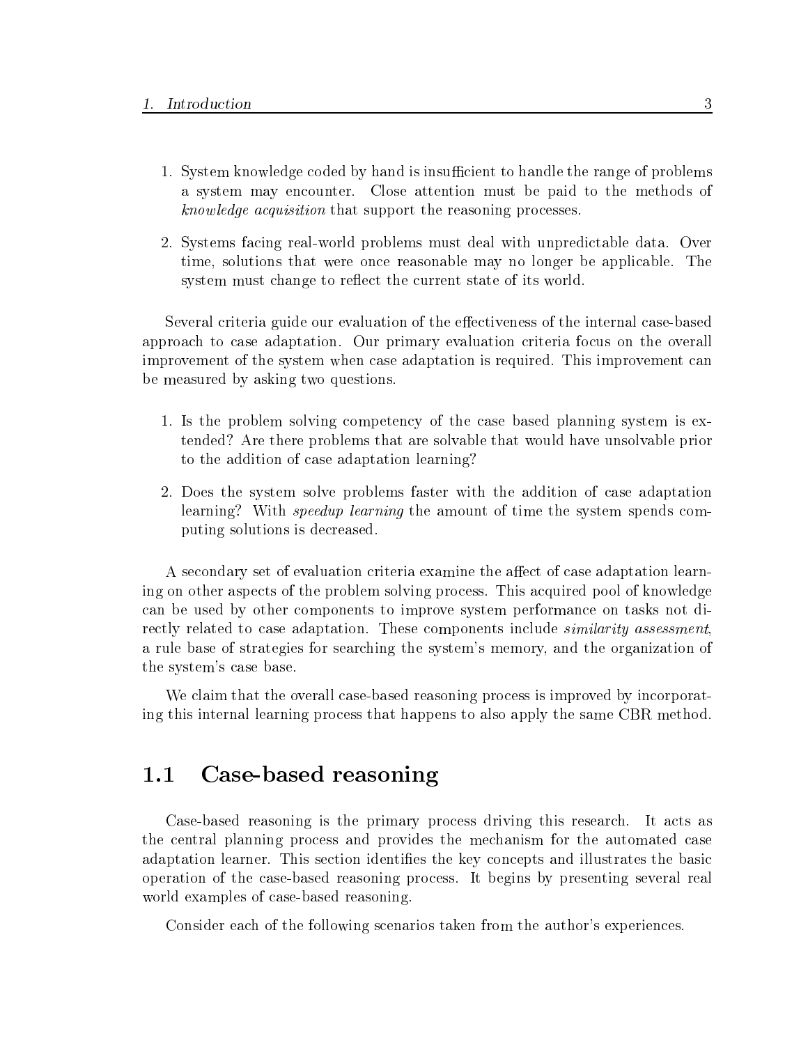1. System knowledge coded by hand is insufficient to handle the range of problems a system may encounter. Close attention must be paid to the methods of *knowledge acquisition* that support the reasoning processes.

2. Systems facing real-world problems must deal with unpredictable data. Over time, solutions that were once reasonable may no longer be applicable. The system must change to reflect the current state of its world.

Several criteria guide our evaluation of the effectiveness of the internal case-based approach to case adaptation. Our primary evaluation criteria focus on the overall improvement of the system when case adaptation is required. This improvement can be measured by asking two questions.

1. Is the problem solving competency of the case based planning system is extended? Are there problems that are solvable that would have unsolvable prior to the addition of case adaptation learning?

2. Does the system solve problems faster with the addition of case adaptation learning? With *speedup learning* the amount of time the system spends computing solutions is decreased.

A secondary set of evaluation criteria examine the affect of case adaptation learning on other aspects of the problem solving process. This acquired pool of knowledge can be used by other components to improve system performance on tasks not directly related to case adaptation. These components include *similarity assessment*, a rule base of strategies for searching the system's memory, and the organization of the system's case base.

We claim that the overall case-based reasoning process is improved by incorporating this internal learning process that happens to also apply the same CBR method.

## 1.1 Case-based reasoning

Case-based reasoning is the primary process driving this research. It acts as the central planning process and provides the mechanism for the automated case adaptation learner. This section identifies the key concepts and illustrates the basic operation of the case-based reasoning process. It begins by presenting several real world examples of case-based reasoning.

Consider each of the following scenarios taken from the author's experiences.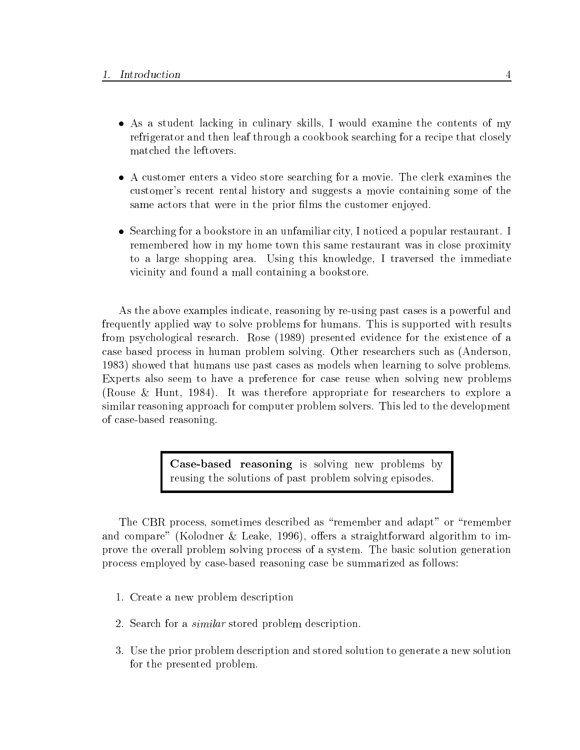- As a student lacking in culinary skills, I would examine the contents of my refrigerator and then leaf through a cookbook searching for a recipe that closely matched the leftovers.

- A customer enters a video store searching for a movie. The clerk examines the customer's recent rental history and suggests a movie containing some of the same actors that were in the prior films the customer enjoyed.

- Searching for a bookstore in an unfamiliar city, I noticed a popular restaurant. I remembered how in my home town this same restaurant was in close proximity to a large shopping area. Using this knowledge, I traversed the immediate vicinity and found a mall containing a bookstore.

As the above examples indicate, reasoning by re-using past cases is a powerful and frequently applied way to solve problems for humans. This is supported with results from psychological research. Rose (1989) presented evidence for the existence of a case based process in human problem solving. Other researchers such as (Anderson, 1983) showed that humans use past cases as models when learning to solve problems. Experts also seem to have a preference for case reuse when solving new problems (Rouse & Hunt, 1984). It was therefore appropriate for researchers to explore a similar reasoning approach for computer problem solvers. This led to the development of case-based reasoning.

> **Case-based reasoning** is solving new problems by reusing the solutions of past problem solving episodes.

The CBR process, sometimes described as "remember and adapt" or "remember and compare" (Kolodner & Leake, 1996), offers a straightforward algorithm to improve the overall problem solving process of a system. The basic solution generation process employed by case-based reasoning case be summarized as follows:

1. Create a new problem description

2. Search for a *similar* stored problem description.

3. Use the prior problem description and stored solution to generate a new solution for the presented problem.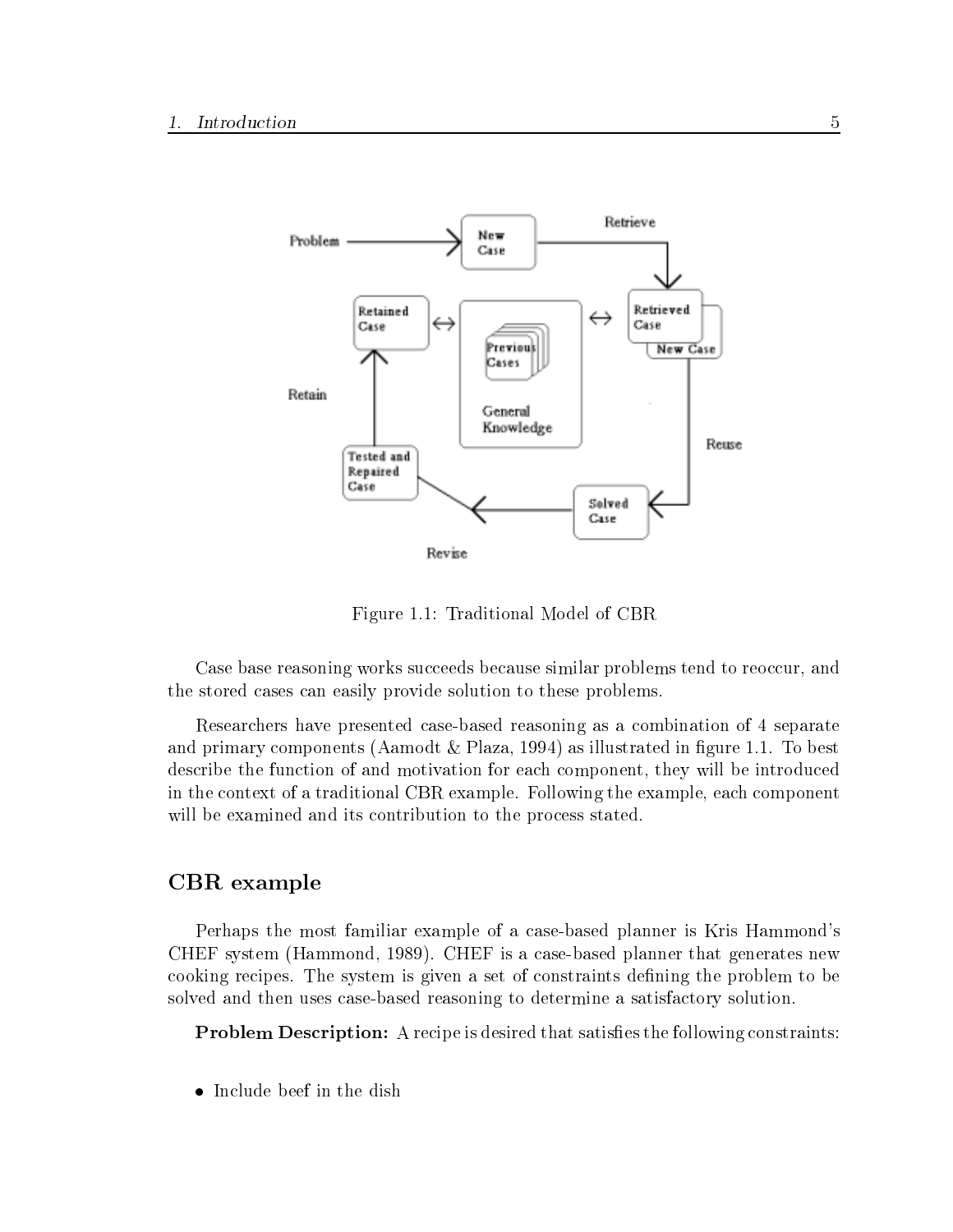Figure 1.1: Traditional Model of CBR

Case base reasoning works succeeds because similar problems tend to reoccur, and the stored cases can easily provide solution to these problems.

Researchers have presented case-based reasoning as a combination of 4 separate and primary components (Aamodt & Plaza, 1994) as illustrated in figure 1.1. To best describe the function of and motivation for each component, they will be introduced in the context of a traditional CBR example. Following the example, each component will be examined and its contribution to the process stated.

### CBR example

Perhaps the most familiar example of a case-based planner is Kris Hammond's CHEF system (Hammond, 1989). CHEF is a case-based planner that generates new cooking recipes. The system is given a set of constraints defining the problem to be solved and then uses case-based reasoning to determine a satisfactory solution.

**Problem Description:** A recipe is desired that satisfies the following constraints:

- Include beef in the dish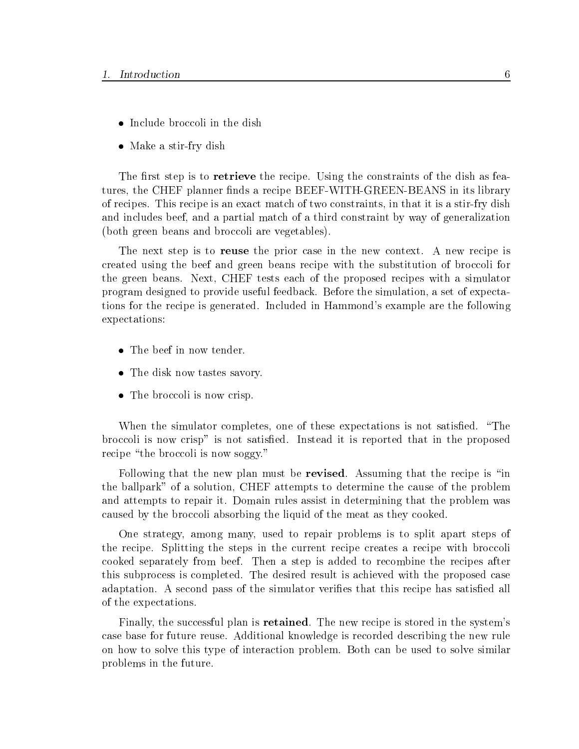- Include broccoli in the dish
- Make a stir-fry dish

The first step is to **retrieve** the recipe. Using the constraints of the dish as features, the CHEF planner finds a recipe BEEF-WITH-GREEN-BEANS in its library of recipes. This recipe is an exact match of two constraints, in that it is a stir-fry dish and includes beef, and a partial match of a third constraint by way of generalization (both green beans and broccoli are vegetables).

The next step is to **reuse** the prior case in the new context. A new recipe is created using the beef and green beans recipe with the substitution of broccoli for the green beans. Next, CHEF tests each of the proposed recipes with a simulator program designed to provide useful feedback. Before the simulation, a set of expectations for the recipe is generated. Included in Hammond's example are the following expectations:

- The beef in now tender.
- The disk now tastes savory.
- The broccoli is now crisp.

When the simulator completes, one of these expectations is not satisfied. "The broccoli is now crisp" is not satisfied. Instead it is reported that in the proposed recipe "the broccoli is now soggy."

Following that the new plan must be **revised**. Assuming that the recipe is "in the ballpark" of a solution, CHEF attempts to determine the cause of the problem and attempts to repair it. Domain rules assist in determining that the problem was caused by the broccoli absorbing the liquid of the meat as they cooked.

One strategy, among many, used to repair problems is to split apart steps of the recipe. Splitting the steps in the current recipe creates a recipe with broccoli cooked separately from beef. Then a step is added to recombine the recipes after this subprocess is completed. The desired result is achieved with the proposed case adaptation. A second pass of the simulator verifies that this recipe has satisfied all of the expectations.

Finally, the successful plan is **retained**. The new recipe is stored in the system's case base for future reuse. Additional knowledge is recorded describing the new rule on how to solve this type of interaction problem. Both can be used to solve similar problems in the future.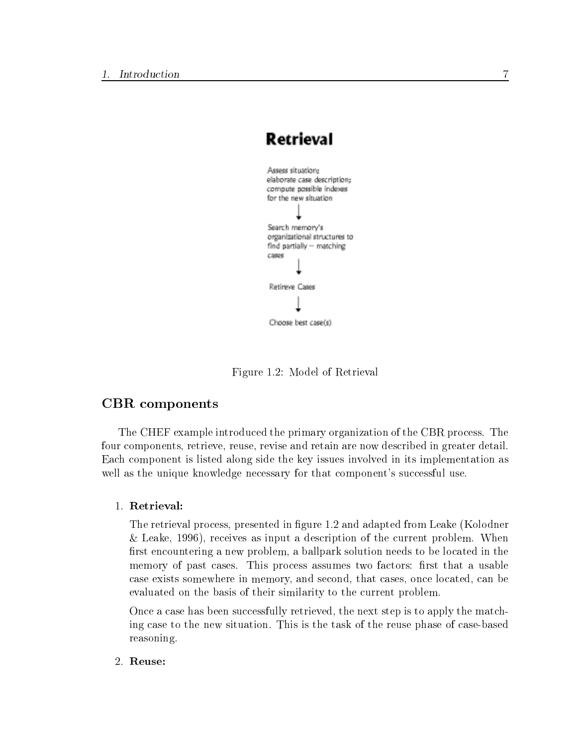**Retrieval**

Assess situation; elaborate case description; compute possible indexes for the new situation

↓

Search memory's organizational structures to find partially -- matching cases

↓

Retireve Cases

↓

Choose best case(s)

Figure 1.2: Model of Retrieval

## CBR components

The CHEF example introduced the primary organization of the CBR process. The four components, retrieve, reuse, revise and retain are now described in greater detail. Each component is listed along side the key issues involved in its implementation as well as the unique knowledge necessary for that component's successful use.

1. **Retrieval:**

   The retrieval process, presented in figure 1.2 and adapted from Leake (Kolodner & Leake, 1996), receives as input a description of the current problem. When first encountering a new problem, a ballpark solution needs to be located in the memory of past cases. This process assumes two factors: first that a usable case exists somewhere in memory, and second, that cases, once located, can be evaluated on the basis of their similarity to the current problem.

   Once a case has been successfully retrieved, the next step is to apply the matching case to the new situation. This is the task of the reuse phase of case-based reasoning.

2. **Reuse:**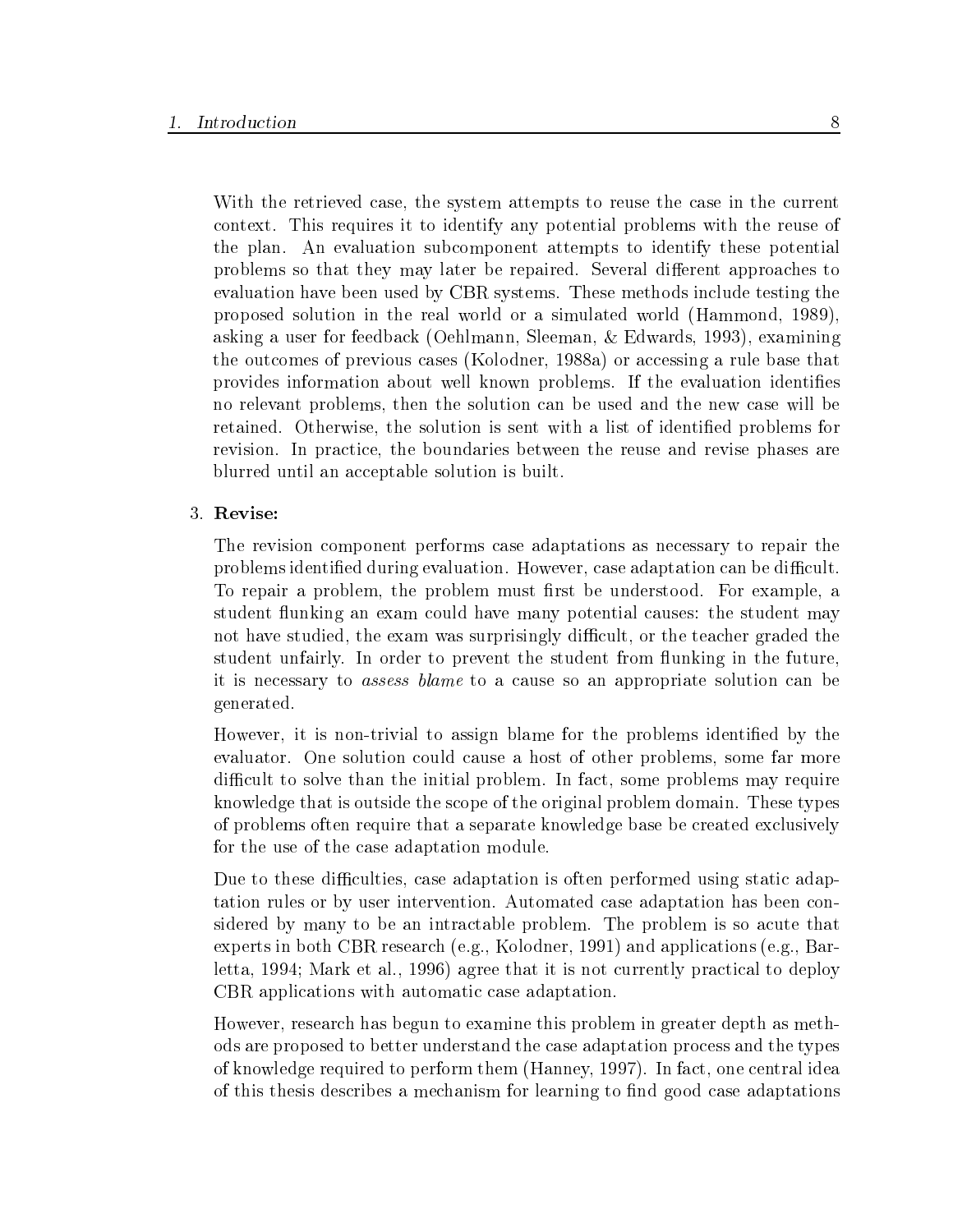With the retrieved case, the system attempts to reuse the case in the current context. This requires it to identify any potential problems with the reuse of the plan. An evaluation subcomponent attempts to identify these potential problems so that they may later be repaired. Several different approaches to evaluation have been used by CBR systems. These methods include testing the proposed solution in the real world or a simulated world (Hammond, 1989), asking a user for feedback (Oehlmann, Sleeman, & Edwards, 1993), examining the outcomes of previous cases (Kolodner, 1988a) or accessing a rule base that provides information about well known problems. If the evaluation identifies no relevant problems, then the solution can be used and the new case will be retained. Otherwise, the solution is sent with a list of identified problems for revision. In practice, the boundaries between the reuse and revise phases are blurred until an acceptable solution is built.

3. **Revise:**

   The revision component performs case adaptations as necessary to repair the problems identified during evaluation. However, case adaptation can be difficult. To repair a problem, the problem must first be understood. For example, a student flunking an exam could have many potential causes: the student may not have studied, the exam was surprisingly difficult, or the teacher graded the student unfairly. In order to prevent the student from flunking in the future, it is necessary to *assess blame* to a cause so an appropriate solution can be generated.

   However, it is non-trivial to assign blame for the problems identified by the evaluator. One solution could cause a host of other problems, some far more difficult to solve than the initial problem. In fact, some problems may require knowledge that is outside the scope of the original problem domain. These types of problems often require that a separate knowledge base be created exclusively for the use of the case adaptation module.

   Due to these difficulties, case adaptation is often performed using static adaptation rules or by user intervention. Automated case adaptation has been considered by many to be an intractable problem. The problem is so acute that experts in both CBR research (e.g., Kolodner, 1991) and applications (e.g., Barletta, 1994; Mark et al., 1996) agree that it is not currently practical to deploy CBR applications with automatic case adaptation.

   However, research has begun to examine this problem in greater depth as methods are proposed to better understand the case adaptation process and the types of knowledge required to perform them (Hanney, 1997). In fact, one central idea of this thesis describes a mechanism for learning to find good case adaptations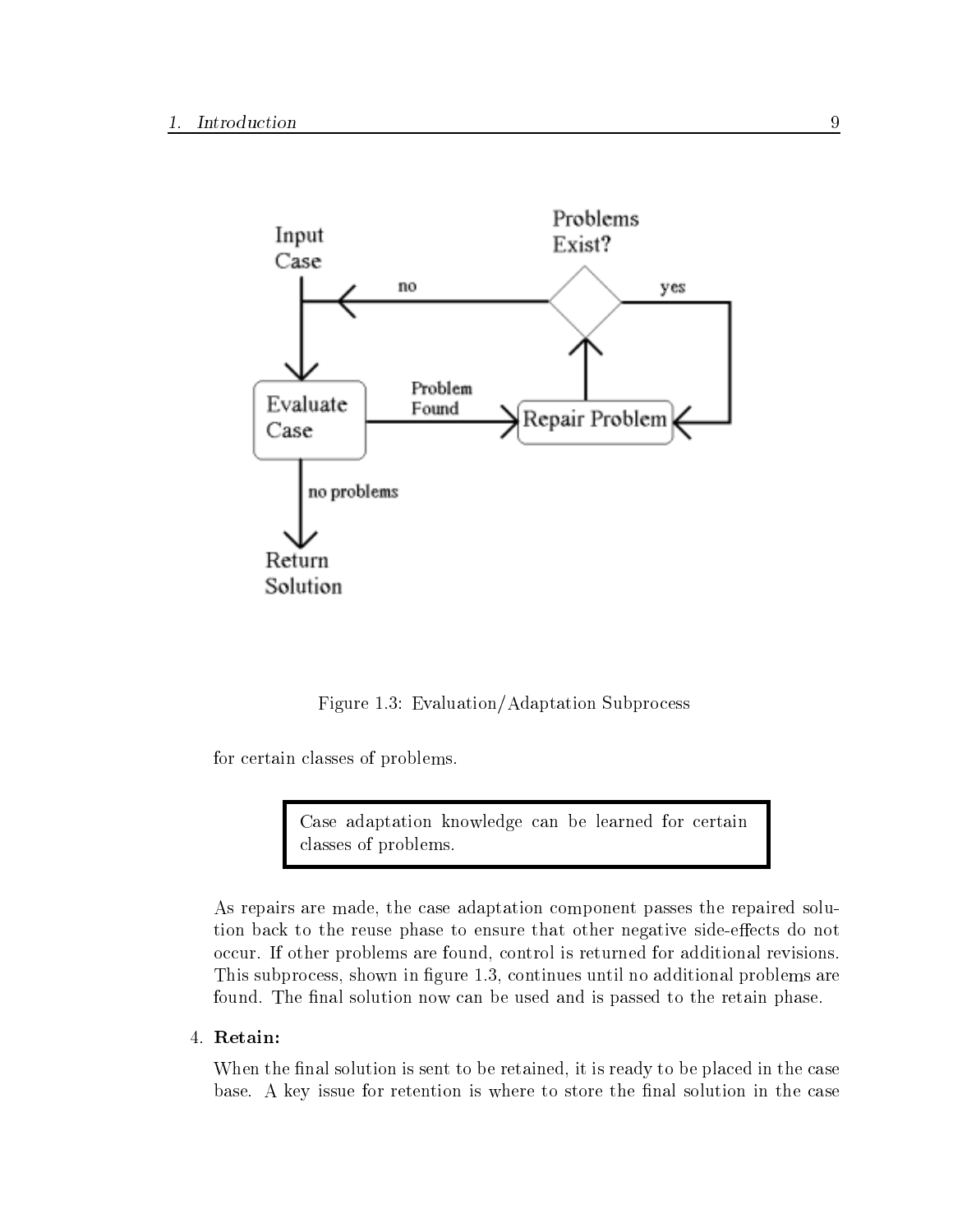Figure 1.3: Evaluation/Adaptation Subprocess

for certain classes of problems.

> Case adaptation knowledge can be learned for certain classes of problems.

As repairs are made, the case adaptation component passes the repaired solution back to the reuse phase to ensure that other negative side-effects do not occur. If other problems are found, control is returned for additional revisions. This subprocess, shown in figure 1.3, continues until no additional problems are found. The final solution now can be used and is passed to the retain phase.

4. **Retain:**

   When the final solution is sent to be retained, it is ready to be placed in the case base. A key issue for retention is where to store the final solution in the case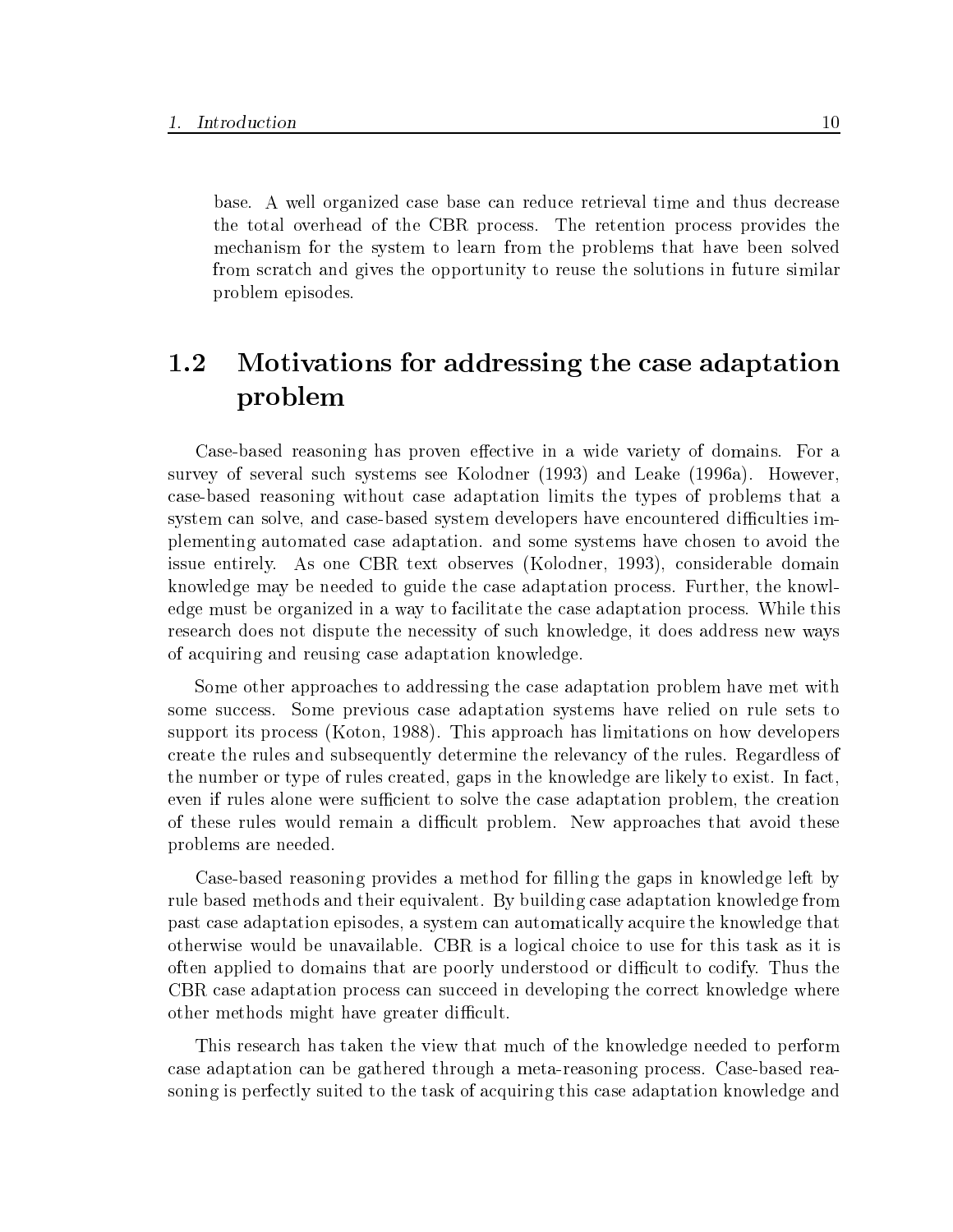base. A well organized case base can reduce retrieval time and thus decrease the total overhead of the CBR process. The retention process provides the mechanism for the system to learn from the problems that have been solved from scratch and gives the opportunity to reuse the solutions in future similar problem episodes.

## 1.2 Motivations for addressing the case adaptation problem

Case-based reasoning has proven effective in a wide variety of domains. For a survey of several such systems see Kolodner (1993) and Leake (1996a). However, case-based reasoning without case adaptation limits the types of problems that a system can solve, and case-based system developers have encountered difficulties implementing automated case adaptation. and some systems have chosen to avoid the issue entirely. As one CBR text observes (Kolodner, 1993), considerable domain knowledge may be needed to guide the case adaptation process. Further, the knowledge must be organized in a way to facilitate the case adaptation process. While this research does not dispute the necessity of such knowledge, it does address new ways of acquiring and reusing case adaptation knowledge.

Some other approaches to addressing the case adaptation problem have met with some success. Some previous case adaptation systems have relied on rule sets to support its process (Koton, 1988). This approach has limitations on how developers create the rules and subsequently determine the relevancy of the rules. Regardless of the number or type of rules created, gaps in the knowledge are likely to exist. In fact, even if rules alone were sufficient to solve the case adaptation problem, the creation of these rules would remain a difficult problem. New approaches that avoid these problems are needed.

Case-based reasoning provides a method for filling the gaps in knowledge left by rule based methods and their equivalent. By building case adaptation knowledge from past case adaptation episodes, a system can automatically acquire the knowledge that otherwise would be unavailable. CBR is a logical choice to use for this task as it is often applied to domains that are poorly understood or difficult to codify. Thus the CBR case adaptation process can succeed in developing the correct knowledge where other methods might have greater difficult.

This research has taken the view that much of the knowledge needed to perform case adaptation can be gathered through a meta-reasoning process. Case-based reasoning is perfectly suited to the task of acquiring this case adaptation knowledge and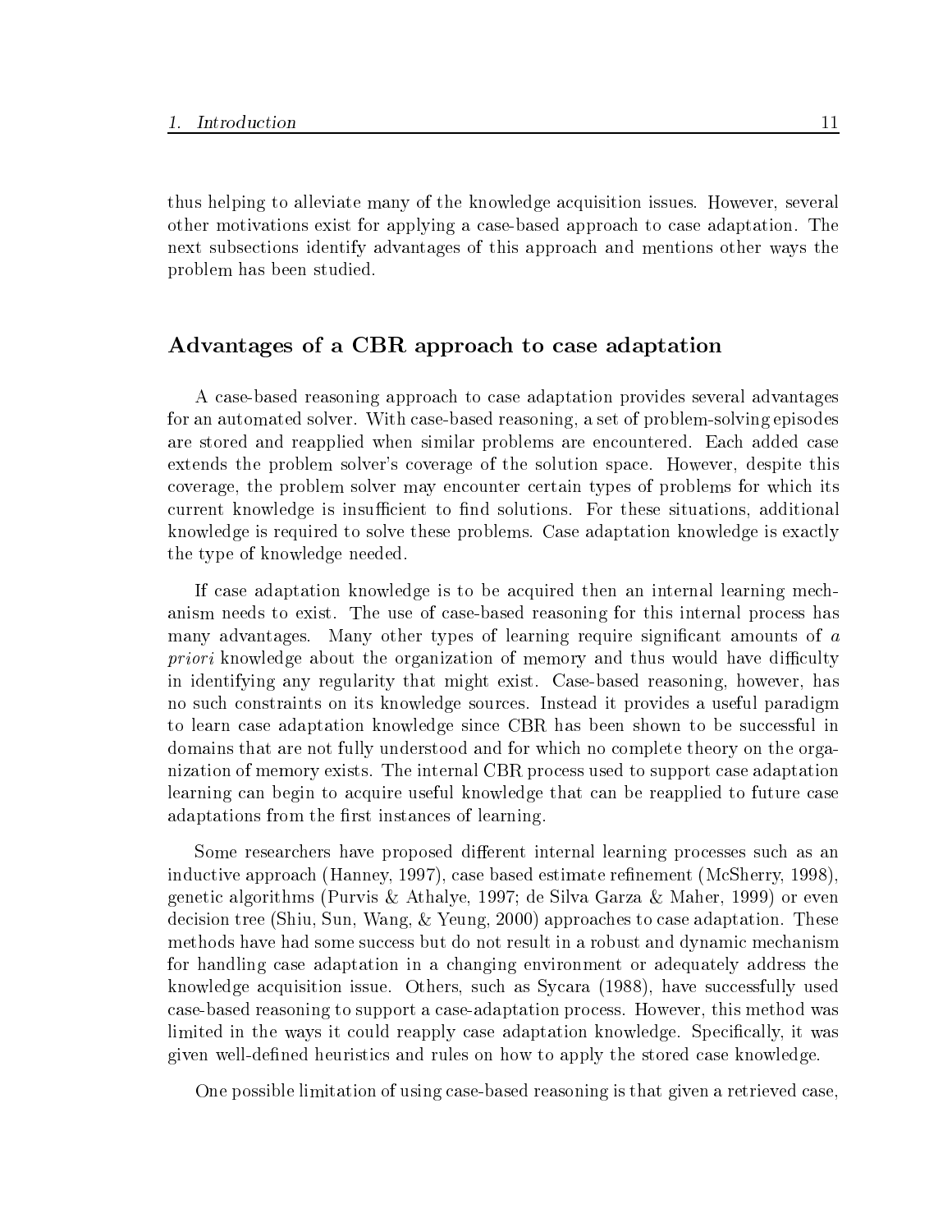thus helping to alleviate many of the knowledge acquisition issues. However, several other motivations exist for applying a case-based approach to case adaptation. The next subsections identify advantages of this approach and mentions other ways the problem has been studied.

## Advantages of a CBR approach to case adaptation

A case-based reasoning approach to case adaptation provides several advantages for an automated solver. With case-based reasoning, a set of problem-solving episodes are stored and reapplied when similar problems are encountered. Each added case extends the problem solver's coverage of the solution space. However, despite this coverage, the problem solver may encounter certain types of problems for which its current knowledge is insufficient to find solutions. For these situations, additional knowledge is required to solve these problems. Case adaptation knowledge is exactly the type of knowledge needed.

If case adaptation knowledge is to be acquired then an internal learning mechanism needs to exist. The use of case-based reasoning for this internal process has many advantages. Many other types of learning require significant amounts of *a priori* knowledge about the organization of memory and thus would have difficulty in identifying any regularity that might exist. Case-based reasoning, however, has no such constraints on its knowledge sources. Instead it provides a useful paradigm to learn case adaptation knowledge since CBR has been shown to be successful in domains that are not fully understood and for which no complete theory on the organization of memory exists. The internal CBR process used to support case adaptation learning can begin to acquire useful knowledge that can be reapplied to future case adaptations from the first instances of learning.

Some researchers have proposed different internal learning processes such as an inductive approach (Hanney, 1997), case based estimate refinement (McSherry, 1998), genetic algorithms (Purvis & Athalye, 1997; de Silva Garza & Maher, 1999) or even decision tree (Shiu, Sun, Wang, & Yeung, 2000) approaches to case adaptation. These methods have had some success but do not result in a robust and dynamic mechanism for handling case adaptation in a changing environment or adequately address the knowledge acquisition issue. Others, such as Sycara (1988), have successfully used case-based reasoning to support a case-adaptation process. However, this method was limited in the ways it could reapply case adaptation knowledge. Specifically, it was given well-defined heuristics and rules on how to apply the stored case knowledge.

One possible limitation of using case-based reasoning is that given a retrieved case,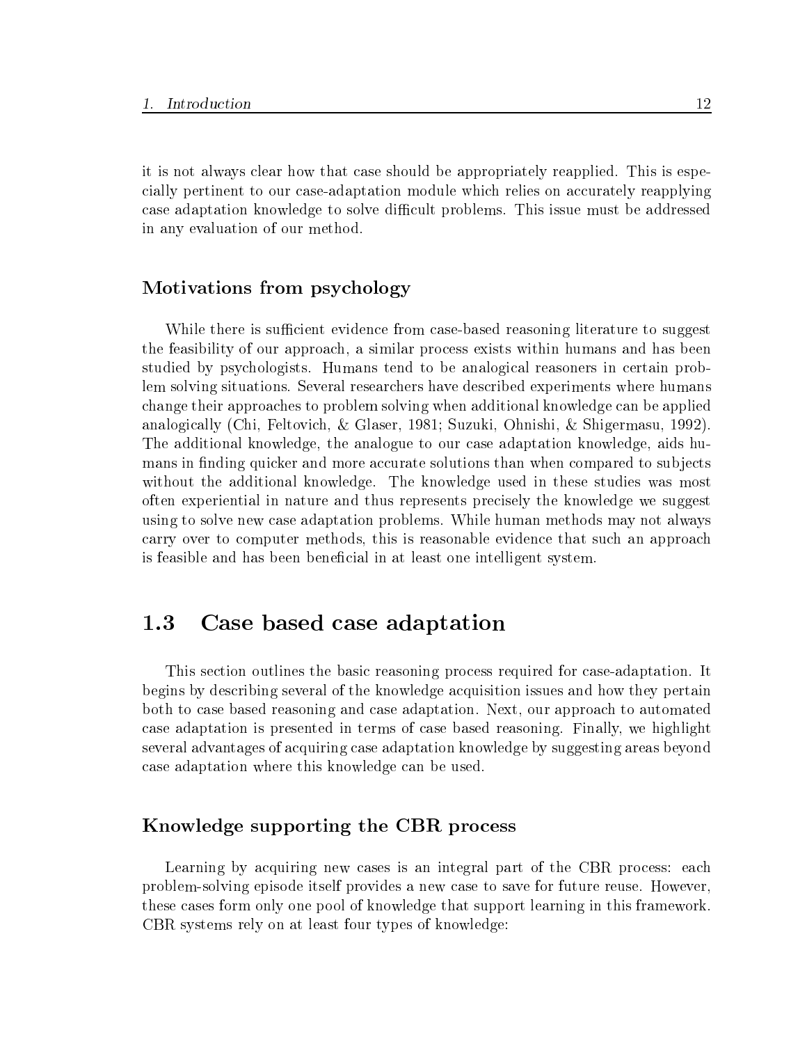it is not always clear how that case should be appropriately reapplied. This is especially pertinent to our case-adaptation module which relies on accurately reapplying case adaptation knowledge to solve difficult problems. This issue must be addressed in any evaluation of our method.

### Motivations from psychology

While there is sufficient evidence from case-based reasoning literature to suggest the feasibility of our approach, a similar process exists within humans and has been studied by psychologists. Humans tend to be analogical reasoners in certain problem solving situations. Several researchers have described experiments where humans change their approaches to problem solving when additional knowledge can be applied analogically (Chi, Feltovich, & Glaser, 1981; Suzuki, Ohnishi, & Shigermasu, 1992). The additional knowledge, the analogue to our case adaptation knowledge, aids humans in finding quicker and more accurate solutions than when compared to subjects without the additional knowledge. The knowledge used in these studies was most often experiential in nature and thus represents precisely the knowledge we suggest using to solve new case adaptation problems. While human methods may not always carry over to computer methods, this is reasonable evidence that such an approach is feasible and has been beneficial in at least one intelligent system.

## 1.3 Case based case adaptation

This section outlines the basic reasoning process required for case-adaptation. It begins by describing several of the knowledge acquisition issues and how they pertain both to case based reasoning and case adaptation. Next, our approach to automated case adaptation is presented in terms of case based reasoning. Finally, we highlight several advantages of acquiring case adaptation knowledge by suggesting areas beyond case adaptation where this knowledge can be used.

### Knowledge supporting the CBR process

Learning by acquiring new cases is an integral part of the CBR process: each problem-solving episode itself provides a new case to save for future reuse. However, these cases form only one pool of knowledge that support learning in this framework. CBR systems rely on at least four types of knowledge: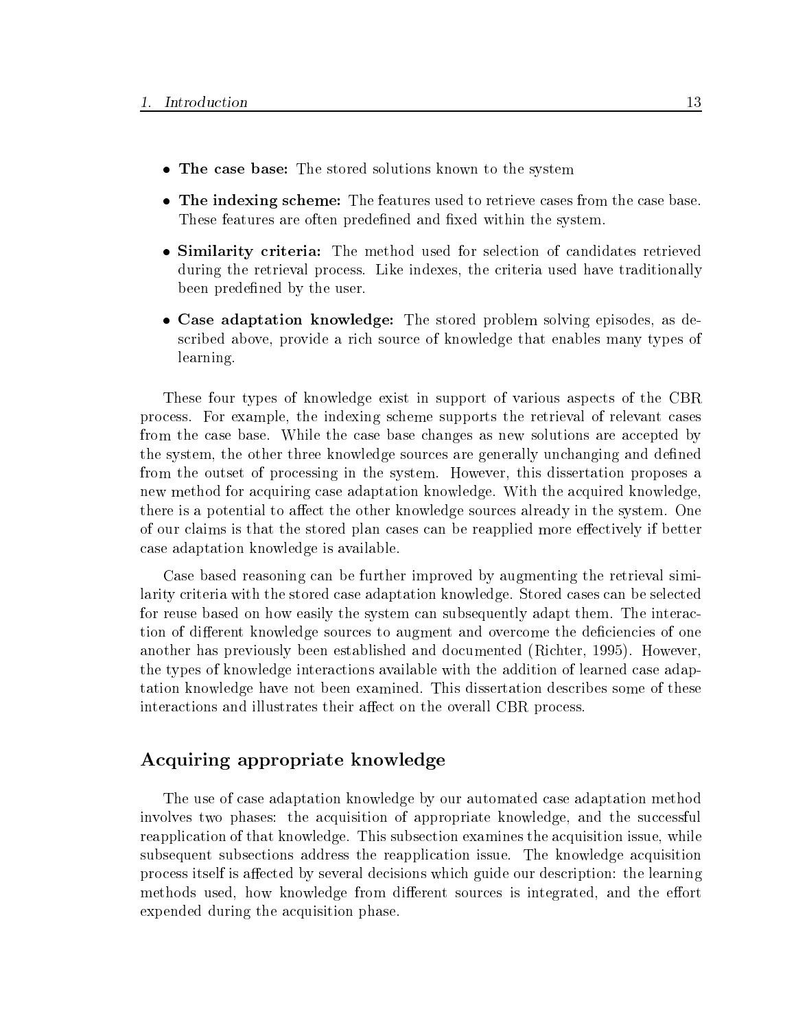- **The case base:** The stored solutions known to the system
- **The indexing scheme:** The features used to retrieve cases from the case base. These features are often predefined and fixed within the system.
- **Similarity criteria:** The method used for selection of candidates retrieved during the retrieval process. Like indexes, the criteria used have traditionally been predefined by the user.
- **Case adaptation knowledge:** The stored problem solving episodes, as described above, provide a rich source of knowledge that enables many types of learning.

These four types of knowledge exist in support of various aspects of the CBR process. For example, the indexing scheme supports the retrieval of relevant cases from the case base. While the case base changes as new solutions are accepted by the system, the other three knowledge sources are generally unchanging and defined from the outset of processing in the system. However, this dissertation proposes a new method for acquiring case adaptation knowledge. With the acquired knowledge, there is a potential to affect the other knowledge sources already in the system. One of our claims is that the stored plan cases can be reapplied more effectively if better case adaptation knowledge is available.

Case based reasoning can be further improved by augmenting the retrieval similarity criteria with the stored case adaptation knowledge. Stored cases can be selected for reuse based on how easily the system can subsequently adapt them. The interaction of different knowledge sources to augment and overcome the deficiencies of one another has previously been established and documented (Richter, 1995). However, the types of knowledge interactions available with the addition of learned case adaptation knowledge have not been examined. This dissertation describes some of these interactions and illustrates their affect on the overall CBR process.

### Acquiring appropriate knowledge

The use of case adaptation knowledge by our automated case adaptation method involves two phases: the acquisition of appropriate knowledge, and the successful reapplication of that knowledge. This subsection examines the acquisition issue, while subsequent subsections address the reapplication issue. The knowledge acquisition process itself is affected by several decisions which guide our description: the learning methods used, how knowledge from different sources is integrated, and the effort expended during the acquisition phase.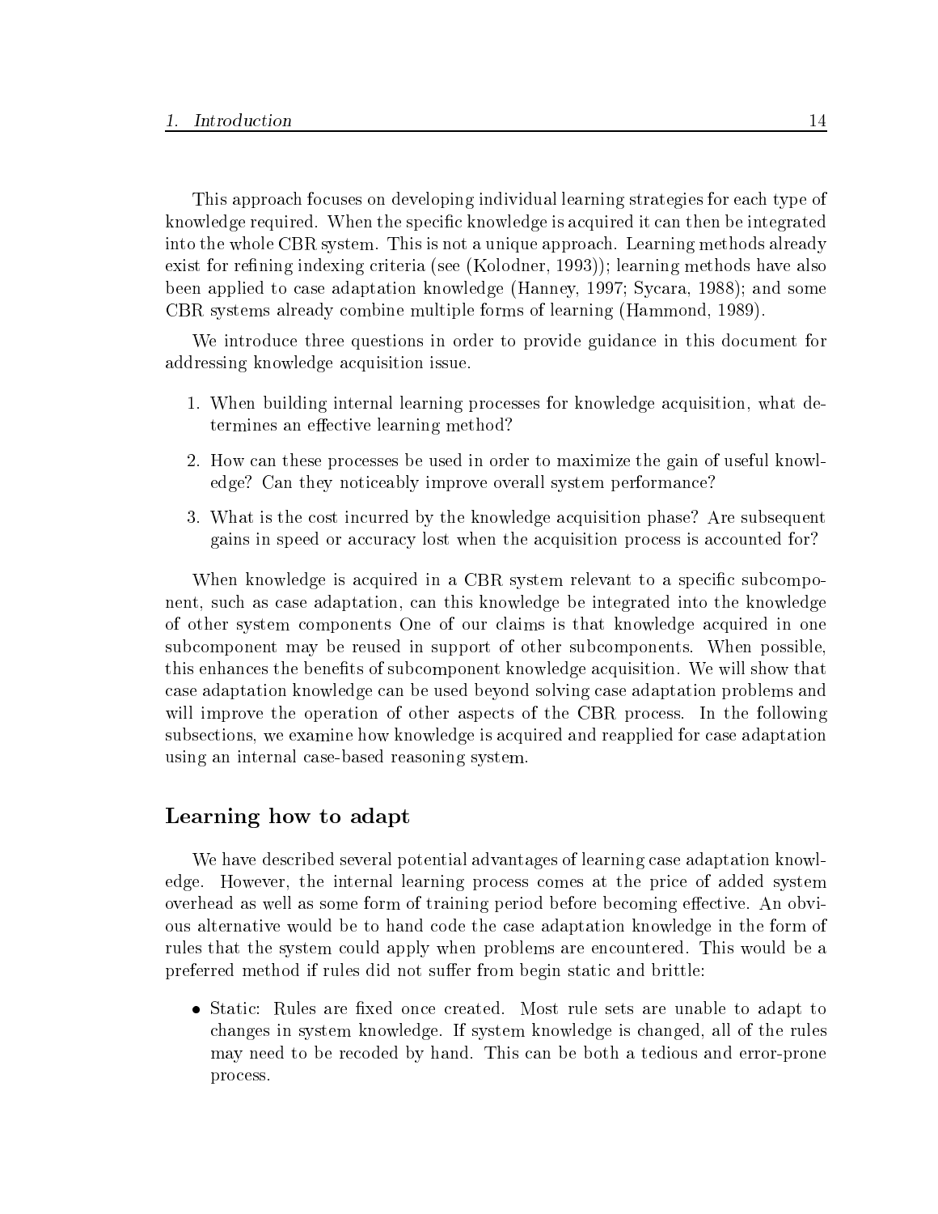This approach focuses on developing individual learning strategies for each type of knowledge required. When the specific knowledge is acquired it can then be integrated into the whole CBR system. This is not a unique approach. Learning methods already exist for refining indexing criteria (see (Kolodner, 1993)); learning methods have also been applied to case adaptation knowledge (Hanney, 1997; Sycara, 1988); and some CBR systems already combine multiple forms of learning (Hammond, 1989).

We introduce three questions in order to provide guidance in this document for addressing knowledge acquisition issue.

1. When building internal learning processes for knowledge acquisition, what determines an effective learning method?
2. How can these processes be used in order to maximize the gain of useful knowledge? Can they noticeably improve overall system performance?
3. What is the cost incurred by the knowledge acquisition phase? Are subsequent gains in speed or accuracy lost when the acquisition process is accounted for?

When knowledge is acquired in a CBR system relevant to a specific subcomponent, such as case adaptation, can this knowledge be integrated into the knowledge of other system components One of our claims is that knowledge acquired in one subcomponent may be reused in support of other subcomponents. When possible, this enhances the benefits of subcomponent knowledge acquisition. We will show that case adaptation knowledge can be used beyond solving case adaptation problems and will improve the operation of other aspects of the CBR process. In the following subsections, we examine how knowledge is acquired and reapplied for case adaptation using an internal case-based reasoning system.

### Learning how to adapt

We have described several potential advantages of learning case adaptation knowledge. However, the internal learning process comes at the price of added system overhead as well as some form of training period before becoming effective. An obvious alternative would be to hand code the case adaptation knowledge in the form of rules that the system could apply when problems are encountered. This would be a preferred method if rules did not suffer from begin static and brittle:

- Static: Rules are fixed once created. Most rule sets are unable to adapt to changes in system knowledge. If system knowledge is changed, all of the rules may need to be recoded by hand. This can be both a tedious and error-prone process.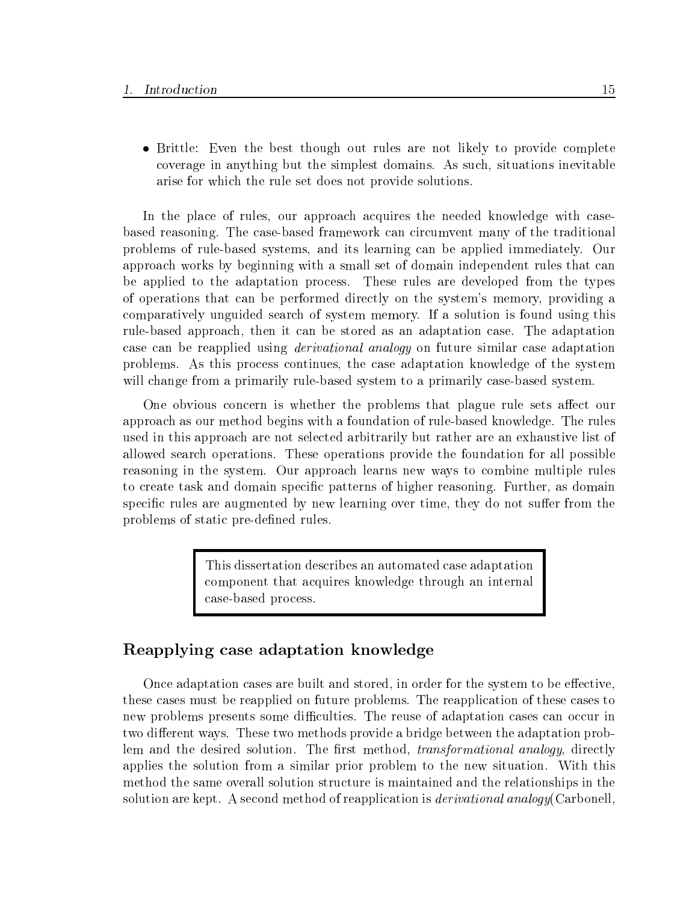- Brittle: Even the best though out rules are not likely to provide complete coverage in anything but the simplest domains. As such, situations inevitable arise for which the rule set does not provide solutions.

In the place of rules, our approach acquires the needed knowledge with case-based reasoning. The case-based framework can circumvent many of the traditional problems of rule-based systems, and its learning can be applied immediately. Our approach works by beginning with a small set of domain independent rules that can be applied to the adaptation process. These rules are developed from the types of operations that can be performed directly on the system's memory, providing a comparatively unguided search of system memory. If a solution is found using this rule-based approach, then it can be stored as an adaptation case. The adaptation case can be reapplied using *derivational analogy* on future similar case adaptation problems. As this process continues, the case adaptation knowledge of the system will change from a primarily rule-based system to a primarily case-based system.

One obvious concern is whether the problems that plague rule sets affect our approach as our method begins with a foundation of rule-based knowledge. The rules used in this approach are not selected arbitrarily but rather are an exhaustive list of allowed search operations. These operations provide the foundation for all possible reasoning in the system. Our approach learns new ways to combine multiple rules to create task and domain specific patterns of higher reasoning. Further, as domain specific rules are augmented by new learning over time, they do not suffer from the problems of static pre-defined rules.

> This dissertation describes an automated case adaptation component that acquires knowledge through an internal case-based process.

## Reapplying case adaptation knowledge

Once adaptation cases are built and stored, in order for the system to be effective, these cases must be reapplied on future problems. The reapplication of these cases to new problems presents some difficulties. The reuse of adaptation cases can occur in two different ways. These two methods provide a bridge between the adaptation problem and the desired solution. The first method, *transformational analogy*, directly applies the solution from a similar prior problem to the new situation. With this method the same overall solution structure is maintained and the relationships in the solution are kept. A second method of reapplication is *derivational analogy*(Carbonell,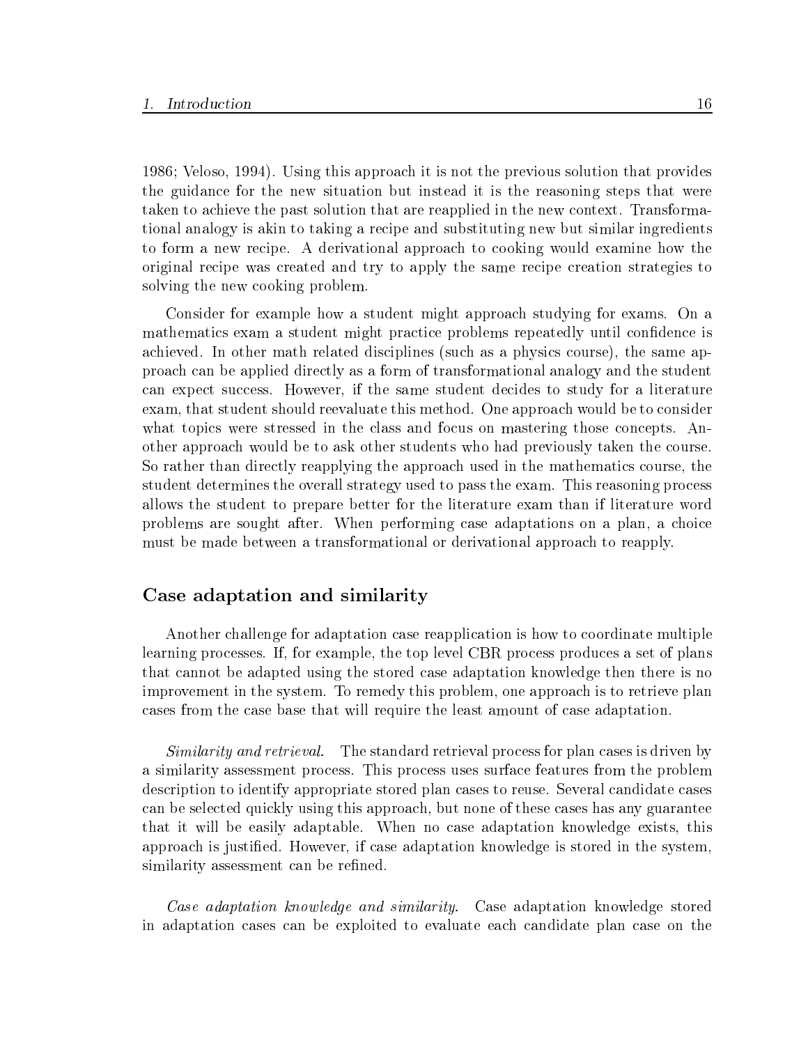1986; Veloso, 1994). Using this approach it is not the previous solution that provides the guidance for the new situation but instead it is the reasoning steps that were taken to achieve the past solution that are reapplied in the new context. Transformational analogy is akin to taking a recipe and substituting new but similar ingredients to form a new recipe. A derivational approach to cooking would examine how the original recipe was created and try to apply the same recipe creation strategies to solving the new cooking problem.

Consider for example how a student might approach studying for exams. On a mathematics exam a student might practice problems repeatedly until confidence is achieved. In other math related disciplines (such as a physics course), the same approach can be applied directly as a form of transformational analogy and the student can expect success. However, if the same student decides to study for a literature exam, that student should reevaluate this method. One approach would be to consider what topics were stressed in the class and focus on mastering those concepts. Another approach would be to ask other students who had previously taken the course. So rather than directly reapplying the approach used in the mathematics course, the student determines the overall strategy used to pass the exam. This reasoning process allows the student to prepare better for the literature exam than if literature word problems are sought after. When performing case adaptations on a plan, a choice must be made between a transformational or derivational approach to reapply.

### Case adaptation and similarity

Another challenge for adaptation case reapplication is how to coordinate multiple learning processes. If, for example, the top level CBR process produces a set of plans that cannot be adapted using the stored case adaptation knowledge then there is no improvement in the system. To remedy this problem, one approach is to retrieve plan cases from the case base that will require the least amount of case adaptation.

*Similarity and retrieval.* The standard retrieval process for plan cases is driven by a similarity assessment process. This process uses surface features from the problem description to identify appropriate stored plan cases to reuse. Several candidate cases can be selected quickly using this approach, but none of these cases has any guarantee that it will be easily adaptable. When no case adaptation knowledge exists, this approach is justified. However, if case adaptation knowledge is stored in the system, similarity assessment can be refined.

*Case adaptation knowledge and similarity.* Case adaptation knowledge stored in adaptation cases can be exploited to evaluate each candidate plan case on the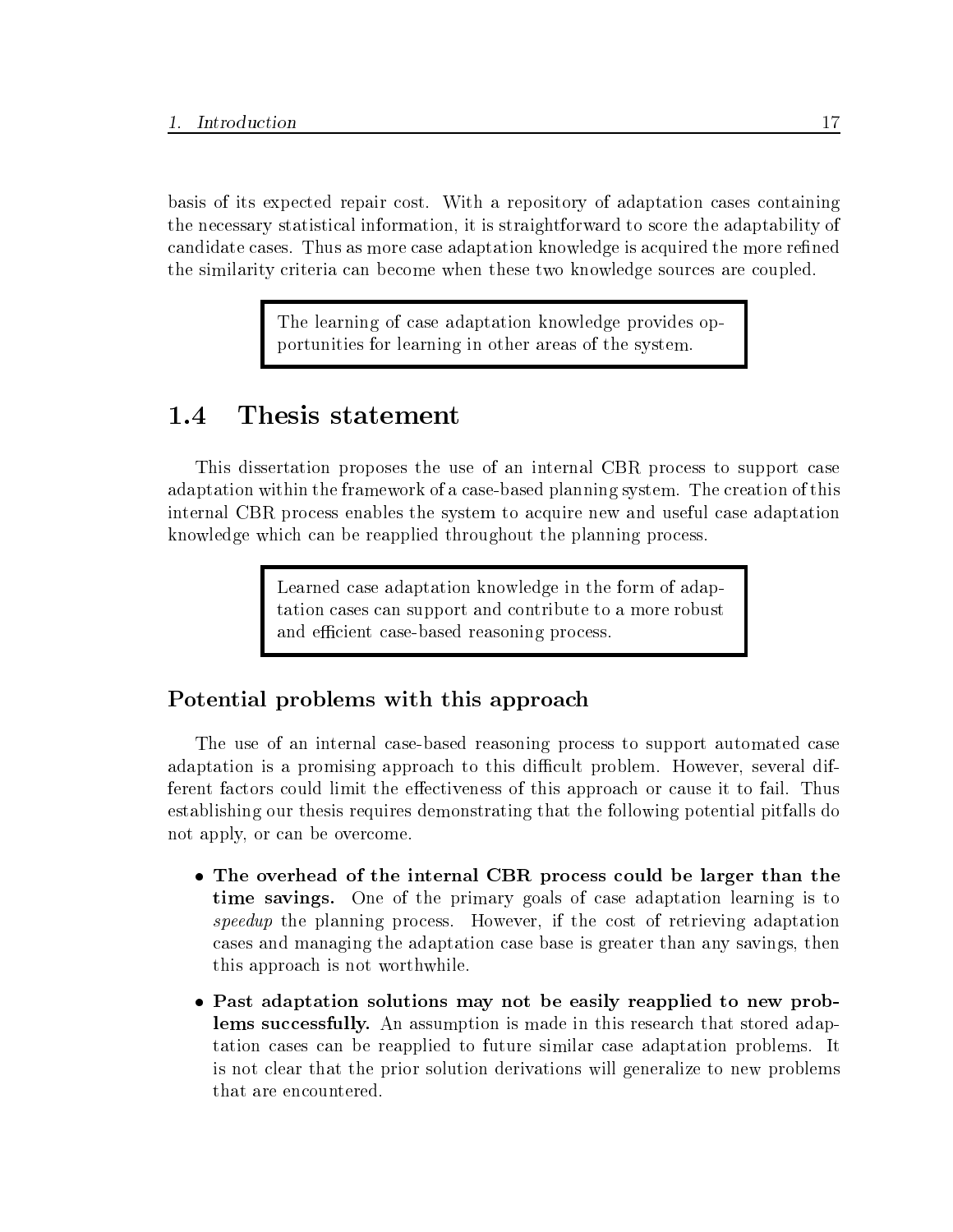basis of its expected repair cost. With a repository of adaptation cases containing the necessary statistical information, it is straightforward to score the adaptability of candidate cases. Thus as more case adaptation knowledge is acquired the more refined the similarity criteria can become when these two knowledge sources are coupled.

> The learning of case adaptation knowledge provides opportunities for learning in other areas of the system.

## 1.4 Thesis statement

This dissertation proposes the use of an internal CBR process to support case adaptation within the framework of a case-based planning system. The creation of this internal CBR process enables the system to acquire new and useful case adaptation knowledge which can be reapplied throughout the planning process.

> Learned case adaptation knowledge in the form of adaptation cases can support and contribute to a more robust and efficient case-based reasoning process.

### Potential problems with this approach

The use of an internal case-based reasoning process to support automated case adaptation is a promising approach to this difficult problem. However, several different factors could limit the effectiveness of this approach or cause it to fail. Thus establishing our thesis requires demonstrating that the following potential pitfalls do not apply, or can be overcome.

- **The overhead of the internal CBR process could be larger than the time savings.** One of the primary goals of case adaptation learning is to *speedup* the planning process. However, if the cost of retrieving adaptation cases and managing the adaptation case base is greater than any savings, then this approach is not worthwhile.
- **Past adaptation solutions may not be easily reapplied to new problems successfully.** An assumption is made in this research that stored adaptation cases can be reapplied to future similar case adaptation problems. It is not clear that the prior solution derivations will generalize to new problems that are encountered.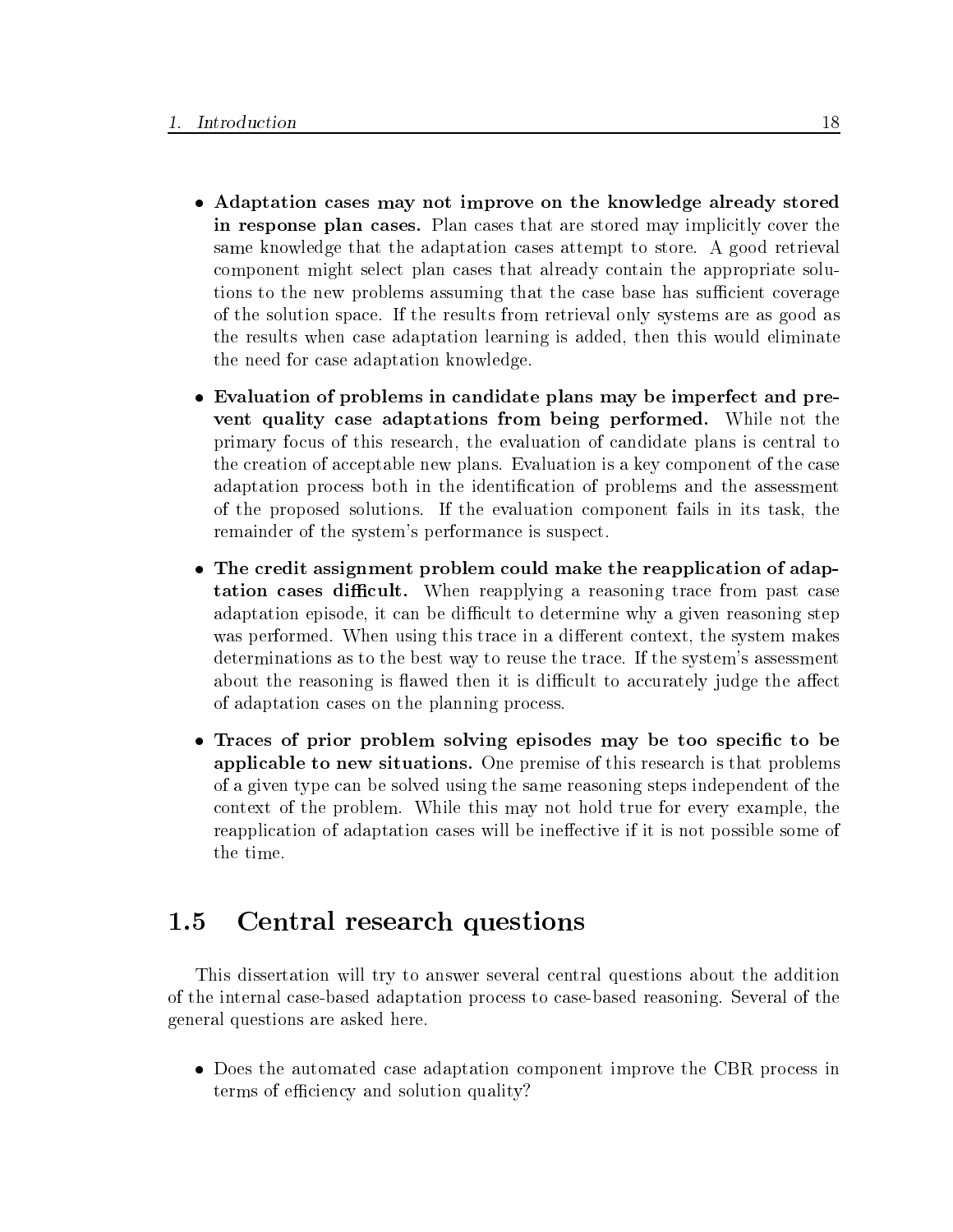- **Adaptation cases may not improve on the knowledge already stored in response plan cases.** Plan cases that are stored may implicitly cover the same knowledge that the adaptation cases attempt to store. A good retrieval component might select plan cases that already contain the appropriate solutions to the new problems assuming that the case base has sufficient coverage of the solution space. If the results from retrieval only systems are as good as the results when case adaptation learning is added, then this would eliminate the need for case adaptation knowledge.

- **Evaluation of problems in candidate plans may be imperfect and prevent quality case adaptations from being performed.** While not the primary focus of this research, the evaluation of candidate plans is central to the creation of acceptable new plans. Evaluation is a key component of the case adaptation process both in the identification of problems and the assessment of the proposed solutions. If the evaluation component fails in its task, the remainder of the system's performance is suspect.

- **The credit assignment problem could make the reapplication of adaptation cases difficult.** When reapplying a reasoning trace from past case adaptation episode, it can be difficult to determine why a given reasoning step was performed. When using this trace in a different context, the system makes determinations as to the best way to reuse the trace. If the system's assessment about the reasoning is flawed then it is difficult to accurately judge the affect of adaptation cases on the planning process.

- **Traces of prior problem solving episodes may be too specific to be applicable to new situations.** One premise of this research is that problems of a given type can be solved using the same reasoning steps independent of the context of the problem. While this may not hold true for every example, the reapplication of adaptation cases will be ineffective if it is not possible some of the time.

## 1.5 Central research questions

This dissertation will try to answer several central questions about the addition of the internal case-based adaptation process to case-based reasoning. Several of the general questions are asked here.

- Does the automated case adaptation component improve the CBR process in terms of efficiency and solution quality?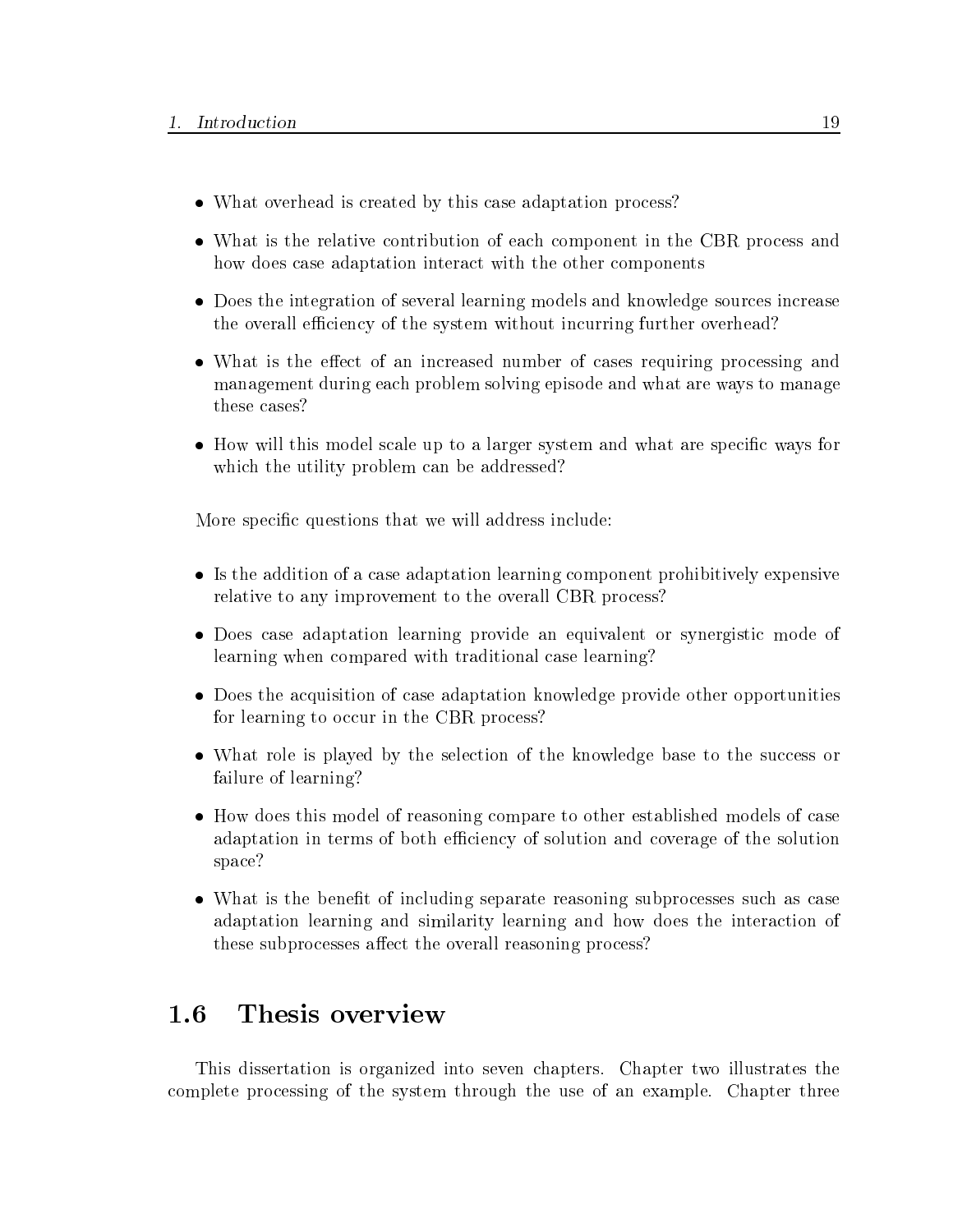- What overhead is created by this case adaptation process?
- What is the relative contribution of each component in the CBR process and how does case adaptation interact with the other components
- Does the integration of several learning models and knowledge sources increase the overall efficiency of the system without incurring further overhead?
- What is the effect of an increased number of cases requiring processing and management during each problem solving episode and what are ways to manage these cases?
- How will this model scale up to a larger system and what are specific ways for which the utility problem can be addressed?

More specific questions that we will address include:

- Is the addition of a case adaptation learning component prohibitively expensive relative to any improvement to the overall CBR process?
- Does case adaptation learning provide an equivalent or synergistic mode of learning when compared with traditional case learning?
- Does the acquisition of case adaptation knowledge provide other opportunities for learning to occur in the CBR process?
- What role is played by the selection of the knowledge base to the success or failure of learning?
- How does this model of reasoning compare to other established models of case adaptation in terms of both efficiency of solution and coverage of the solution space?
- What is the benefit of including separate reasoning subprocesses such as case adaptation learning and similarity learning and how does the interaction of these subprocesses affect the overall reasoning process?

## 1.6 Thesis overview

This dissertation is organized into seven chapters. Chapter two illustrates the complete processing of the system through the use of an example. Chapter three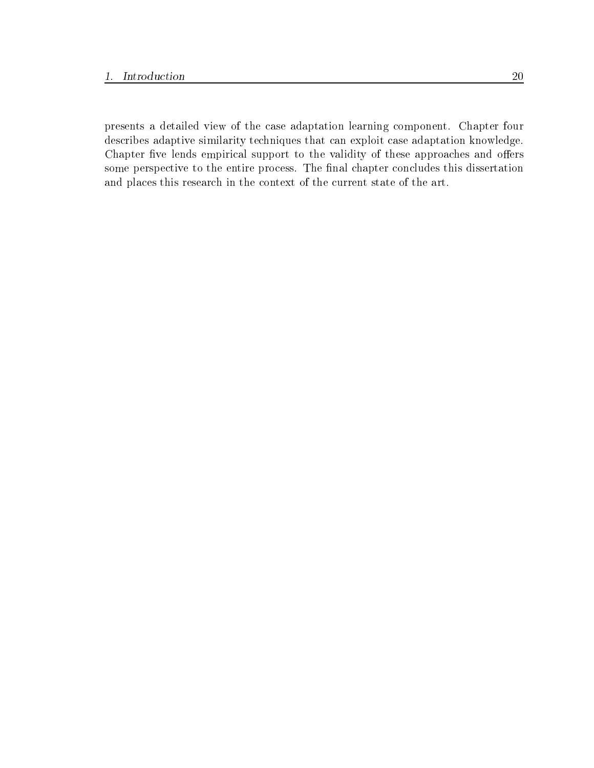presents a detailed view of the case adaptation learning component. Chapter four describes adaptive similarity techniques that can exploit case adaptation knowledge. Chapter five lends empirical support to the validity of these approaches and offers some perspective to the entire process. The final chapter concludes this dissertation and places this research in the context of the current state of the art.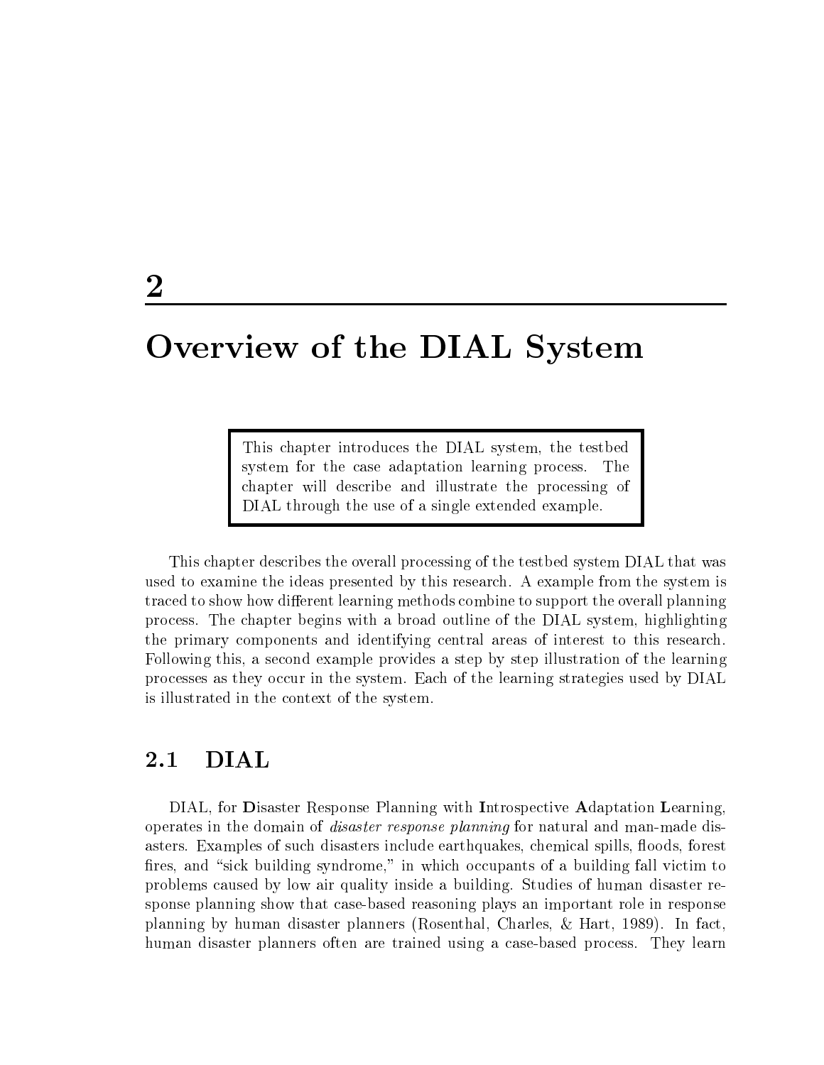# 2

# Overview of the DIAL System

> This chapter introduces the DIAL system, the testbed system for the case adaptation learning process. The chapter will describe and illustrate the processing of DIAL through the use of a single extended example.

This chapter describes the overall processing of the testbed system DIAL that was used to examine the ideas presented by this research. A example from the system is traced to show how different learning methods combine to support the overall planning process. The chapter begins with a broad outline of the DIAL system, highlighting the primary components and identifying central areas of interest to this research. Following this, a second example provides a step by step illustration of the learning processes as they occur in the system. Each of the learning strategies used by DIAL is illustrated in the context of the system.

## 2.1 DIAL

DIAL, for **D**isaster Response Planning with **I**ntrospective **A**daptation **L**earning, operates in the domain of *disaster response planning* for natural and man-made disasters. Examples of such disasters include earthquakes, chemical spills, floods, forest fires, and "sick building syndrome," in which occupants of a building fall victim to problems caused by low air quality inside a building. Studies of human disaster response planning show that case-based reasoning plays an important role in response planning by human disaster planners (Rosenthal, Charles, & Hart, 1989). In fact, human disaster planners often are trained using a case-based process. They learn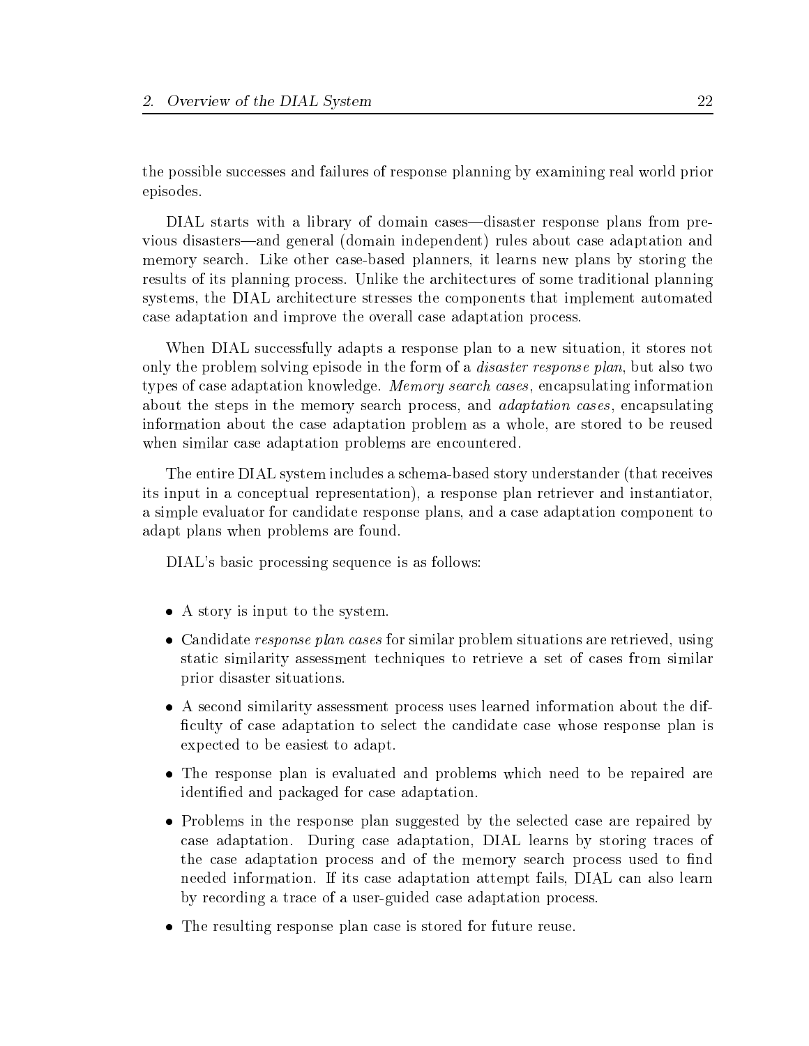the possible successes and failures of response planning by examining real world prior episodes.

DIAL starts with a library of domain cases—disaster response plans from previous disasters—and general (domain independent) rules about case adaptation and memory search. Like other case-based planners, it learns new plans by storing the results of its planning process. Unlike the architectures of some traditional planning systems, the DIAL architecture stresses the components that implement automated case adaptation and improve the overall case adaptation process.

When DIAL successfully adapts a response plan to a new situation, it stores not only the problem solving episode in the form of a *disaster response plan*, but also two types of case adaptation knowledge. *Memory search cases*, encapsulating information about the steps in the memory search process, and *adaptation cases*, encapsulating information about the case adaptation problem as a whole, are stored to be reused when similar case adaptation problems are encountered.

The entire DIAL system includes a schema-based story understander (that receives its input in a conceptual representation), a response plan retriever and instantiator, a simple evaluator for candidate response plans, and a case adaptation component to adapt plans when problems are found.

DIAL's basic processing sequence is as follows:

- A story is input to the system.
- Candidate *response plan cases* for similar problem situations are retrieved, using static similarity assessment techniques to retrieve a set of cases from similar prior disaster situations.
- A second similarity assessment process uses learned information about the difficulty of case adaptation to select the candidate case whose response plan is expected to be easiest to adapt.
- The response plan is evaluated and problems which need to be repaired are identified and packaged for case adaptation.
- Problems in the response plan suggested by the selected case are repaired by case adaptation. During case adaptation, DIAL learns by storing traces of the case adaptation process and of the memory search process used to find needed information. If its case adaptation attempt fails, DIAL can also learn by recording a trace of a user-guided case adaptation process.
- The resulting response plan case is stored for future reuse.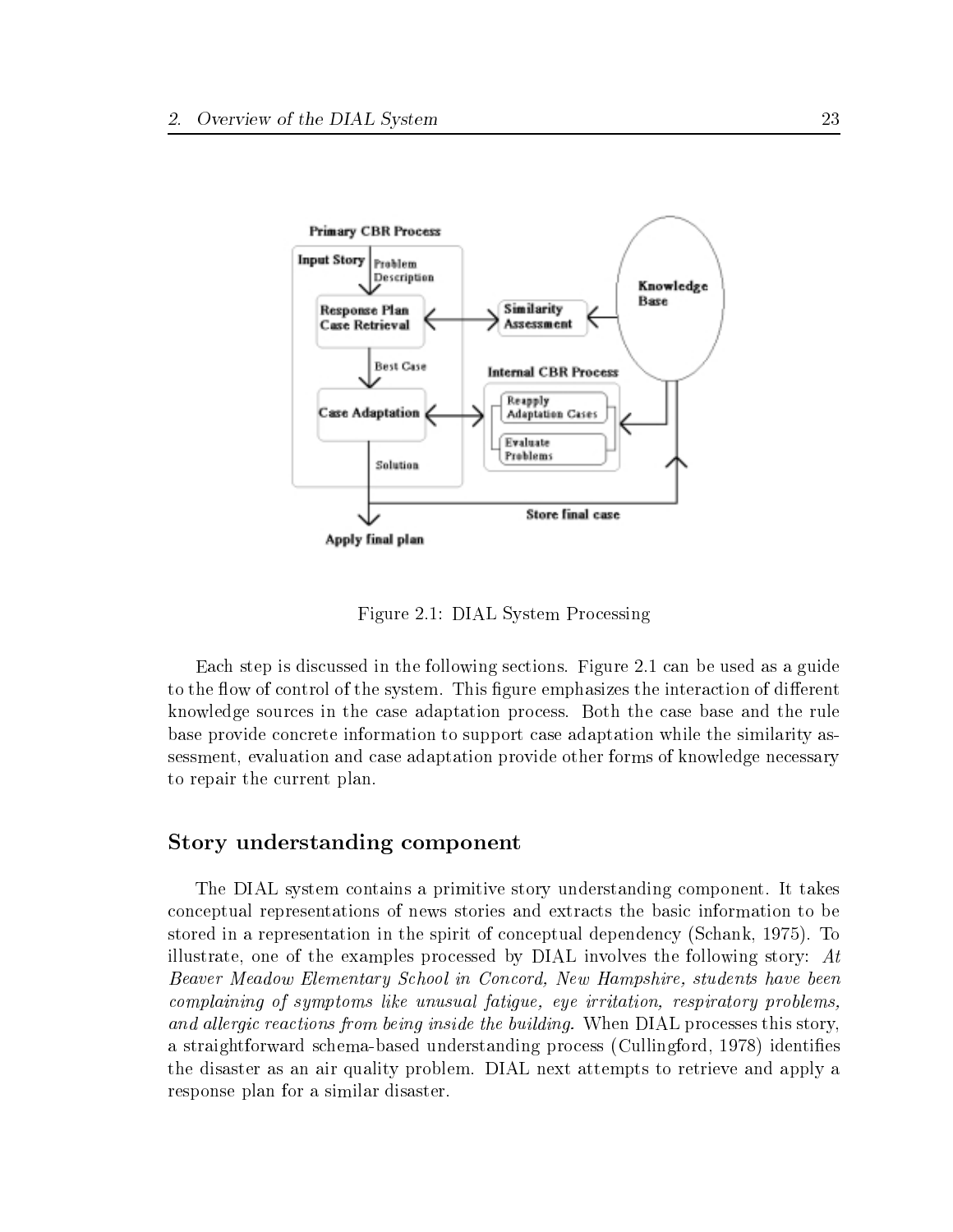Figure 2.1: DIAL System Processing

Each step is discussed in the following sections. Figure 2.1 can be used as a guide to the flow of control of the system. This figure emphasizes the interaction of different knowledge sources in the case adaptation process. Both the case base and the rule base provide concrete information to support case adaptation while the similarity assessment, evaluation and case adaptation provide other forms of knowledge necessary to repair the current plan.

### Story understanding component

The DIAL system contains a primitive story understanding component. It takes conceptual representations of news stories and extracts the basic information to be stored in a representation in the spirit of conceptual dependency (Schank, 1975). To illustrate, one of the examples processed by DIAL involves the following story: *At Beaver Meadow Elementary School in Concord, New Hampshire, students have been complaining of symptoms like unusual fatigue, eye irritation, respiratory problems, and allergic reactions from being inside the building.* When DIAL processes this story, a straightforward schema-based understanding process (Cullingford, 1978) identifies the disaster as an air quality problem. DIAL next attempts to retrieve and apply a response plan for a similar disaster.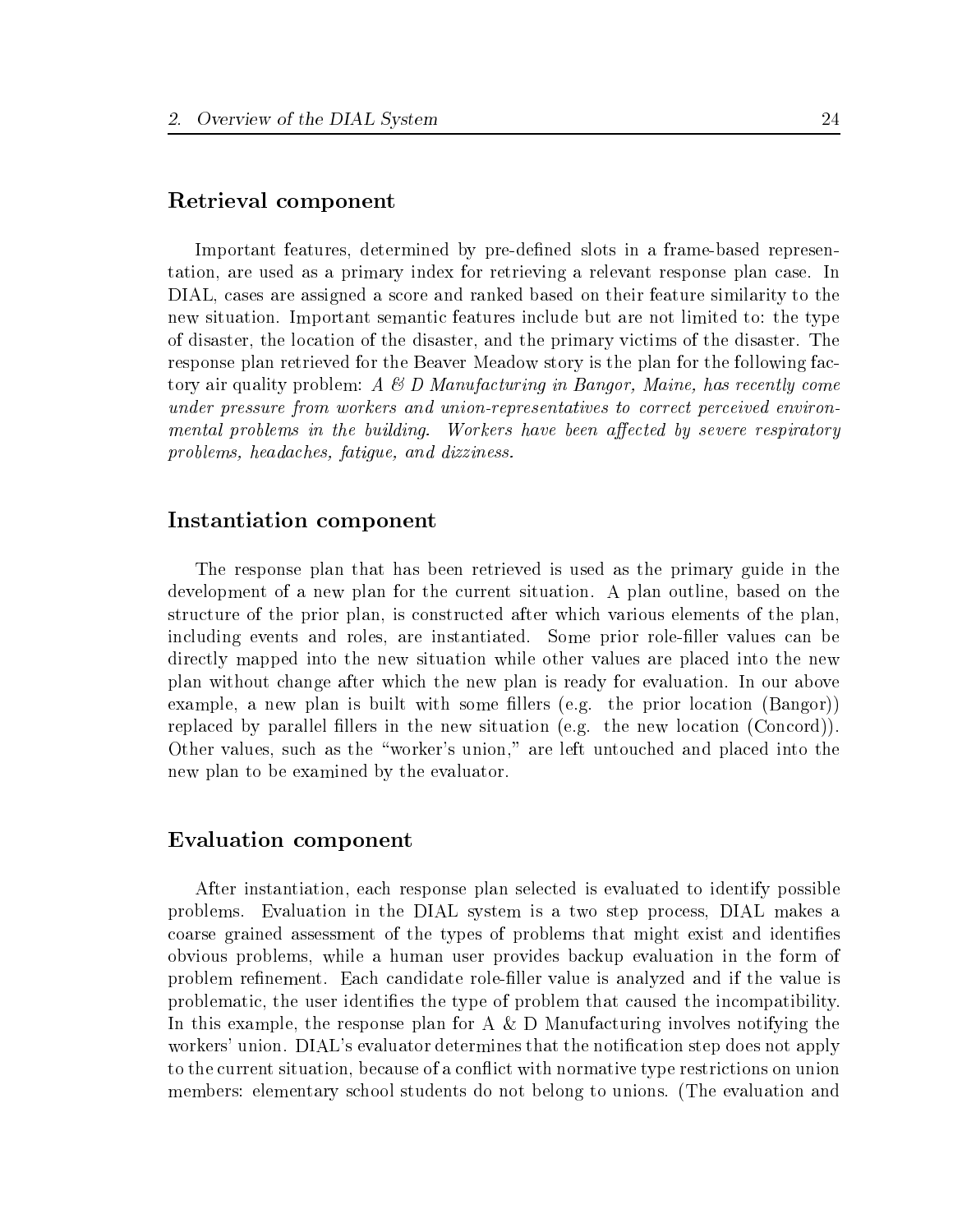### Retrieval component

Important features, determined by pre-defined slots in a frame-based representation, are used as a primary index for retrieving a relevant response plan case. In DIAL, cases are assigned a score and ranked based on their feature similarity to the new situation. Important semantic features include but are not limited to: the type of disaster, the location of the disaster, and the primary victims of the disaster. The response plan retrieved for the Beaver Meadow story is the plan for the following factory air quality problem: *A & D Manufacturing in Bangor, Maine, has recently come under pressure from workers and union-representatives to correct perceived environmental problems in the building. Workers have been affected by severe respiratory problems, headaches, fatigue, and dizziness.*

### Instantiation component

The response plan that has been retrieved is used as the primary guide in the development of a new plan for the current situation. A plan outline, based on the structure of the prior plan, is constructed after which various elements of the plan, including events and roles, are instantiated. Some prior role-filler values can be directly mapped into the new situation while other values are placed into the new plan without change after which the new plan is ready for evaluation. In our above example, a new plan is built with some fillers (e.g. the prior location (Bangor)) replaced by parallel fillers in the new situation (e.g. the new location (Concord)). Other values, such as the "worker's union," are left untouched and placed into the new plan to be examined by the evaluator.

### Evaluation component

After instantiation, each response plan selected is evaluated to identify possible problems. Evaluation in the DIAL system is a two step process, DIAL makes a coarse grained assessment of the types of problems that might exist and identifies obvious problems, while a human user provides backup evaluation in the form of problem refinement. Each candidate role-filler value is analyzed and if the value is problematic, the user identifies the type of problem that caused the incompatibility. In this example, the response plan for A & D Manufacturing involves notifying the workers' union. DIAL's evaluator determines that the notification step does not apply to the current situation, because of a conflict with normative type restrictions on union members: elementary school students do not belong to unions. (The evaluation and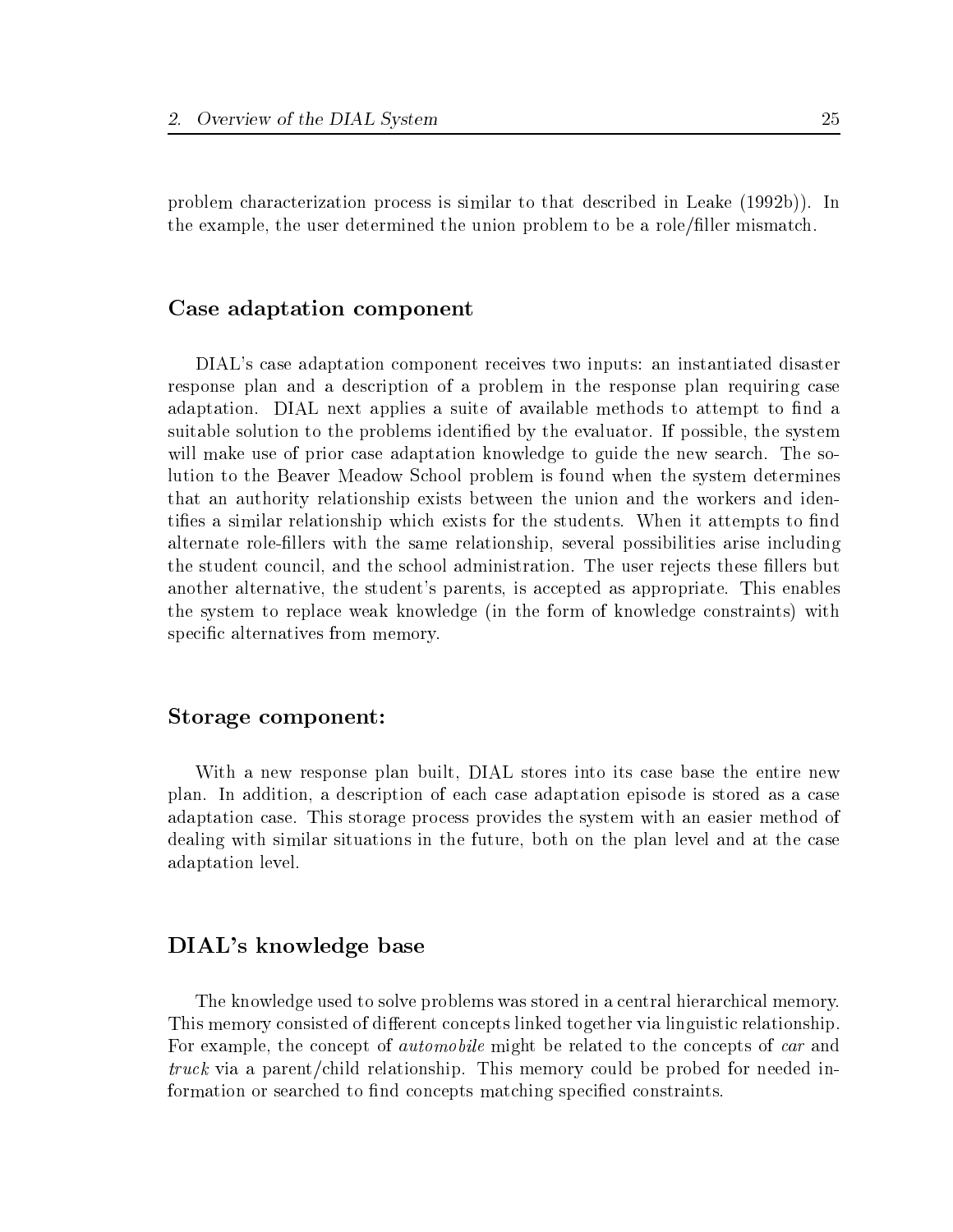problem characterization process is similar to that described in Leake (1992b)). In the example, the user determined the union problem to be a role/filler mismatch.

### Case adaptation component

DIAL's case adaptation component receives two inputs: an instantiated disaster response plan and a description of a problem in the response plan requiring case adaptation. DIAL next applies a suite of available methods to attempt to find a suitable solution to the problems identified by the evaluator. If possible, the system will make use of prior case adaptation knowledge to guide the new search. The solution to the Beaver Meadow School problem is found when the system determines that an authority relationship exists between the union and the workers and identifies a similar relationship which exists for the students. When it attempts to find alternate role-fillers with the same relationship, several possibilities arise including the student council, and the school administration. The user rejects these fillers but another alternative, the student's parents, is accepted as appropriate. This enables the system to replace weak knowledge (in the form of knowledge constraints) with specific alternatives from memory.

### Storage component:

With a new response plan built, DIAL stores into its case base the entire new plan. In addition, a description of each case adaptation episode is stored as a case adaptation case. This storage process provides the system with an easier method of dealing with similar situations in the future, both on the plan level and at the case adaptation level.

### DIAL's knowledge base

The knowledge used to solve problems was stored in a central hierarchical memory. This memory consisted of different concepts linked together via linguistic relationship. For example, the concept of *automobile* might be related to the concepts of *car* and *truck* via a parent/child relationship. This memory could be probed for needed information or searched to find concepts matching specified constraints.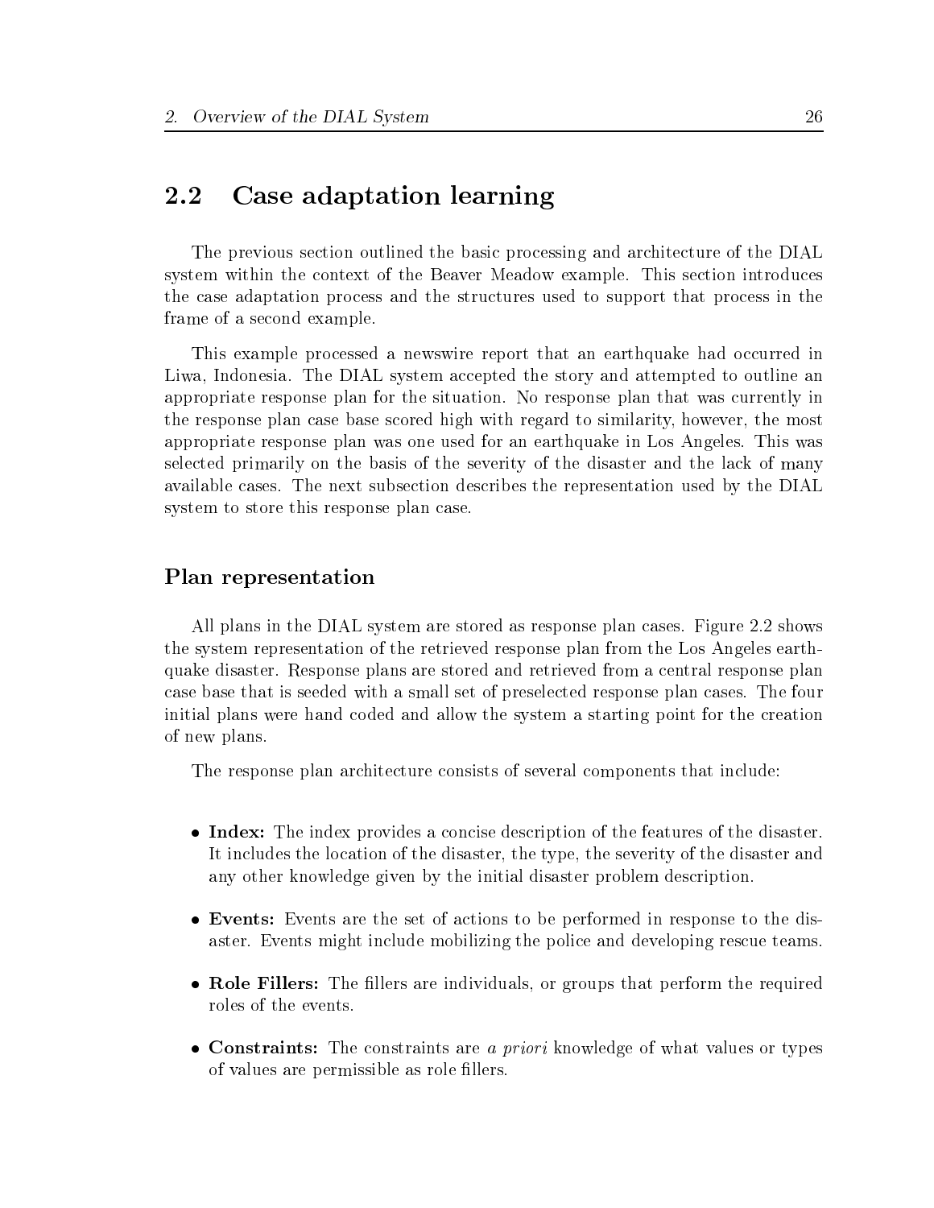## 2.2 Case adaptation learning

The previous section outlined the basic processing and architecture of the DIAL system within the context of the Beaver Meadow example. This section introduces the case adaptation process and the structures used to support that process in the frame of a second example.

This example processed a newswire report that an earthquake had occurred in Liwa, Indonesia. The DIAL system accepted the story and attempted to outline an appropriate response plan for the situation. No response plan that was currently in the response plan case base scored high with regard to similarity, however, the most appropriate response plan was one used for an earthquake in Los Angeles. This was selected primarily on the basis of the severity of the disaster and the lack of many available cases. The next subsection describes the representation used by the DIAL system to store this response plan case.

### Plan representation

All plans in the DIAL system are stored as response plan cases. Figure 2.2 shows the system representation of the retrieved response plan from the Los Angeles earthquake disaster. Response plans are stored and retrieved from a central response plan case base that is seeded with a small set of preselected response plan cases. The four initial plans were hand coded and allow the system a starting point for the creation of new plans.

The response plan architecture consists of several components that include:

- **Index:** The index provides a concise description of the features of the disaster. It includes the location of the disaster, the type, the severity of the disaster and any other knowledge given by the initial disaster problem description.
- **Events:** Events are the set of actions to be performed in response to the disaster. Events might include mobilizing the police and developing rescue teams.
- **Role Fillers:** The fillers are individuals, or groups that perform the required roles of the events.
- **Constraints:** The constraints are *a priori* knowledge of what values or types of values are permissible as role fillers.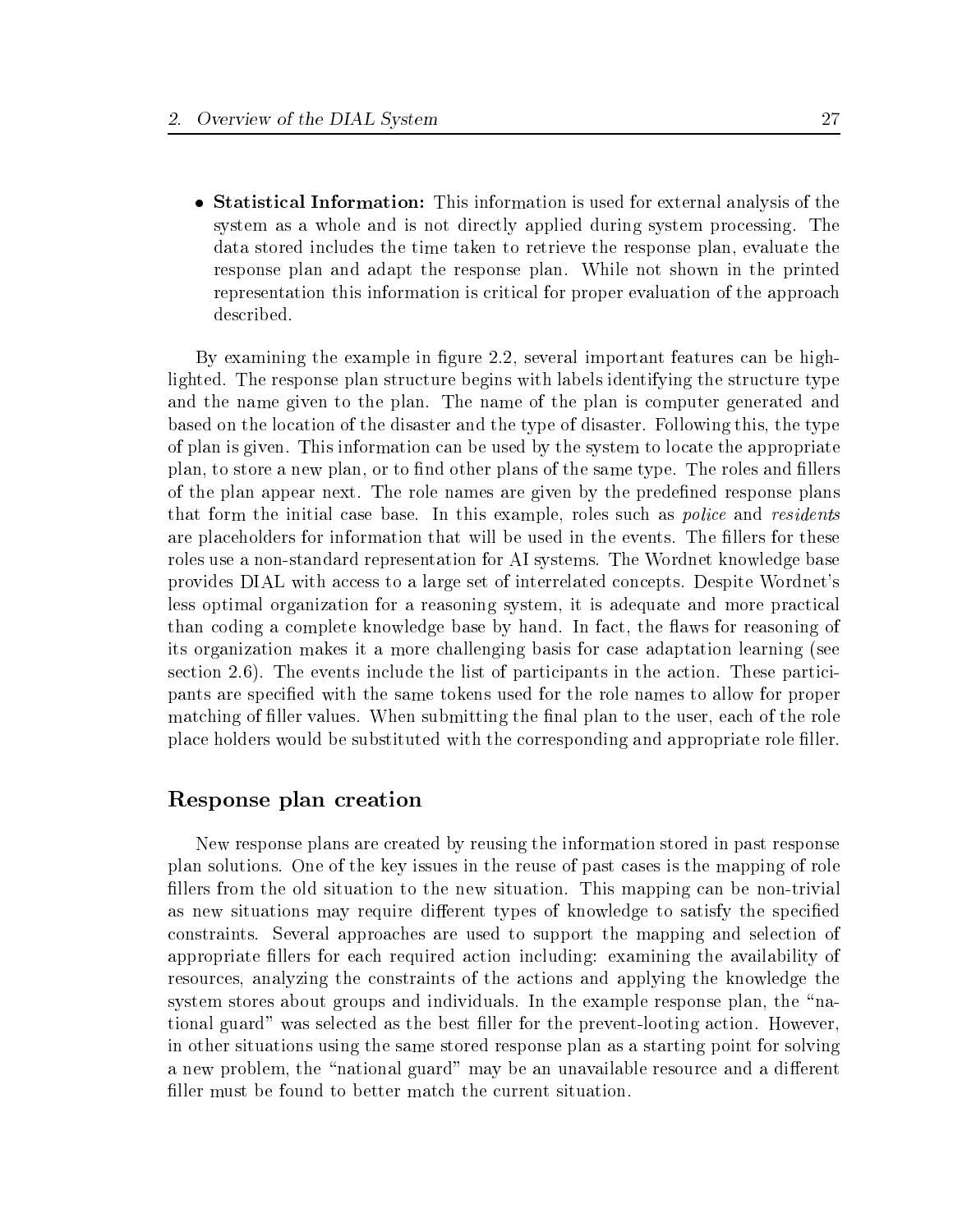- **Statistical Information:** This information is used for external analysis of the system as a whole and is not directly applied during system processing. The data stored includes the time taken to retrieve the response plan, evaluate the response plan and adapt the response plan. While not shown in the printed representation this information is critical for proper evaluation of the approach described.

By examining the example in figure 2.2, several important features can be highlighted. The response plan structure begins with labels identifying the structure type and the name given to the plan. The name of the plan is computer generated and based on the location of the disaster and the type of disaster. Following this, the type of plan is given. This information can be used by the system to locate the appropriate plan, to store a new plan, or to find other plans of the same type. The roles and fillers of the plan appear next. The role names are given by the predefined response plans that form the initial case base. In this example, roles such as *police* and *residents* are placeholders for information that will be used in the events. The fillers for these roles use a non-standard representation for AI systems. The Wordnet knowledge base provides DIAL with access to a large set of interrelated concepts. Despite Wordnet's less optimal organization for a reasoning system, it is adequate and more practical than coding a complete knowledge base by hand. In fact, the flaws for reasoning of its organization makes it a more challenging basis for case adaptation learning (see section 2.6). The events include the list of participants in the action. These participants are specified with the same tokens used for the role names to allow for proper matching of filler values. When submitting the final plan to the user, each of the role place holders would be substituted with the corresponding and appropriate role filler.

### Response plan creation

New response plans are created by reusing the information stored in past response plan solutions. One of the key issues in the reuse of past cases is the mapping of role fillers from the old situation to the new situation. This mapping can be non-trivial as new situations may require different types of knowledge to satisfy the specified constraints. Several approaches are used to support the mapping and selection of appropriate fillers for each required action including: examining the availability of resources, analyzing the constraints of the actions and applying the knowledge the system stores about groups and individuals. In the example response plan, the "national guard" was selected as the best filler for the prevent-looting action. However, in other situations using the same stored response plan as a starting point for solving a new problem, the "national guard" may be an unavailable resource and a different filler must be found to better match the current situation.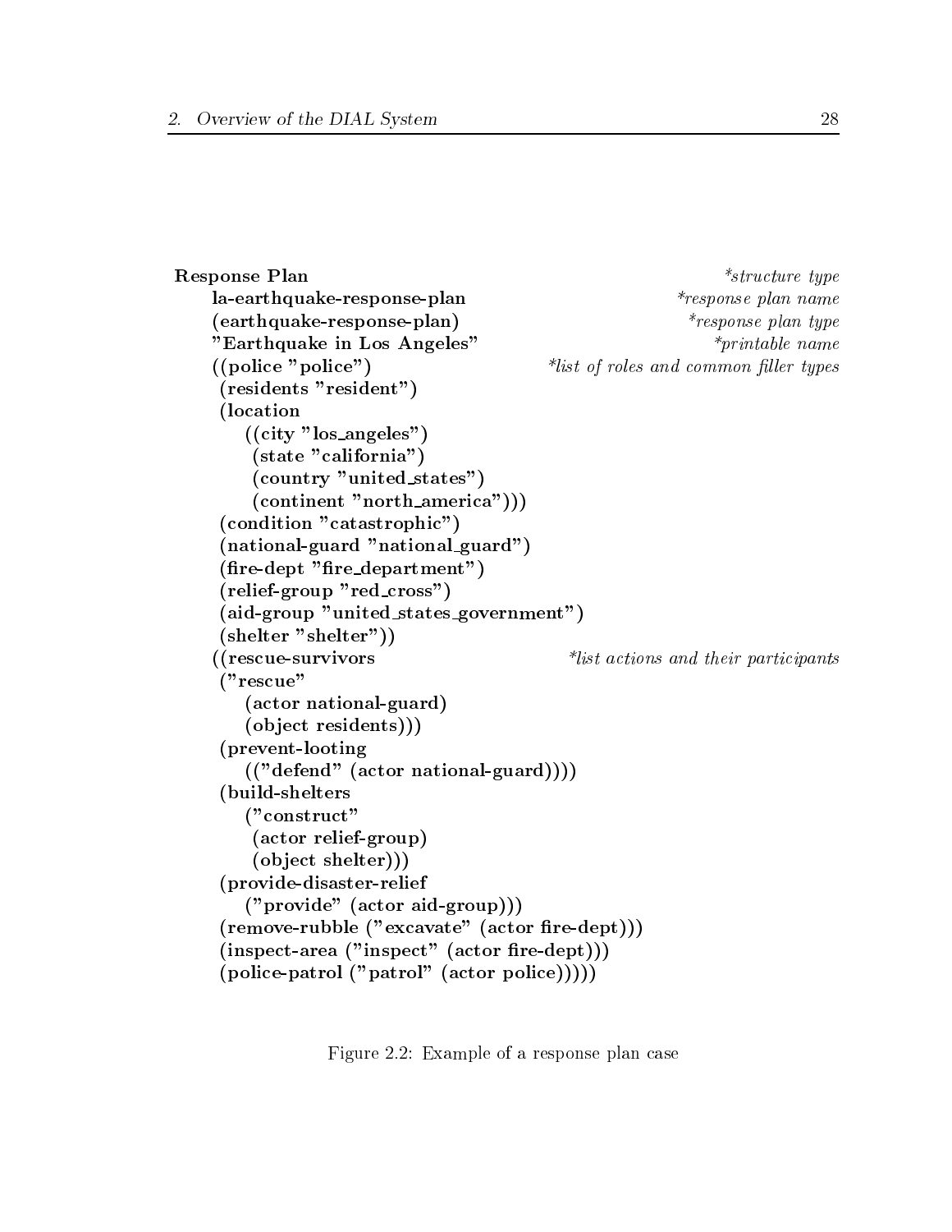```
Response Plan                                          *structure type
    la-earthquake-response-plan                        *response plan name
    (earthquake-response-plan)                         *response plan type
    "Earthquake in Los Angeles"                        *printable name
    ((police "police")                                 *list of roles and common filler types
     (residents "resident")
     (location
        ((city "los_angeles")
         (state "california")
         (country "united_states")
         (continent "north_america")))
     (condition "catastrophic")
     (national-guard "national_guard")
     (fire-dept "fire_department")
     (relief-group "red_cross")
     (aid-group "united_states_government")
     (shelter "shelter"))
    ((rescue-survivors                                 *list actions and their participants
     ("rescue"
        (actor national-guard)
        (object residents)))
     (prevent-looting
        (("defend" (actor national-guard))))
     (build-shelters
        ("construct"
         (actor relief-group)
         (object shelter)))
     (provide-disaster-relief
        ("provide" (actor aid-group)))
     (remove-rubble ("excavate" (actor fire-dept)))
     (inspect-area ("inspect" (actor fire-dept)))
     (police-patrol ("patrol" (actor police)))))
```

Figure 2.2: Example of a response plan case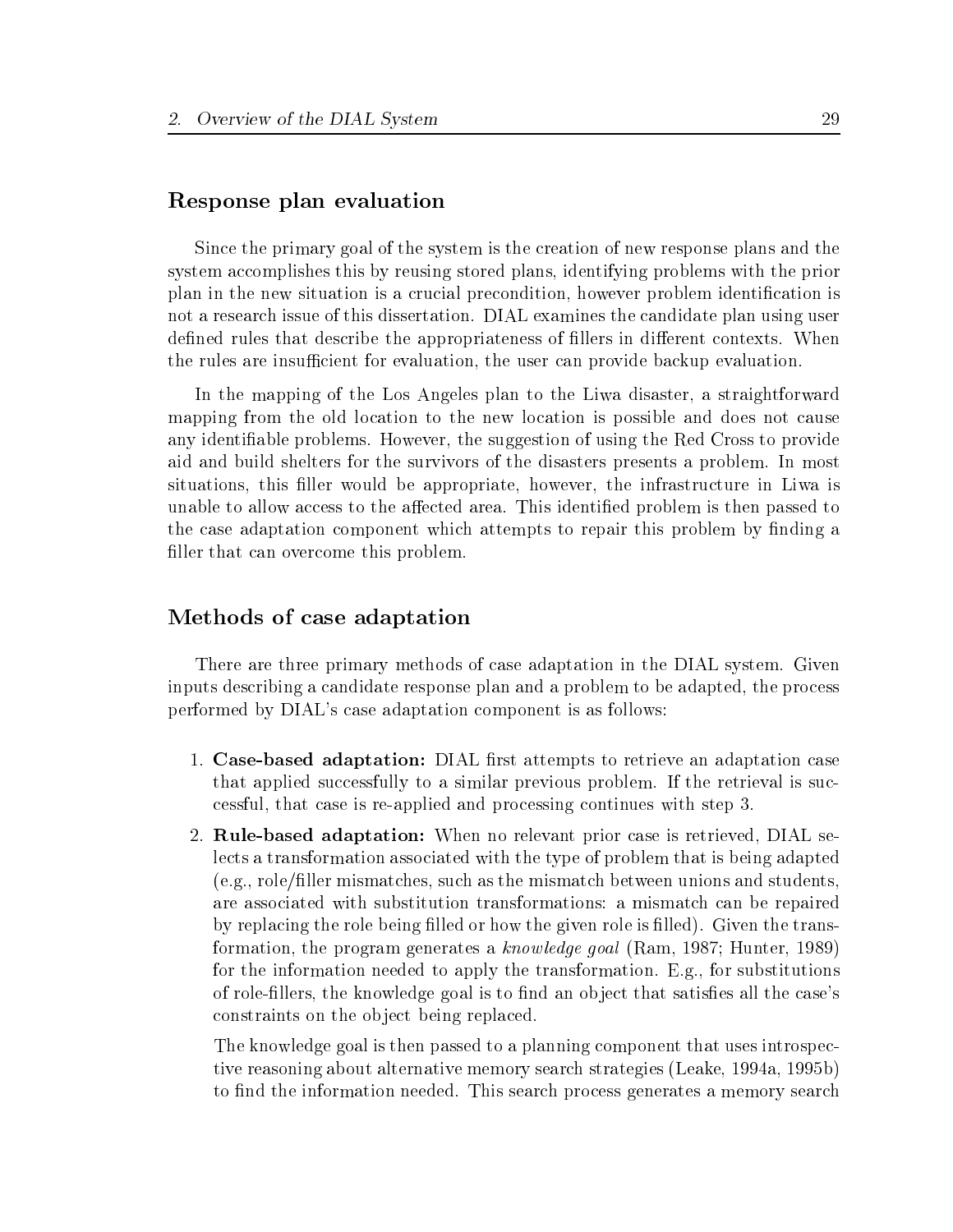### Response plan evaluation

Since the primary goal of the system is the creation of new response plans and the system accomplishes this by reusing stored plans, identifying problems with the prior plan in the new situation is a crucial precondition, however problem identification is not a research issue of this dissertation. DIAL examines the candidate plan using user defined rules that describe the appropriateness of fillers in different contexts. When the rules are insufficient for evaluation, the user can provide backup evaluation.

In the mapping of the Los Angeles plan to the Liwa disaster, a straightforward mapping from the old location to the new location is possible and does not cause any identifiable problems. However, the suggestion of using the Red Cross to provide aid and build shelters for the survivors of the disasters presents a problem. In most situations, this filler would be appropriate, however, the infrastructure in Liwa is unable to allow access to the affected area. This identified problem is then passed to the case adaptation component which attempts to repair this problem by finding a filler that can overcome this problem.

### Methods of case adaptation

There are three primary methods of case adaptation in the DIAL system. Given inputs describing a candidate response plan and a problem to be adapted, the process performed by DIAL's case adaptation component is as follows:

1. **Case-based adaptation:** DIAL first attempts to retrieve an adaptation case that applied successfully to a similar previous problem. If the retrieval is successful, that case is re-applied and processing continues with step 3.

2. **Rule-based adaptation:** When no relevant prior case is retrieved, DIAL selects a transformation associated with the type of problem that is being adapted (e.g., role/filler mismatches, such as the mismatch between unions and students, are associated with substitution transformations: a mismatch can be repaired by replacing the role being filled or how the given role is filled). Given the transformation, the program generates a *knowledge goal* (Ram, 1987; Hunter, 1989) for the information needed to apply the transformation. E.g., for substitutions of role-fillers, the knowledge goal is to find an object that satisfies all the case's constraints on the object being replaced.

   The knowledge goal is then passed to a planning component that uses introspective reasoning about alternative memory search strategies (Leake, 1994a, 1995b) to find the information needed. This search process generates a memory search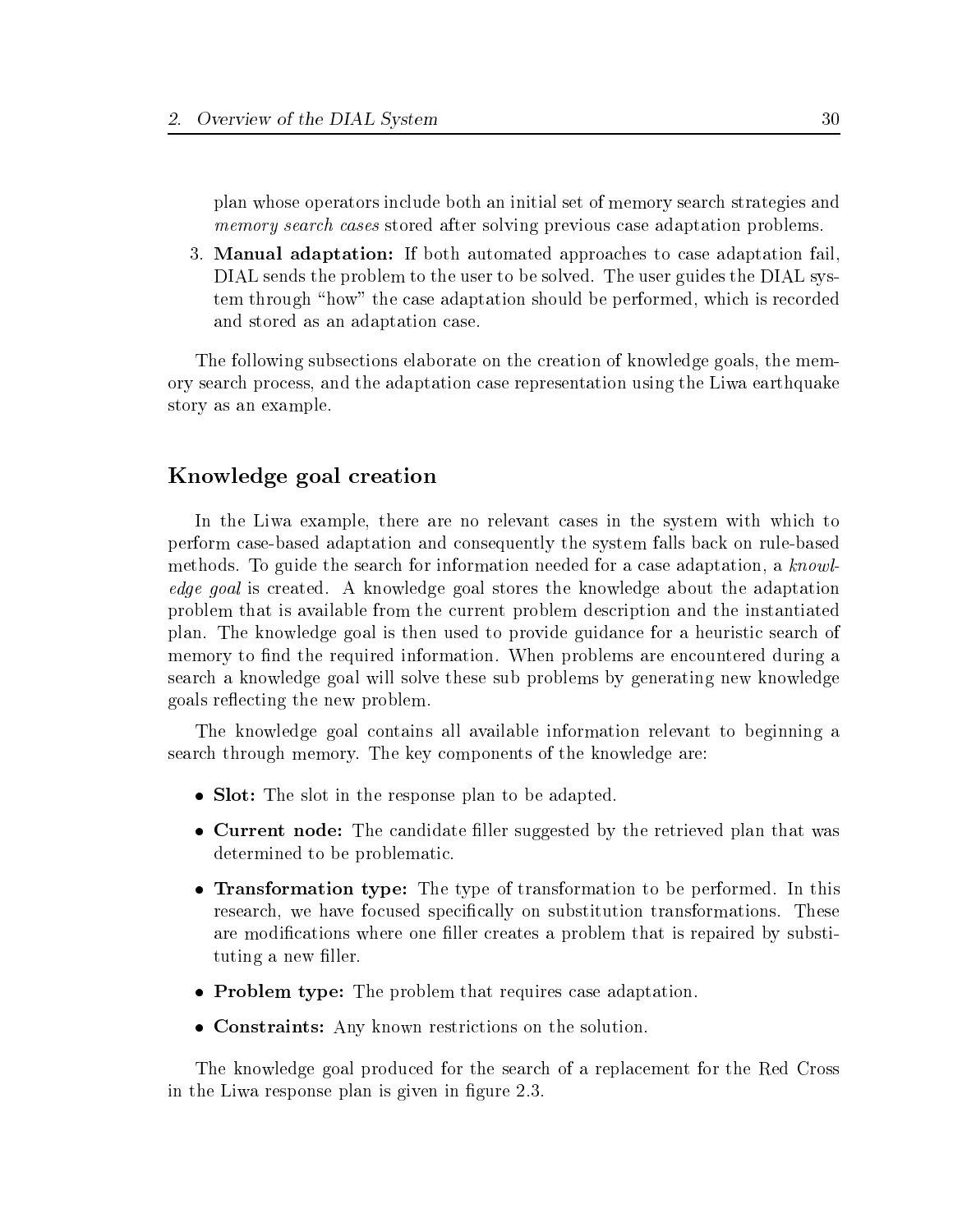plan whose operators include both an initial set of memory search strategies and *memory search cases* stored after solving previous case adaptation problems.

3. **Manual adaptation:** If both automated approaches to case adaptation fail, DIAL sends the problem to the user to be solved. The user guides the DIAL system through "how" the case adaptation should be performed, which is recorded and stored as an adaptation case.

The following subsections elaborate on the creation of knowledge goals, the memory search process, and the adaptation case representation using the Liwa earthquake story as an example.

### Knowledge goal creation

In the Liwa example, there are no relevant cases in the system with which to perform case-based adaptation and consequently the system falls back on rule-based methods. To guide the search for information needed for a case adaptation, a *knowledge goal* is created. A knowledge goal stores the knowledge about the adaptation problem that is available from the current problem description and the instantiated plan. The knowledge goal is then used to provide guidance for a heuristic search of memory to find the required information. When problems are encountered during a search a knowledge goal will solve these sub problems by generating new knowledge goals reflecting the new problem.

The knowledge goal contains all available information relevant to beginning a search through memory. The key components of the knowledge are:

- **Slot:** The slot in the response plan to be adapted.
- **Current node:** The candidate filler suggested by the retrieved plan that was determined to be problematic.
- **Transformation type:** The type of transformation to be performed. In this research, we have focused specifically on substitution transformations. These are modifications where one filler creates a problem that is repaired by substituting a new filler.
- **Problem type:** The problem that requires case adaptation.
- **Constraints:** Any known restrictions on the solution.

The knowledge goal produced for the search of a replacement for the Red Cross in the Liwa response plan is given in figure 2.3.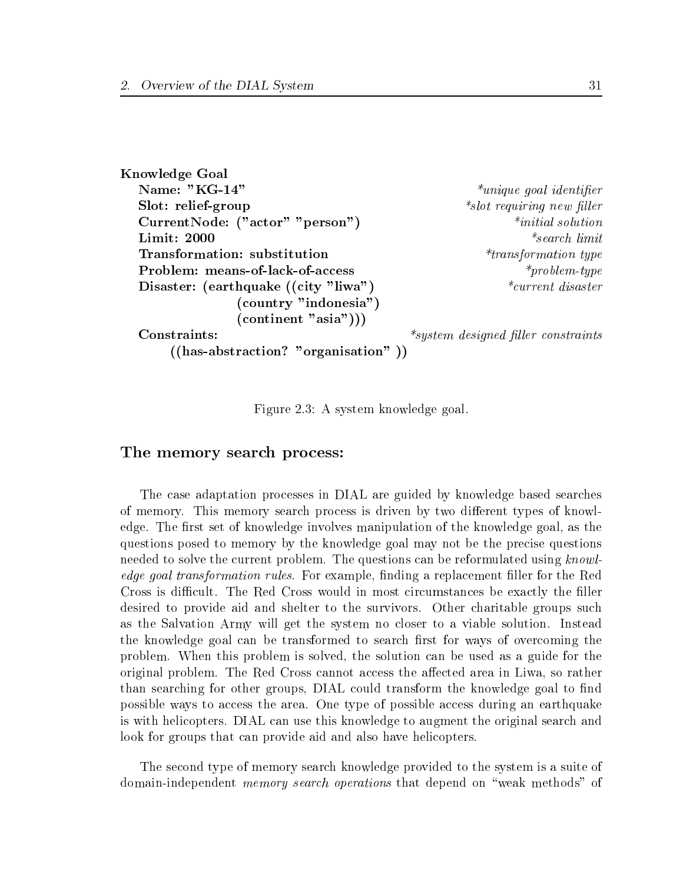```
Knowledge Goal
   Name: "KG-14"                                    *unique goal identifier
   Slot: relief-group                               *slot requiring new filler
   CurrentNode: ("actor" "person")                  *initial solution
   Limit: 2000                                      *search limit
   Transformation: substitution                     *transformation type
   Problem: means-of-lack-of-access                 *problem-type
   Disaster: (earthquake ((city "liwa")             *current disaster
                 (country "indonesia")
                 (continent "asia")))
   Constraints:                                     *system designed filler constraints
        ((has-abstraction? "organisation" ))
```

Figure 2.3: A system knowledge goal.

### The memory search process:

The case adaptation processes in DIAL are guided by knowledge based searches of memory. This memory search process is driven by two different types of knowledge. The first set of knowledge involves manipulation of the knowledge goal, as the questions posed to memory by the knowledge goal may not be the precise questions needed to solve the current problem. The questions can be reformulated using *knowledge goal transformation rules*. For example, finding a replacement filler for the Red Cross is difficult. The Red Cross would in most circumstances be exactly the filler desired to provide aid and shelter to the survivors. Other charitable groups such as the Salvation Army will get the system no closer to a viable solution. Instead the knowledge goal can be transformed to search first for ways of overcoming the problem. When this problem is solved, the solution can be used as a guide for the original problem. The Red Cross cannot access the affected area in Liwa, so rather than searching for other groups, DIAL could transform the knowledge goal to find possible ways to access the area. One type of possible access during an earthquake is with helicopters. DIAL can use this knowledge to augment the original search and look for groups that can provide aid and also have helicopters.

The second type of memory search knowledge provided to the system is a suite of domain-independent *memory search operations* that depend on "weak methods" of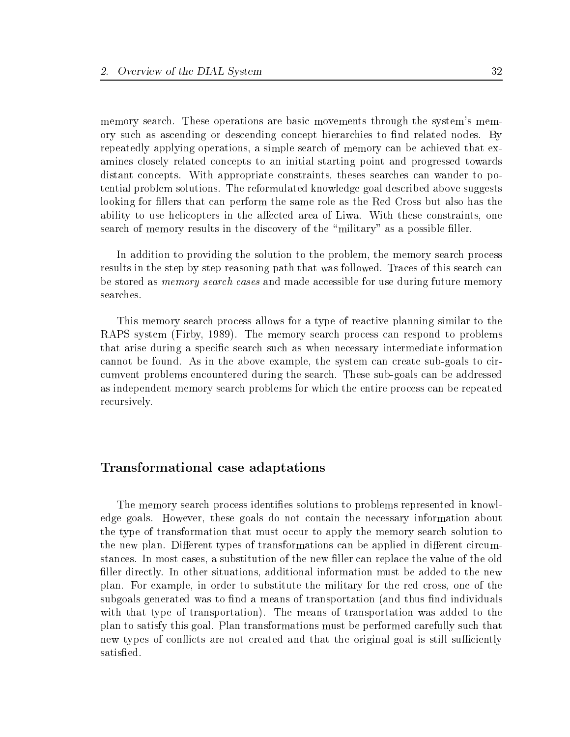memory search. These operations are basic movements through the system's memory such as ascending or descending concept hierarchies to find related nodes. By repeatedly applying operations, a simple search of memory can be achieved that examines closely related concepts to an initial starting point and progressed towards distant concepts. With appropriate constraints, theses searches can wander to potential problem solutions. The reformulated knowledge goal described above suggests looking for fillers that can perform the same role as the Red Cross but also has the ability to use helicopters in the affected area of Liwa. With these constraints, one search of memory results in the discovery of the "military" as a possible filler.

In addition to providing the solution to the problem, the memory search process results in the step by step reasoning path that was followed. Traces of this search can be stored as *memory search cases* and made accessible for use during future memory searches.

This memory search process allows for a type of reactive planning similar to the RAPS system (Firby, 1989). The memory search process can respond to problems that arise during a specific search such as when necessary intermediate information cannot be found. As in the above example, the system can create sub-goals to circumvent problems encountered during the search. These sub-goals can be addressed as independent memory search problems for which the entire process can be repeated recursively.

### Transformational case adaptations

The memory search process identifies solutions to problems represented in knowledge goals. However, these goals do not contain the necessary information about the type of transformation that must occur to apply the memory search solution to the new plan. Different types of transformations can be applied in different circumstances. In most cases, a substitution of the new filler can replace the value of the old filler directly. In other situations, additional information must be added to the new plan. For example, in order to substitute the military for the red cross, one of the subgoals generated was to find a means of transportation (and thus find individuals with that type of transportation). The means of transportation was added to the plan to satisfy this goal. Plan transformations must be performed carefully such that new types of conflicts are not created and that the original goal is still sufficiently satisfied.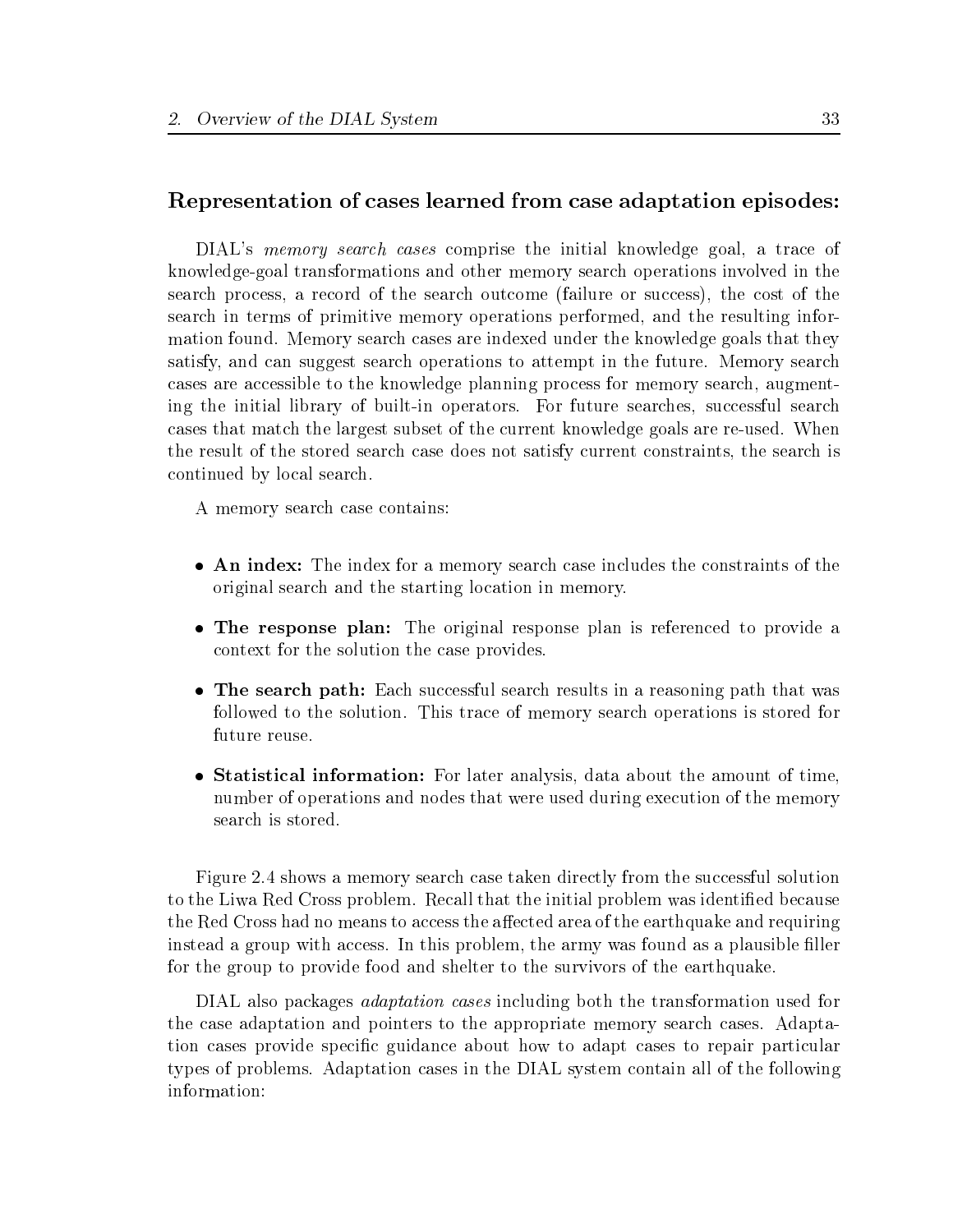### Representation of cases learned from case adaptation episodes:

DIAL's *memory search cases* comprise the initial knowledge goal, a trace of knowledge-goal transformations and other memory search operations involved in the search process, a record of the search outcome (failure or success), the cost of the search in terms of primitive memory operations performed, and the resulting information found. Memory search cases are indexed under the knowledge goals that they satisfy, and can suggest search operations to attempt in the future. Memory search cases are accessible to the knowledge planning process for memory search, augmenting the initial library of built-in operators. For future searches, successful search cases that match the largest subset of the current knowledge goals are re-used. When the result of the stored search case does not satisfy current constraints, the search is continued by local search.

A memory search case contains:

- **An index:** The index for a memory search case includes the constraints of the original search and the starting location in memory.
- **The response plan:** The original response plan is referenced to provide a context for the solution the case provides.
- **The search path:** Each successful search results in a reasoning path that was followed to the solution. This trace of memory search operations is stored for future reuse.
- **Statistical information:** For later analysis, data about the amount of time, number of operations and nodes that were used during execution of the memory search is stored.

Figure 2.4 shows a memory search case taken directly from the successful solution to the Liwa Red Cross problem. Recall that the initial problem was identified because the Red Cross had no means to access the affected area of the earthquake and requiring instead a group with access. In this problem, the army was found as a plausible filler for the group to provide food and shelter to the survivors of the earthquake.

DIAL also packages *adaptation cases* including both the transformation used for the case adaptation and pointers to the appropriate memory search cases. Adaptation cases provide specific guidance about how to adapt cases to repair particular types of problems. Adaptation cases in the DIAL system contain all of the following information: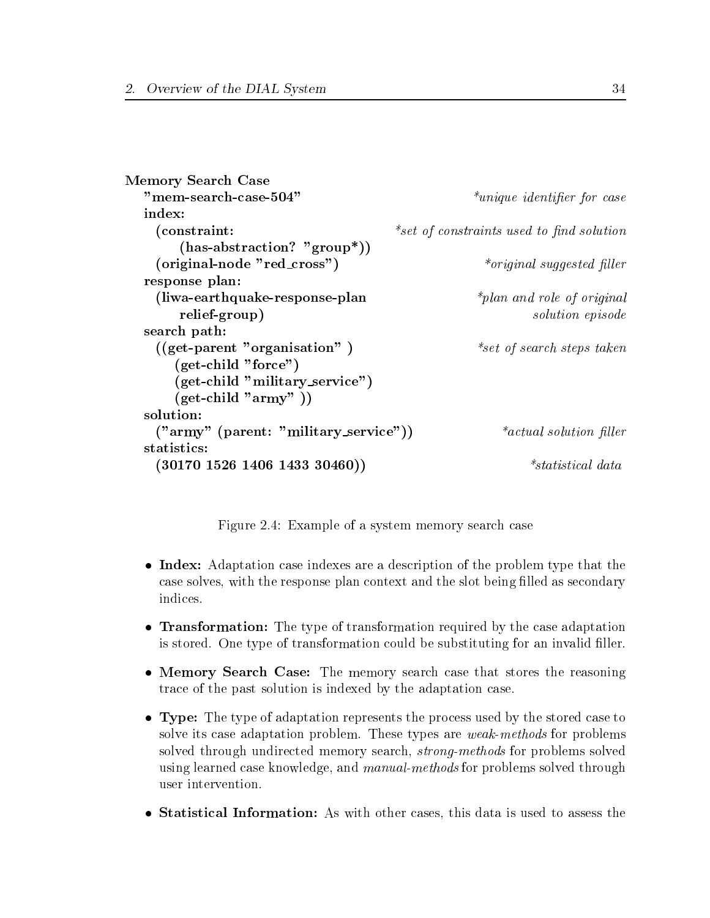```
Memory Search Case
  "mem-search-case-504"                          *unique identifier for case
  index:
    (constraint:                                 *set of constraints used to find solution
        (has-abstraction? "group*))
    (original-node "red_cross")                  *original suggested filler
  response plan:
    (liwa-earthquake-response-plan               *plan and role of original
        relief-group)                             solution episode
  search path:
    ((get-parent "organisation" )                *set of search steps taken
      (get-child "force")
      (get-child "military_service")
      (get-child "army" ))
  solution:
    ("army" (parent: "military_service"))        *actual solution filler
  statistics:
    (30170 1526 1406 1433 30460))                *statistical data
```

Figure 2.4: Example of a system memory search case

- **Index:** Adaptation case indexes are a description of the problem type that the case solves, with the response plan context and the slot being filled as secondary indices.
- **Transformation:** The type of transformation required by the case adaptation is stored. One type of transformation could be substituting for an invalid filler.
- **Memory Search Case:** The memory search case that stores the reasoning trace of the past solution is indexed by the adaptation case.
- **Type:** The type of adaptation represents the process used by the stored case to solve its case adaptation problem. These types are *weak-methods* for problems solved through undirected memory search, *strong-methods* for problems solved using learned case knowledge, and *manual-methods* for problems solved through user intervention.
- **Statistical Information:** As with other cases, this data is used to assess the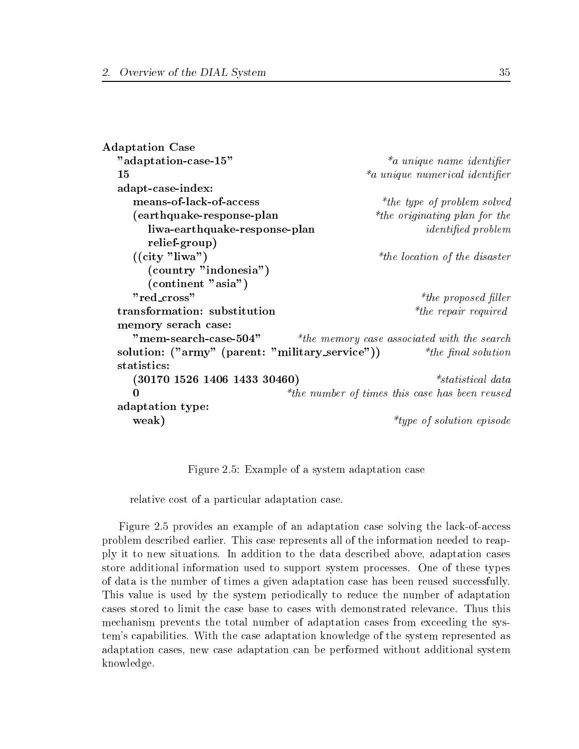```
Adaptation Case
  "adaptation-case-15"                                  *a unique name identifier
  15                                                    *a unique numerical identifier
  adapt-case-index:
    means-of-lack-of-access                             *the type of problem solved
    (earthquake-response-plan                           *the originating plan for the
      liwa-earthquake-response-plan                       identified problem
      relief-group)
    ((city "liwa")                                      *the location of the disaster
      (country "indonesia")
      (continent "asia")
    "red_cross"                                         *the proposed filler
  transformation: substitution                          *the repair required
  memory serach case:
    "mem-search-case-504"          *the memory case associated with the search
  solution: ("army" (parent: "military_service"))       *the final solution
  statistics:
    (30170 1526 1406 1433 30460)                        *statistical data
    0                              *the number of times this case has been reused
  adaptation type:
    weak)                                               *type of solution episode
```

Figure 2.5: Example of a system adaptation case

relative cost of a particular adaptation case.

Figure 2.5 provides an example of an adaptation case solving the lack-of-access problem described earlier. This case represents all of the information needed to reapply it to new situations. In addition to the data described above, adaptation cases store additional information used to support system processes. One of these types of data is the number of times a given adaptation case has been reused successfully. This value is used by the system periodically to reduce the number of adaptation cases stored to limit the case base to cases with demonstrated relevance. Thus this mechanism prevents the total number of adaptation cases from exceeding the system's capabilities. With the case adaptation knowledge of the system represented as adaptation cases, new case adaptation can be performed without additional system knowledge.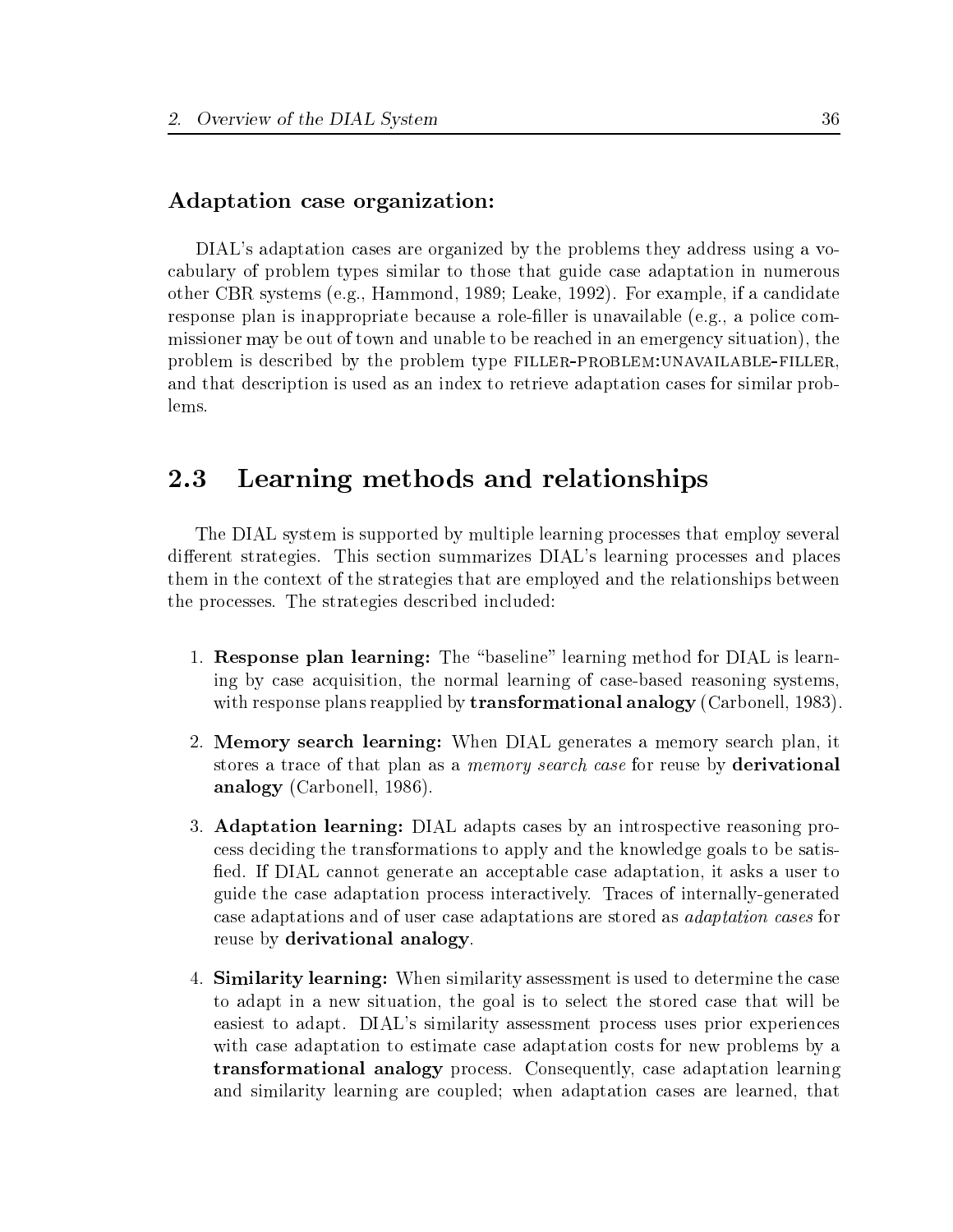### Adaptation case organization:

DIAL's adaptation cases are organized by the problems they address using a vocabulary of problem types similar to those that guide case adaptation in numerous other CBR systems (e.g., Hammond, 1989; Leake, 1992). For example, if a candidate response plan is inappropriate because a role-filler is unavailable (e.g., a police commissioner may be out of town and unable to be reached in an emergency situation), the problem is described by the problem type FILLER-PROBLEM:UNAVAILABLE-FILLER, and that description is used as an index to retrieve adaptation cases for similar problems.

## 2.3 Learning methods and relationships

The DIAL system is supported by multiple learning processes that employ several different strategies. This section summarizes DIAL's learning processes and places them in the context of the strategies that are employed and the relationships between the processes. The strategies described included:

1. **Response plan learning:** The "baseline" learning method for DIAL is learning by case acquisition, the normal learning of case-based reasoning systems, with response plans reapplied by **transformational analogy** (Carbonell, 1983).

2. **Memory search learning:** When DIAL generates a memory search plan, it stores a trace of that plan as a *memory search case* for reuse by **derivational analogy** (Carbonell, 1986).

3. **Adaptation learning:** DIAL adapts cases by an introspective reasoning process deciding the transformations to apply and the knowledge goals to be satisfied. If DIAL cannot generate an acceptable case adaptation, it asks a user to guide the case adaptation process interactively. Traces of internally-generated case adaptations and of user case adaptations are stored as *adaptation cases* for reuse by **derivational analogy**.

4. **Similarity learning:** When similarity assessment is used to determine the case to adapt in a new situation, the goal is to select the stored case that will be easiest to adapt. DIAL's similarity assessment process uses prior experiences with case adaptation to estimate case adaptation costs for new problems by a **transformational analogy** process. Consequently, case adaptation learning and similarity learning are coupled; when adaptation cases are learned, that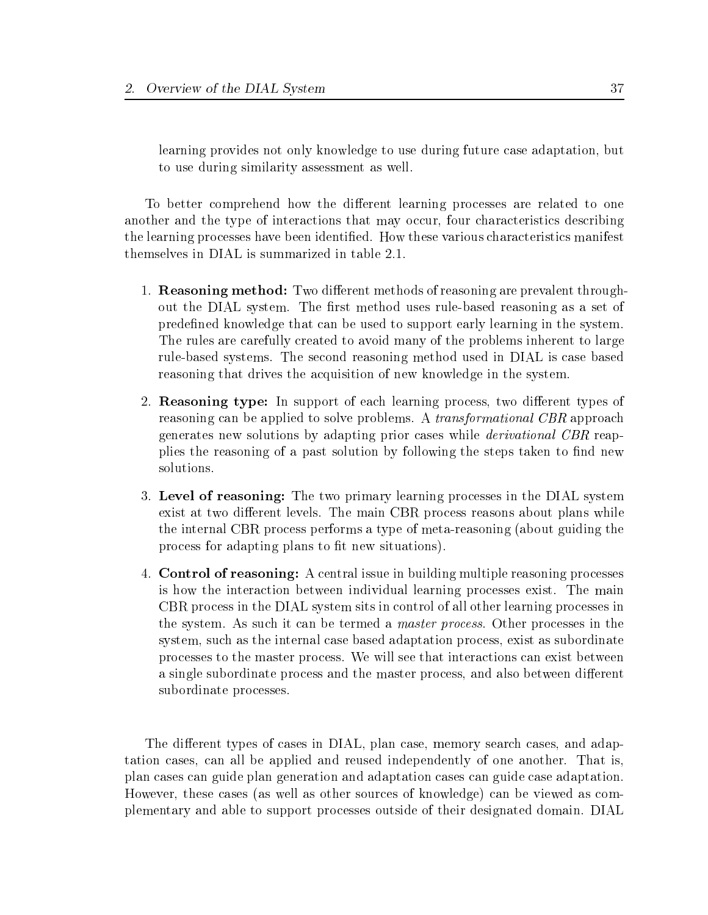learning provides not only knowledge to use during future case adaptation, but to use during similarity assessment as well.

To better comprehend how the different learning processes are related to one another and the type of interactions that may occur, four characteristics describing the learning processes have been identified. How these various characteristics manifest themselves in DIAL is summarized in table 2.1.

1. **Reasoning method:** Two different methods of reasoning are prevalent throughout the DIAL system. The first method uses rule-based reasoning as a set of predefined knowledge that can be used to support early learning in the system. The rules are carefully created to avoid many of the problems inherent to large rule-based systems. The second reasoning method used in DIAL is case based reasoning that drives the acquisition of new knowledge in the system.

2. **Reasoning type:** In support of each learning process, two different types of reasoning can be applied to solve problems. A *transformational CBR* approach generates new solutions by adapting prior cases while *derivational CBR* reapplies the reasoning of a past solution by following the steps taken to find new solutions.

3. **Level of reasoning:** The two primary learning processes in the DIAL system exist at two different levels. The main CBR process reasons about plans while the internal CBR process performs a type of meta-reasoning (about guiding the process for adapting plans to fit new situations).

4. **Control of reasoning:** A central issue in building multiple reasoning processes is how the interaction between individual learning processes exist. The main CBR process in the DIAL system sits in control of all other learning processes in the system. As such it can be termed a *master process*. Other processes in the system, such as the internal case based adaptation process, exist as subordinate processes to the master process. We will see that interactions can exist between a single subordinate process and the master process, and also between different subordinate processes.

The different types of cases in DIAL, plan case, memory search cases, and adaptation cases, can all be applied and reused independently of one another. That is, plan cases can guide plan generation and adaptation cases can guide case adaptation. However, these cases (as well as other sources of knowledge) can be viewed as complementary and able to support processes outside of their designated domain. DIAL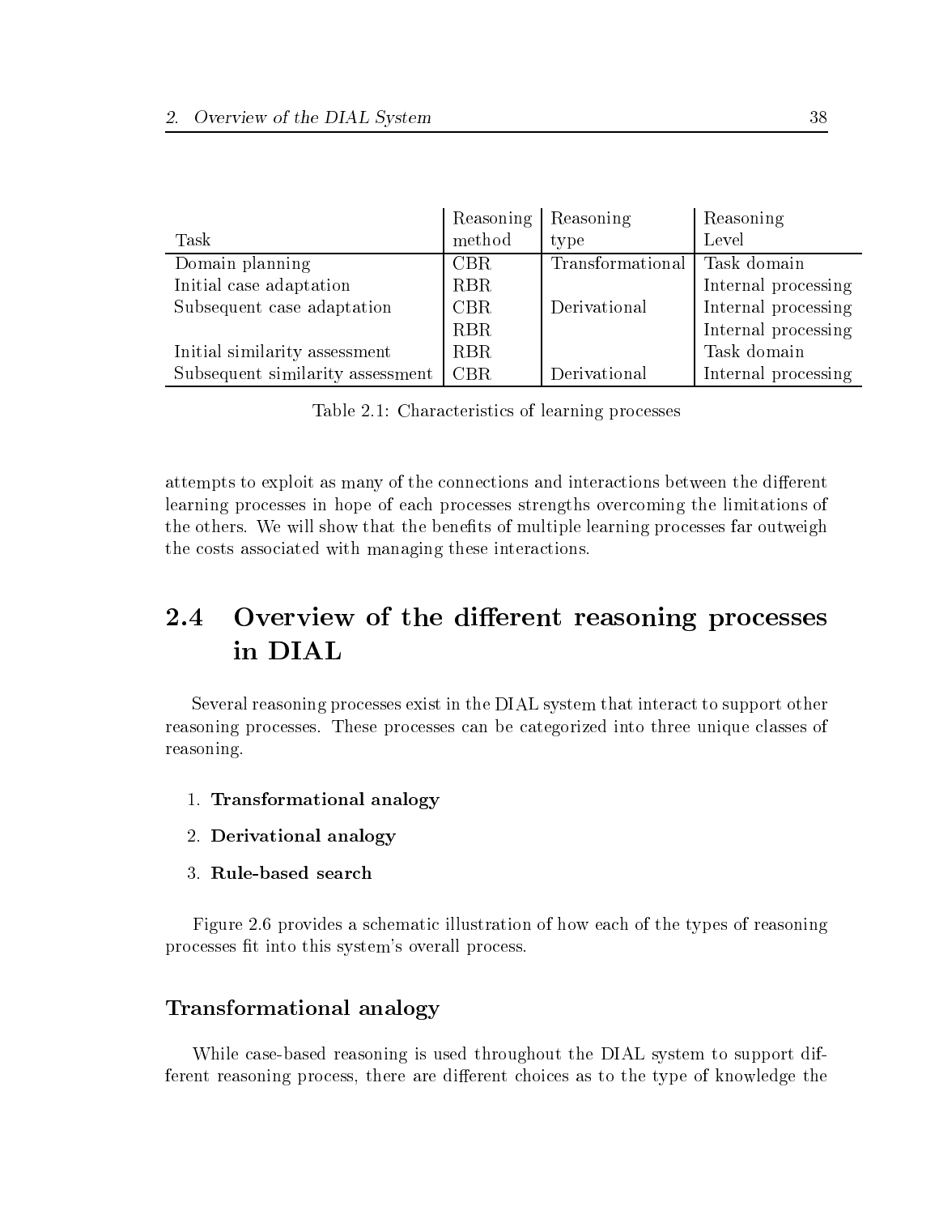| Task | Reasoning method | Reasoning type | Reasoning Level |
|---|---|---|---|
| Domain planning | CBR | Transformational | Task domain |
| Initial case adaptation | RBR | | Internal processing |
| Subsequent case adaptation | CBR | Derivational | Internal processing |
| | RBR | | Internal processing |
| Initial similarity assessment | RBR | | Task domain |
| Subsequent similarity assessment | CBR | Derivational | Internal processing |

Table 2.1: Characteristics of learning processes

attempts to exploit as many of the connections and interactions between the different learning processes in hope of each processes strengths overcoming the limitations of the others. We will show that the benefits of multiple learning processes far outweigh the costs associated with managing these interactions.

## 2.4 Overview of the different reasoning processes in DIAL

Several reasoning processes exist in the DIAL system that interact to support other reasoning processes. These processes can be categorized into three unique classes of reasoning.

1. **Transformational analogy**
2. **Derivational analogy**
3. **Rule-based search**

Figure 2.6 provides a schematic illustration of how each of the types of reasoning processes fit into this system's overall process.

### Transformational analogy

While case-based reasoning is used throughout the DIAL system to support different reasoning process, there are different choices as to the type of knowledge the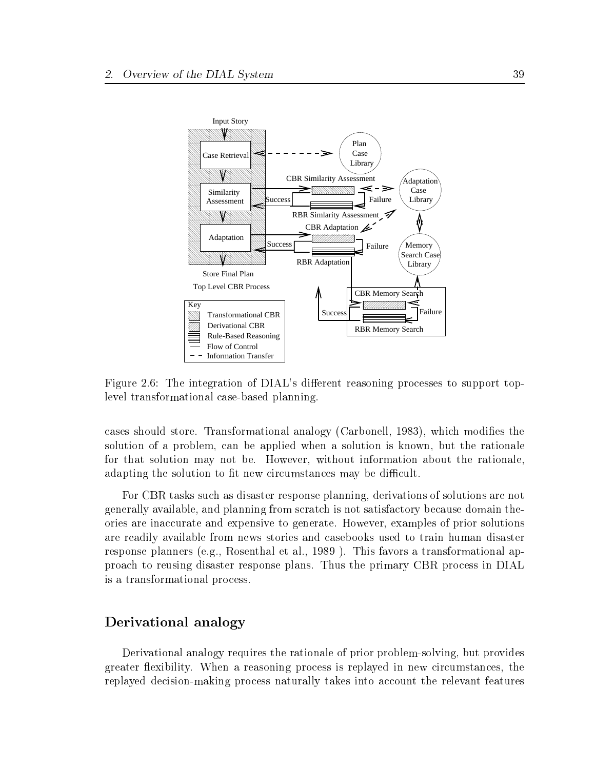Figure 2.6: The integration of DIAL's different reasoning processes to support top-level transformational case-based planning.

cases should store. Transformational analogy (Carbonell, 1983), which modifies the solution of a problem, can be applied when a solution is known, but the rationale for that solution may not be. However, without information about the rationale, adapting the solution to fit new circumstances may be difficult.

For CBR tasks such as disaster response planning, derivations of solutions are not generally available, and planning from scratch is not satisfactory because domain theories are inaccurate and expensive to generate. However, examples of prior solutions are readily available from news stories and casebooks used to train human disaster response planners (e.g., Rosenthal et al., 1989 ). This favors a transformational approach to reusing disaster response plans. Thus the primary CBR process in DIAL is a transformational process.

## Derivational analogy

Derivational analogy requires the rationale of prior problem-solving, but provides greater flexibility. When a reasoning process is replayed in new circumstances, the replayed decision-making process naturally takes into account the relevant features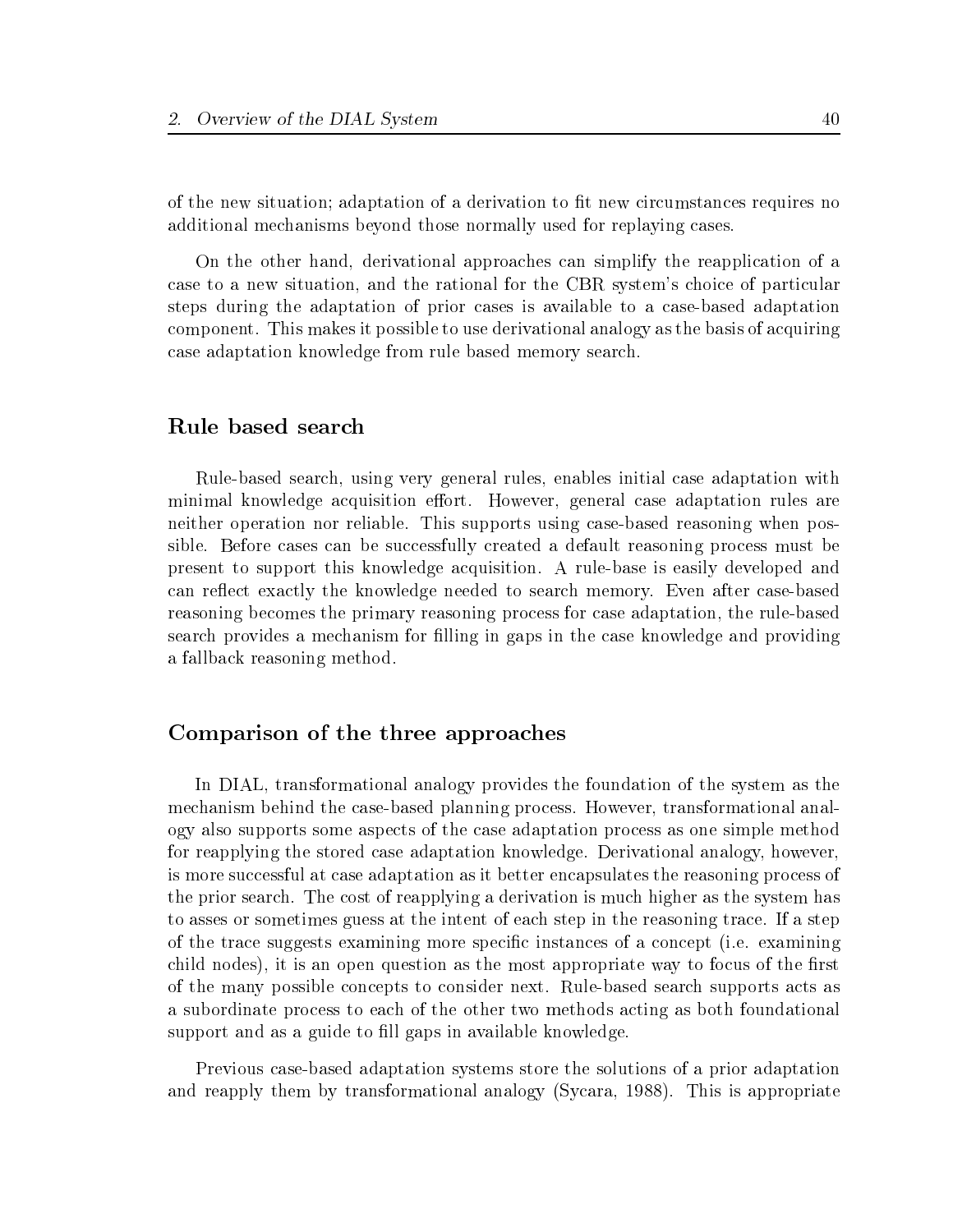of the new situation; adaptation of a derivation to fit new circumstances requires no additional mechanisms beyond those normally used for replaying cases.

On the other hand, derivational approaches can simplify the reapplication of a case to a new situation, and the rational for the CBR system's choice of particular steps during the adaptation of prior cases is available to a case-based adaptation component. This makes it possible to use derivational analogy as the basis of acquiring case adaptation knowledge from rule based memory search.

### Rule based search

Rule-based search, using very general rules, enables initial case adaptation with minimal knowledge acquisition effort. However, general case adaptation rules are neither operation nor reliable. This supports using case-based reasoning when possible. Before cases can be successfully created a default reasoning process must be present to support this knowledge acquisition. A rule-base is easily developed and can reflect exactly the knowledge needed to search memory. Even after case-based reasoning becomes the primary reasoning process for case adaptation, the rule-based search provides a mechanism for filling in gaps in the case knowledge and providing a fallback reasoning method.

### Comparison of the three approaches

In DIAL, transformational analogy provides the foundation of the system as the mechanism behind the case-based planning process. However, transformational analogy also supports some aspects of the case adaptation process as one simple method for reapplying the stored case adaptation knowledge. Derivational analogy, however, is more successful at case adaptation as it better encapsulates the reasoning process of the prior search. The cost of reapplying a derivation is much higher as the system has to asses or sometimes guess at the intent of each step in the reasoning trace. If a step of the trace suggests examining more specific instances of a concept (i.e. examining child nodes), it is an open question as the most appropriate way to focus of the first of the many possible concepts to consider next. Rule-based search supports acts as a subordinate process to each of the other two methods acting as both foundational support and as a guide to fill gaps in available knowledge.

Previous case-based adaptation systems store the solutions of a prior adaptation and reapply them by transformational analogy (Sycara, 1988). This is appropriate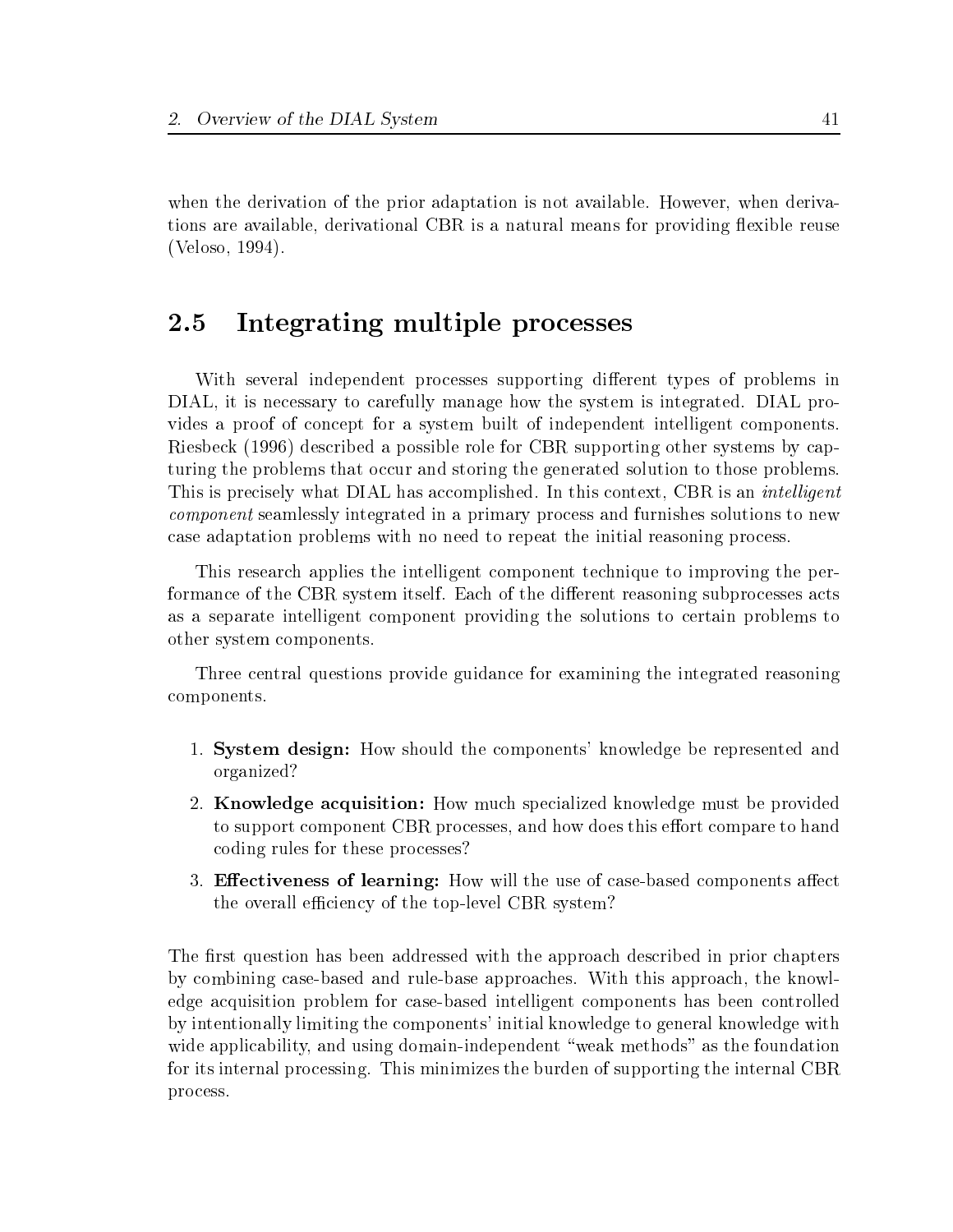when the derivation of the prior adaptation is not available. However, when derivations are available, derivational CBR is a natural means for providing flexible reuse (Veloso, 1994).

## 2.5 Integrating multiple processes

With several independent processes supporting different types of problems in DIAL, it is necessary to carefully manage how the system is integrated. DIAL provides a proof of concept for a system built of independent intelligent components. Riesbeck (1996) described a possible role for CBR supporting other systems by capturing the problems that occur and storing the generated solution to those problems. This is precisely what DIAL has accomplished. In this context, CBR is an *intelligent component* seamlessly integrated in a primary process and furnishes solutions to new case adaptation problems with no need to repeat the initial reasoning process.

This research applies the intelligent component technique to improving the performance of the CBR system itself. Each of the different reasoning subprocesses acts as a separate intelligent component providing the solutions to certain problems to other system components.

Three central questions provide guidance for examining the integrated reasoning components.

1. **System design:** How should the components' knowledge be represented and organized?
2. **Knowledge acquisition:** How much specialized knowledge must be provided to support component CBR processes, and how does this effort compare to hand coding rules for these processes?
3. **Effectiveness of learning:** How will the use of case-based components affect the overall efficiency of the top-level CBR system?

The first question has been addressed with the approach described in prior chapters by combining case-based and rule-base approaches. With this approach, the knowledge acquisition problem for case-based intelligent components has been controlled by intentionally limiting the components' initial knowledge to general knowledge with wide applicability, and using domain-independent "weak methods" as the foundation for its internal processing. This minimizes the burden of supporting the internal CBR process.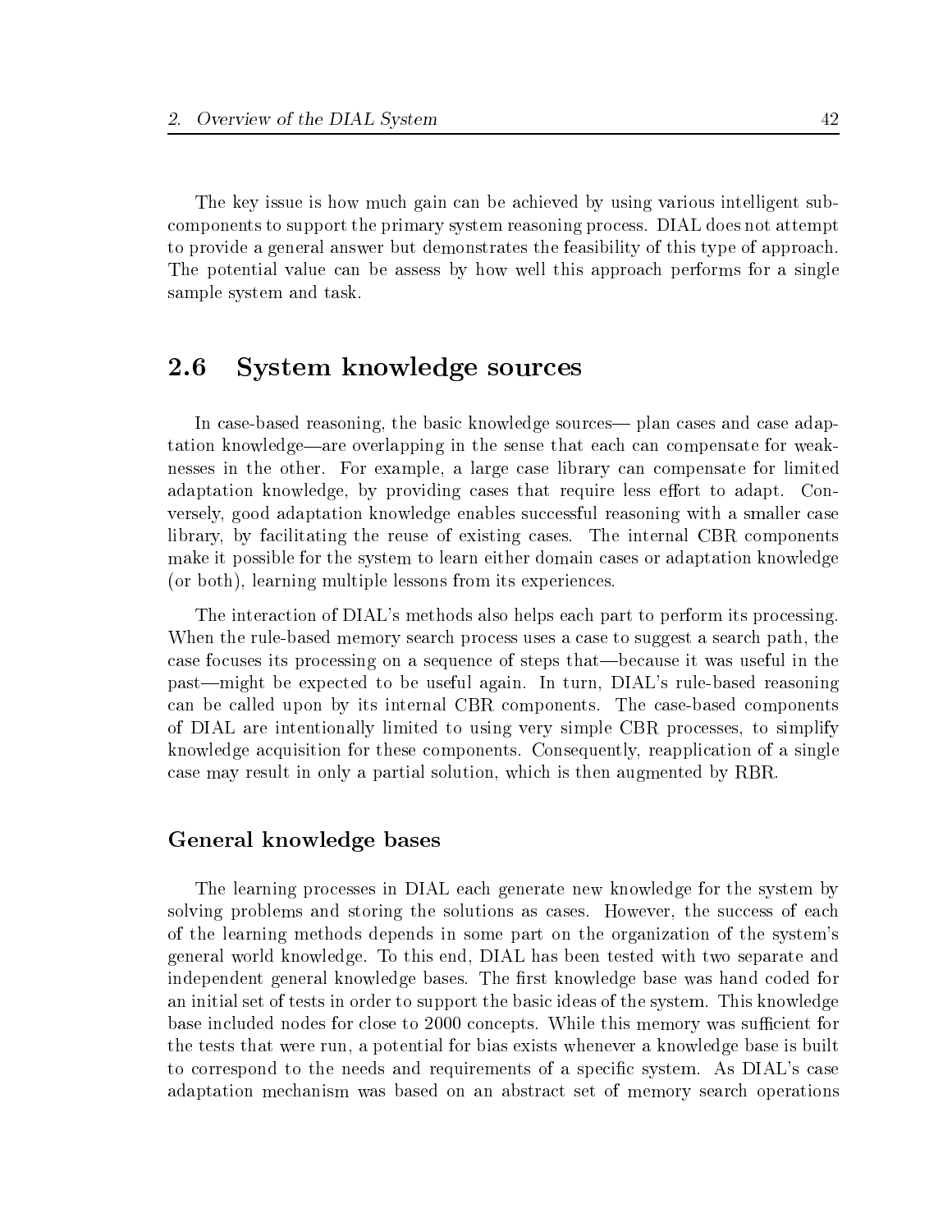The key issue is how much gain can be achieved by using various intelligent subcomponents to support the primary system reasoning process. DIAL does not attempt to provide a general answer but demonstrates the feasibility of this type of approach. The potential value can be assess by how well this approach performs for a single sample system and task.

## 2.6 System knowledge sources

In case-based reasoning, the basic knowledge sources— plan cases and case adaptation knowledge—are overlapping in the sense that each can compensate for weaknesses in the other. For example, a large case library can compensate for limited adaptation knowledge, by providing cases that require less effort to adapt. Conversely, good adaptation knowledge enables successful reasoning with a smaller case library, by facilitating the reuse of existing cases. The internal CBR components make it possible for the system to learn either domain cases or adaptation knowledge (or both), learning multiple lessons from its experiences.

The interaction of DIAL's methods also helps each part to perform its processing. When the rule-based memory search process uses a case to suggest a search path, the case focuses its processing on a sequence of steps that—because it was useful in the past—might be expected to be useful again. In turn, DIAL's rule-based reasoning can be called upon by its internal CBR components. The case-based components of DIAL are intentionally limited to using very simple CBR processes, to simplify knowledge acquisition for these components. Consequently, reapplication of a single case may result in only a partial solution, which is then augmented by RBR.

### General knowledge bases

The learning processes in DIAL each generate new knowledge for the system by solving problems and storing the solutions as cases. However, the success of each of the learning methods depends in some part on the organization of the system's general world knowledge. To this end, DIAL has been tested with two separate and independent general knowledge bases. The first knowledge base was hand coded for an initial set of tests in order to support the basic ideas of the system. This knowledge base included nodes for close to 2000 concepts. While this memory was sufficient for the tests that were run, a potential for bias exists whenever a knowledge base is built to correspond to the needs and requirements of a specific system. As DIAL's case adaptation mechanism was based on an abstract set of memory search operations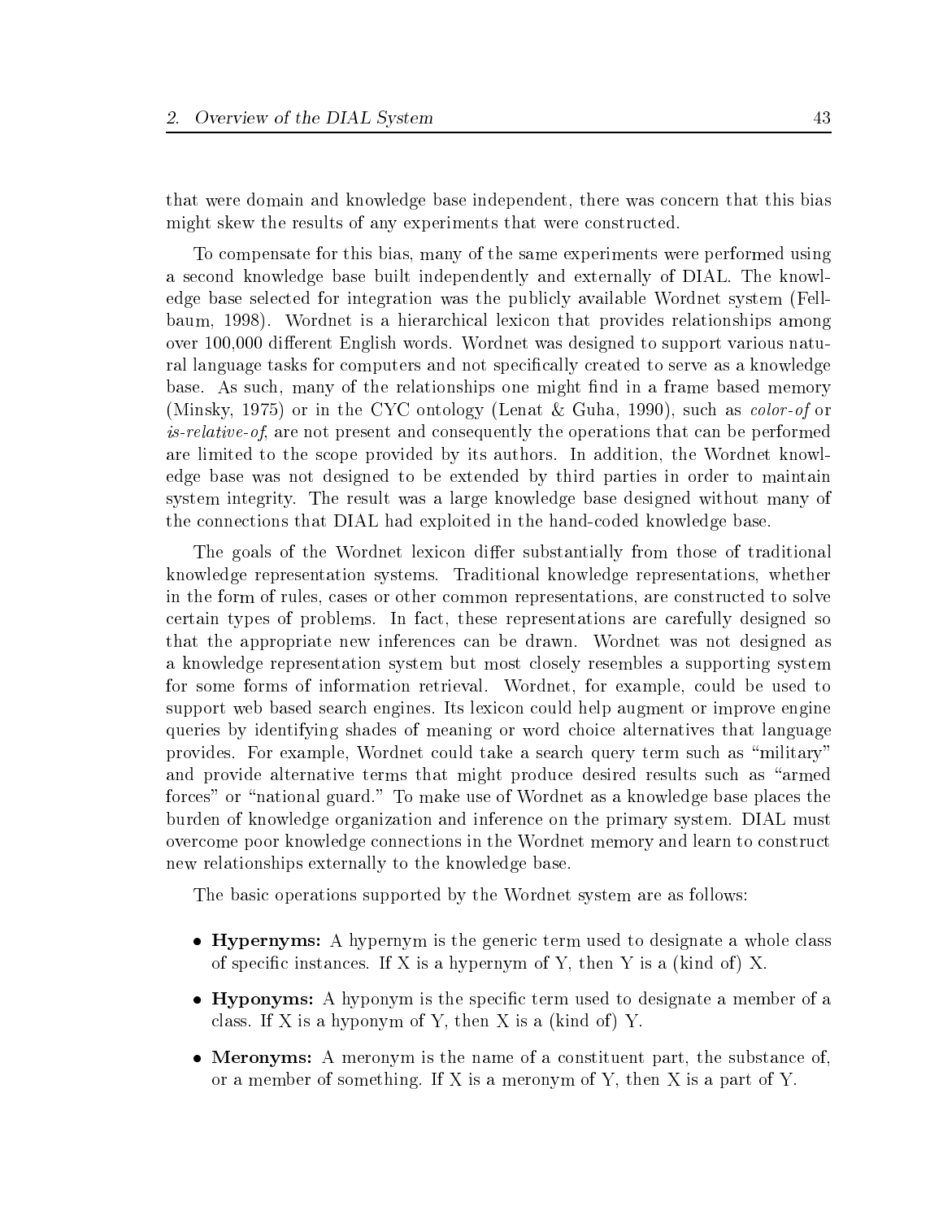that were domain and knowledge base independent, there was concern that this bias might skew the results of any experiments that were constructed.

To compensate for this bias, many of the same experiments were performed using a second knowledge base built independently and externally of DIAL. The knowledge base selected for integration was the publicly available Wordnet system (Fellbaum, 1998). Wordnet is a hierarchical lexicon that provides relationships among over 100,000 different English words. Wordnet was designed to support various natural language tasks for computers and not specifically created to serve as a knowledge base. As such, many of the relationships one might find in a frame based memory (Minsky, 1975) or in the CYC ontology (Lenat & Guha, 1990), such as *color-of* or *is-relative-of*, are not present and consequently the operations that can be performed are limited to the scope provided by its authors. In addition, the Wordnet knowledge base was not designed to be extended by third parties in order to maintain system integrity. The result was a large knowledge base designed without many of the connections that DIAL had exploited in the hand-coded knowledge base.

The goals of the Wordnet lexicon differ substantially from those of traditional knowledge representation systems. Traditional knowledge representations, whether in the form of rules, cases or other common representations, are constructed to solve certain types of problems. In fact, these representations are carefully designed so that the appropriate new inferences can be drawn. Wordnet was not designed as a knowledge representation system but most closely resembles a supporting system for some forms of information retrieval. Wordnet, for example, could be used to support web based search engines. Its lexicon could help augment or improve engine queries by identifying shades of meaning or word choice alternatives that language provides. For example, Wordnet could take a search query term such as "military" and provide alternative terms that might produce desired results such as "armed forces" or "national guard." To make use of Wordnet as a knowledge base places the burden of knowledge organization and inference on the primary system. DIAL must overcome poor knowledge connections in the Wordnet memory and learn to construct new relationships externally to the knowledge base.

The basic operations supported by the Wordnet system are as follows:

- **Hypernyms:** A hypernym is the generic term used to designate a whole class of specific instances. If X is a hypernym of Y, then Y is a (kind of) X.
- **Hyponyms:** A hyponym is the specific term used to designate a member of a class. If X is a hyponym of Y, then X is a (kind of) Y.
- **Meronyms:** A meronym is the name of a constituent part, the substance of, or a member of something. If X is a meronym of Y, then X is a part of Y.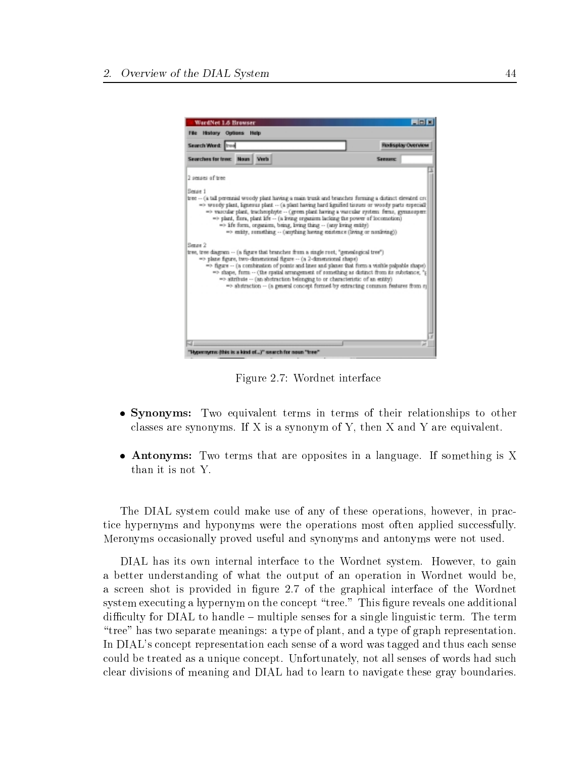Figure 2.7: Wordnet interface

- **Synonyms:** Two equivalent terms in terms of their relationships to other classes are synonyms. If X is a synonym of Y, then X and Y are equivalent.

- **Antonyms:** Two terms that are opposites in a language. If something is X than it is not Y.

The DIAL system could make use of any of these operations, however, in practice hypernyms and hyponyms were the operations most often applied successfully. Meronyms occasionally proved useful and synonyms and antonyms were not used.

DIAL has its own internal interface to the Wordnet system. However, to gain a better understanding of what the output of an operation in Wordnet would be, a screen shot is provided in figure 2.7 of the graphical interface of the Wordnet system executing a hypernym on the concept "tree." This figure reveals one additional difficulty for DIAL to handle – multiple senses for a single linguistic term. The term "tree" has two separate meanings: a type of plant, and a type of graph representation. In DIAL's concept representation each sense of a word was tagged and thus each sense could be treated as a unique concept. Unfortunately, not all senses of words had such clear divisions of meaning and DIAL had to learn to navigate these gray boundaries.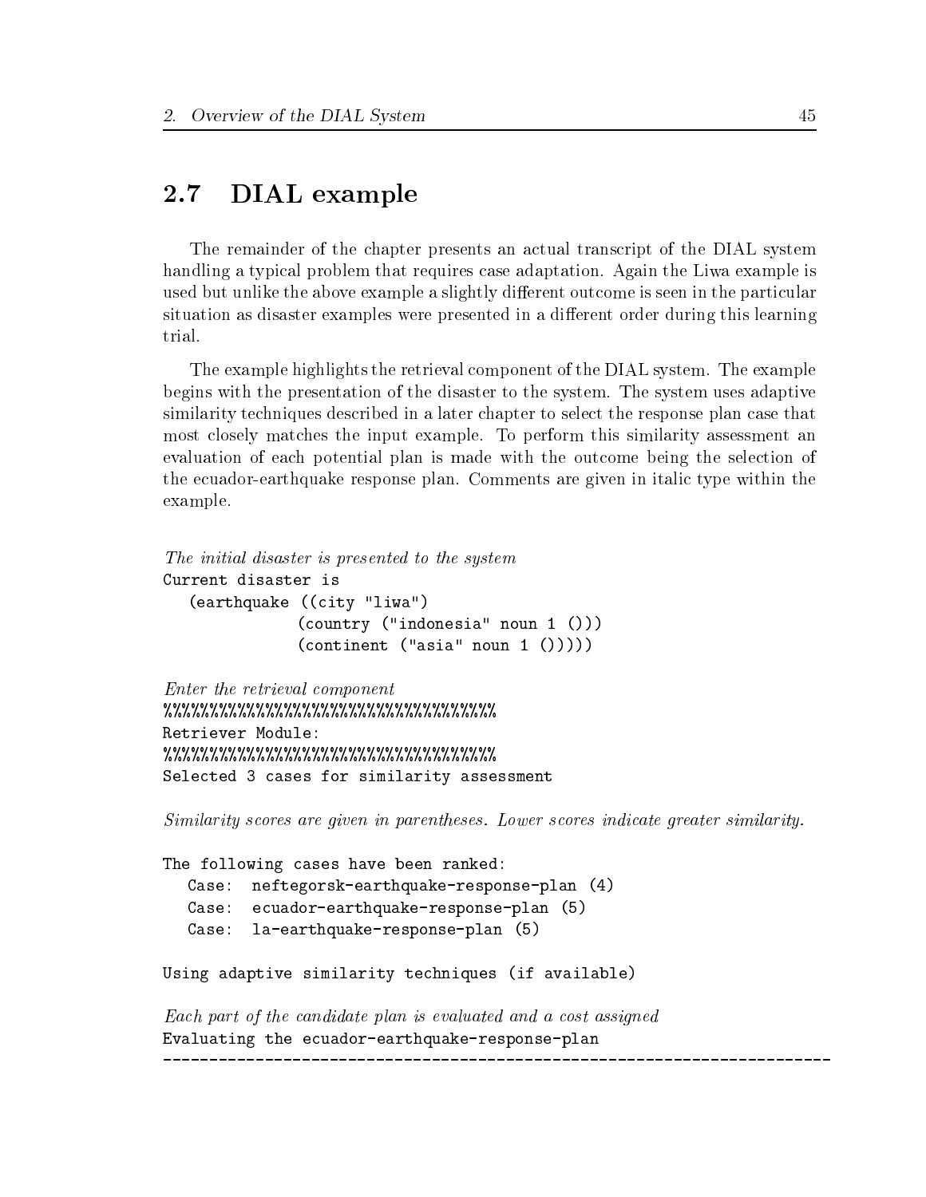## 2.7 DIAL example

The remainder of the chapter presents an actual transcript of the DIAL system handling a typical problem that requires case adaptation. Again the Liwa example is used but unlike the above example a slightly different outcome is seen in the particular situation as disaster examples were presented in a different order during this learning trial.

The example highlights the retrieval component of the DIAL system. The example begins with the presentation of the disaster to the system. The system uses adaptive similarity techniques described in a later chapter to select the response plan case that most closely matches the input example. To perform this similarity assessment an evaluation of each potential plan is made with the outcome being the selection of the ecuador-earthquake response plan. Comments are given in italic type within the example.

*The initial disaster is presented to the system*

```
Current disaster is
   (earthquake ((city "liwa")
               (country ("indonesia" noun 1 ()))
               (continent ("asia" noun 1 ()))))
```

*Enter the retrieval component*

```
%%%%%%%%%%%%%%%%%%%%%%%%%%%%%%%%%%%%%
Retriever Module:
%%%%%%%%%%%%%%%%%%%%%%%%%%%%%%%%%%%%%
Selected 3 cases for similarity assessment
```

*Similarity scores are given in parentheses. Lower scores indicate greater similarity.*

```
The following cases have been ranked:
   Case:  neftegorsk-earthquake-response-plan (4)
   Case:  ecuador-earthquake-response-plan (5)
   Case:  la-earthquake-response-plan (5)

Using adaptive similarity techniques (if available)
```

*Each part of the candidate plan is evaluated and a cost assigned*

```
Evaluating the ecuador-earthquake-response-plan
----------------------------------------------------------------------
```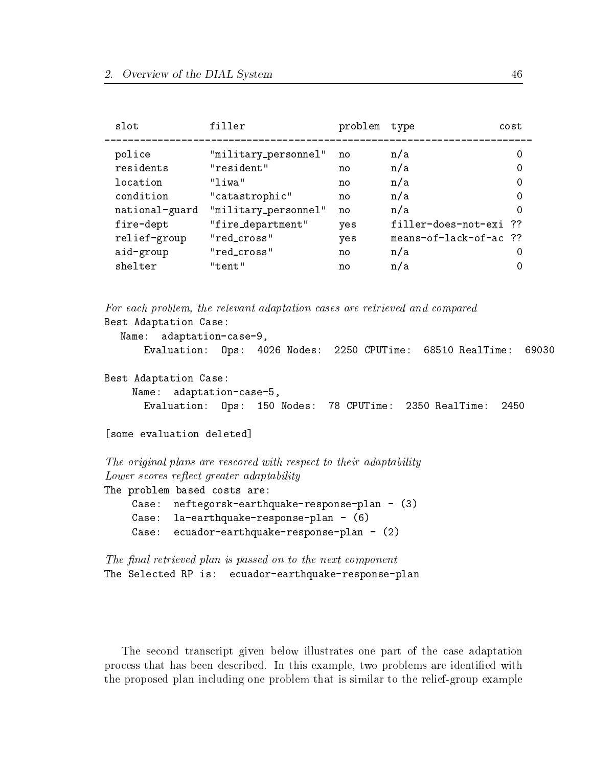```
  slot            filler                problem  type                  cost
--------------------------------------------------------------------------
  police          "military_personnel"  no       n/a                      0
  residents       "resident"            no       n/a                      0
  location        "liwa"                no       n/a                      0
  condition       "catastrophic"        no       n/a                      0
  national-guard  "military_personnel"  no       n/a                      0
  fire-dept       "fire_department"     yes      filler-does-not-exi  ??
  relief-group    "red_cross"           yes      means-of-lack-of-ac  ??
  aid-group       "red_cross"           no       n/a                      0
  shelter         "tent"                no       n/a                      0
```

*For each problem, the relevant adaptation cases are retrieved and compared*

```
Best Adaptation Case:
   Name:  adaptation-case-9,
      Evaluation:  Ops:  4026 Nodes:  2250 CPUTime:  68510 RealTime:  69030

Best Adaptation Case:
    Name:  adaptation-case-5,
      Evaluation:  Ops:  150 Nodes:  78 CPUTime:  2350 RealTime:  2450

[some evaluation deleted]
```

*The original plans are rescored with respect to their adaptability*
*Lower scores reflect greater adaptability*

```
The problem based costs are:
    Case:  neftegorsk-earthquake-response-plan - (3)
    Case:  la-earthquake-response-plan - (6)
    Case:  ecuador-earthquake-response-plan - (2)
```

*The final retrieved plan is passed on to the next component*

```
The Selected RP is:  ecuador-earthquake-response-plan
```

The second transcript given below illustrates one part of the case adaptation process that has been described. In this example, two problems are identified with the proposed plan including one problem that is similar to the relief-group example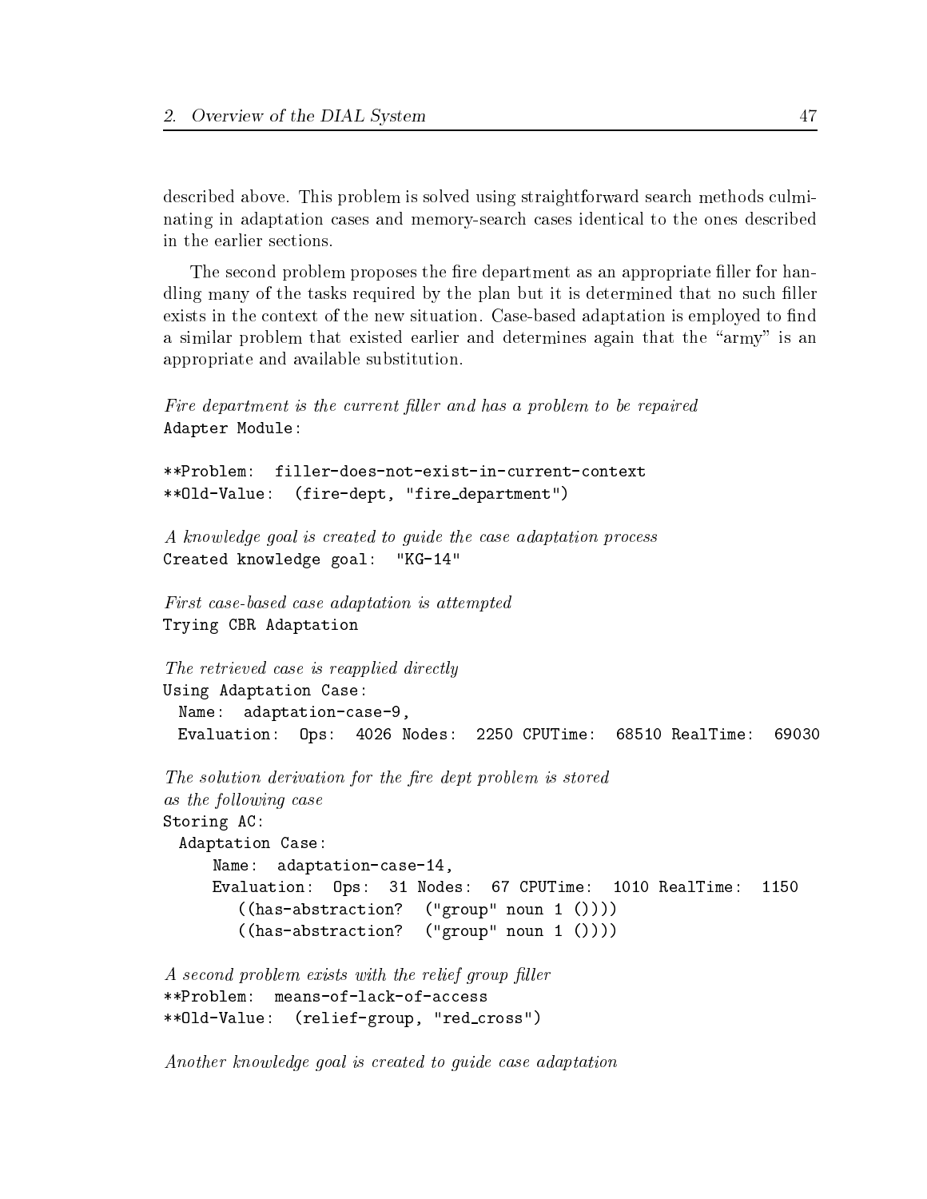described above. This problem is solved using straightforward search methods culminating in adaptation cases and memory-search cases identical to the ones described in the earlier sections.

The second problem proposes the fire department as an appropriate filler for handling many of the tasks required by the plan but it is determined that no such filler exists in the context of the new situation. Case-based adaptation is employed to find a similar problem that existed earlier and determines again that the "army" is an appropriate and available substitution.

*Fire department is the current filler and has a problem to be repaired*

```
Adapter Module:

**Problem:  filler-does-not-exist-in-current-context
**Old-Value:  (fire-dept, "fire_department")
```

*A knowledge goal is created to guide the case adaptation process*

```
Created knowledge goal:  "KG-14"
```

*First case-based case adaptation is attempted*

```
Trying CBR Adaptation
```

*The retrieved case is reapplied directly*

```
Using Adaptation Case:
  Name:  adaptation-case-9,
  Evaluation:  Ops:  4026 Nodes:  2250 CPUTime:  68510 RealTime:  69030
```

*The solution derivation for the fire dept problem is stored as the following case*

```
Storing AC:
  Adaptation Case:
      Name:  adaptation-case-14,
      Evaluation:  Ops:  31 Nodes:  67 CPUTime:  1010 RealTime:  1150
         ((has-abstraction?  ("group" noun 1 ())))
         ((has-abstraction?  ("group" noun 1 ())))
```

*A second problem exists with the relief group filler*

```
**Problem:  means-of-lack-of-access
**Old-Value:  (relief-group, "red_cross")
```

*Another knowledge goal is created to guide case adaptation*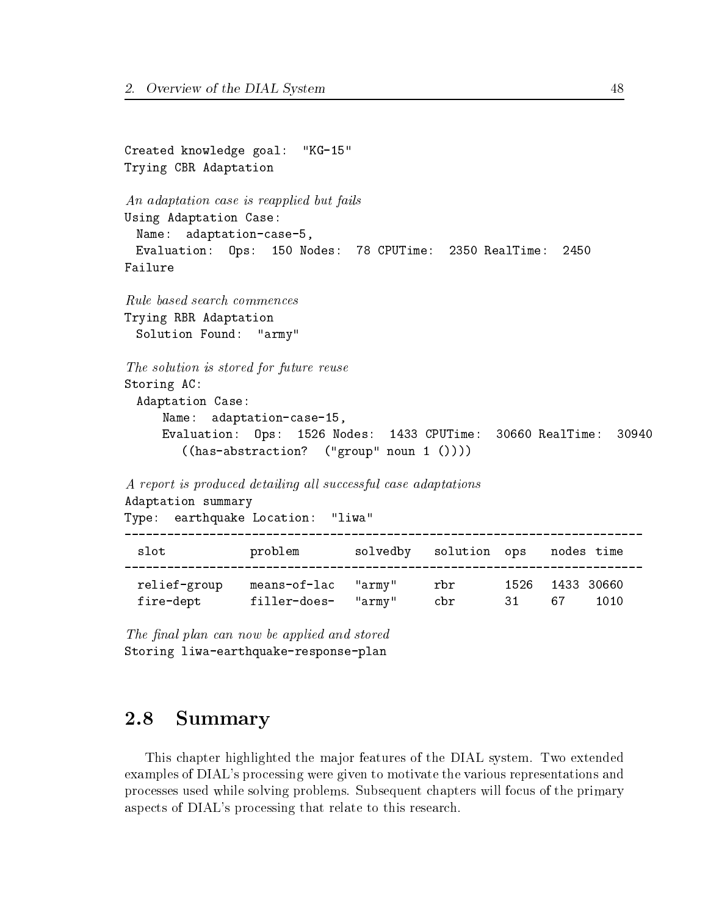```
Created knowledge goal:  "KG-15"
Trying CBR Adaptation
```

*An adaptation case is reapplied but fails*

```
Using Adaptation Case:
  Name:  adaptation-case-5,
  Evaluation:  Ops:  150 Nodes:  78 CPUTime:  2350 RealTime:  2450
Failure
```

*Rule based search commences*

```
Trying RBR Adaptation
  Solution Found:  "army"
```

*The solution is stored for future reuse*

```
Storing AC:
  Adaptation Case:
      Name:  adaptation-case-15,
      Evaluation:  Ops:  1526 Nodes:  1433 CPUTime:  30660 RealTime:  30940
         ((has-abstraction?  ("group" noun 1 ())))
```

*A report is produced detailing all successful case adaptations*

```
Adaptation summary
Type:  earthquake Location:  "liwa"
---------------------------------------------------------------------
  slot           problem        solvedby   solution  ops   nodes time
---------------------------------------------------------------------
  relief-group   means-of-lac   "army"     rbr       1526  1433 30660
  fire-dept      filler-does-   "army"     cbr       31    67    1010
```

*The final plan can now be applied and stored*

```
Storing liwa-earthquake-response-plan
```

## 2.8 Summary

This chapter highlighted the major features of the DIAL system. Two extended examples of DIAL's processing were given to motivate the various representations and processes used while solving problems. Subsequent chapters will focus of the primary aspects of DIAL's processing that relate to this research.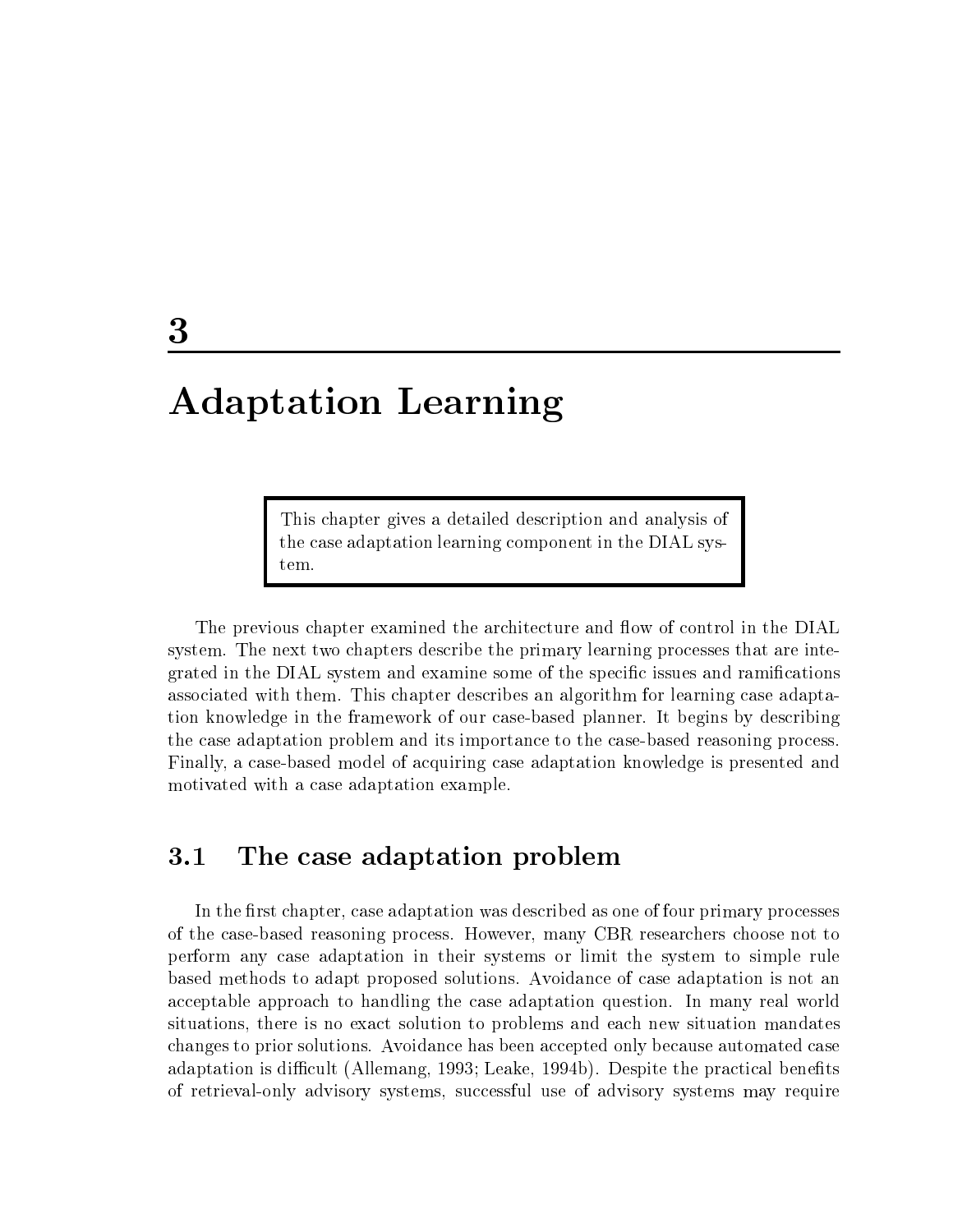# 3

# Adaptation Learning

> This chapter gives a detailed description and analysis of the case adaptation learning component in the DIAL system.

The previous chapter examined the architecture and flow of control in the DIAL system. The next two chapters describe the primary learning processes that are integrated in the DIAL system and examine some of the specific issues and ramifications associated with them. This chapter describes an algorithm for learning case adaptation knowledge in the framework of our case-based planner. It begins by describing the case adaptation problem and its importance to the case-based reasoning process. Finally, a case-based model of acquiring case adaptation knowledge is presented and motivated with a case adaptation example.

## 3.1 The case adaptation problem

In the first chapter, case adaptation was described as one of four primary processes of the case-based reasoning process. However, many CBR researchers choose not to perform any case adaptation in their systems or limit the system to simple rule based methods to adapt proposed solutions. Avoidance of case adaptation is not an acceptable approach to handling the case adaptation question. In many real world situations, there is no exact solution to problems and each new situation mandates changes to prior solutions. Avoidance has been accepted only because automated case adaptation is difficult (Allemang, 1993; Leake, 1994b). Despite the practical benefits of retrieval-only advisory systems, successful use of advisory systems may require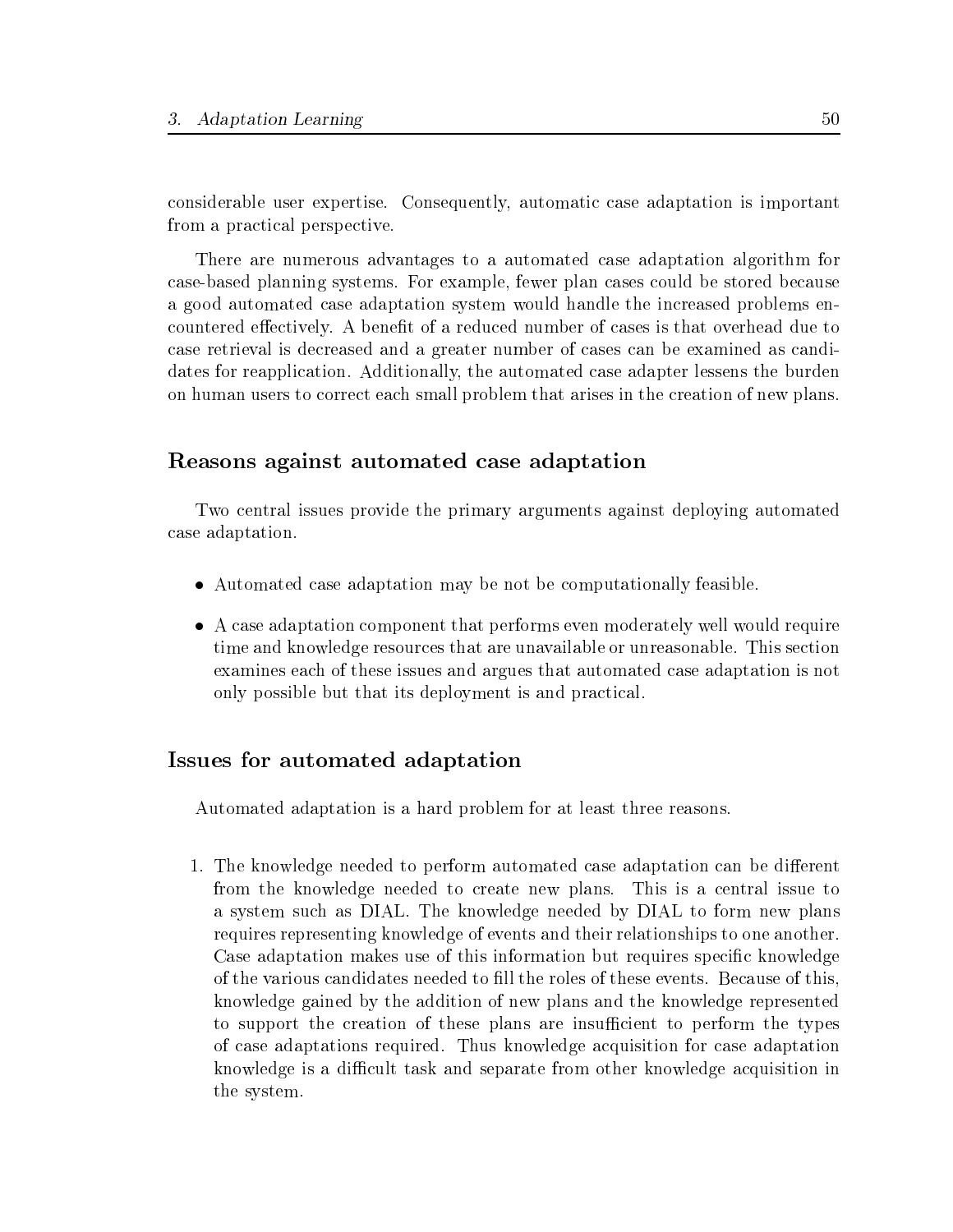considerable user expertise. Consequently, automatic case adaptation is important from a practical perspective.

There are numerous advantages to a automated case adaptation algorithm for case-based planning systems. For example, fewer plan cases could be stored because a good automated case adaptation system would handle the increased problems encountered effectively. A benefit of a reduced number of cases is that overhead due to case retrieval is decreased and a greater number of cases can be examined as candidates for reapplication. Additionally, the automated case adapter lessens the burden on human users to correct each small problem that arises in the creation of new plans.

### Reasons against automated case adaptation

Two central issues provide the primary arguments against deploying automated case adaptation.

- Automated case adaptation may be not be computationally feasible.
- A case adaptation component that performs even moderately well would require time and knowledge resources that are unavailable or unreasonable. This section examines each of these issues and argues that automated case adaptation is not only possible but that its deployment is and practical.

### Issues for automated adaptation

Automated adaptation is a hard problem for at least three reasons.

1. The knowledge needed to perform automated case adaptation can be different from the knowledge needed to create new plans. This is a central issue to a system such as DIAL. The knowledge needed by DIAL to form new plans requires representing knowledge of events and their relationships to one another. Case adaptation makes use of this information but requires specific knowledge of the various candidates needed to fill the roles of these events. Because of this, knowledge gained by the addition of new plans and the knowledge represented to support the creation of these plans are insufficient to perform the types of case adaptations required. Thus knowledge acquisition for case adaptation knowledge is a difficult task and separate from other knowledge acquisition in the system.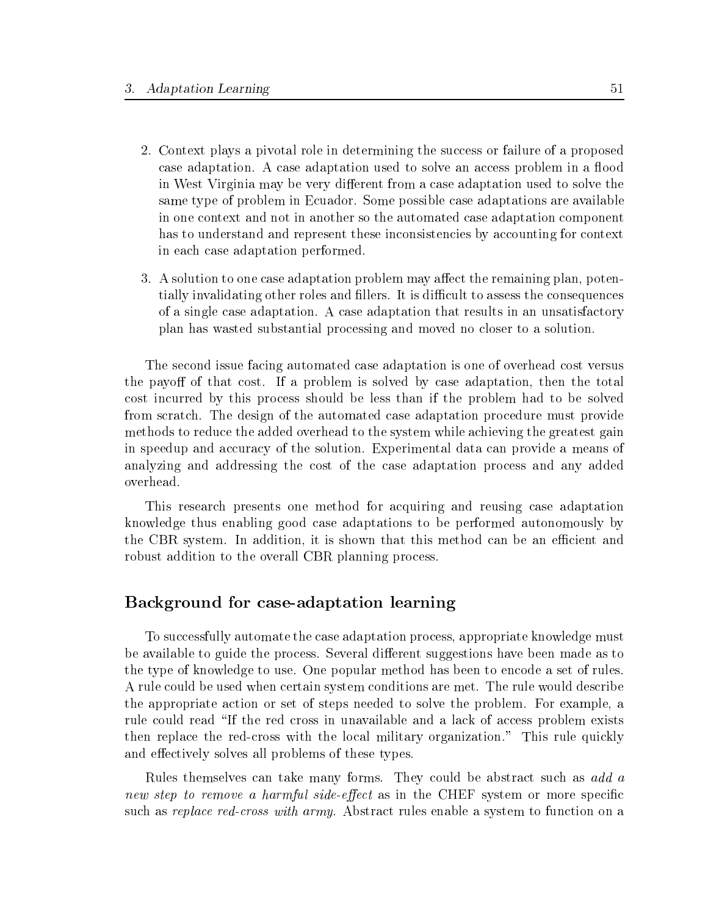2. Context plays a pivotal role in determining the success or failure of a proposed case adaptation. A case adaptation used to solve an access problem in a flood in West Virginia may be very different from a case adaptation used to solve the same type of problem in Ecuador. Some possible case adaptations are available in one context and not in another so the automated case adaptation component has to understand and represent these inconsistencies by accounting for context in each case adaptation performed.

3. A solution to one case adaptation problem may affect the remaining plan, potentially invalidating other roles and fillers. It is difficult to assess the consequences of a single case adaptation. A case adaptation that results in an unsatisfactory plan has wasted substantial processing and moved no closer to a solution.

The second issue facing automated case adaptation is one of overhead cost versus the payoff of that cost. If a problem is solved by case adaptation, then the total cost incurred by this process should be less than if the problem had to be solved from scratch. The design of the automated case adaptation procedure must provide methods to reduce the added overhead to the system while achieving the greatest gain in speedup and accuracy of the solution. Experimental data can provide a means of analyzing and addressing the cost of the case adaptation process and any added overhead.

This research presents one method for acquiring and reusing case adaptation knowledge thus enabling good case adaptations to be performed autonomously by the CBR system. In addition, it is shown that this method can be an efficient and robust addition to the overall CBR planning process.

## Background for case-adaptation learning

To successfully automate the case adaptation process, appropriate knowledge must be available to guide the process. Several different suggestions have been made as to the type of knowledge to use. One popular method has been to encode a set of rules. A rule could be used when certain system conditions are met. The rule would describe the appropriate action or set of steps needed to solve the problem. For example, a rule could read "If the red cross in unavailable and a lack of access problem exists then replace the red-cross with the local military organization." This rule quickly and effectively solves all problems of these types.

Rules themselves can take many forms. They could be abstract such as *add a new step to remove a harmful side-effect* as in the CHEF system or more specific such as *replace red-cross with army*. Abstract rules enable a system to function on a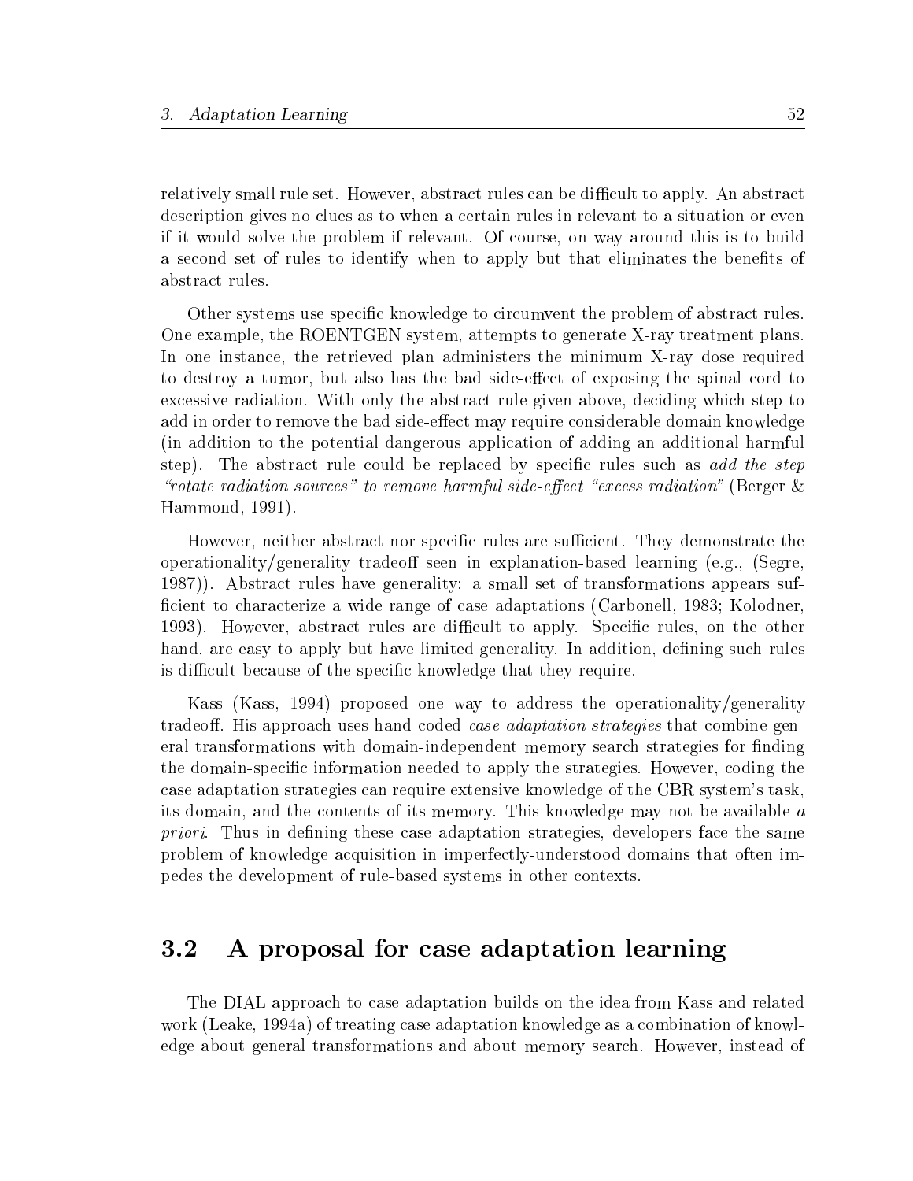relatively small rule set. However, abstract rules can be difficult to apply. An abstract description gives no clues as to when a certain rules in relevant to a situation or even if it would solve the problem if relevant. Of course, on way around this is to build a second set of rules to identify when to apply but that eliminates the benefits of abstract rules.

Other systems use specific knowledge to circumvent the problem of abstract rules. One example, the ROENTGEN system, attempts to generate X-ray treatment plans. In one instance, the retrieved plan administers the minimum X-ray dose required to destroy a tumor, but also has the bad side-effect of exposing the spinal cord to excessive radiation. With only the abstract rule given above, deciding which step to add in order to remove the bad side-effect may require considerable domain knowledge (in addition to the potential dangerous application of adding an additional harmful step). The abstract rule could be replaced by specific rules such as *add the step "rotate radiation sources" to remove harmful side-effect "excess radiation"* (Berger & Hammond, 1991).

However, neither abstract nor specific rules are sufficient. They demonstrate the operationality/generality tradeoff seen in explanation-based learning (e.g., (Segre, 1987)). Abstract rules have generality: a small set of transformations appears sufficient to characterize a wide range of case adaptations (Carbonell, 1983; Kolodner, 1993). However, abstract rules are difficult to apply. Specific rules, on the other hand, are easy to apply but have limited generality. In addition, defining such rules is difficult because of the specific knowledge that they require.

Kass (Kass, 1994) proposed one way to address the operationality/generality tradeoff. His approach uses hand-coded *case adaptation strategies* that combine general transformations with domain-independent memory search strategies for finding the domain-specific information needed to apply the strategies. However, coding the case adaptation strategies can require extensive knowledge of the CBR system's task, its domain, and the contents of its memory. This knowledge may not be available *a priori*. Thus in defining these case adaptation strategies, developers face the same problem of knowledge acquisition in imperfectly-understood domains that often impedes the development of rule-based systems in other contexts.

## 3.2 A proposal for case adaptation learning

The DIAL approach to case adaptation builds on the idea from Kass and related work (Leake, 1994a) of treating case adaptation knowledge as a combination of knowledge about general transformations and about memory search. However, instead of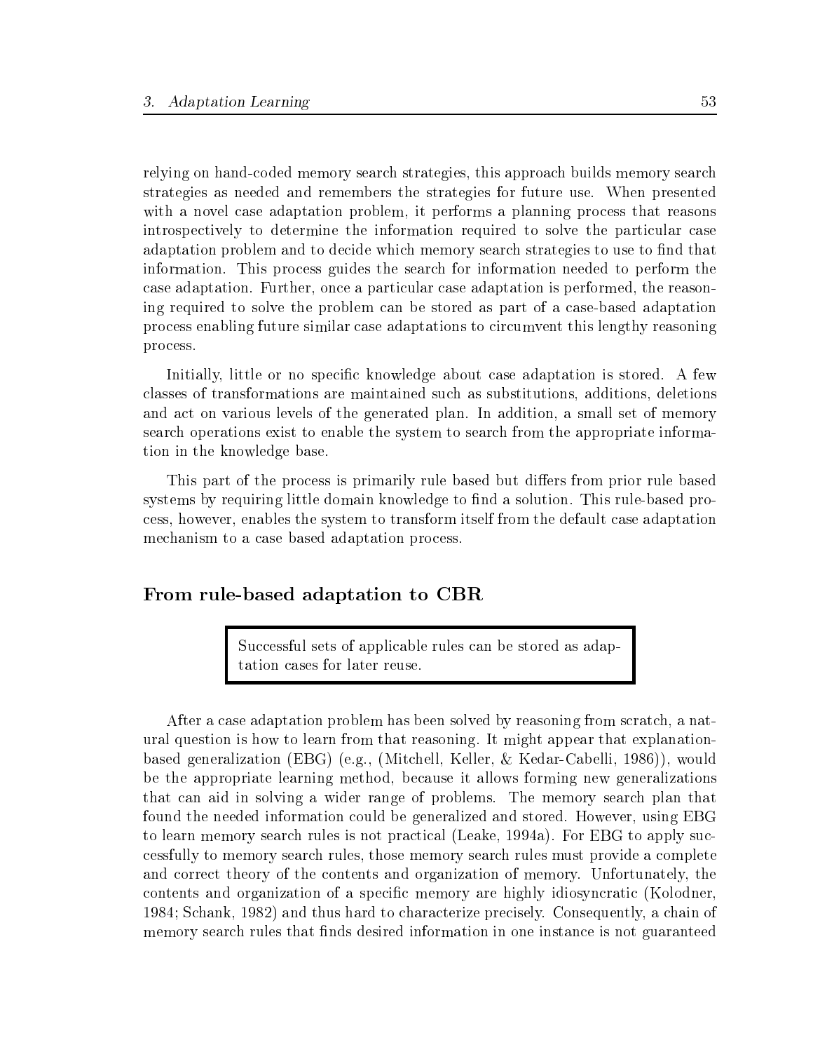relying on hand-coded memory search strategies, this approach builds memory search strategies as needed and remembers the strategies for future use. When presented with a novel case adaptation problem, it performs a planning process that reasons introspectively to determine the information required to solve the particular case adaptation problem and to decide which memory search strategies to use to find that information. This process guides the search for information needed to perform the case adaptation. Further, once a particular case adaptation is performed, the reasoning required to solve the problem can be stored as part of a case-based adaptation process enabling future similar case adaptations to circumvent this lengthy reasoning process.

Initially, little or no specific knowledge about case adaptation is stored. A few classes of transformations are maintained such as substitutions, additions, deletions and act on various levels of the generated plan. In addition, a small set of memory search operations exist to enable the system to search from the appropriate information in the knowledge base.

This part of the process is primarily rule based but differs from prior rule based systems by requiring little domain knowledge to find a solution. This rule-based process, however, enables the system to transform itself from the default case adaptation mechanism to a case based adaptation process.

### From rule-based adaptation to CBR

> Successful sets of applicable rules can be stored as adaptation cases for later reuse.

After a case adaptation problem has been solved by reasoning from scratch, a natural question is how to learn from that reasoning. It might appear that explanation-based generalization (EBG) (e.g., (Mitchell, Keller, & Kedar-Cabelli, 1986)), would be the appropriate learning method, because it allows forming new generalizations that can aid in solving a wider range of problems. The memory search plan that found the needed information could be generalized and stored. However, using EBG to learn memory search rules is not practical (Leake, 1994a). For EBG to apply successfully to memory search rules, those memory search rules must provide a complete and correct theory of the contents and organization of memory. Unfortunately, the contents and organization of a specific memory are highly idiosyncratic (Kolodner, 1984; Schank, 1982) and thus hard to characterize precisely. Consequently, a chain of memory search rules that finds desired information in one instance is not guaranteed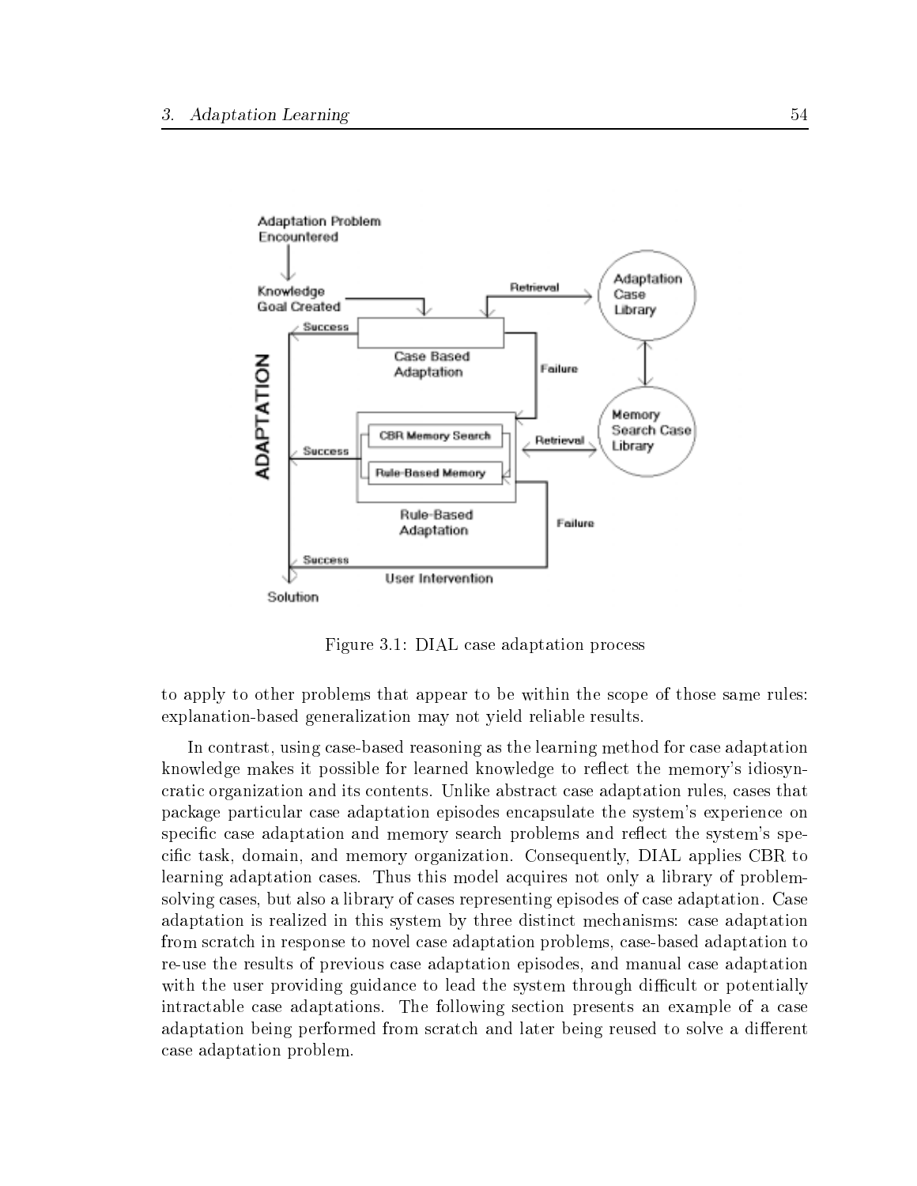Figure 3.1: DIAL case adaptation process

to apply to other problems that appear to be within the scope of those same rules: explanation-based generalization may not yield reliable results.

In contrast, using case-based reasoning as the learning method for case adaptation knowledge makes it possible for learned knowledge to reflect the memory's idiosyncratic organization and its contents. Unlike abstract case adaptation rules, cases that package particular case adaptation episodes encapsulate the system's experience on specific case adaptation and memory search problems and reflect the system's specific task, domain, and memory organization. Consequently, DIAL applies CBR to learning adaptation cases. Thus this model acquires not only a library of problem-solving cases, but also a library of cases representing episodes of case adaptation. Case adaptation is realized in this system by three distinct mechanisms: case adaptation from scratch in response to novel case adaptation problems, case-based adaptation to re-use the results of previous case adaptation episodes, and manual case adaptation with the user providing guidance to lead the system through difficult or potentially intractable case adaptations. The following section presents an example of a case adaptation being performed from scratch and later being reused to solve a different case adaptation problem.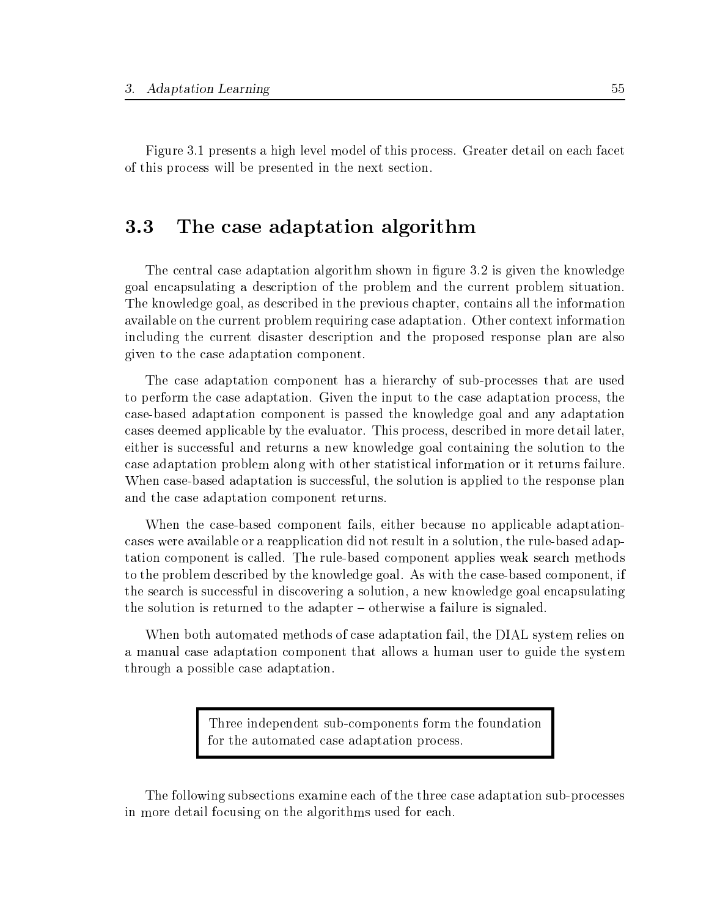Figure 3.1 presents a high level model of this process. Greater detail on each facet of this process will be presented in the next section.

## 3.3 The case adaptation algorithm

The central case adaptation algorithm shown in figure 3.2 is given the knowledge goal encapsulating a description of the problem and the current problem situation. The knowledge goal, as described in the previous chapter, contains all the information available on the current problem requiring case adaptation. Other context information including the current disaster description and the proposed response plan are also given to the case adaptation component.

The case adaptation component has a hierarchy of sub-processes that are used to perform the case adaptation. Given the input to the case adaptation process, the case-based adaptation component is passed the knowledge goal and any adaptation cases deemed applicable by the evaluator. This process, described in more detail later, either is successful and returns a new knowledge goal containing the solution to the case adaptation problem along with other statistical information or it returns failure. When case-based adaptation is successful, the solution is applied to the response plan and the case adaptation component returns.

When the case-based component fails, either because no applicable adaptation-cases were available or a reapplication did not result in a solution, the rule-based adaptation component is called. The rule-based component applies weak search methods to the problem described by the knowledge goal. As with the case-based component, if the search is successful in discovering a solution, a new knowledge goal encapsulating the solution is returned to the adapter – otherwise a failure is signaled.

When both automated methods of case adaptation fail, the DIAL system relies on a manual case adaptation component that allows a human user to guide the system through a possible case adaptation.

> Three independent sub-components form the foundation for the automated case adaptation process.

The following subsections examine each of the three case adaptation sub-processes in more detail focusing on the algorithms used for each.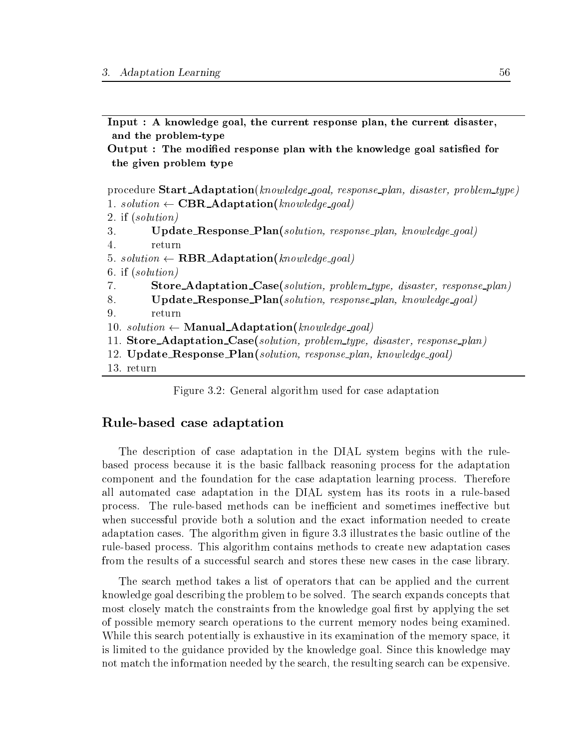**Input : A knowledge goal, the current response plan, the current disaster, and the problem-type**
**Output : The modified response plan with the knowledge goal satisfied for the given problem type**

```
procedure Start_Adaptation(knowledge_goal, response_plan, disaster, problem_type)
1. solution ← CBR_Adaptation(knowledge_goal)
2. if (solution)
3.       Update_Response_Plan(solution, response_plan, knowledge_goal)
4.       return
5. solution ← RBR_Adaptation(knowledge_goal)
6. if (solution)
7.       Store_Adaptation_Case(solution, problem_type, disaster, response_plan)
8.       Update_Response_Plan(solution, response_plan, knowledge_goal)
9.       return
10. solution ← Manual_Adaptation(knowledge_goal)
11. Store_Adaptation_Case(solution, problem_type, disaster, response_plan)
12. Update_Response_Plan(solution, response_plan, knowledge_goal)
13. return
```

Figure 3.2: General algorithm used for case adaptation

## Rule-based case adaptation

The description of case adaptation in the DIAL system begins with the rule-based process because it is the basic fallback reasoning process for the adaptation component and the foundation for the case adaptation learning process. Therefore all automated case adaptation in the DIAL system has its roots in a rule-based process. The rule-based methods can be inefficient and sometimes ineffective but when successful provide both a solution and the exact information needed to create adaptation cases. The algorithm given in figure 3.3 illustrates the basic outline of the rule-based process. This algorithm contains methods to create new adaptation cases from the results of a successful search and stores these new cases in the case library.

The search method takes a list of operators that can be applied and the current knowledge goal describing the problem to be solved. The search expands concepts that most closely match the constraints from the knowledge goal first by applying the set of possible memory search operations to the current memory nodes being examined. While this search potentially is exhaustive in its examination of the memory space, it is limited to the guidance provided by the knowledge goal. Since this knowledge may not match the information needed by the search, the resulting search can be expensive.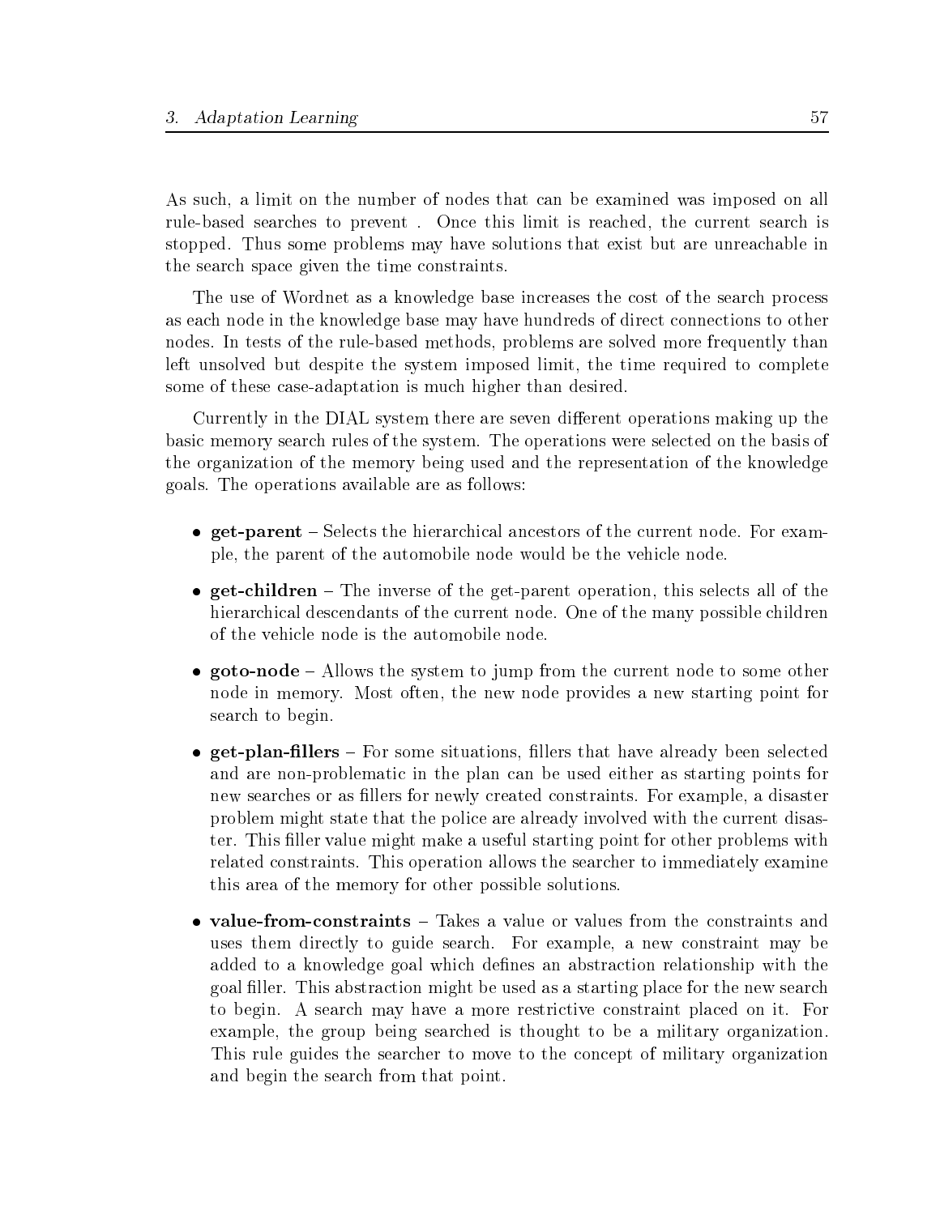As such, a limit on the number of nodes that can be examined was imposed on all rule-based searches to prevent . Once this limit is reached, the current search is stopped. Thus some problems may have solutions that exist but are unreachable in the search space given the time constraints.

The use of Wordnet as a knowledge base increases the cost of the search process as each node in the knowledge base may have hundreds of direct connections to other nodes. In tests of the rule-based methods, problems are solved more frequently than left unsolved but despite the system imposed limit, the time required to complete some of these case-adaptation is much higher than desired.

Currently in the DIAL system there are seven different operations making up the basic memory search rules of the system. The operations were selected on the basis of the organization of the memory being used and the representation of the knowledge goals. The operations available are as follows:

- **get-parent** – Selects the hierarchical ancestors of the current node. For example, the parent of the automobile node would be the vehicle node.
- **get-children** – The inverse of the get-parent operation, this selects all of the hierarchical descendants of the current node. One of the many possible children of the vehicle node is the automobile node.
- **goto-node** – Allows the system to jump from the current node to some other node in memory. Most often, the new node provides a new starting point for search to begin.
- **get-plan-fillers** – For some situations, fillers that have already been selected and are non-problematic in the plan can be used either as starting points for new searches or as fillers for newly created constraints. For example, a disaster problem might state that the police are already involved with the current disaster. This filler value might make a useful starting point for other problems with related constraints. This operation allows the searcher to immediately examine this area of the memory for other possible solutions.
- **value-from-constraints** – Takes a value or values from the constraints and uses them directly to guide search. For example, a new constraint may be added to a knowledge goal which defines an abstraction relationship with the goal filler. This abstraction might be used as a starting place for the new search to begin. A search may have a more restrictive constraint placed on it. For example, the group being searched is thought to be a military organization. This rule guides the searcher to move to the concept of military organization and begin the search from that point.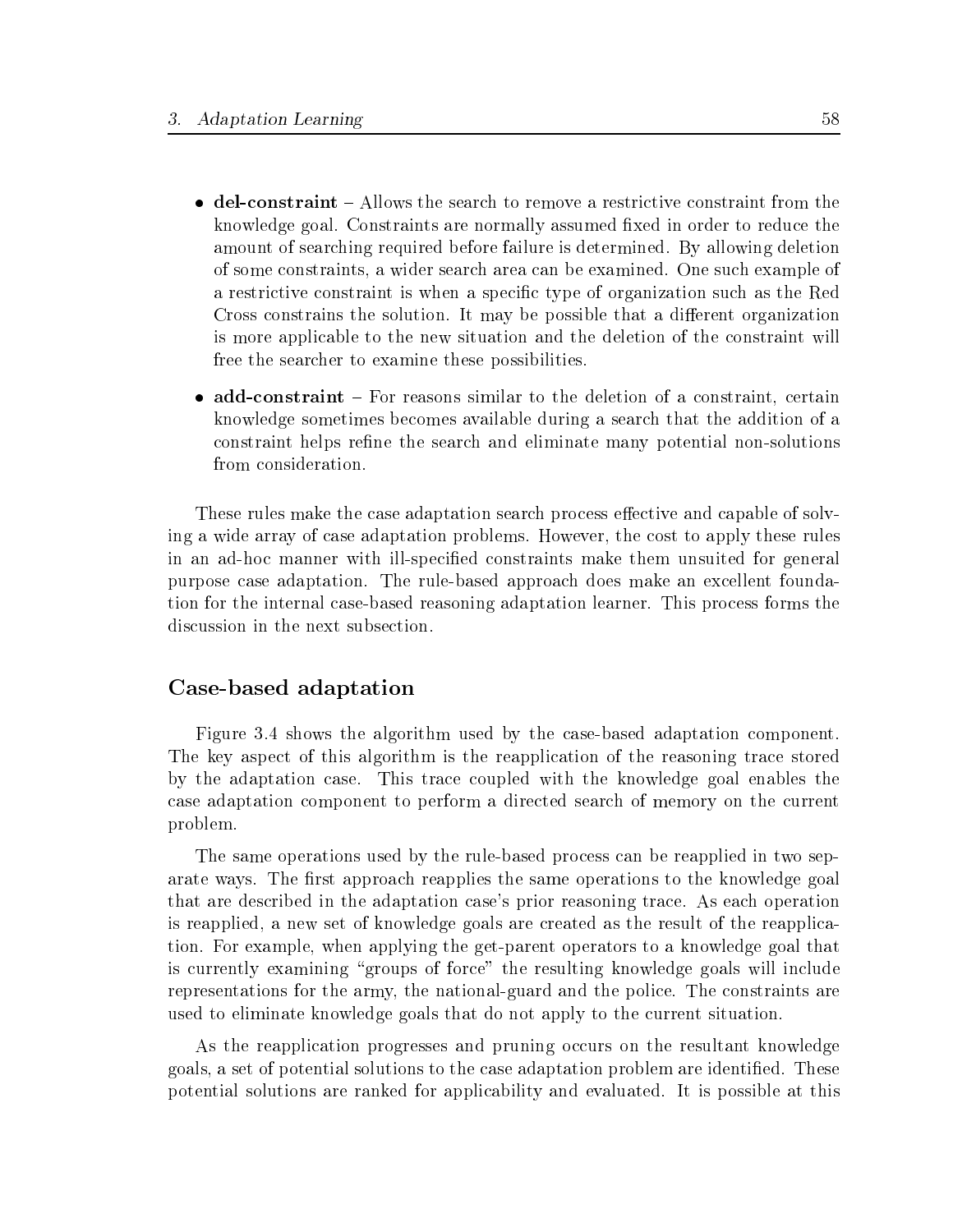- **del-constraint** – Allows the search to remove a restrictive constraint from the knowledge goal. Constraints are normally assumed fixed in order to reduce the amount of searching required before failure is determined. By allowing deletion of some constraints, a wider search area can be examined. One such example of a restrictive constraint is when a specific type of organization such as the Red Cross constrains the solution. It may be possible that a different organization is more applicable to the new situation and the deletion of the constraint will free the searcher to examine these possibilities.

- **add-constraint** – For reasons similar to the deletion of a constraint, certain knowledge sometimes becomes available during a search that the addition of a constraint helps refine the search and eliminate many potential non-solutions from consideration.

These rules make the case adaptation search process effective and capable of solving a wide array of case adaptation problems. However, the cost to apply these rules in an ad-hoc manner with ill-specified constraints make them unsuited for general purpose case adaptation. The rule-based approach does make an excellent foundation for the internal case-based reasoning adaptation learner. This process forms the discussion in the next subsection.

### Case-based adaptation

Figure 3.4 shows the algorithm used by the case-based adaptation component. The key aspect of this algorithm is the reapplication of the reasoning trace stored by the adaptation case. This trace coupled with the knowledge goal enables the case adaptation component to perform a directed search of memory on the current problem.

The same operations used by the rule-based process can be reapplied in two separate ways. The first approach reapplies the same operations to the knowledge goal that are described in the adaptation case's prior reasoning trace. As each operation is reapplied, a new set of knowledge goals are created as the result of the reapplication. For example, when applying the get-parent operators to a knowledge goal that is currently examining "groups of force" the resulting knowledge goals will include representations for the army, the national-guard and the police. The constraints are used to eliminate knowledge goals that do not apply to the current situation.

As the reapplication progresses and pruning occurs on the resultant knowledge goals, a set of potential solutions to the case adaptation problem are identified. These potential solutions are ranked for applicability and evaluated. It is possible at this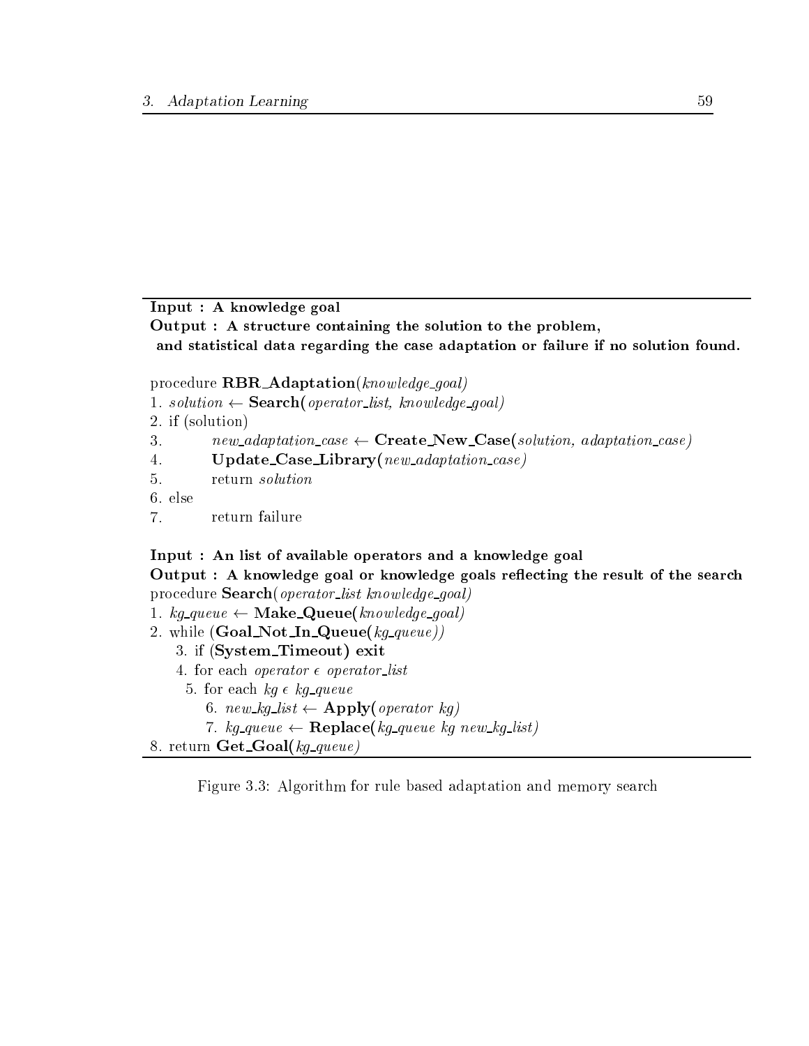**Input : A knowledge goal**
**Output : A structure containing the solution to the problem,**
**and statistical data regarding the case adaptation or failure if no solution found.**

```
procedure RBR_Adaptation(knowledge_goal)
1. solution ← Search(operator_list, knowledge_goal)
2. if (solution)
3.         new_adaptation_case ← Create_New_Case(solution, adaptation_case)
4.         Update_Case_Library(new_adaptation_case)
5.         return solution
6. else
7.         return failure
```

**Input : An list of available operators and a knowledge goal**
**Output : A knowledge goal or knowledge goals reflecting the result of the search**

```
procedure Search(operator_list knowledge_goal)
1. kg_queue ← Make_Queue(knowledge_goal)
2. while (Goal_Not_In_Queue(kg_queue))
    3. if (System_Timeout) exit
    4. for each operator ϵ operator_list
      5. for each kg ϵ kg_queue
         6. new_kg_list ← Apply(operator kg)
         7. kg_queue ← Replace(kg_queue kg new_kg_list)
8. return Get_Goal(kg_queue)
```

Figure 3.3: Algorithm for rule based adaptation and memory search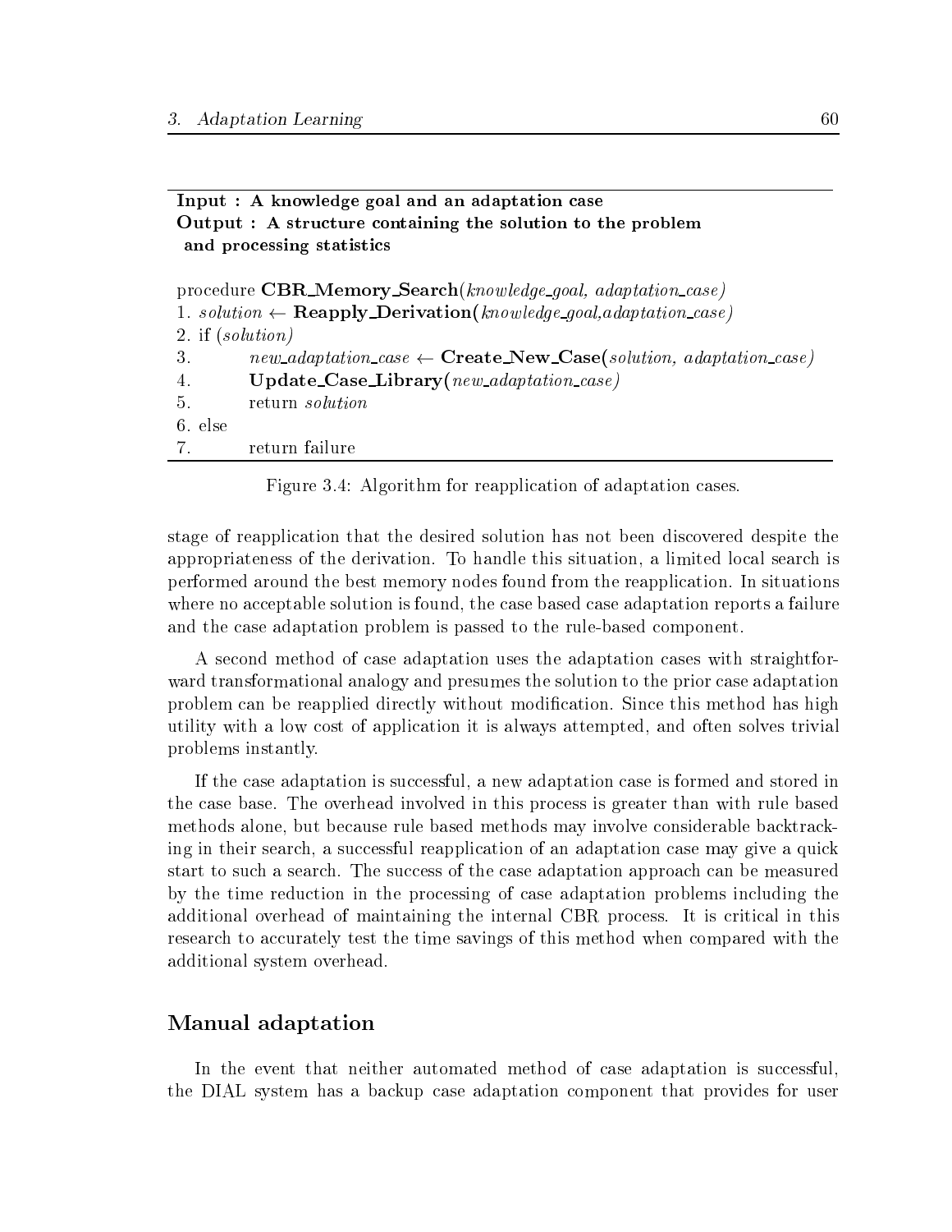**Input : A knowledge goal and an adaptation case**
**Output : A structure containing the solution to the problem and processing statistics**

```
procedure CBR_Memory_Search(knowledge_goal, adaptation_case)
1. solution ← Reapply_Derivation(knowledge_goal,adaptation_case)
2. if (solution)
3.        new_adaptation_case ← Create_New_Case(solution, adaptation_case)
4.        Update_Case_Library(new_adaptation_case)
5.        return solution
6. else
7.        return failure
```

Figure 3.4: Algorithm for reapplication of adaptation cases.

stage of reapplication that the desired solution has not been discovered despite the appropriateness of the derivation. To handle this situation, a limited local search is performed around the best memory nodes found from the reapplication. In situations where no acceptable solution is found, the case based case adaptation reports a failure and the case adaptation problem is passed to the rule-based component.

A second method of case adaptation uses the adaptation cases with straightforward transformational analogy and presumes the solution to the prior case adaptation problem can be reapplied directly without modification. Since this method has high utility with a low cost of application it is always attempted, and often solves trivial problems instantly.

If the case adaptation is successful, a new adaptation case is formed and stored in the case base. The overhead involved in this process is greater than with rule based methods alone, but because rule based methods may involve considerable backtracking in their search, a successful reapplication of an adaptation case may give a quick start to such a search. The success of the case adaptation approach can be measured by the time reduction in the processing of case adaptation problems including the additional overhead of maintaining the internal CBR process. It is critical in this research to accurately test the time savings of this method when compared with the additional system overhead.

### Manual adaptation

In the event that neither automated method of case adaptation is successful, the DIAL system has a backup case adaptation component that provides for user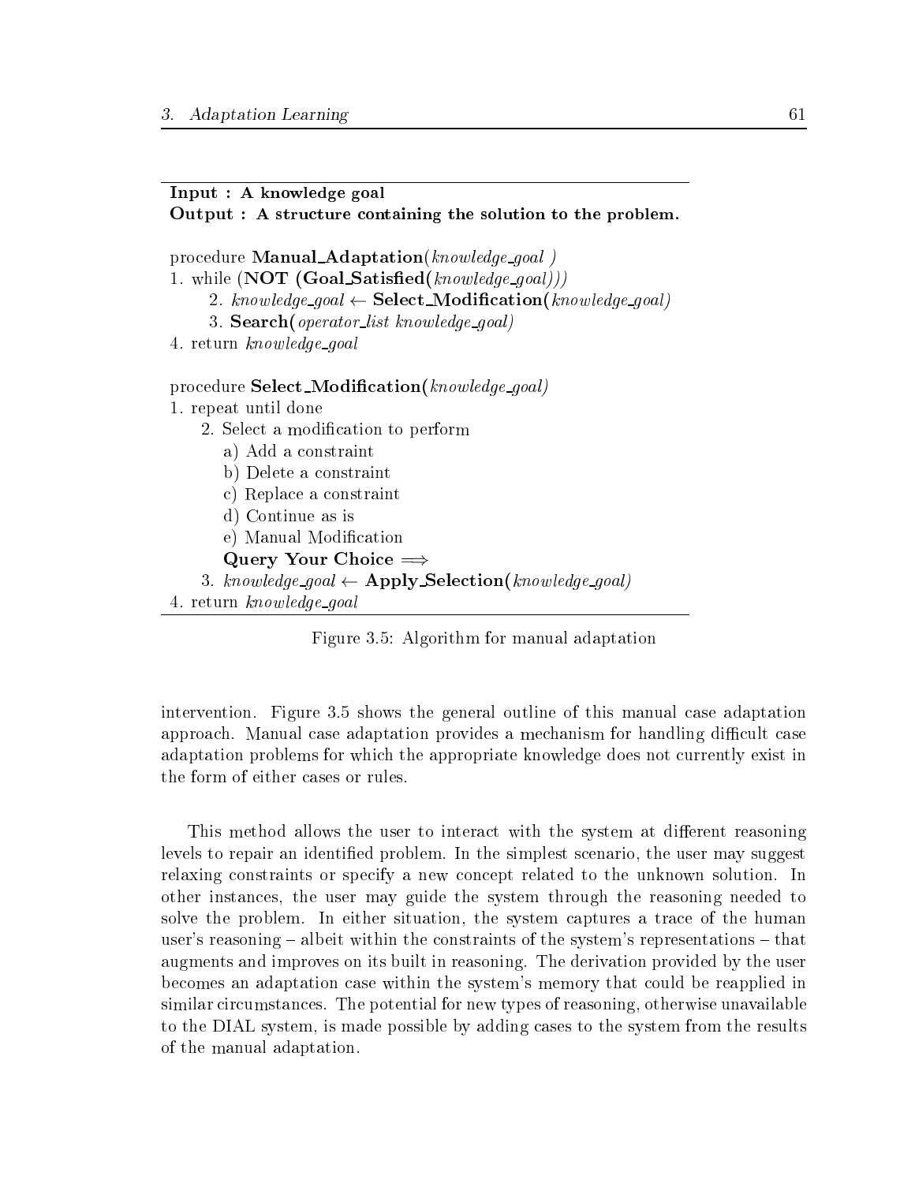**Input : A knowledge goal**
**Output : A structure containing the solution to the problem.**

```
procedure Manual_Adaptation(knowledge_goal )
1. while (NOT (Goal_Satisfied(knowledge_goal)))
      2. knowledge_goal ← Select_Modification(knowledge_goal)
      3. Search(operator_list knowledge_goal)
4. return knowledge_goal

procedure Select_Modification(knowledge_goal)
1. repeat until done
     2. Select a modification to perform
        a) Add a constraint
        b) Delete a constraint
        c) Replace a constraint
        d) Continue as is
        e) Manual Modification
        Query Your Choice ⟹
     3. knowledge_goal ← Apply_Selection(knowledge_goal)
4. return knowledge_goal
```

Figure 3.5: Algorithm for manual adaptation

intervention. Figure 3.5 shows the general outline of this manual case adaptation approach. Manual case adaptation provides a mechanism for handling difficult case adaptation problems for which the appropriate knowledge does not currently exist in the form of either cases or rules.

This method allows the user to interact with the system at different reasoning levels to repair an identified problem. In the simplest scenario, the user may suggest relaxing constraints or specify a new concept related to the unknown solution. In other instances, the user may guide the system through the reasoning needed to solve the problem. In either situation, the system captures a trace of the human user's reasoning – albeit within the constraints of the system's representations – that augments and improves on its built in reasoning. The derivation provided by the user becomes an adaptation case within the system's memory that could be reapplied in similar circumstances. The potential for new types of reasoning, otherwise unavailable to the DIAL system, is made possible by adding cases to the system from the results of the manual adaptation.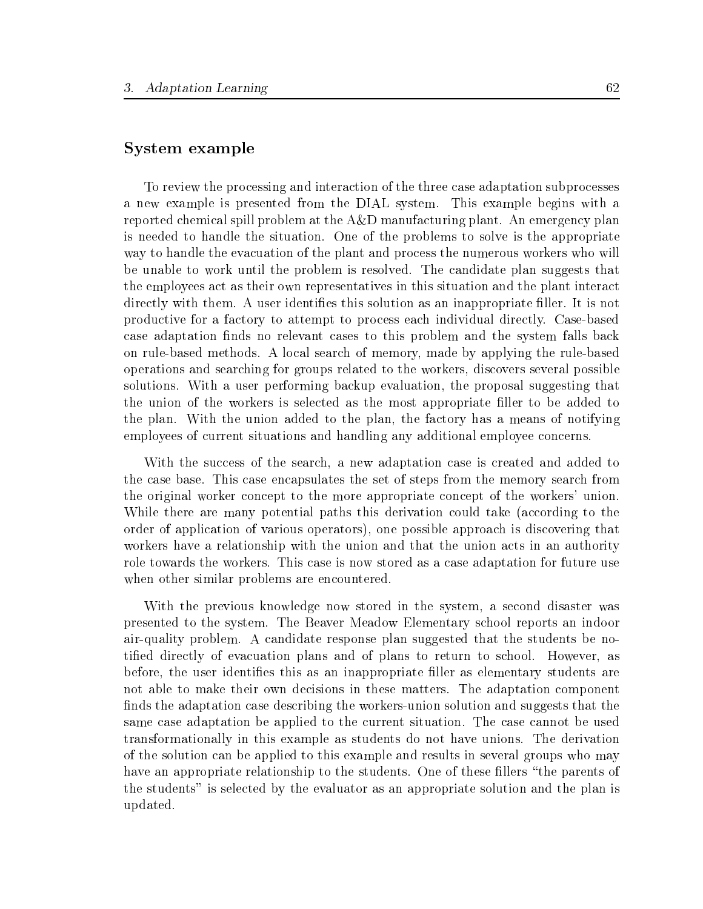## System example

To review the processing and interaction of the three case adaptation subprocesses a new example is presented from the DIAL system. This example begins with a reported chemical spill problem at the A&D manufacturing plant. An emergency plan is needed to handle the situation. One of the problems to solve is the appropriate way to handle the evacuation of the plant and process the numerous workers who will be unable to work until the problem is resolved. The candidate plan suggests that the employees act as their own representatives in this situation and the plant interact directly with them. A user identifies this solution as an inappropriate filler. It is not productive for a factory to attempt to process each individual directly. Case-based case adaptation finds no relevant cases to this problem and the system falls back on rule-based methods. A local search of memory, made by applying the rule-based operations and searching for groups related to the workers, discovers several possible solutions. With a user performing backup evaluation, the proposal suggesting that the union of the workers is selected as the most appropriate filler to be added to the plan. With the union added to the plan, the factory has a means of notifying employees of current situations and handling any additional employee concerns.

With the success of the search, a new adaptation case is created and added to the case base. This case encapsulates the set of steps from the memory search from the original worker concept to the more appropriate concept of the workers' union. While there are many potential paths this derivation could take (according to the order of application of various operators), one possible approach is discovering that workers have a relationship with the union and that the union acts in an authority role towards the workers. This case is now stored as a case adaptation for future use when other similar problems are encountered.

With the previous knowledge now stored in the system, a second disaster was presented to the system. The Beaver Meadow Elementary school reports an indoor air-quality problem. A candidate response plan suggested that the students be notified directly of evacuation plans and of plans to return to school. However, as before, the user identifies this as an inappropriate filler as elementary students are not able to make their own decisions in these matters. The adaptation component finds the adaptation case describing the workers-union solution and suggests that the same case adaptation be applied to the current situation. The case cannot be used transformationally in this example as students do not have unions. The derivation of the solution can be applied to this example and results in several groups who may have an appropriate relationship to the students. One of these fillers "the parents of the students" is selected by the evaluator as an appropriate solution and the plan is updated.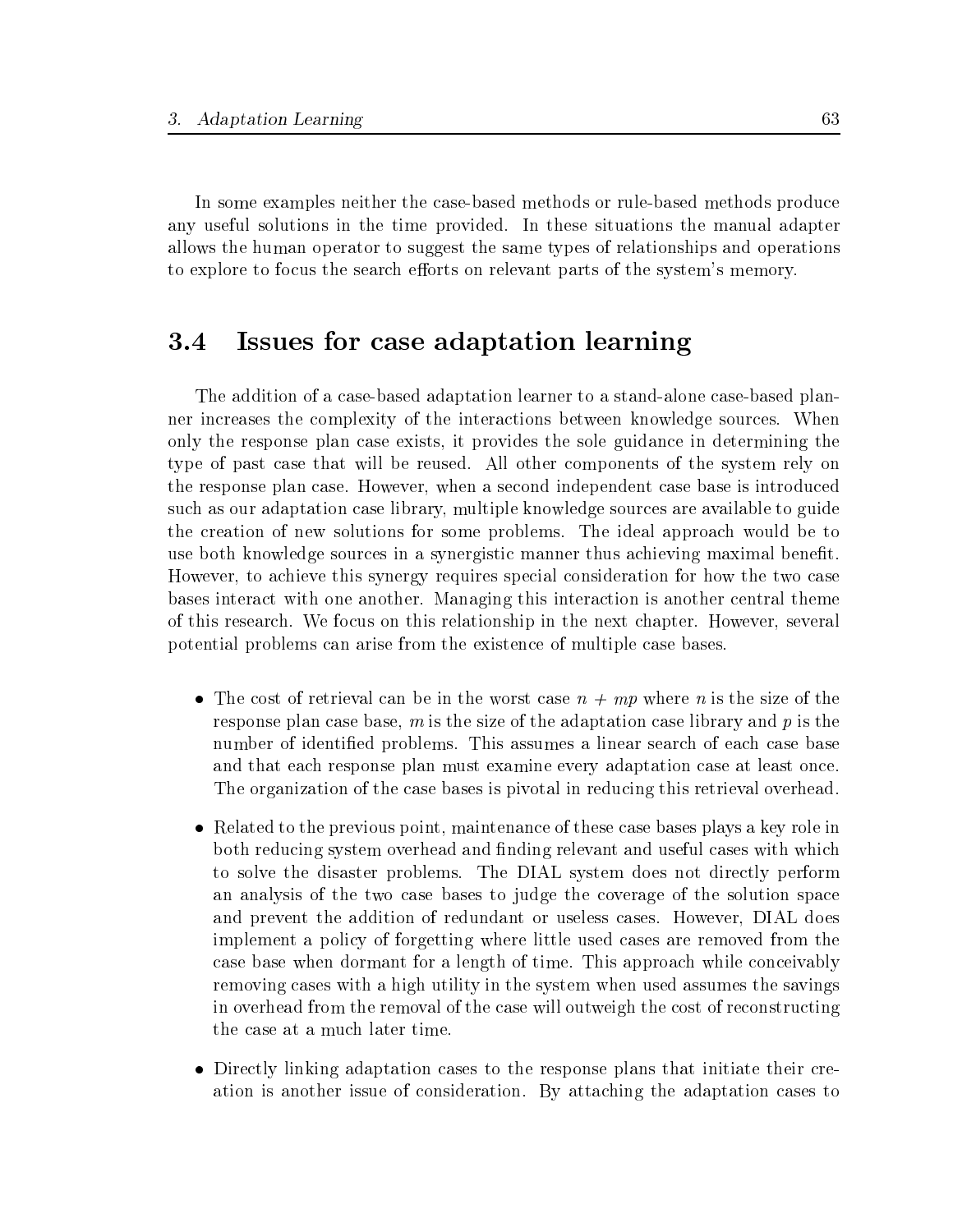In some examples neither the case-based methods or rule-based methods produce any useful solutions in the time provided. In these situations the manual adapter allows the human operator to suggest the same types of relationships and operations to explore to focus the search efforts on relevant parts of the system's memory.

## 3.4 Issues for case adaptation learning

The addition of a case-based adaptation learner to a stand-alone case-based planner increases the complexity of the interactions between knowledge sources. When only the response plan case exists, it provides the sole guidance in determining the type of past case that will be reused. All other components of the system rely on the response plan case. However, when a second independent case base is introduced such as our adaptation case library, multiple knowledge sources are available to guide the creation of new solutions for some problems. The ideal approach would be to use both knowledge sources in a synergistic manner thus achieving maximal benefit. However, to achieve this synergy requires special consideration for how the two case bases interact with one another. Managing this interaction is another central theme of this research. We focus on this relationship in the next chapter. However, several potential problems can arise from the existence of multiple case bases.

- The cost of retrieval can be in the worst case $n + mp$ where $n$ is the size of the response plan case base, $m$ is the size of the adaptation case library and $p$ is the number of identified problems. This assumes a linear search of each case base and that each response plan must examine every adaptation case at least once. The organization of the case bases is pivotal in reducing this retrieval overhead.

- Related to the previous point, maintenance of these case bases plays a key role in both reducing system overhead and finding relevant and useful cases with which to solve the disaster problems. The DIAL system does not directly perform an analysis of the two case bases to judge the coverage of the solution space and prevent the addition of redundant or useless cases. However, DIAL does implement a policy of forgetting where little used cases are removed from the case base when dormant for a length of time. This approach while conceivably removing cases with a high utility in the system when used assumes the savings in overhead from the removal of the case will outweigh the cost of reconstructing the case at a much later time.

- Directly linking adaptation cases to the response plans that initiate their creation is another issue of consideration. By attaching the adaptation cases to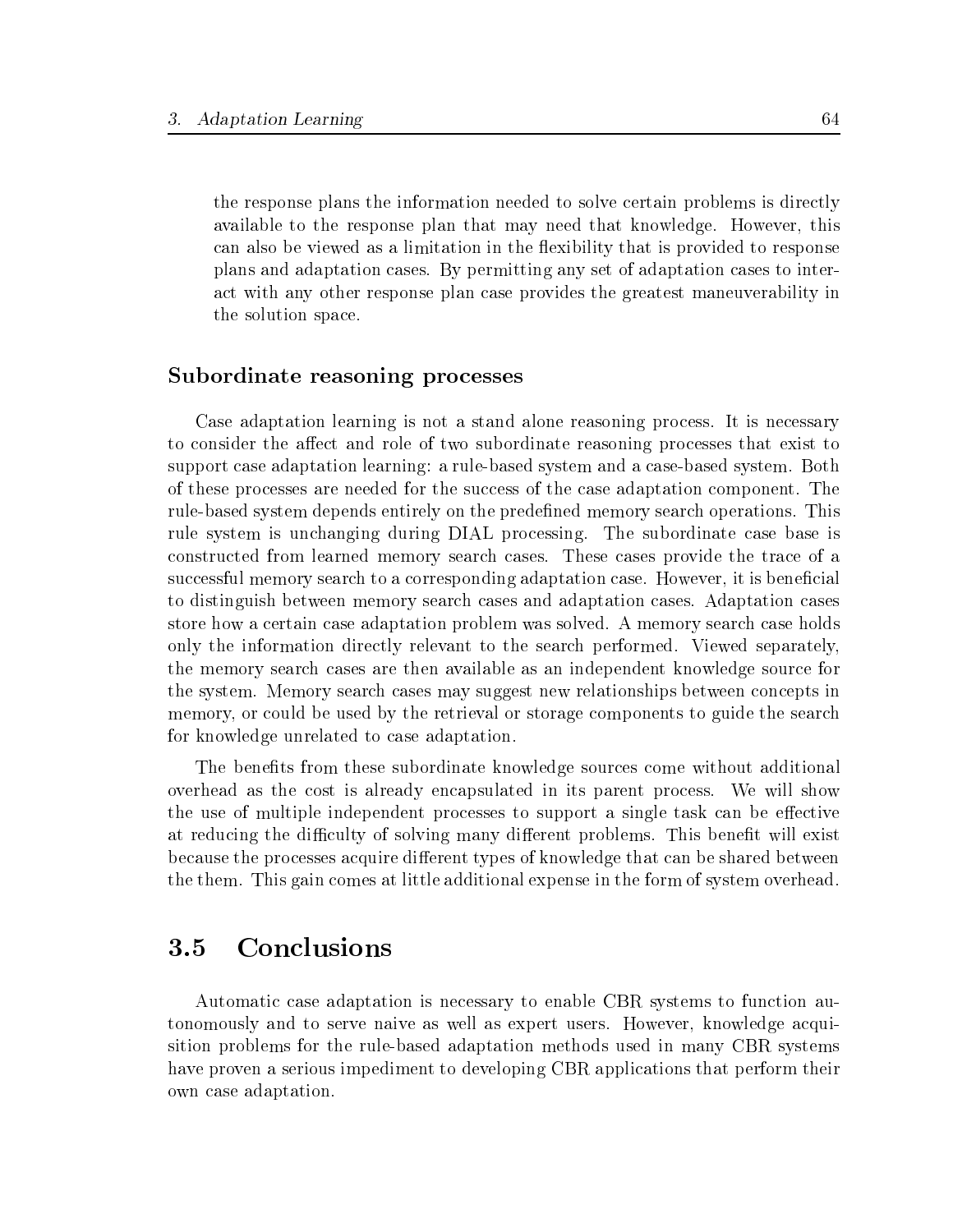the response plans the information needed to solve certain problems is directly available to the response plan that may need that knowledge. However, this can also be viewed as a limitation in the flexibility that is provided to response plans and adaptation cases. By permitting any set of adaptation cases to interact with any other response plan case provides the greatest maneuverability in the solution space.

### Subordinate reasoning processes

Case adaptation learning is not a stand alone reasoning process. It is necessary to consider the affect and role of two subordinate reasoning processes that exist to support case adaptation learning: a rule-based system and a case-based system. Both of these processes are needed for the success of the case adaptation component. The rule-based system depends entirely on the predefined memory search operations. This rule system is unchanging during DIAL processing. The subordinate case base is constructed from learned memory search cases. These cases provide the trace of a successful memory search to a corresponding adaptation case. However, it is beneficial to distinguish between memory search cases and adaptation cases. Adaptation cases store how a certain case adaptation problem was solved. A memory search case holds only the information directly relevant to the search performed. Viewed separately, the memory search cases are then available as an independent knowledge source for the system. Memory search cases may suggest new relationships between concepts in memory, or could be used by the retrieval or storage components to guide the search for knowledge unrelated to case adaptation.

The benefits from these subordinate knowledge sources come without additional overhead as the cost is already encapsulated in its parent process. We will show the use of multiple independent processes to support a single task can be effective at reducing the difficulty of solving many different problems. This benefit will exist because the processes acquire different types of knowledge that can be shared between the them. This gain comes at little additional expense in the form of system overhead.

## 3.5 Conclusions

Automatic case adaptation is necessary to enable CBR systems to function autonomously and to serve naive as well as expert users. However, knowledge acquisition problems for the rule-based adaptation methods used in many CBR systems have proven a serious impediment to developing CBR applications that perform their own case adaptation.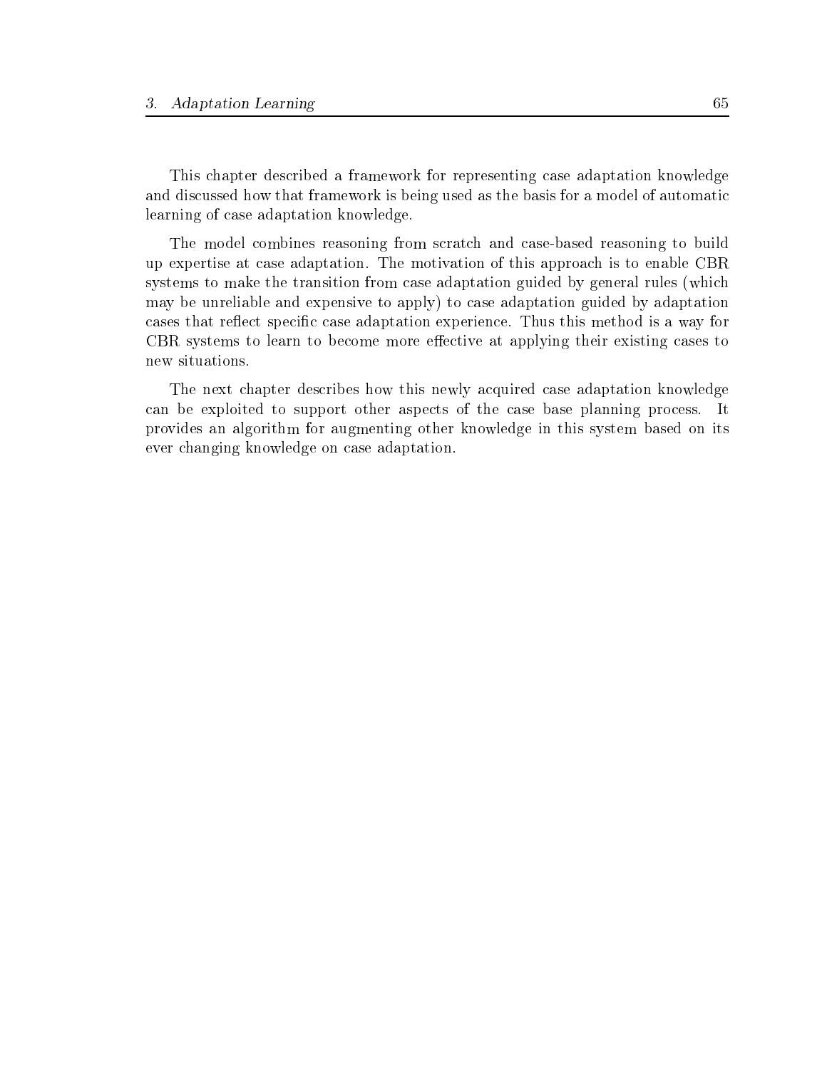This chapter described a framework for representing case adaptation knowledge and discussed how that framework is being used as the basis for a model of automatic learning of case adaptation knowledge.

The model combines reasoning from scratch and case-based reasoning to build up expertise at case adaptation. The motivation of this approach is to enable CBR systems to make the transition from case adaptation guided by general rules (which may be unreliable and expensive to apply) to case adaptation guided by adaptation cases that reflect specific case adaptation experience. Thus this method is a way for CBR systems to learn to become more effective at applying their existing cases to new situations.

The next chapter describes how this newly acquired case adaptation knowledge can be exploited to support other aspects of the case base planning process. It provides an algorithm for augmenting other knowledge in this system based on its ever changing knowledge on case adaptation.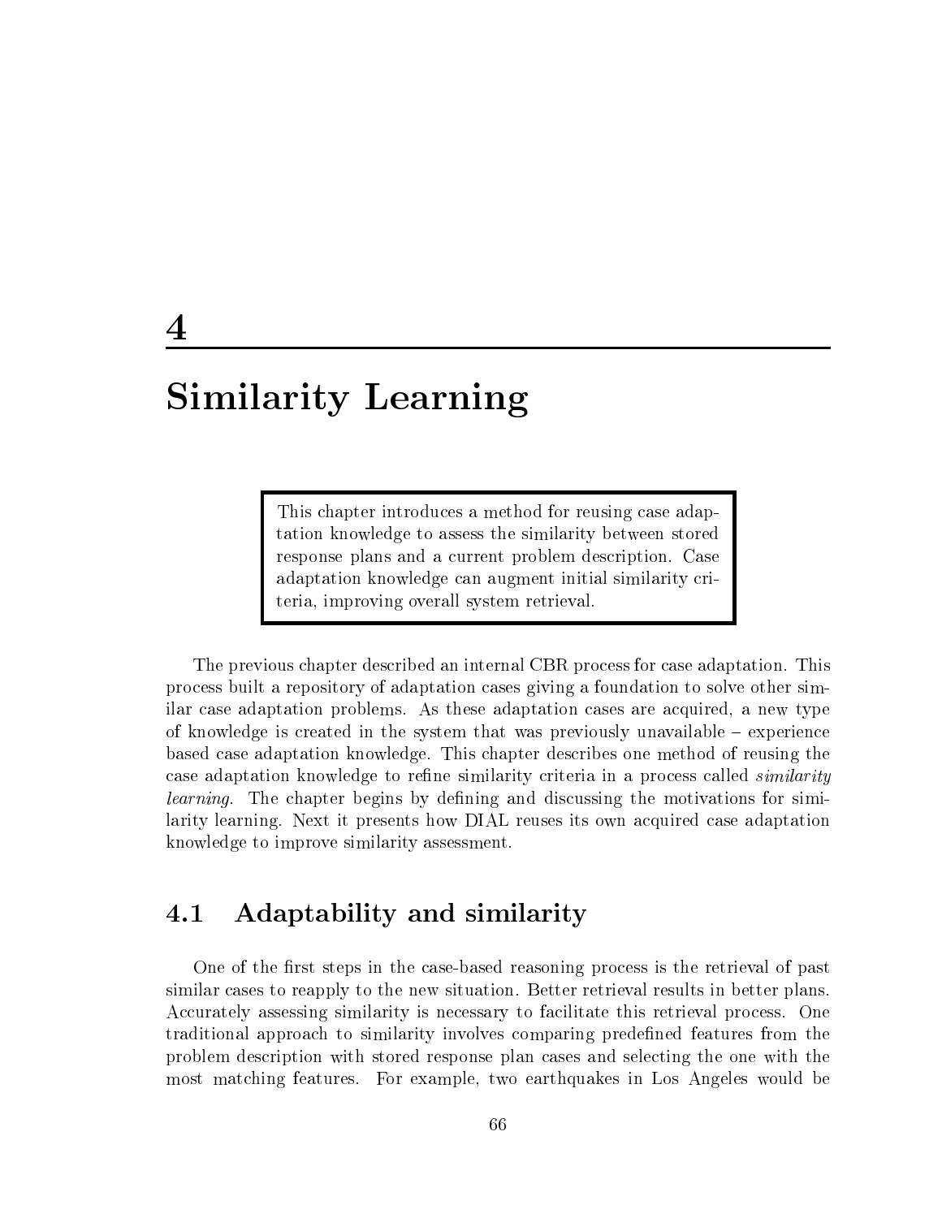# 4

# Similarity Learning

> This chapter introduces a method for reusing case adaptation knowledge to assess the similarity between stored response plans and a current problem description. Case adaptation knowledge can augment initial similarity criteria, improving overall system retrieval.

The previous chapter described an internal CBR process for case adaptation. This process built a repository of adaptation cases giving a foundation to solve other similar case adaptation problems. As these adaptation cases are acquired, a new type of knowledge is created in the system that was previously unavailable – experience based case adaptation knowledge. This chapter describes one method of reusing the case adaptation knowledge to refine similarity criteria in a process called *similarity learning*. The chapter begins by defining and discussing the motivations for similarity learning. Next it presents how DIAL reuses its own acquired case adaptation knowledge to improve similarity assessment.

## 4.1 Adaptability and similarity

One of the first steps in the case-based reasoning process is the retrieval of past similar cases to reapply to the new situation. Better retrieval results in better plans. Accurately assessing similarity is necessary to facilitate this retrieval process. One traditional approach to similarity involves comparing predefined features from the problem description with stored response plan cases and selecting the one with the most matching features. For example, two earthquakes in Los Angeles would be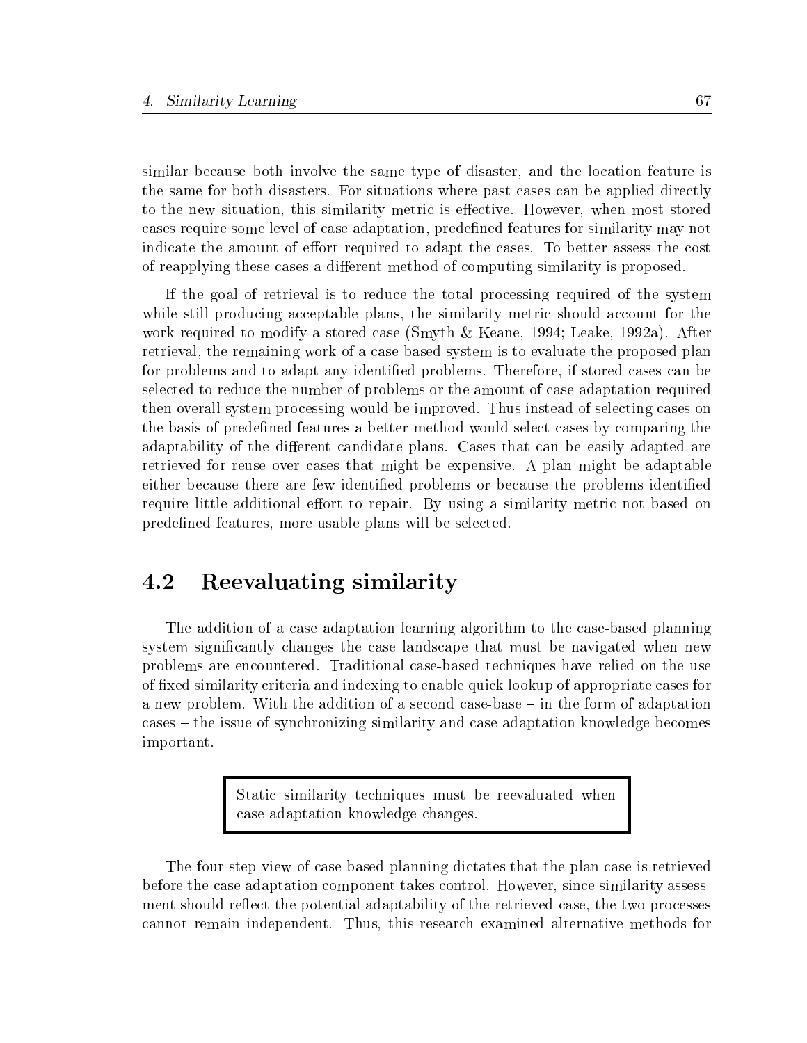similar because both involve the same type of disaster, and the location feature is the same for both disasters. For situations where past cases can be applied directly to the new situation, this similarity metric is effective. However, when most stored cases require some level of case adaptation, predefined features for similarity may not indicate the amount of effort required to adapt the cases. To better assess the cost of reapplying these cases a different method of computing similarity is proposed.

If the goal of retrieval is to reduce the total processing required of the system while still producing acceptable plans, the similarity metric should account for the work required to modify a stored case (Smyth & Keane, 1994; Leake, 1992a). After retrieval, the remaining work of a case-based system is to evaluate the proposed plan for problems and to adapt any identified problems. Therefore, if stored cases can be selected to reduce the number of problems or the amount of case adaptation required then overall system processing would be improved. Thus instead of selecting cases on the basis of predefined features a better method would select cases by comparing the adaptability of the different candidate plans. Cases that can be easily adapted are retrieved for reuse over cases that might be expensive. A plan might be adaptable either because there are few identified problems or because the problems identified require little additional effort to repair. By using a similarity metric not based on predefined features, more usable plans will be selected.

## 4.2 Reevaluating similarity

The addition of a case adaptation learning algorithm to the case-based planning system significantly changes the case landscape that must be navigated when new problems are encountered. Traditional case-based techniques have relied on the use of fixed similarity criteria and indexing to enable quick lookup of appropriate cases for a new problem. With the addition of a second case-base – in the form of adaptation cases – the issue of synchronizing similarity and case adaptation knowledge becomes important.

> Static similarity techniques must be reevaluated when case adaptation knowledge changes.

The four-step view of case-based planning dictates that the plan case is retrieved before the case adaptation component takes control. However, since similarity assessment should reflect the potential adaptability of the retrieved case, the two processes cannot remain independent. Thus, this research examined alternative methods for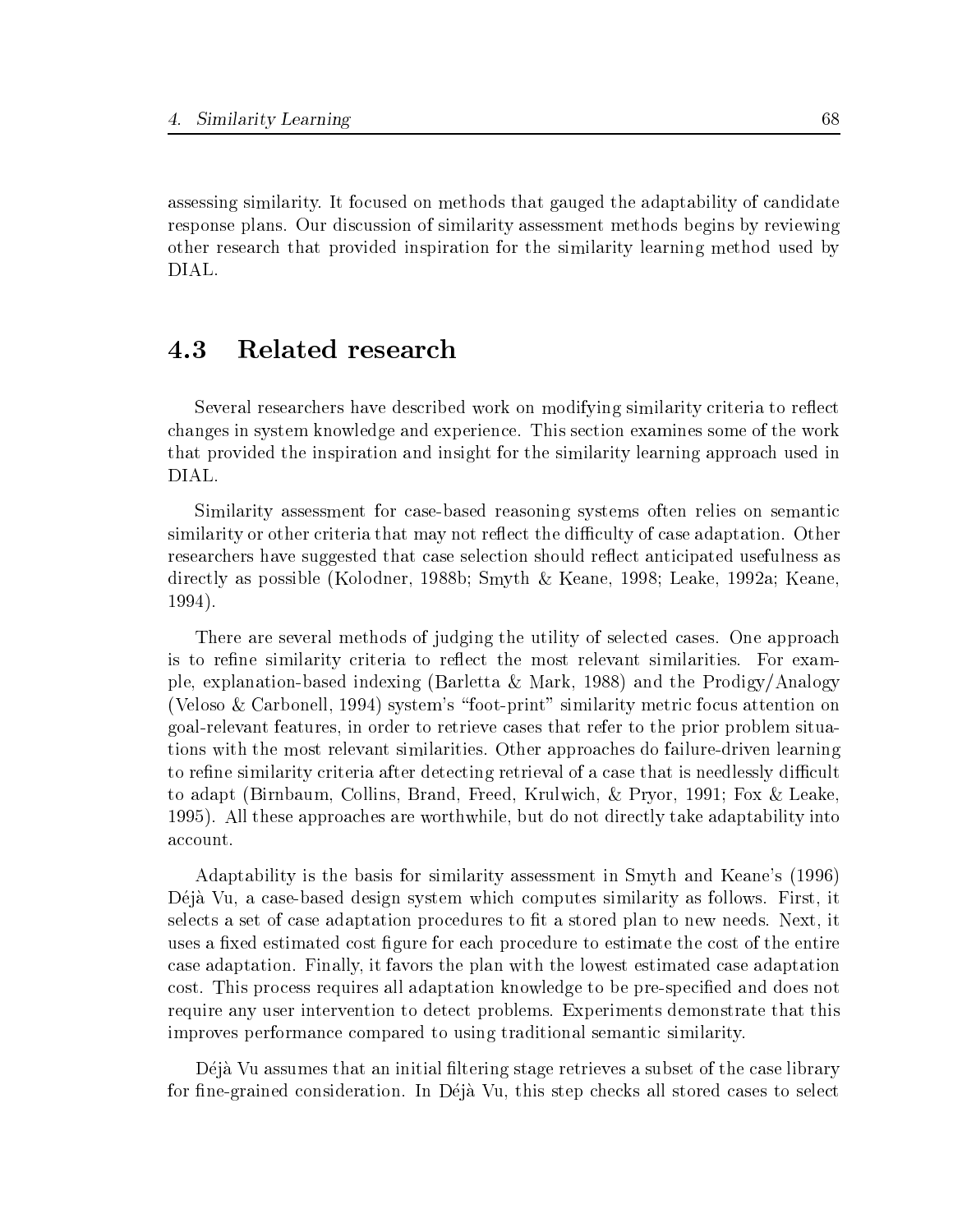assessing similarity. It focused on methods that gauged the adaptability of candidate response plans. Our discussion of similarity assessment methods begins by reviewing other research that provided inspiration for the similarity learning method used by DIAL.

## 4.3 Related research

Several researchers have described work on modifying similarity criteria to reflect changes in system knowledge and experience. This section examines some of the work that provided the inspiration and insight for the similarity learning approach used in DIAL.

Similarity assessment for case-based reasoning systems often relies on semantic similarity or other criteria that may not reflect the difficulty of case adaptation. Other researchers have suggested that case selection should reflect anticipated usefulness as directly as possible (Kolodner, 1988b; Smyth & Keane, 1998; Leake, 1992a; Keane, 1994).

There are several methods of judging the utility of selected cases. One approach is to refine similarity criteria to reflect the most relevant similarities. For example, explanation-based indexing (Barletta & Mark, 1988) and the Prodigy/Analogy (Veloso & Carbonell, 1994) system's "foot-print" similarity metric focus attention on goal-relevant features, in order to retrieve cases that refer to the prior problem situations with the most relevant similarities. Other approaches do failure-driven learning to refine similarity criteria after detecting retrieval of a case that is needlessly difficult to adapt (Birnbaum, Collins, Brand, Freed, Krulwich, & Pryor, 1991; Fox & Leake, 1995). All these approaches are worthwhile, but do not directly take adaptability into account.

Adaptability is the basis for similarity assessment in Smyth and Keane's (1996) Déjà Vu, a case-based design system which computes similarity as follows. First, it selects a set of case adaptation procedures to fit a stored plan to new needs. Next, it uses a fixed estimated cost figure for each procedure to estimate the cost of the entire case adaptation. Finally, it favors the plan with the lowest estimated case adaptation cost. This process requires all adaptation knowledge to be pre-specified and does not require any user intervention to detect problems. Experiments demonstrate that this improves performance compared to using traditional semantic similarity.

Déjà Vu assumes that an initial filtering stage retrieves a subset of the case library for fine-grained consideration. In Déjà Vu, this step checks all stored cases to select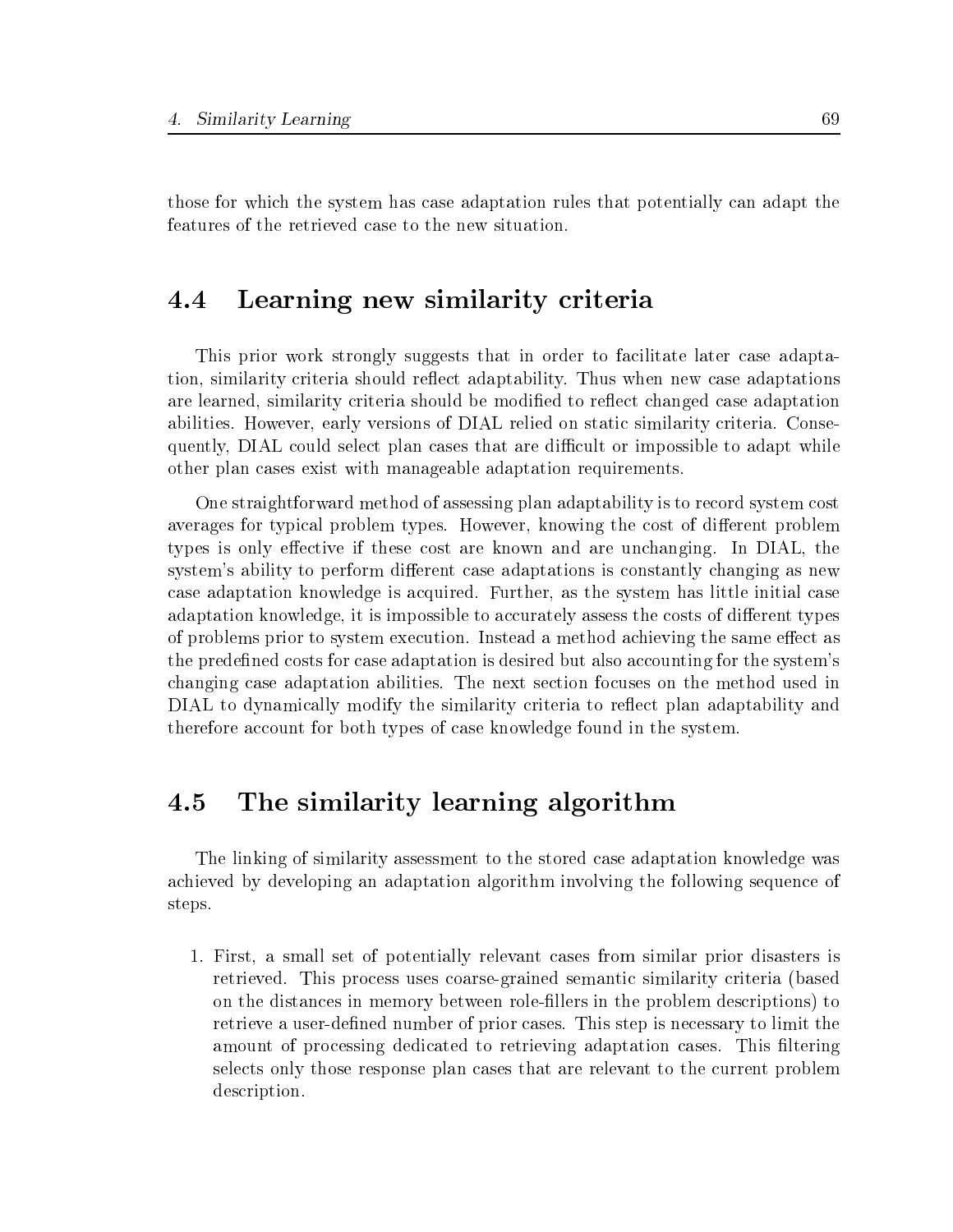those for which the system has case adaptation rules that potentially can adapt the features of the retrieved case to the new situation.

## 4.4 Learning new similarity criteria

This prior work strongly suggests that in order to facilitate later case adaptation, similarity criteria should reflect adaptability. Thus when new case adaptations are learned, similarity criteria should be modified to reflect changed case adaptation abilities. However, early versions of DIAL relied on static similarity criteria. Consequently, DIAL could select plan cases that are difficult or impossible to adapt while other plan cases exist with manageable adaptation requirements.

One straightforward method of assessing plan adaptability is to record system cost averages for typical problem types. However, knowing the cost of different problem types is only effective if these cost are known and are unchanging. In DIAL, the system's ability to perform different case adaptations is constantly changing as new case adaptation knowledge is acquired. Further, as the system has little initial case adaptation knowledge, it is impossible to accurately assess the costs of different types of problems prior to system execution. Instead a method achieving the same effect as the predefined costs for case adaptation is desired but also accounting for the system's changing case adaptation abilities. The next section focuses on the method used in DIAL to dynamically modify the similarity criteria to reflect plan adaptability and therefore account for both types of case knowledge found in the system.

## 4.5 The similarity learning algorithm

The linking of similarity assessment to the stored case adaptation knowledge was achieved by developing an adaptation algorithm involving the following sequence of steps.

1. First, a small set of potentially relevant cases from similar prior disasters is retrieved. This process uses coarse-grained semantic similarity criteria (based on the distances in memory between role-fillers in the problem descriptions) to retrieve a user-defined number of prior cases. This step is necessary to limit the amount of processing dedicated to retrieving adaptation cases. This filtering selects only those response plan cases that are relevant to the current problem description.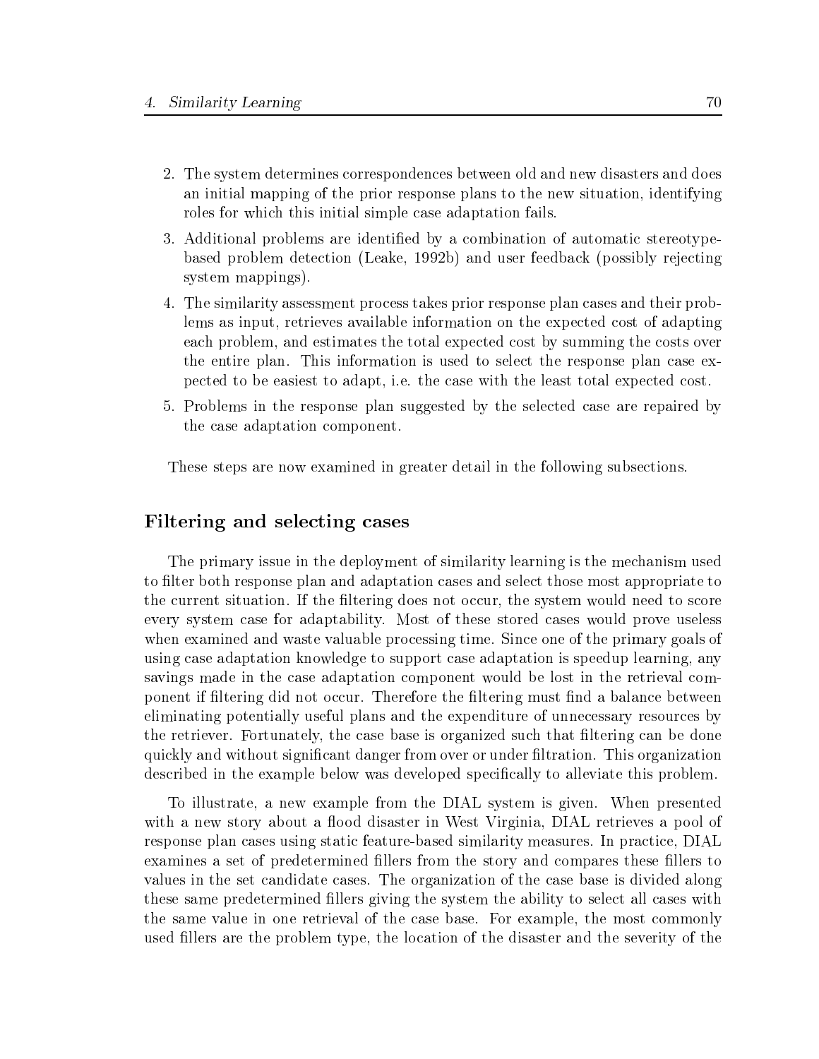2. The system determines correspondences between old and new disasters and does an initial mapping of the prior response plans to the new situation, identifying roles for which this initial simple case adaptation fails.
3. Additional problems are identified by a combination of automatic stereotype-based problem detection (Leake, 1992b) and user feedback (possibly rejecting system mappings).
4. The similarity assessment process takes prior response plan cases and their problems as input, retrieves available information on the expected cost of adapting each problem, and estimates the total expected cost by summing the costs over the entire plan. This information is used to select the response plan case expected to be easiest to adapt, i.e. the case with the least total expected cost.
5. Problems in the response plan suggested by the selected case are repaired by the case adaptation component.

These steps are now examined in greater detail in the following subsections.

### Filtering and selecting cases

The primary issue in the deployment of similarity learning is the mechanism used to filter both response plan and adaptation cases and select those most appropriate to the current situation. If the filtering does not occur, the system would need to score every system case for adaptability. Most of these stored cases would prove useless when examined and waste valuable processing time. Since one of the primary goals of using case adaptation knowledge to support case adaptation is speedup learning, any savings made in the case adaptation component would be lost in the retrieval component if filtering did not occur. Therefore the filtering must find a balance between eliminating potentially useful plans and the expenditure of unnecessary resources by the retriever. Fortunately, the case base is organized such that filtering can be done quickly and without significant danger from over or under filtration. This organization described in the example below was developed specifically to alleviate this problem.

To illustrate, a new example from the DIAL system is given. When presented with a new story about a flood disaster in West Virginia, DIAL retrieves a pool of response plan cases using static feature-based similarity measures. In practice, DIAL examines a set of predetermined fillers from the story and compares these fillers to values in the set candidate cases. The organization of the case base is divided along these same predetermined fillers giving the system the ability to select all cases with the same value in one retrieval of the case base. For example, the most commonly used fillers are the problem type, the location of the disaster and the severity of the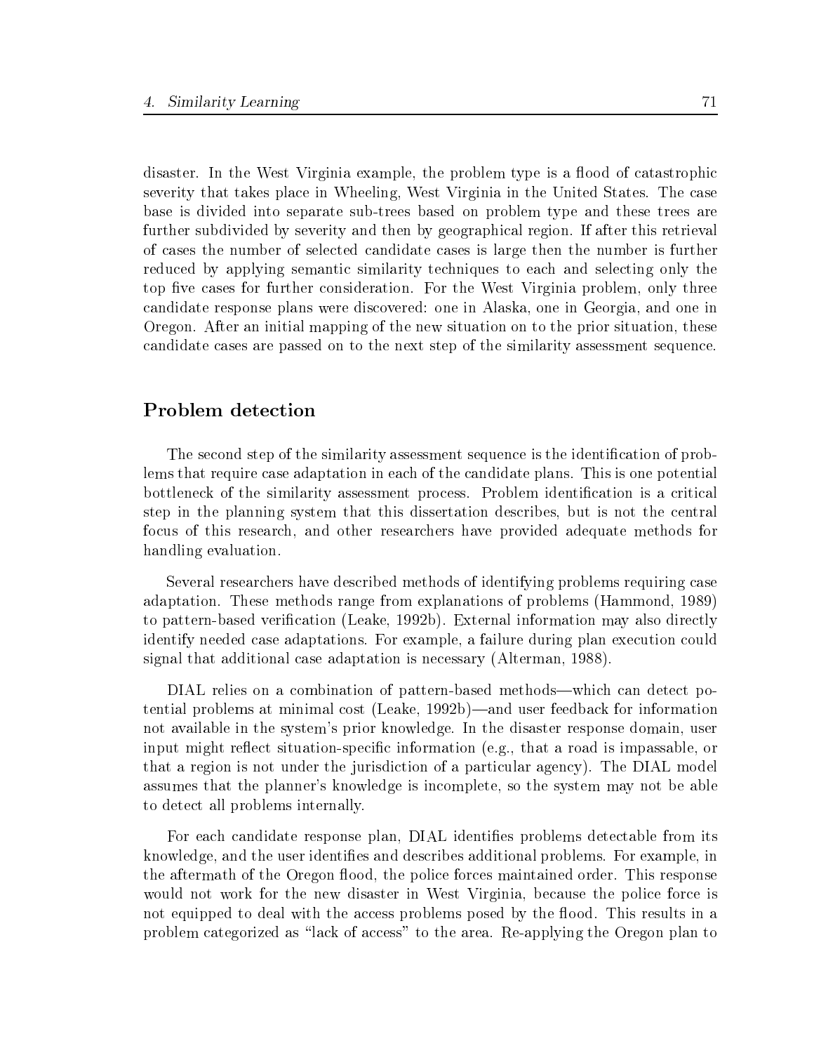disaster. In the West Virginia example, the problem type is a flood of catastrophic severity that takes place in Wheeling, West Virginia in the United States. The case base is divided into separate sub-trees based on problem type and these trees are further subdivided by severity and then by geographical region. If after this retrieval of cases the number of selected candidate cases is large then the number is further reduced by applying semantic similarity techniques to each and selecting only the top five cases for further consideration. For the West Virginia problem, only three candidate response plans were discovered: one in Alaska, one in Georgia, and one in Oregon. After an initial mapping of the new situation on to the prior situation, these candidate cases are passed on to the next step of the similarity assessment sequence.

## Problem detection

The second step of the similarity assessment sequence is the identification of problems that require case adaptation in each of the candidate plans. This is one potential bottleneck of the similarity assessment process. Problem identification is a critical step in the planning system that this dissertation describes, but is not the central focus of this research, and other researchers have provided adequate methods for handling evaluation.

Several researchers have described methods of identifying problems requiring case adaptation. These methods range from explanations of problems (Hammond, 1989) to pattern-based verification (Leake, 1992b). External information may also directly identify needed case adaptations. For example, a failure during plan execution could signal that additional case adaptation is necessary (Alterman, 1988).

DIAL relies on a combination of pattern-based methods—which can detect potential problems at minimal cost (Leake, 1992b)—and user feedback for information not available in the system's prior knowledge. In the disaster response domain, user input might reflect situation-specific information (e.g., that a road is impassable, or that a region is not under the jurisdiction of a particular agency). The DIAL model assumes that the planner's knowledge is incomplete, so the system may not be able to detect all problems internally.

For each candidate response plan, DIAL identifies problems detectable from its knowledge, and the user identifies and describes additional problems. For example, in the aftermath of the Oregon flood, the police forces maintained order. This response would not work for the new disaster in West Virginia, because the police force is not equipped to deal with the access problems posed by the flood. This results in a problem categorized as "lack of access" to the area. Re-applying the Oregon plan to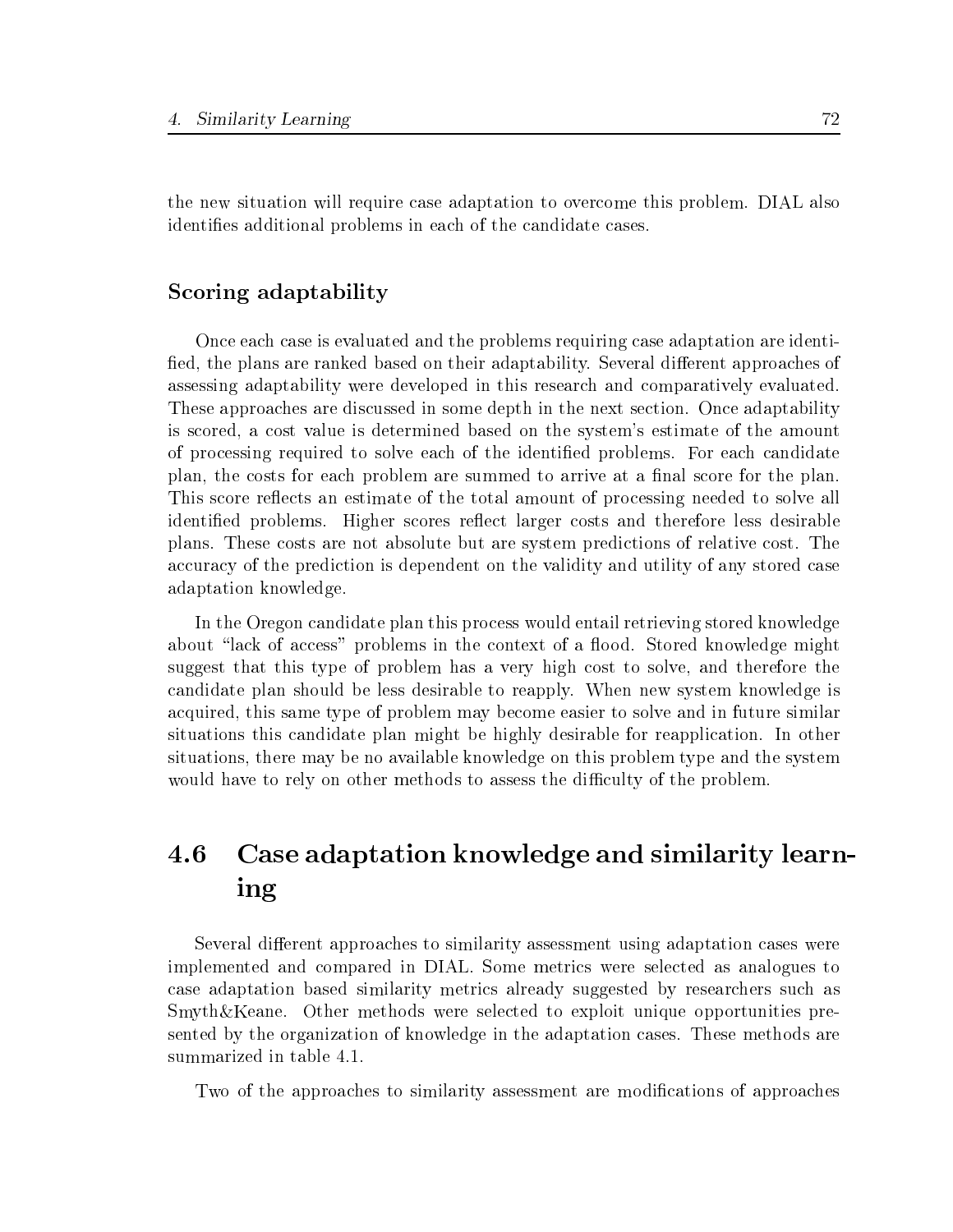the new situation will require case adaptation to overcome this problem. DIAL also identifies additional problems in each of the candidate cases.

### Scoring adaptability

Once each case is evaluated and the problems requiring case adaptation are identified, the plans are ranked based on their adaptability. Several different approaches of assessing adaptability were developed in this research and comparatively evaluated. These approaches are discussed in some depth in the next section. Once adaptability is scored, a cost value is determined based on the system's estimate of the amount of processing required to solve each of the identified problems. For each candidate plan, the costs for each problem are summed to arrive at a final score for the plan. This score reflects an estimate of the total amount of processing needed to solve all identified problems. Higher scores reflect larger costs and therefore less desirable plans. These costs are not absolute but are system predictions of relative cost. The accuracy of the prediction is dependent on the validity and utility of any stored case adaptation knowledge.

In the Oregon candidate plan this process would entail retrieving stored knowledge about "lack of access" problems in the context of a flood. Stored knowledge might suggest that this type of problem has a very high cost to solve, and therefore the candidate plan should be less desirable to reapply. When new system knowledge is acquired, this same type of problem may become easier to solve and in future similar situations this candidate plan might be highly desirable for reapplication. In other situations, there may be no available knowledge on this problem type and the system would have to rely on other methods to assess the difficulty of the problem.

## 4.6 Case adaptation knowledge and similarity learning

Several different approaches to similarity assessment using adaptation cases were implemented and compared in DIAL. Some metrics were selected as analogues to case adaptation based similarity metrics already suggested by researchers such as Smyth&Keane. Other methods were selected to exploit unique opportunities presented by the organization of knowledge in the adaptation cases. These methods are summarized in table 4.1.

Two of the approaches to similarity assessment are modifications of approaches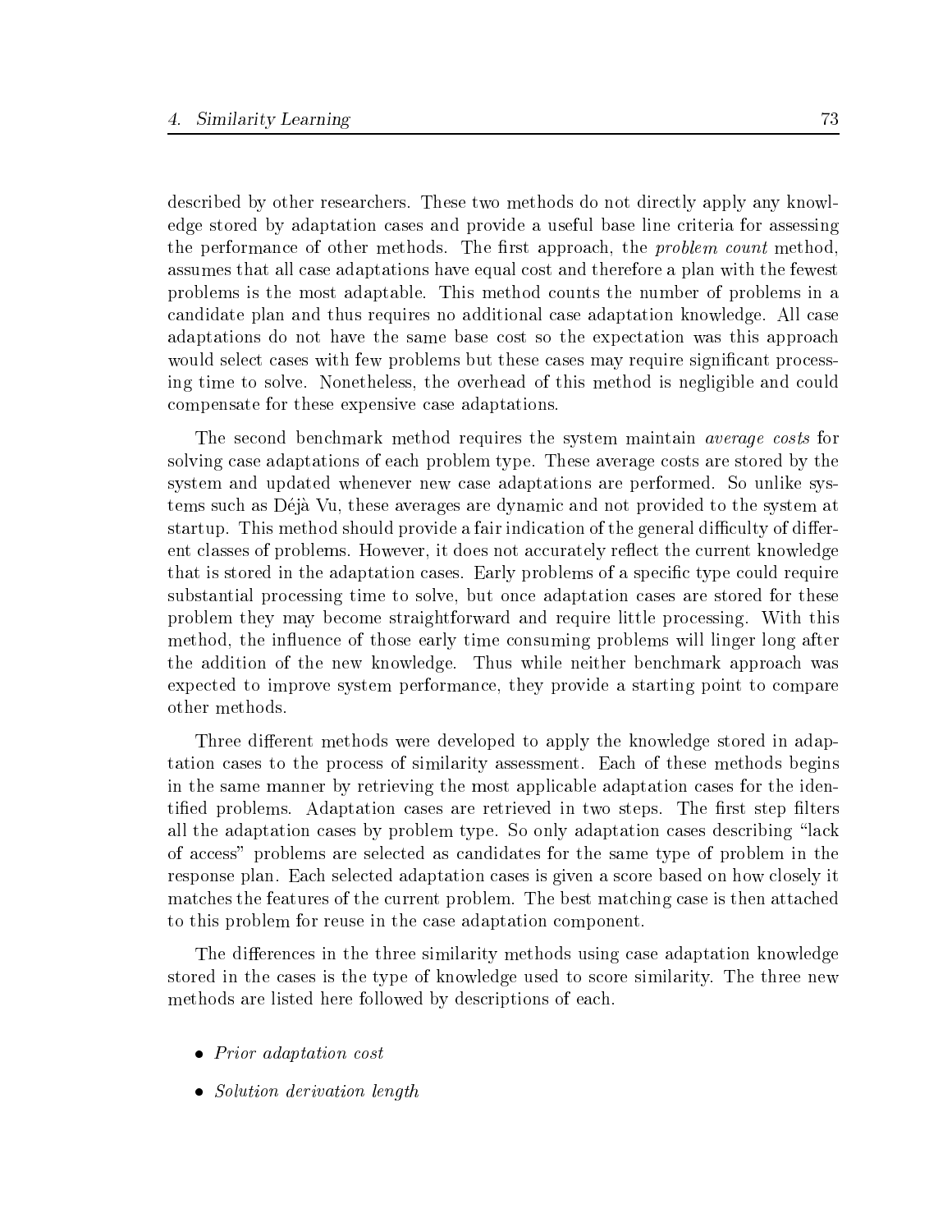described by other researchers. These two methods do not directly apply any knowledge stored by adaptation cases and provide a useful base line criteria for assessing the performance of other methods. The first approach, the *problem count* method, assumes that all case adaptations have equal cost and therefore a plan with the fewest problems is the most adaptable. This method counts the number of problems in a candidate plan and thus requires no additional case adaptation knowledge. All case adaptations do not have the same base cost so the expectation was this approach would select cases with few problems but these cases may require significant processing time to solve. Nonetheless, the overhead of this method is negligible and could compensate for these expensive case adaptations.

The second benchmark method requires the system maintain *average costs* for solving case adaptations of each problem type. These average costs are stored by the system and updated whenever new case adaptations are performed. So unlike systems such as Déjà Vu, these averages are dynamic and not provided to the system at startup. This method should provide a fair indication of the general difficulty of different classes of problems. However, it does not accurately reflect the current knowledge that is stored in the adaptation cases. Early problems of a specific type could require substantial processing time to solve, but once adaptation cases are stored for these problem they may become straightforward and require little processing. With this method, the influence of those early time consuming problems will linger long after the addition of the new knowledge. Thus while neither benchmark approach was expected to improve system performance, they provide a starting point to compare other methods.

Three different methods were developed to apply the knowledge stored in adaptation cases to the process of similarity assessment. Each of these methods begins in the same manner by retrieving the most applicable adaptation cases for the identified problems. Adaptation cases are retrieved in two steps. The first step filters all the adaptation cases by problem type. So only adaptation cases describing "lack of access" problems are selected as candidates for the same type of problem in the response plan. Each selected adaptation cases is given a score based on how closely it matches the features of the current problem. The best matching case is then attached to this problem for reuse in the case adaptation component.

The differences in the three similarity methods using case adaptation knowledge stored in the cases is the type of knowledge used to score similarity. The three new methods are listed here followed by descriptions of each.

- *Prior adaptation cost*
- *Solution derivation length*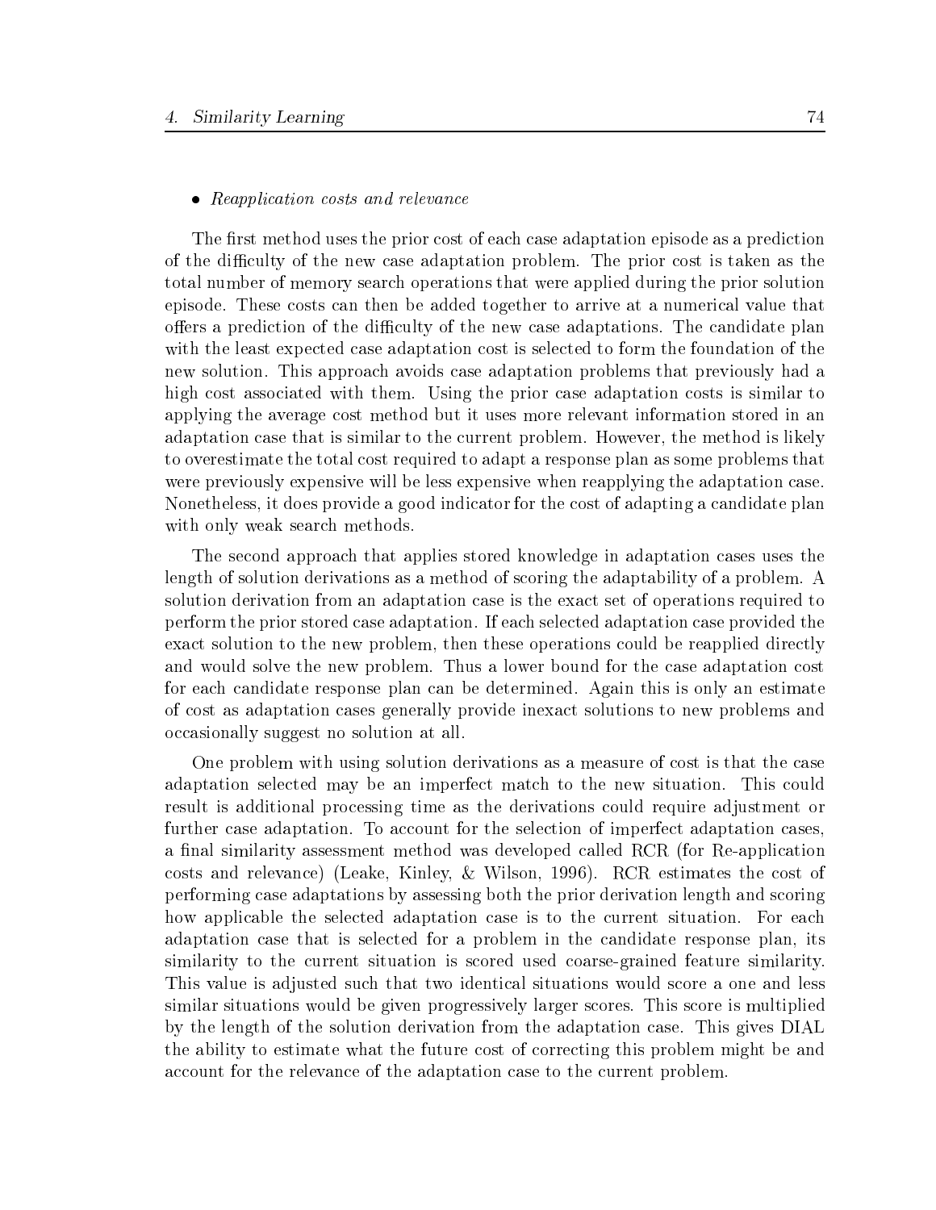- *Reapplication costs and relevance*

The first method uses the prior cost of each case adaptation episode as a prediction of the difficulty of the new case adaptation problem. The prior cost is taken as the total number of memory search operations that were applied during the prior solution episode. These costs can then be added together to arrive at a numerical value that offers a prediction of the difficulty of the new case adaptations. The candidate plan with the least expected case adaptation cost is selected to form the foundation of the new solution. This approach avoids case adaptation problems that previously had a high cost associated with them. Using the prior case adaptation costs is similar to applying the average cost method but it uses more relevant information stored in an adaptation case that is similar to the current problem. However, the method is likely to overestimate the total cost required to adapt a response plan as some problems that were previously expensive will be less expensive when reapplying the adaptation case. Nonetheless, it does provide a good indicator for the cost of adapting a candidate plan with only weak search methods.

The second approach that applies stored knowledge in adaptation cases uses the length of solution derivations as a method of scoring the adaptability of a problem. A solution derivation from an adaptation case is the exact set of operations required to perform the prior stored case adaptation. If each selected adaptation case provided the exact solution to the new problem, then these operations could be reapplied directly and would solve the new problem. Thus a lower bound for the case adaptation cost for each candidate response plan can be determined. Again this is only an estimate of cost as adaptation cases generally provide inexact solutions to new problems and occasionally suggest no solution at all.

One problem with using solution derivations as a measure of cost is that the case adaptation selected may be an imperfect match to the new situation. This could result is additional processing time as the derivations could require adjustment or further case adaptation. To account for the selection of imperfect adaptation cases, a final similarity assessment method was developed called RCR (for Re-application costs and relevance) (Leake, Kinley, & Wilson, 1996). RCR estimates the cost of performing case adaptations by assessing both the prior derivation length and scoring how applicable the selected adaptation case is to the current situation. For each adaptation case that is selected for a problem in the candidate response plan, its similarity to the current situation is scored used coarse-grained feature similarity. This value is adjusted such that two identical situations would score a one and less similar situations would be given progressively larger scores. This score is multiplied by the length of the solution derivation from the adaptation case. This gives DIAL the ability to estimate what the future cost of correcting this problem might be and account for the relevance of the adaptation case to the current problem.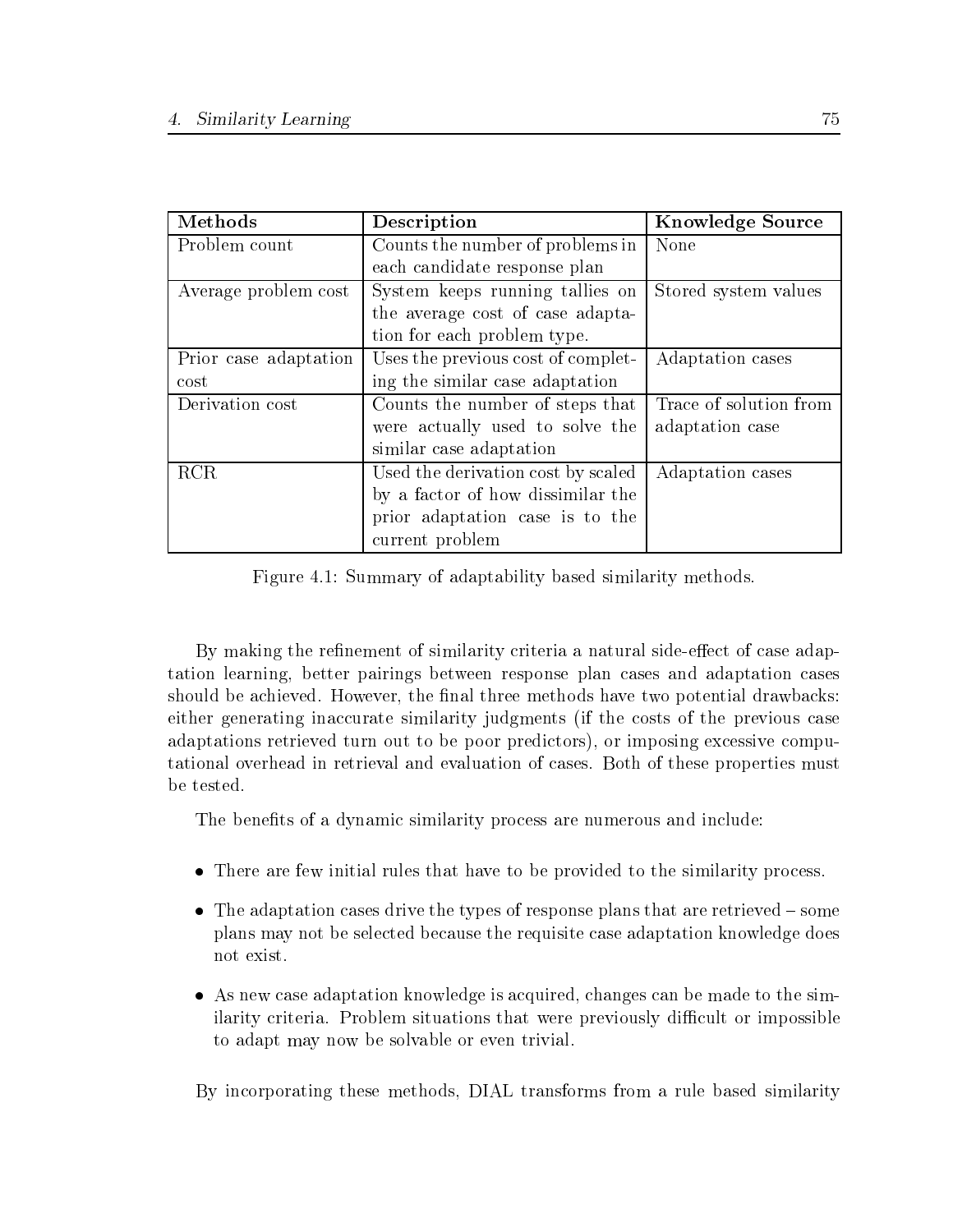| **Methods** | **Description** | **Knowledge Source** |
| --- | --- | --- |
| Problem count | Counts the number of problems in each candidate response plan | None |
| Average problem cost | System keeps running tallies on the average cost of case adaptation for each problem type. | Stored system values |
| Prior case adaptation cost | Uses the previous cost of completing the similar case adaptation | Adaptation cases |
| Derivation cost | Counts the number of steps that were actually used to solve the similar case adaptation | Trace of solution from adaptation case |
| RCR | Used the derivation cost by scaled by a factor of how dissimilar the prior adaptation case is to the current problem | Adaptation cases |

Figure 4.1: Summary of adaptability based similarity methods.

By making the refinement of similarity criteria a natural side-effect of case adaptation learning, better pairings between response plan cases and adaptation cases should be achieved. However, the final three methods have two potential drawbacks: either generating inaccurate similarity judgments (if the costs of the previous case adaptations retrieved turn out to be poor predictors), or imposing excessive computational overhead in retrieval and evaluation of cases. Both of these properties must be tested.

The benefits of a dynamic similarity process are numerous and include:

- There are few initial rules that have to be provided to the similarity process.
- The adaptation cases drive the types of response plans that are retrieved – some plans may not be selected because the requisite case adaptation knowledge does not exist.
- As new case adaptation knowledge is acquired, changes can be made to the similarity criteria. Problem situations that were previously difficult or impossible to adapt may now be solvable or even trivial.

By incorporating these methods, DIAL transforms from a rule based similarity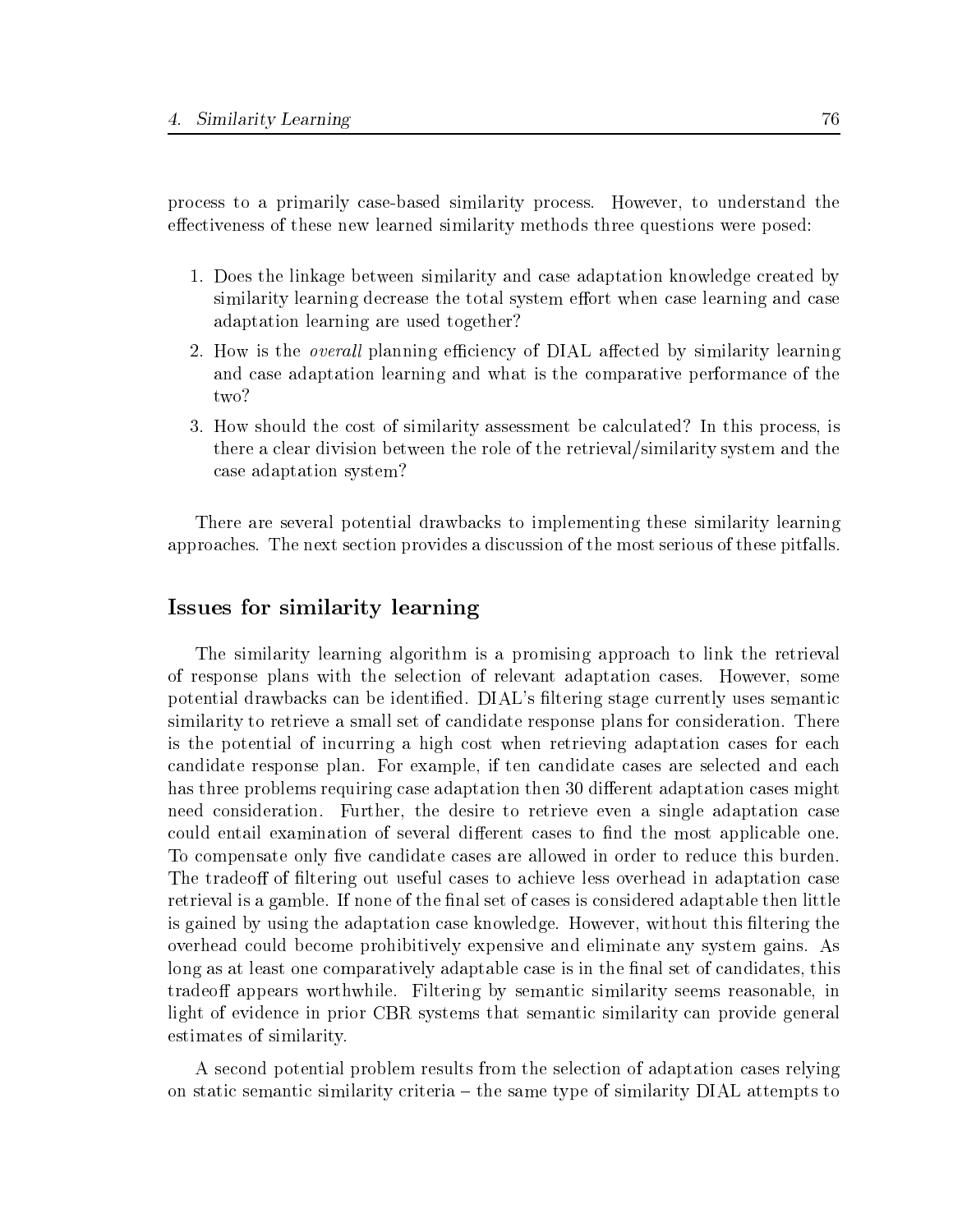process to a primarily case-based similarity process. However, to understand the effectiveness of these new learned similarity methods three questions were posed:

1. Does the linkage between similarity and case adaptation knowledge created by similarity learning decrease the total system effort when case learning and case adaptation learning are used together?
2. How is the *overall* planning efficiency of DIAL affected by similarity learning and case adaptation learning and what is the comparative performance of the two?
3. How should the cost of similarity assessment be calculated? In this process, is there a clear division between the role of the retrieval/similarity system and the case adaptation system?

There are several potential drawbacks to implementing these similarity learning approaches. The next section provides a discussion of the most serious of these pitfalls.

## Issues for similarity learning

The similarity learning algorithm is a promising approach to link the retrieval of response plans with the selection of relevant adaptation cases. However, some potential drawbacks can be identified. DIAL's filtering stage currently uses semantic similarity to retrieve a small set of candidate response plans for consideration. There is the potential of incurring a high cost when retrieving adaptation cases for each candidate response plan. For example, if ten candidate cases are selected and each has three problems requiring case adaptation then 30 different adaptation cases might need consideration. Further, the desire to retrieve even a single adaptation case could entail examination of several different cases to find the most applicable one. To compensate only five candidate cases are allowed in order to reduce this burden. The tradeoff of filtering out useful cases to achieve less overhead in adaptation case retrieval is a gamble. If none of the final set of cases is considered adaptable then little is gained by using the adaptation case knowledge. However, without this filtering the overhead could become prohibitively expensive and eliminate any system gains. As long as at least one comparatively adaptable case is in the final set of candidates, this tradeoff appears worthwhile. Filtering by semantic similarity seems reasonable, in light of evidence in prior CBR systems that semantic similarity can provide general estimates of similarity.

A second potential problem results from the selection of adaptation cases relying on static semantic similarity criteria – the same type of similarity DIAL attempts to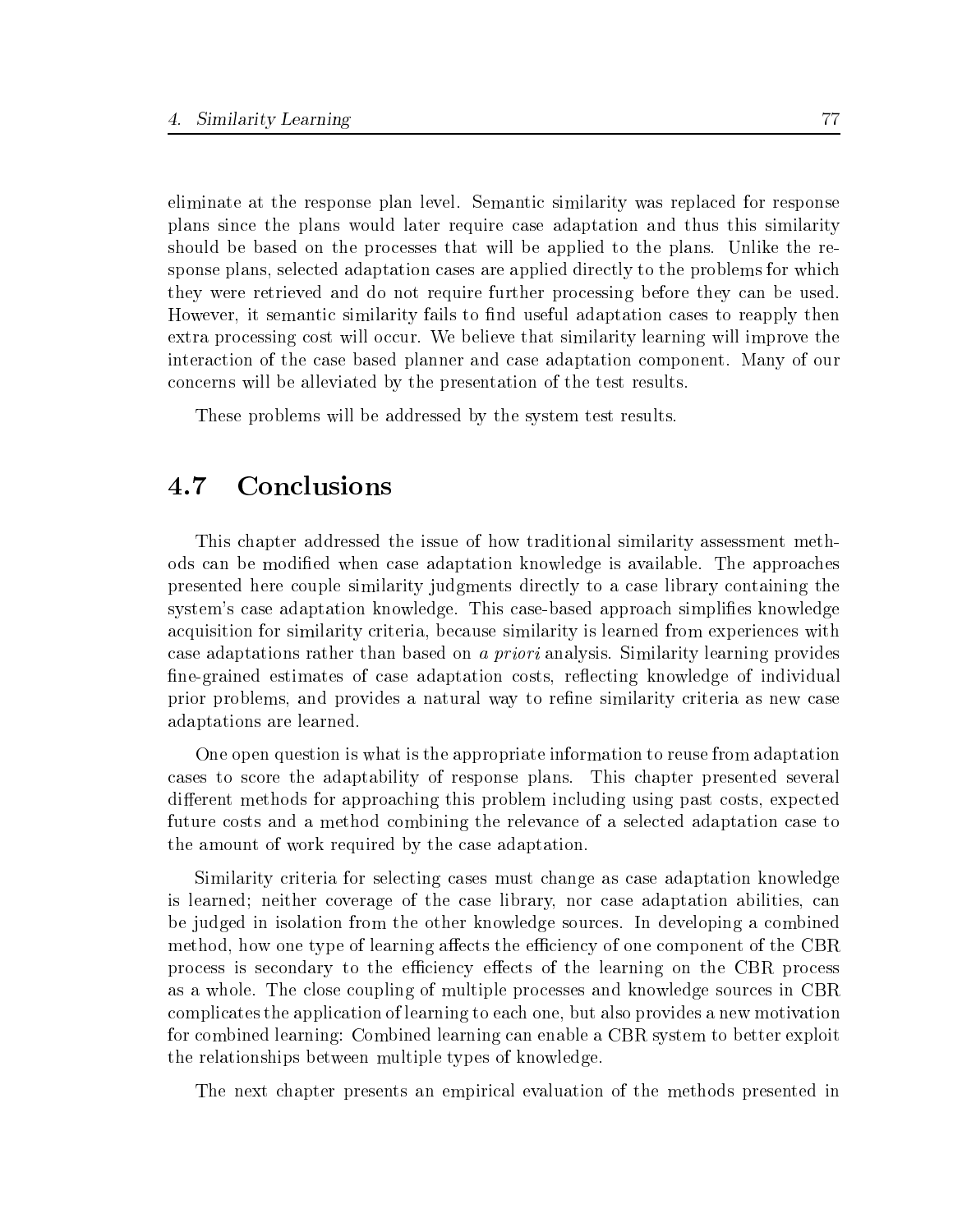eliminate at the response plan level. Semantic similarity was replaced for response plans since the plans would later require case adaptation and thus this similarity should be based on the processes that will be applied to the plans. Unlike the response plans, selected adaptation cases are applied directly to the problems for which they were retrieved and do not require further processing before they can be used. However, it semantic similarity fails to find useful adaptation cases to reapply then extra processing cost will occur. We believe that similarity learning will improve the interaction of the case based planner and case adaptation component. Many of our concerns will be alleviated by the presentation of the test results.

These problems will be addressed by the system test results.

## 4.7 Conclusions

This chapter addressed the issue of how traditional similarity assessment methods can be modified when case adaptation knowledge is available. The approaches presented here couple similarity judgments directly to a case library containing the system's case adaptation knowledge. This case-based approach simplifies knowledge acquisition for similarity criteria, because similarity is learned from experiences with case adaptations rather than based on *a priori* analysis. Similarity learning provides fine-grained estimates of case adaptation costs, reflecting knowledge of individual prior problems, and provides a natural way to refine similarity criteria as new case adaptations are learned.

One open question is what is the appropriate information to reuse from adaptation cases to score the adaptability of response plans. This chapter presented several different methods for approaching this problem including using past costs, expected future costs and a method combining the relevance of a selected adaptation case to the amount of work required by the case adaptation.

Similarity criteria for selecting cases must change as case adaptation knowledge is learned; neither coverage of the case library, nor case adaptation abilities, can be judged in isolation from the other knowledge sources. In developing a combined method, how one type of learning affects the efficiency of one component of the CBR process is secondary to the efficiency effects of the learning on the CBR process as a whole. The close coupling of multiple processes and knowledge sources in CBR complicates the application of learning to each one, but also provides a new motivation for combined learning: Combined learning can enable a CBR system to better exploit the relationships between multiple types of knowledge.

The next chapter presents an empirical evaluation of the methods presented in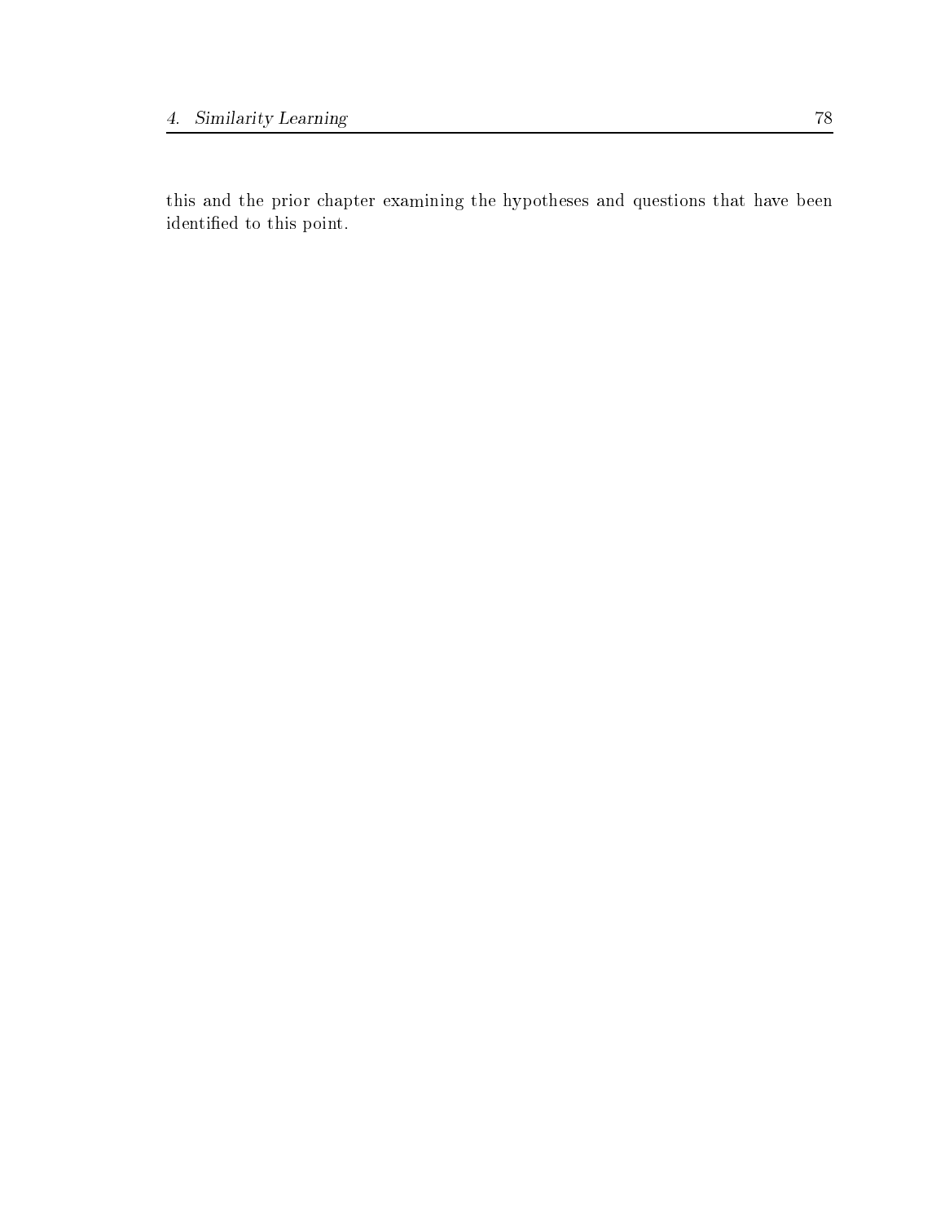this and the prior chapter examining the hypotheses and questions that have been identified to this point.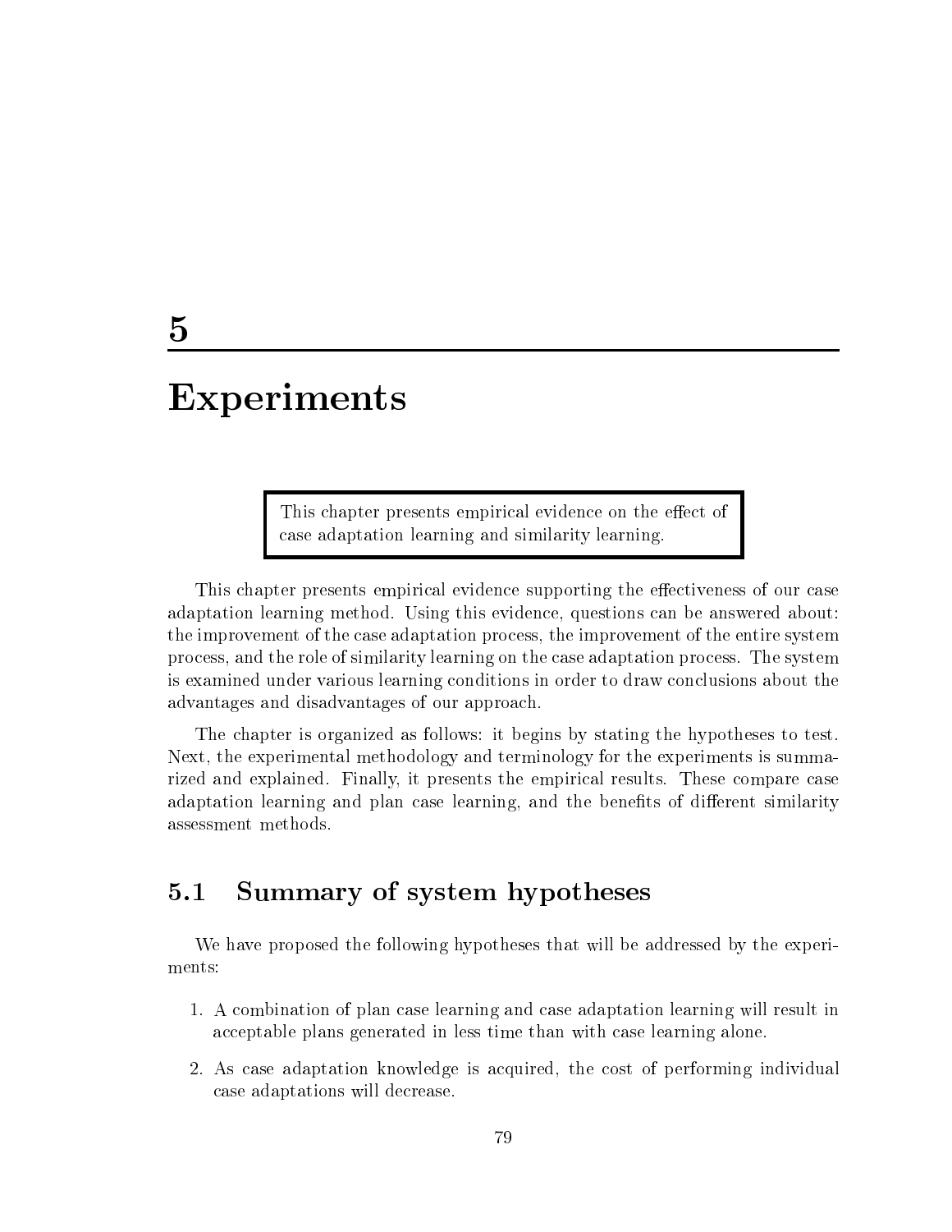# 5

# Experiments

> This chapter presents empirical evidence on the effect of case adaptation learning and similarity learning.

This chapter presents empirical evidence supporting the effectiveness of our case adaptation learning method. Using this evidence, questions can be answered about: the improvement of the case adaptation process, the improvement of the entire system process, and the role of similarity learning on the case adaptation process. The system is examined under various learning conditions in order to draw conclusions about the advantages and disadvantages of our approach.

The chapter is organized as follows: it begins by stating the hypotheses to test. Next, the experimental methodology and terminology for the experiments is summarized and explained. Finally, it presents the empirical results. These compare case adaptation learning and plan case learning, and the benefits of different similarity assessment methods.

## 5.1 Summary of system hypotheses

We have proposed the following hypotheses that will be addressed by the experiments:

1. A combination of plan case learning and case adaptation learning will result in acceptable plans generated in less time than with case learning alone.
2. As case adaptation knowledge is acquired, the cost of performing individual case adaptations will decrease.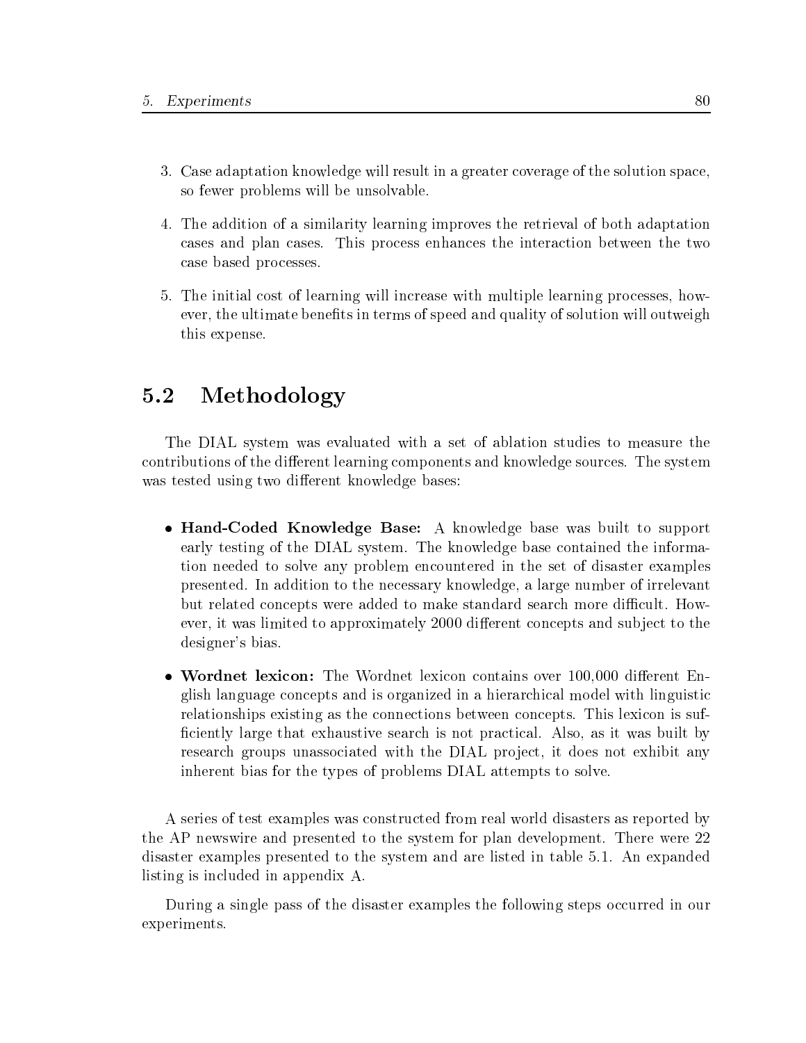3. Case adaptation knowledge will result in a greater coverage of the solution space, so fewer problems will be unsolvable.

4. The addition of a similarity learning improves the retrieval of both adaptation cases and plan cases. This process enhances the interaction between the two case based processes.

5. The initial cost of learning will increase with multiple learning processes, however, the ultimate benefits in terms of speed and quality of solution will outweigh this expense.

## 5.2 Methodology

The DIAL system was evaluated with a set of ablation studies to measure the contributions of the different learning components and knowledge sources. The system was tested using two different knowledge bases:

- **Hand-Coded Knowledge Base:** A knowledge base was built to support early testing of the DIAL system. The knowledge base contained the information needed to solve any problem encountered in the set of disaster examples presented. In addition to the necessary knowledge, a large number of irrelevant but related concepts were added to make standard search more difficult. However, it was limited to approximately 2000 different concepts and subject to the designer's bias.

- **Wordnet lexicon:** The Wordnet lexicon contains over 100,000 different English language concepts and is organized in a hierarchical model with linguistic relationships existing as the connections between concepts. This lexicon is sufficiently large that exhaustive search is not practical. Also, as it was built by research groups unassociated with the DIAL project, it does not exhibit any inherent bias for the types of problems DIAL attempts to solve.

A series of test examples was constructed from real world disasters as reported by the AP newswire and presented to the system for plan development. There were 22 disaster examples presented to the system and are listed in table 5.1. An expanded listing is included in appendix A.

During a single pass of the disaster examples the following steps occurred in our experiments.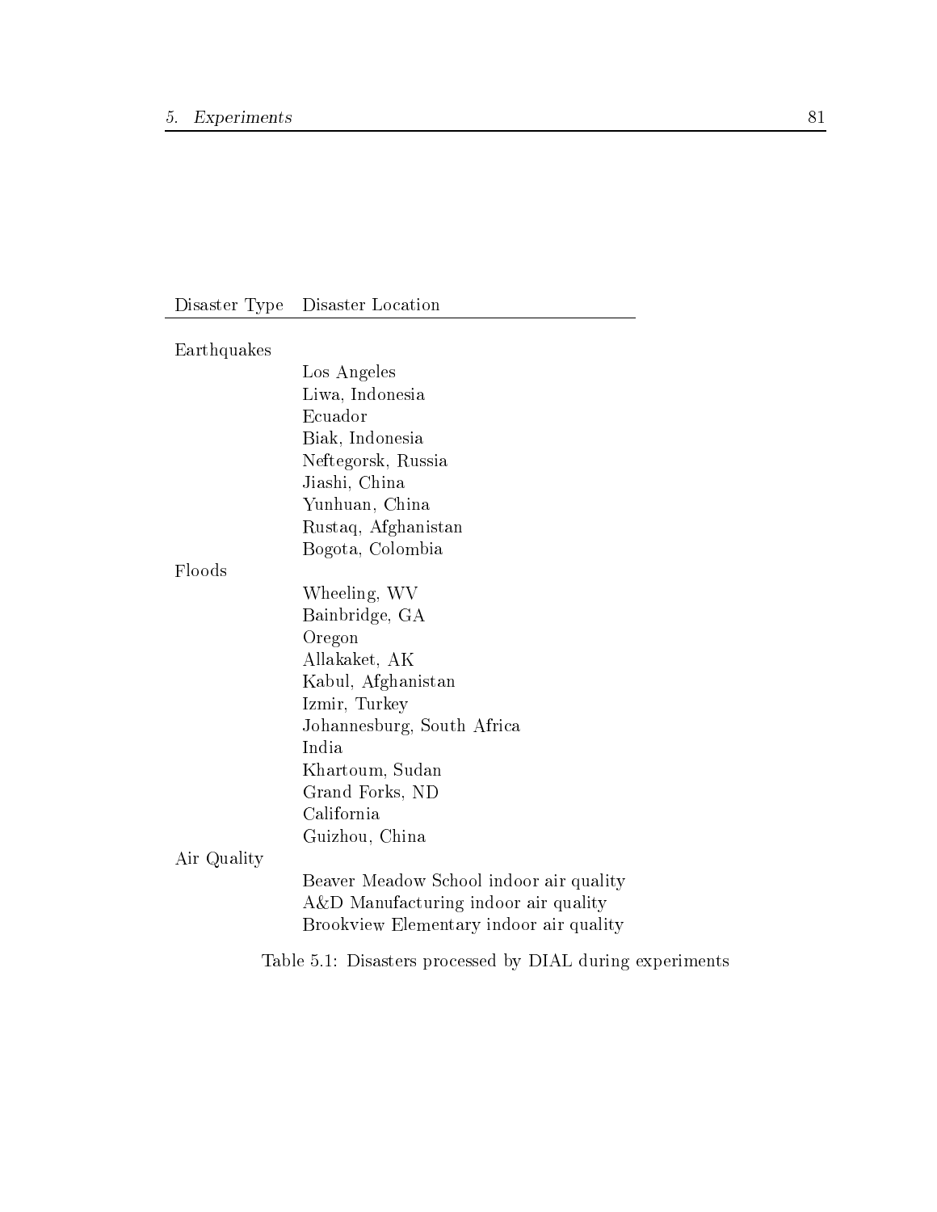| Disaster Type | Disaster Location |
|---|---|
| Earthquakes | |
| | Los Angeles |
| | Liwa, Indonesia |
| | Ecuador |
| | Biak, Indonesia |
| | Neftegorsk, Russia |
| | Jiashi, China |
| | Yunhuan, China |
| | Rustaq, Afghanistan |
| | Bogota, Colombia |
| Floods | |
| | Wheeling, WV |
| | Bainbridge, GA |
| | Oregon |
| | Allakaket, AK |
| | Kabul, Afghanistan |
| | Izmir, Turkey |
| | Johannesburg, South Africa |
| | India |
| | Khartoum, Sudan |
| | Grand Forks, ND |
| | California |
| | Guizhou, China |
| Air Quality | |
| | Beaver Meadow School indoor air quality |
| | A&D Manufacturing indoor air quality |
| | Brookview Elementary indoor air quality |

Table 5.1: Disasters processed by DIAL during experiments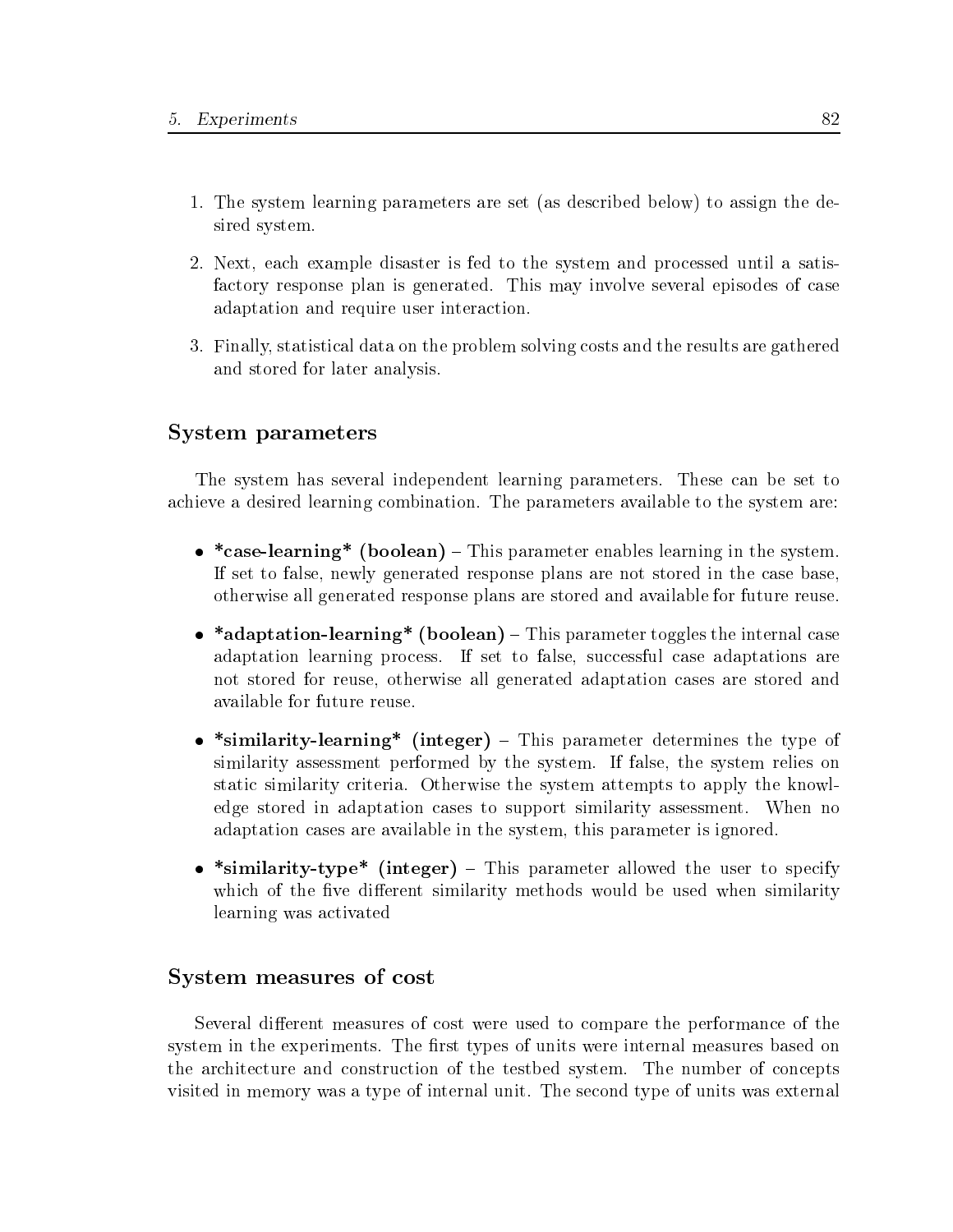1. The system learning parameters are set (as described below) to assign the desired system.

2. Next, each example disaster is fed to the system and processed until a satisfactory response plan is generated. This may involve several episodes of case adaptation and require user interaction.

3. Finally, statistical data on the problem solving costs and the results are gathered and stored for later analysis.

### System parameters

The system has several independent learning parameters. These can be set to achieve a desired learning combination. The parameters available to the system are:

- ***case-learning* (boolean)** – This parameter enables learning in the system. If set to false, newly generated response plans are not stored in the case base, otherwise all generated response plans are stored and available for future reuse.

- ***adaptation-learning* (boolean)** – This parameter toggles the internal case adaptation learning process. If set to false, successful case adaptations are not stored for reuse, otherwise all generated adaptation cases are stored and available for future reuse.

- ***similarity-learning* (integer)** – This parameter determines the type of similarity assessment performed by the system. If false, the system relies on static similarity criteria. Otherwise the system attempts to apply the knowledge stored in adaptation cases to support similarity assessment. When no adaptation cases are available in the system, this parameter is ignored.

- ***similarity-type* (integer)** – This parameter allowed the user to specify which of the five different similarity methods would be used when similarity learning was activated

### System measures of cost

Several different measures of cost were used to compare the performance of the system in the experiments. The first types of units were internal measures based on the architecture and construction of the testbed system. The number of concepts visited in memory was a type of internal unit. The second type of units was external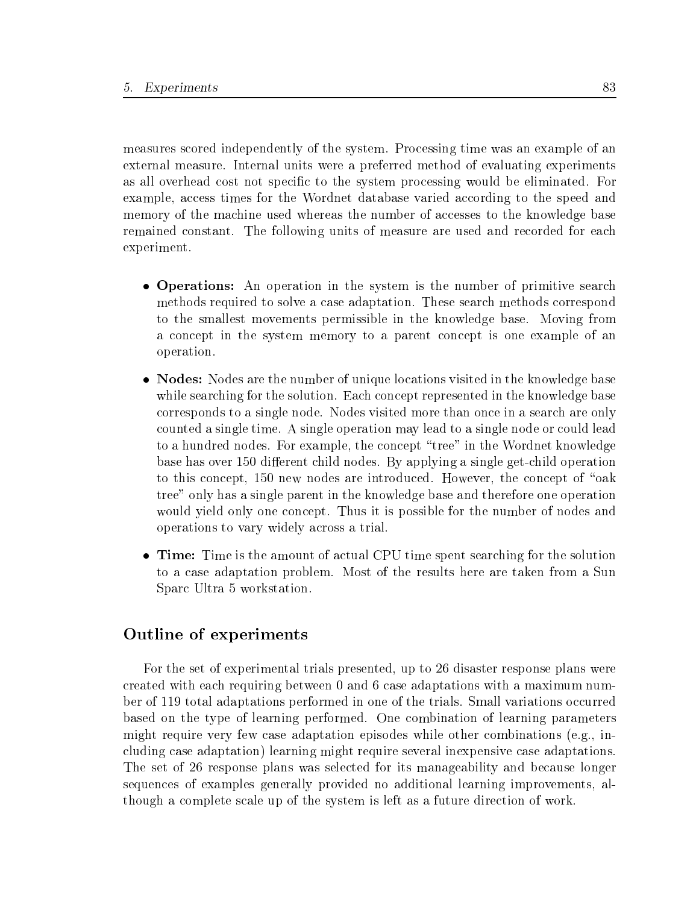measures scored independently of the system. Processing time was an example of an external measure. Internal units were a preferred method of evaluating experiments as all overhead cost not specific to the system processing would be eliminated. For example, access times for the Wordnet database varied according to the speed and memory of the machine used whereas the number of accesses to the knowledge base remained constant. The following units of measure are used and recorded for each experiment.

- **Operations:** An operation in the system is the number of primitive search methods required to solve a case adaptation. These search methods correspond to the smallest movements permissible in the knowledge base. Moving from a concept in the system memory to a parent concept is one example of an operation.
- **Nodes:** Nodes are the number of unique locations visited in the knowledge base while searching for the solution. Each concept represented in the knowledge base corresponds to a single node. Nodes visited more than once in a search are only counted a single time. A single operation may lead to a single node or could lead to a hundred nodes. For example, the concept "tree" in the Wordnet knowledge base has over 150 different child nodes. By applying a single get-child operation to this concept, 150 new nodes are introduced. However, the concept of "oak tree" only has a single parent in the knowledge base and therefore one operation would yield only one concept. Thus it is possible for the number of nodes and operations to vary widely across a trial.
- **Time:** Time is the amount of actual CPU time spent searching for the solution to a case adaptation problem. Most of the results here are taken from a Sun Sparc Ultra 5 workstation.

## Outline of experiments

For the set of experimental trials presented, up to 26 disaster response plans were created with each requiring between 0 and 6 case adaptations with a maximum number of 119 total adaptations performed in one of the trials. Small variations occurred based on the type of learning performed. One combination of learning parameters might require very few case adaptation episodes while other combinations (e.g., including case adaptation) learning might require several inexpensive case adaptations. The set of 26 response plans was selected for its manageability and because longer sequences of examples generally provided no additional learning improvements, although a complete scale up of the system is left as a future direction of work.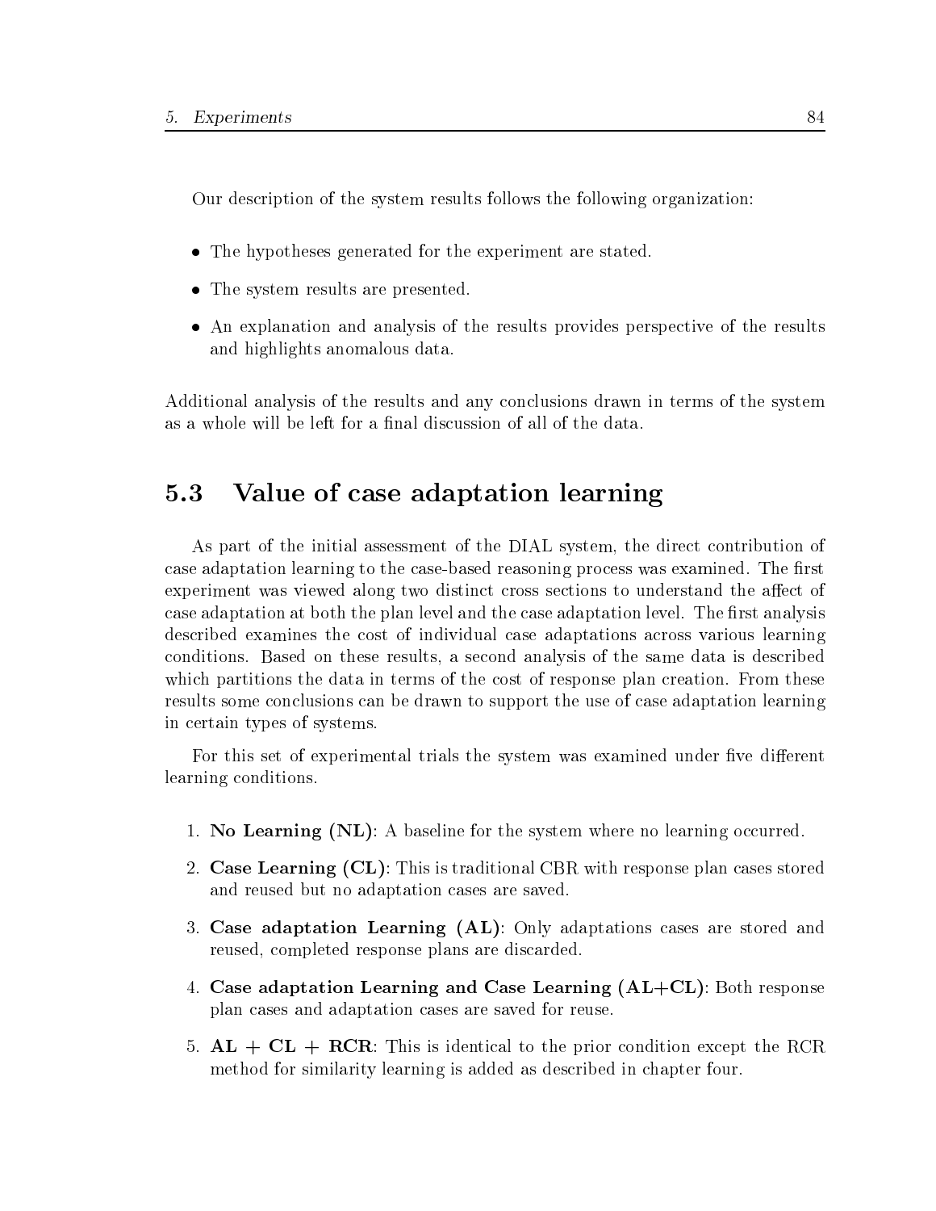Our description of the system results follows the following organization:

- The hypotheses generated for the experiment are stated.
- The system results are presented.
- An explanation and analysis of the results provides perspective of the results and highlights anomalous data.

Additional analysis of the results and any conclusions drawn in terms of the system as a whole will be left for a final discussion of all of the data.

## 5.3 Value of case adaptation learning

As part of the initial assessment of the DIAL system, the direct contribution of case adaptation learning to the case-based reasoning process was examined. The first experiment was viewed along two distinct cross sections to understand the affect of case adaptation at both the plan level and the case adaptation level. The first analysis described examines the cost of individual case adaptations across various learning conditions. Based on these results, a second analysis of the same data is described which partitions the data in terms of the cost of response plan creation. From these results some conclusions can be drawn to support the use of case adaptation learning in certain types of systems.

For this set of experimental trials the system was examined under five different learning conditions.

1. **No Learning (NL)**: A baseline for the system where no learning occurred.
2. **Case Learning (CL)**: This is traditional CBR with response plan cases stored and reused but no adaptation cases are saved.
3. **Case adaptation Learning (AL)**: Only adaptations cases are stored and reused, completed response plans are discarded.
4. **Case adaptation Learning and Case Learning (AL+CL)**: Both response plan cases and adaptation cases are saved for reuse.
5. **AL + CL + RCR**: This is identical to the prior condition except the RCR method for similarity learning is added as described in chapter four.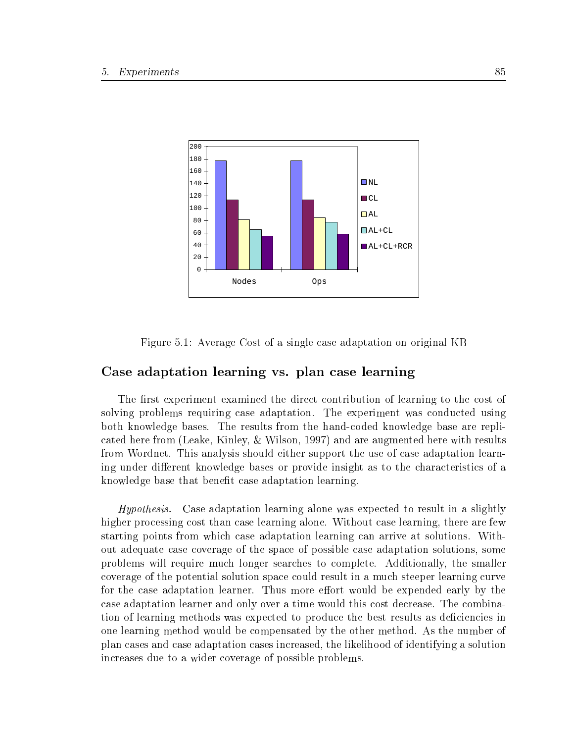Figure 5.1: Average Cost of a single case adaptation on original KB

## Case adaptation learning vs. plan case learning

The first experiment examined the direct contribution of learning to the cost of solving problems requiring case adaptation. The experiment was conducted using both knowledge bases. The results from the hand-coded knowledge base are replicated here from (Leake, Kinley, & Wilson, 1997) and are augmented here with results from Wordnet. This analysis should either support the use of case adaptation learning under different knowledge bases or provide insight as to the characteristics of a knowledge base that benefit case adaptation learning.

*Hypothesis.* Case adaptation learning alone was expected to result in a slightly higher processing cost than case learning alone. Without case learning, there are few starting points from which case adaptation learning can arrive at solutions. Without adequate case coverage of the space of possible case adaptation solutions, some problems will require much longer searches to complete. Additionally, the smaller coverage of the potential solution space could result in a much steeper learning curve for the case adaptation learner. Thus more effort would be expended early by the case adaptation learner and only over a time would this cost decrease. The combination of learning methods was expected to produce the best results as deficiencies in one learning method would be compensated by the other method. As the number of plan cases and case adaptation cases increased, the likelihood of identifying a solution increases due to a wider coverage of possible problems.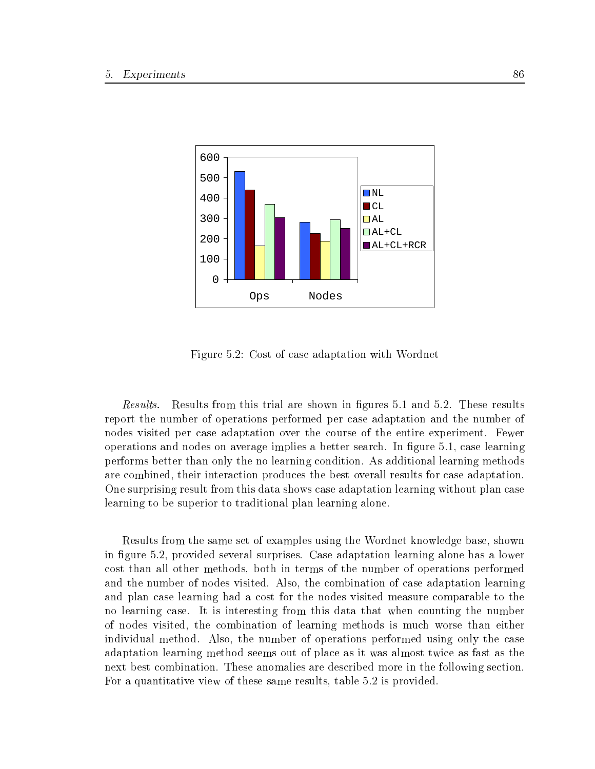Figure 5.2: Cost of case adaptation with Wordnet

*Results.* Results from this trial are shown in figures 5.1 and 5.2. These results report the number of operations performed per case adaptation and the number of nodes visited per case adaptation over the course of the entire experiment. Fewer operations and nodes on average implies a better search. In figure 5.1, case learning performs better than only the no learning condition. As additional learning methods are combined, their interaction produces the best overall results for case adaptation. One surprising result from this data shows case adaptation learning without plan case learning to be superior to traditional plan learning alone.

Results from the same set of examples using the Wordnet knowledge base, shown in figure 5.2, provided several surprises. Case adaptation learning alone has a lower cost than all other methods, both in terms of the number of operations performed and the number of nodes visited. Also, the combination of case adaptation learning and plan case learning had a cost for the nodes visited measure comparable to the no learning case. It is interesting from this data that when counting the number of nodes visited, the combination of learning methods is much worse than either individual method. Also, the number of operations performed using only the case adaptation learning method seems out of place as it was almost twice as fast as the next best combination. These anomalies are described more in the following section. For a quantitative view of these same results, table 5.2 is provided.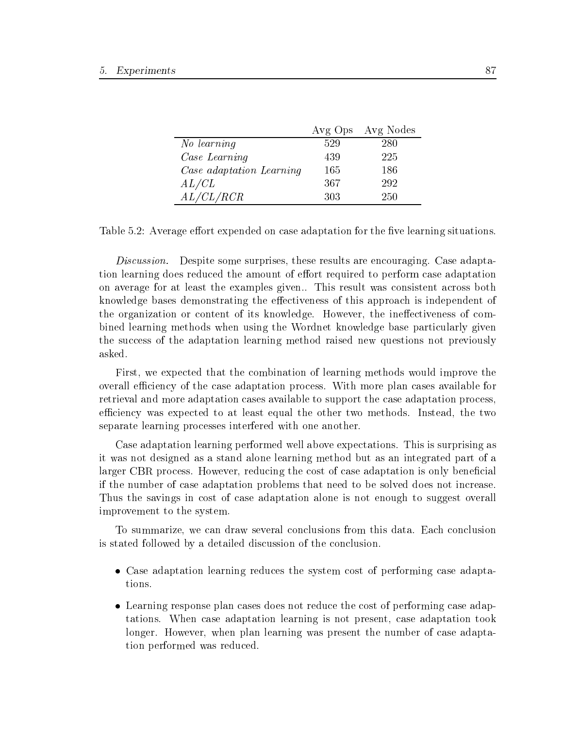| | Avg Ops | Avg Nodes |
|---|---|---|
| *No learning* | 529 | 280 |
| *Case Learning* | 439 | 225 |
| *Case adaptation Learning* | 165 | 186 |
| *AL/CL* | 367 | 292 |
| *AL/CL/RCR* | 303 | 250 |

Table 5.2: Average effort expended on case adaptation for the five learning situations.

*Discussion.* Despite some surprises, these results are encouraging. Case adaptation learning does reduced the amount of effort required to perform case adaptation on average for at least the examples given.. This result was consistent across both knowledge bases demonstrating the effectiveness of this approach is independent of the organization or content of its knowledge. However, the ineffectiveness of combined learning methods when using the Wordnet knowledge base particularly given the success of the adaptation learning method raised new questions not previously asked.

First, we expected that the combination of learning methods would improve the overall efficiency of the case adaptation process. With more plan cases available for retrieval and more adaptation cases available to support the case adaptation process, efficiency was expected to at least equal the other two methods. Instead, the two separate learning processes interfered with one another.

Case adaptation learning performed well above expectations. This is surprising as it was not designed as a stand alone learning method but as an integrated part of a larger CBR process. However, reducing the cost of case adaptation is only beneficial if the number of case adaptation problems that need to be solved does not increase. Thus the savings in cost of case adaptation alone is not enough to suggest overall improvement to the system.

To summarize, we can draw several conclusions from this data. Each conclusion is stated followed by a detailed discussion of the conclusion.

- Case adaptation learning reduces the system cost of performing case adaptations.
- Learning response plan cases does not reduce the cost of performing case adaptations. When case adaptation learning is not present, case adaptation took longer. However, when plan learning was present the number of case adaptation performed was reduced.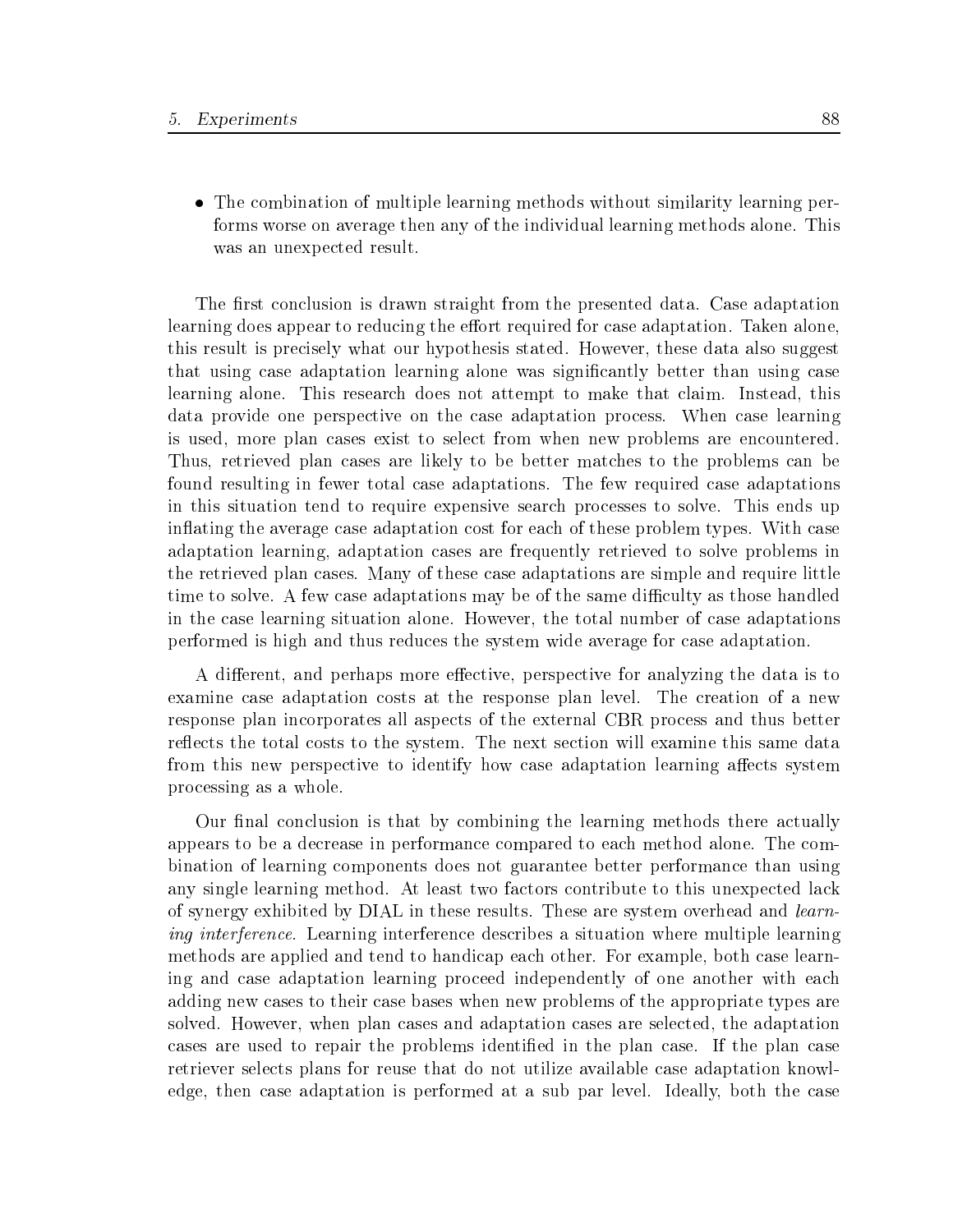- The combination of multiple learning methods without similarity learning performs worse on average then any of the individual learning methods alone. This was an unexpected result.

The first conclusion is drawn straight from the presented data. Case adaptation learning does appear to reducing the effort required for case adaptation. Taken alone, this result is precisely what our hypothesis stated. However, these data also suggest that using case adaptation learning alone was significantly better than using case learning alone. This research does not attempt to make that claim. Instead, this data provide one perspective on the case adaptation process. When case learning is used, more plan cases exist to select from when new problems are encountered. Thus, retrieved plan cases are likely to be better matches to the problems can be found resulting in fewer total case adaptations. The few required case adaptations in this situation tend to require expensive search processes to solve. This ends up inflating the average case adaptation cost for each of these problem types. With case adaptation learning, adaptation cases are frequently retrieved to solve problems in the retrieved plan cases. Many of these case adaptations are simple and require little time to solve. A few case adaptations may be of the same difficulty as those handled in the case learning situation alone. However, the total number of case adaptations performed is high and thus reduces the system wide average for case adaptation.

A different, and perhaps more effective, perspective for analyzing the data is to examine case adaptation costs at the response plan level. The creation of a new response plan incorporates all aspects of the external CBR process and thus better reflects the total costs to the system. The next section will examine this same data from this new perspective to identify how case adaptation learning affects system processing as a whole.

Our final conclusion is that by combining the learning methods there actually appears to be a decrease in performance compared to each method alone. The combination of learning components does not guarantee better performance than using any single learning method. At least two factors contribute to this unexpected lack of synergy exhibited by DIAL in these results. These are system overhead and *learning interference*. Learning interference describes a situation where multiple learning methods are applied and tend to handicap each other. For example, both case learning and case adaptation learning proceed independently of one another with each adding new cases to their case bases when new problems of the appropriate types are solved. However, when plan cases and adaptation cases are selected, the adaptation cases are used to repair the problems identified in the plan case. If the plan case retriever selects plans for reuse that do not utilize available case adaptation knowledge, then case adaptation is performed at a sub par level. Ideally, both the case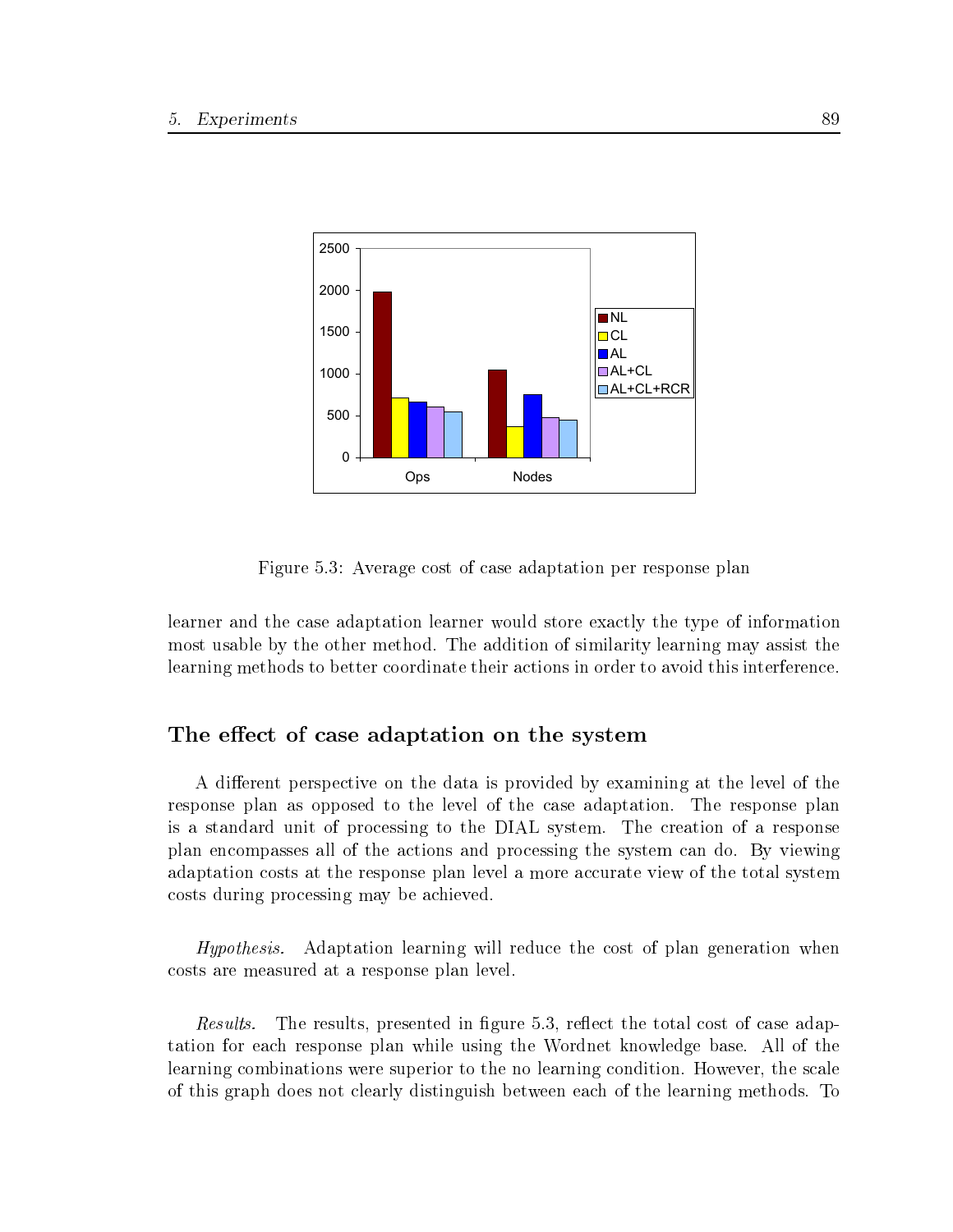Figure 5.3: Average cost of case adaptation per response plan

learner and the case adaptation learner would store exactly the type of information most usable by the other method. The addition of similarity learning may assist the learning methods to better coordinate their actions in order to avoid this interference.

## The effect of case adaptation on the system

A different perspective on the data is provided by examining at the level of the response plan as opposed to the level of the case adaptation. The response plan is a standard unit of processing to the DIAL system. The creation of a response plan encompasses all of the actions and processing the system can do. By viewing adaptation costs at the response plan level a more accurate view of the total system costs during processing may be achieved.

*Hypothesis.* Adaptation learning will reduce the cost of plan generation when costs are measured at a response plan level.

*Results.* The results, presented in figure 5.3, reflect the total cost of case adaptation for each response plan while using the Wordnet knowledge base. All of the learning combinations were superior to the no learning condition. However, the scale of this graph does not clearly distinguish between each of the learning methods. To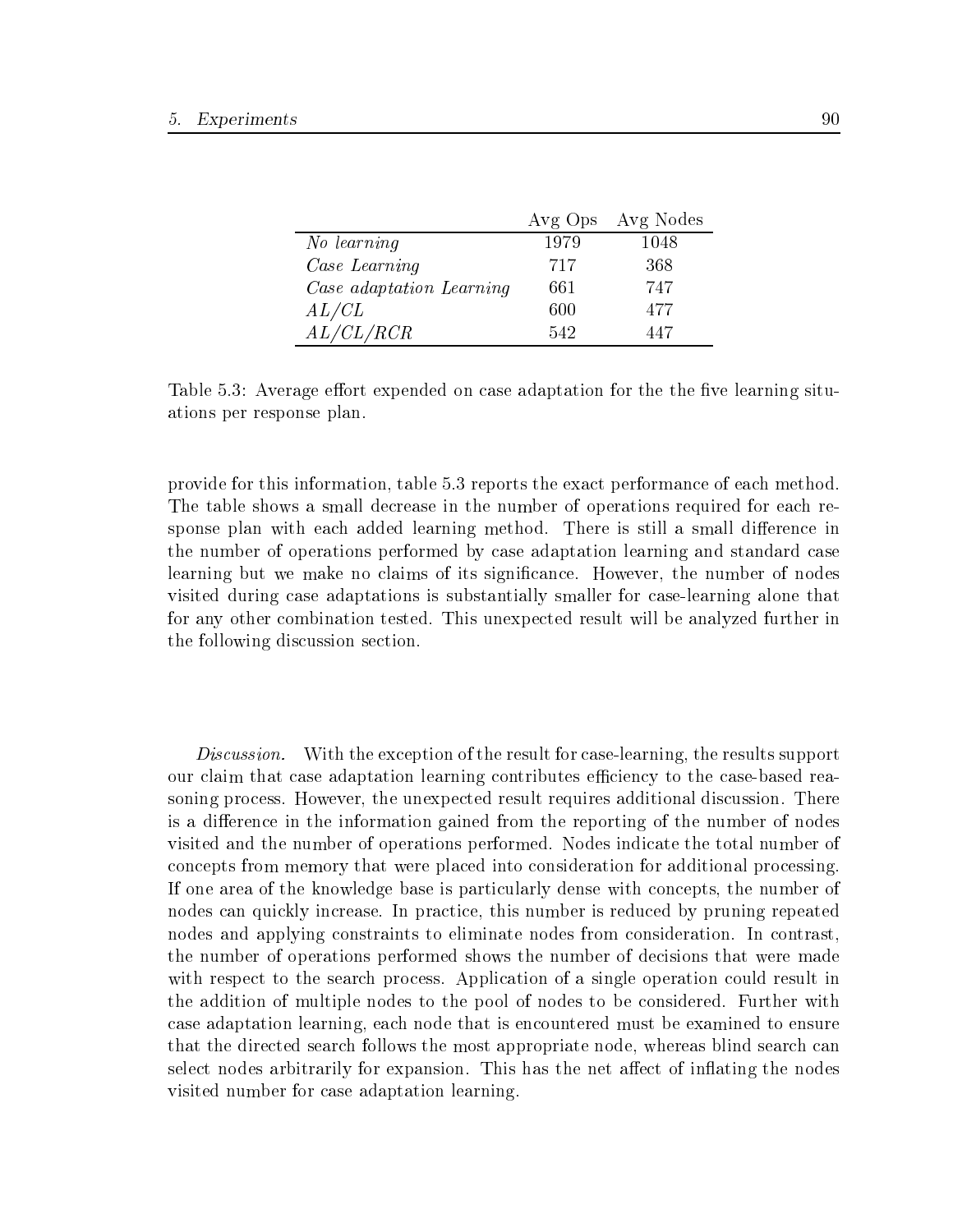| | Avg Ops | Avg Nodes |
|---|---|---|
| *No learning* | 1979 | 1048 |
| *Case Learning* | 717 | 368 |
| *Case adaptation Learning* | 661 | 747 |
| *AL/CL* | 600 | 477 |
| *AL/CL/RCR* | 542 | 447 |

Table 5.3: Average effort expended on case adaptation for the the five learning situations per response plan.

provide for this information, table 5.3 reports the exact performance of each method. The table shows a small decrease in the number of operations required for each response plan with each added learning method. There is still a small difference in the number of operations performed by case adaptation learning and standard case learning but we make no claims of its significance. However, the number of nodes visited during case adaptations is substantially smaller for case-learning alone that for any other combination tested. This unexpected result will be analyzed further in the following discussion section.

*Discussion.* With the exception of the result for case-learning, the results support our claim that case adaptation learning contributes efficiency to the case-based reasoning process. However, the unexpected result requires additional discussion. There is a difference in the information gained from the reporting of the number of nodes visited and the number of operations performed. Nodes indicate the total number of concepts from memory that were placed into consideration for additional processing. If one area of the knowledge base is particularly dense with concepts, the number of nodes can quickly increase. In practice, this number is reduced by pruning repeated nodes and applying constraints to eliminate nodes from consideration. In contrast, the number of operations performed shows the number of decisions that were made with respect to the search process. Application of a single operation could result in the addition of multiple nodes to the pool of nodes to be considered. Further with case adaptation learning, each node that is encountered must be examined to ensure that the directed search follows the most appropriate node, whereas blind search can select nodes arbitrarily for expansion. This has the net affect of inflating the nodes visited number for case adaptation learning.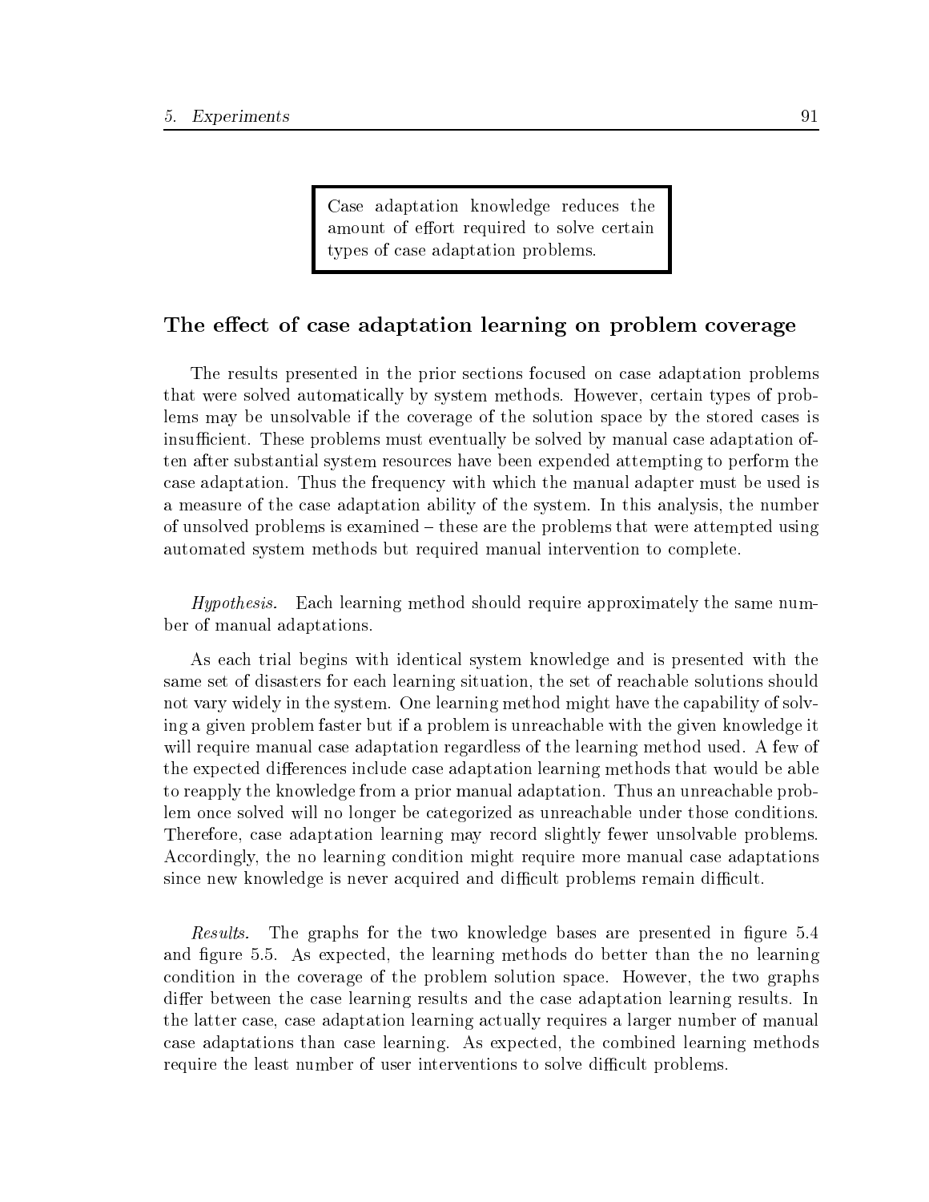> Case adaptation knowledge reduces the amount of effort required to solve certain types of case adaptation problems.

### The effect of case adaptation learning on problem coverage

The results presented in the prior sections focused on case adaptation problems that were solved automatically by system methods. However, certain types of problems may be unsolvable if the coverage of the solution space by the stored cases is insufficient. These problems must eventually be solved by manual case adaptation often after substantial system resources have been expended attempting to perform the case adaptation. Thus the frequency with which the manual adapter must be used is a measure of the case adaptation ability of the system. In this analysis, the number of unsolved problems is examined – these are the problems that were attempted using automated system methods but required manual intervention to complete.

*Hypothesis.* Each learning method should require approximately the same number of manual adaptations.

As each trial begins with identical system knowledge and is presented with the same set of disasters for each learning situation, the set of reachable solutions should not vary widely in the system. One learning method might have the capability of solving a given problem faster but if a problem is unreachable with the given knowledge it will require manual case adaptation regardless of the learning method used. A few of the expected differences include case adaptation learning methods that would be able to reapply the knowledge from a prior manual adaptation. Thus an unreachable problem once solved will no longer be categorized as unreachable under those conditions. Therefore, case adaptation learning may record slightly fewer unsolvable problems. Accordingly, the no learning condition might require more manual case adaptations since new knowledge is never acquired and difficult problems remain difficult.

*Results.* The graphs for the two knowledge bases are presented in figure 5.4 and figure 5.5. As expected, the learning methods do better than the no learning condition in the coverage of the problem solution space. However, the two graphs differ between the case learning results and the case adaptation learning results. In the latter case, case adaptation learning actually requires a larger number of manual case adaptations than case learning. As expected, the combined learning methods require the least number of user interventions to solve difficult problems.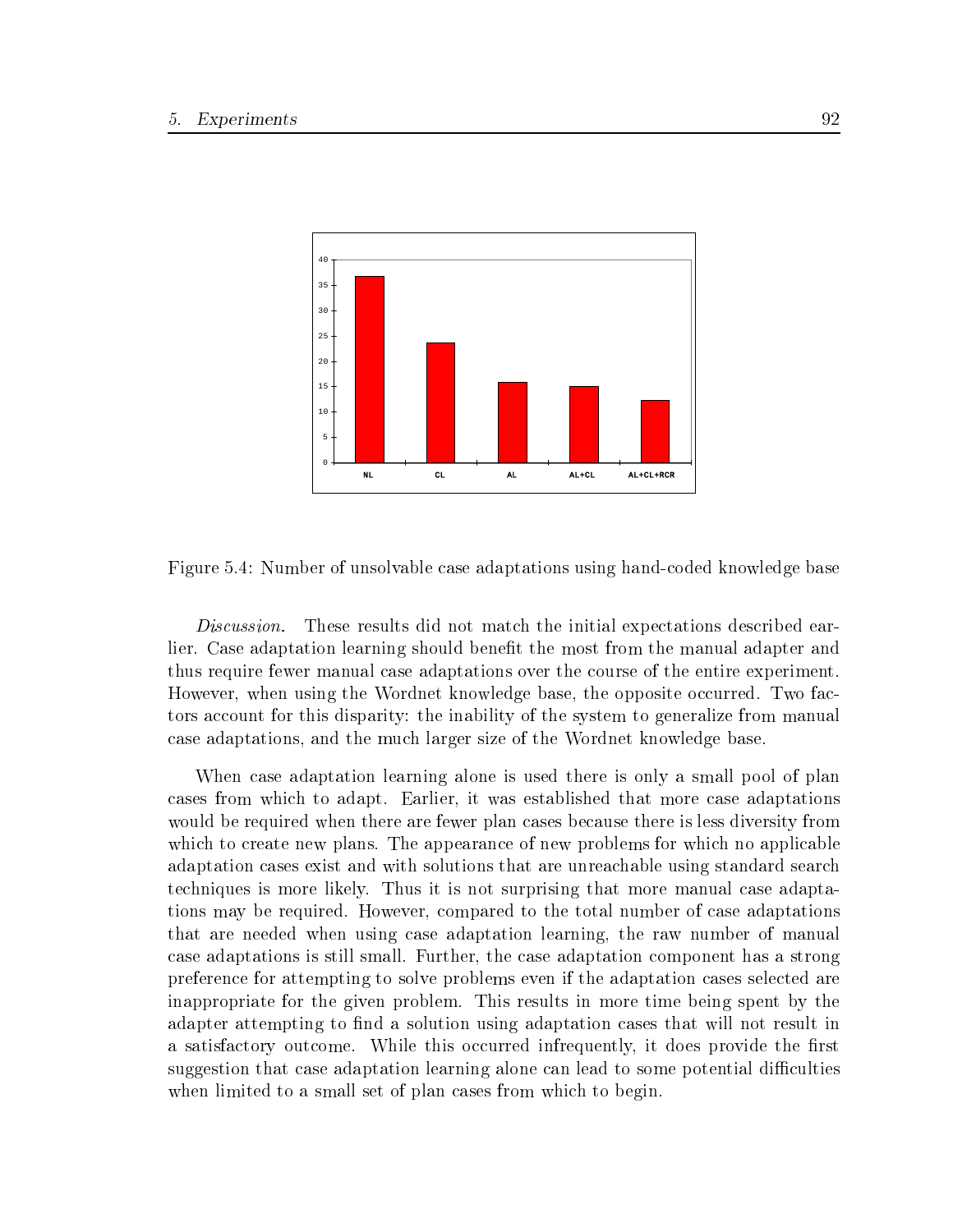Figure 5.4: Number of unsolvable case adaptations using hand-coded knowledge base

*Discussion.* These results did not match the initial expectations described earlier. Case adaptation learning should benefit the most from the manual adapter and thus require fewer manual case adaptations over the course of the entire experiment. However, when using the Wordnet knowledge base, the opposite occurred. Two factors account for this disparity: the inability of the system to generalize from manual case adaptations, and the much larger size of the Wordnet knowledge base.

When case adaptation learning alone is used there is only a small pool of plan cases from which to adapt. Earlier, it was established that more case adaptations would be required when there are fewer plan cases because there is less diversity from which to create new plans. The appearance of new problems for which no applicable adaptation cases exist and with solutions that are unreachable using standard search techniques is more likely. Thus it is not surprising that more manual case adaptations may be required. However, compared to the total number of case adaptations that are needed when using case adaptation learning, the raw number of manual case adaptations is still small. Further, the case adaptation component has a strong preference for attempting to solve problems even if the adaptation cases selected are inappropriate for the given problem. This results in more time being spent by the adapter attempting to find a solution using adaptation cases that will not result in a satisfactory outcome. While this occurred infrequently, it does provide the first suggestion that case adaptation learning alone can lead to some potential difficulties when limited to a small set of plan cases from which to begin.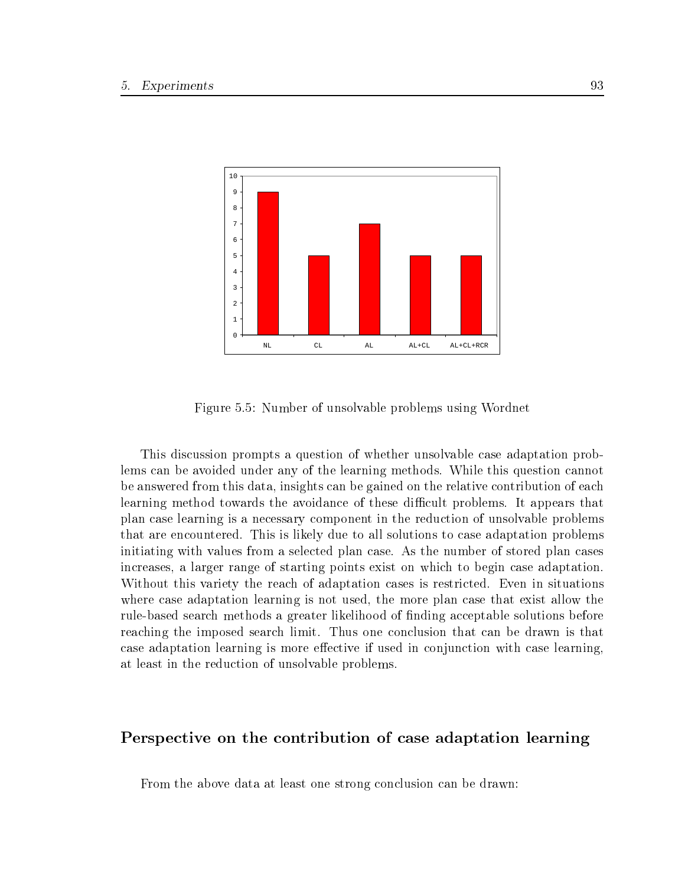Figure 5.5: Number of unsolvable problems using Wordnet

This discussion prompts a question of whether unsolvable case adaptation problems can be avoided under any of the learning methods. While this question cannot be answered from this data, insights can be gained on the relative contribution of each learning method towards the avoidance of these difficult problems. It appears that plan case learning is a necessary component in the reduction of unsolvable problems that are encountered. This is likely due to all solutions to case adaptation problems initiating with values from a selected plan case. As the number of stored plan cases increases, a larger range of starting points exist on which to begin case adaptation. Without this variety the reach of adaptation cases is restricted. Even in situations where case adaptation learning is not used, the more plan case that exist allow the rule-based search methods a greater likelihood of finding acceptable solutions before reaching the imposed search limit. Thus one conclusion that can be drawn is that case adaptation learning is more effective if used in conjunction with case learning, at least in the reduction of unsolvable problems.

### Perspective on the contribution of case adaptation learning

From the above data at least one strong conclusion can be drawn: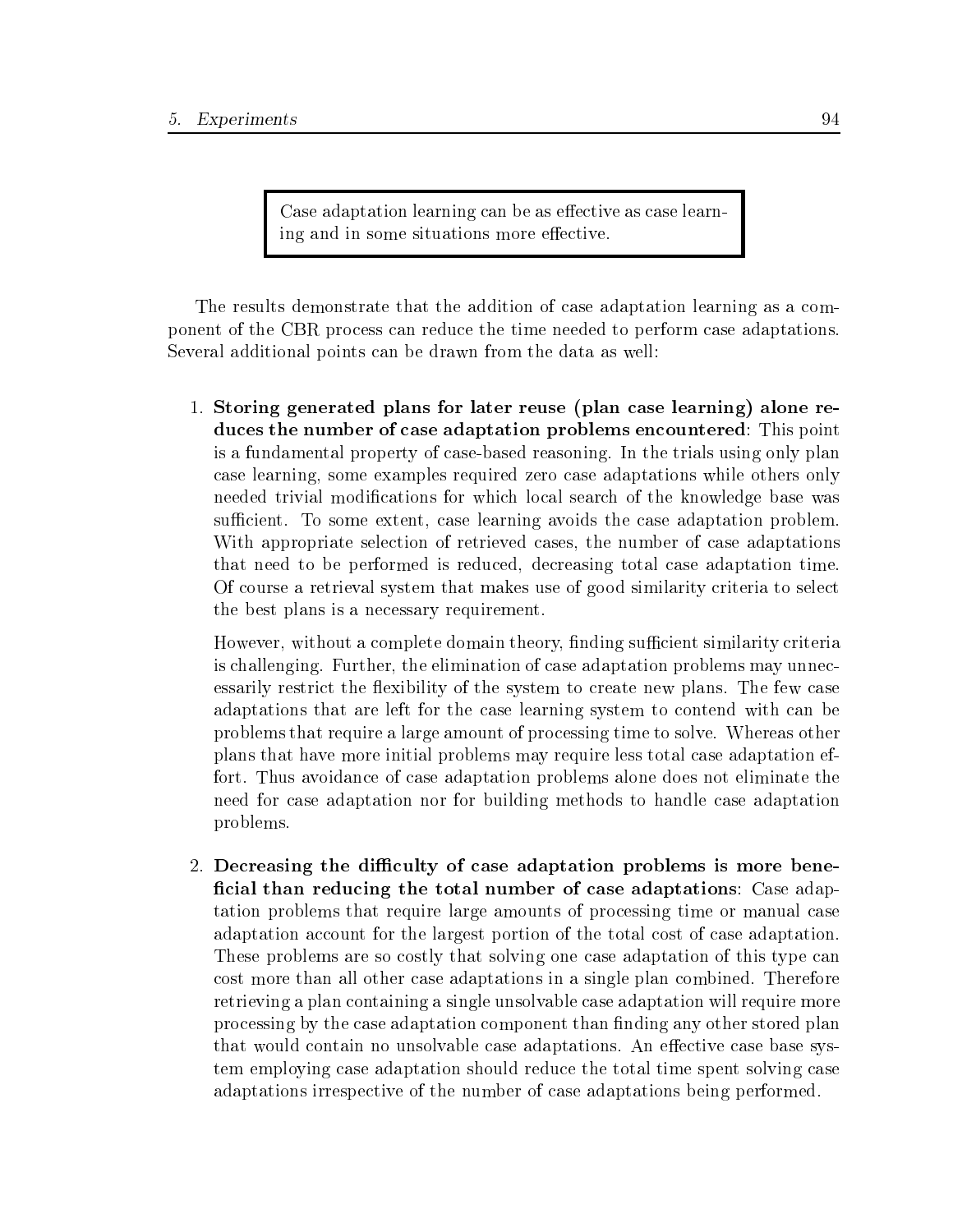> Case adaptation learning can be as effective as case learning and in some situations more effective.

The results demonstrate that the addition of case adaptation learning as a component of the CBR process can reduce the time needed to perform case adaptations. Several additional points can be drawn from the data as well:

1. **Storing generated plans for later reuse (plan case learning) alone reduces the number of case adaptation problems encountered**: This point is a fundamental property of case-based reasoning. In the trials using only plan case learning, some examples required zero case adaptations while others only needed trivial modifications for which local search of the knowledge base was sufficient. To some extent, case learning avoids the case adaptation problem. With appropriate selection of retrieved cases, the number of case adaptations that need to be performed is reduced, decreasing total case adaptation time. Of course a retrieval system that makes use of good similarity criteria to select the best plans is a necessary requirement.

   However, without a complete domain theory, finding sufficient similarity criteria is challenging. Further, the elimination of case adaptation problems may unnecessarily restrict the flexibility of the system to create new plans. The few case adaptations that are left for the case learning system to contend with can be problems that require a large amount of processing time to solve. Whereas other plans that have more initial problems may require less total case adaptation effort. Thus avoidance of case adaptation problems alone does not eliminate the need for case adaptation nor for building methods to handle case adaptation problems.

2. **Decreasing the difficulty of case adaptation problems is more beneficial than reducing the total number of case adaptations**: Case adaptation problems that require large amounts of processing time or manual case adaptation account for the largest portion of the total cost of case adaptation. These problems are so costly that solving one case adaptation of this type can cost more than all other case adaptations in a single plan combined. Therefore retrieving a plan containing a single unsolvable case adaptation will require more processing by the case adaptation component than finding any other stored plan that would contain no unsolvable case adaptations. An effective case base system employing case adaptation should reduce the total time spent solving case adaptations irrespective of the number of case adaptations being performed.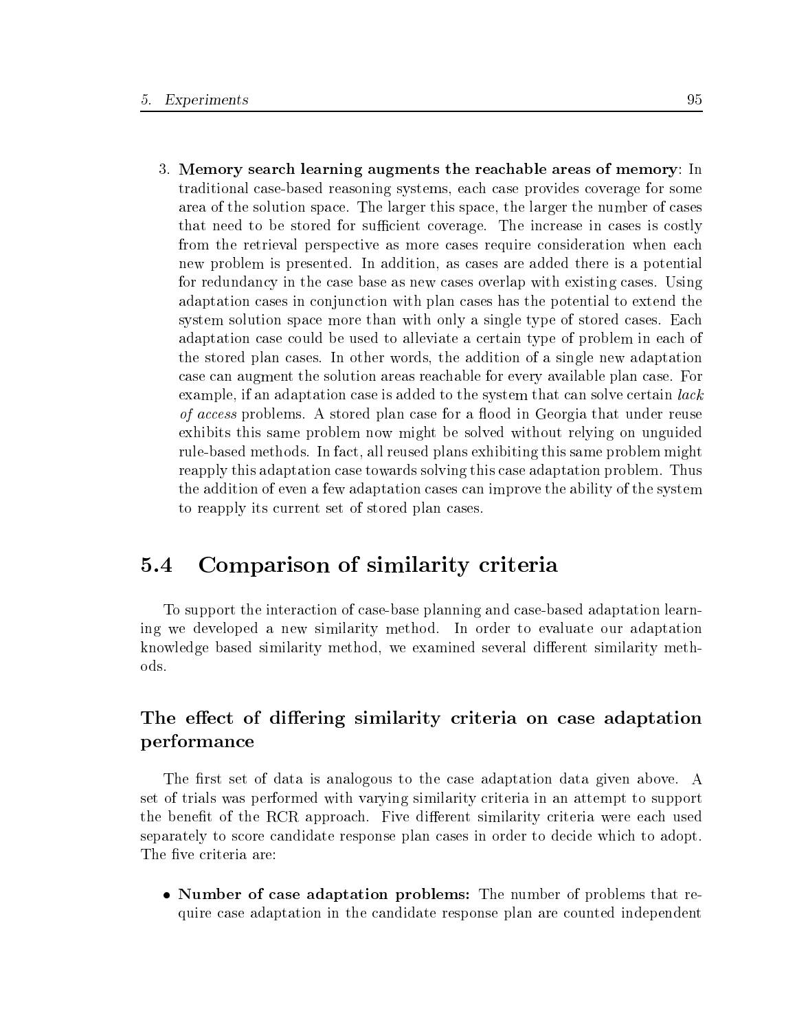3. **Memory search learning augments the reachable areas of memory**: In traditional case-based reasoning systems, each case provides coverage for some area of the solution space. The larger this space, the larger the number of cases that need to be stored for sufficient coverage. The increase in cases is costly from the retrieval perspective as more cases require consideration when each new problem is presented. In addition, as cases are added there is a potential for redundancy in the case base as new cases overlap with existing cases. Using adaptation cases in conjunction with plan cases has the potential to extend the system solution space more than with only a single type of stored cases. Each adaptation case could be used to alleviate a certain type of problem in each of the stored plan cases. In other words, the addition of a single new adaptation case can augment the solution areas reachable for every available plan case. For example, if an adaptation case is added to the system that can solve certain *lack of access* problems. A stored plan case for a flood in Georgia that under reuse exhibits this same problem now might be solved without relying on unguided rule-based methods. In fact, all reused plans exhibiting this same problem might reapply this adaptation case towards solving this case adaptation problem. Thus the addition of even a few adaptation cases can improve the ability of the system to reapply its current set of stored plan cases.

## 5.4 Comparison of similarity criteria

To support the interaction of case-base planning and case-based adaptation learning we developed a new similarity method. In order to evaluate our adaptation knowledge based similarity method, we examined several different similarity methods.

### The effect of differing similarity criteria on case adaptation performance

The first set of data is analogous to the case adaptation data given above. A set of trials was performed with varying similarity criteria in an attempt to support the benefit of the RCR approach. Five different similarity criteria were each used separately to score candidate response plan cases in order to decide which to adopt. The five criteria are:

- **Number of case adaptation problems:** The number of problems that require case adaptation in the candidate response plan are counted independent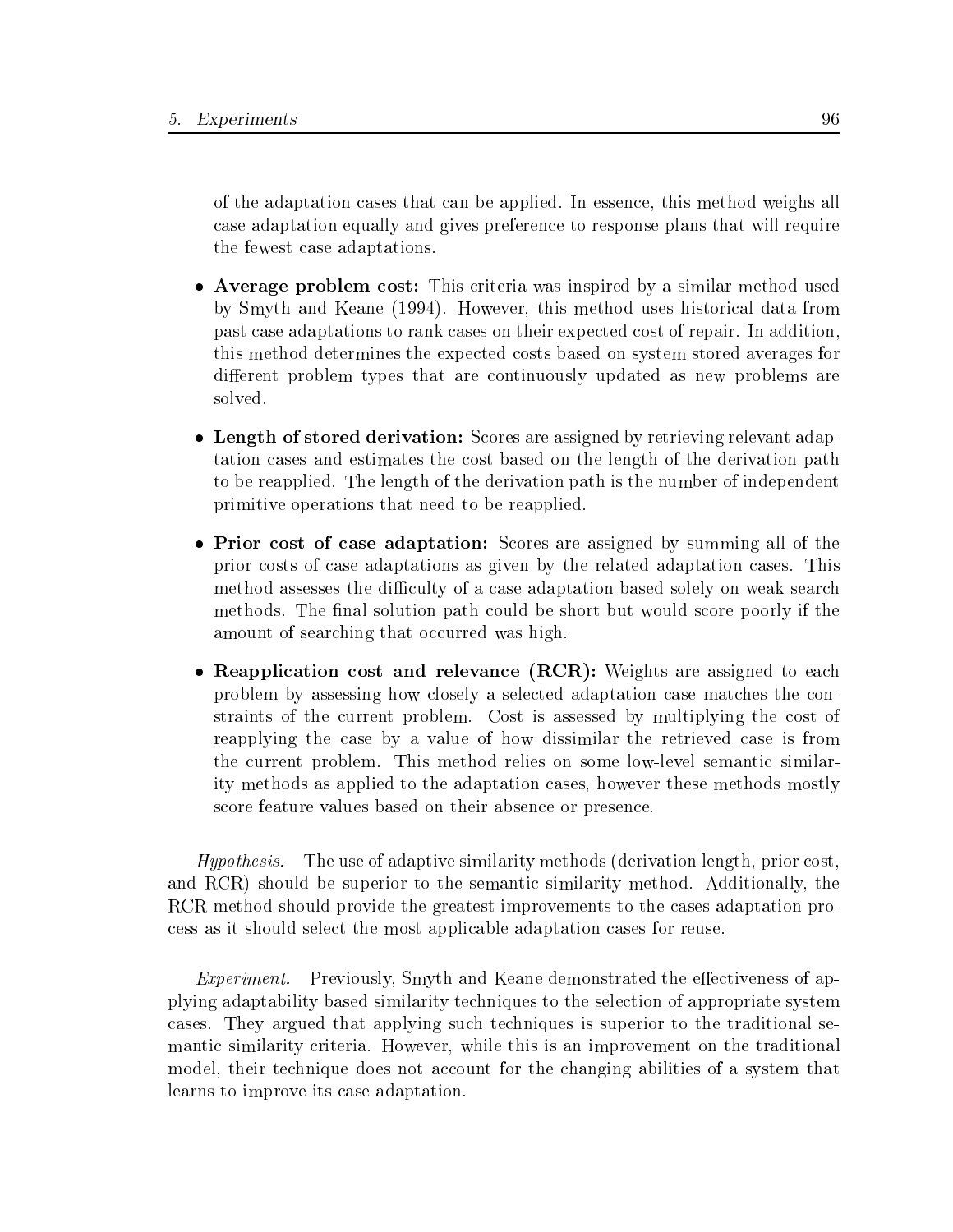of the adaptation cases that can be applied. In essence, this method weighs all case adaptation equally and gives preference to response plans that will require the fewest case adaptations.

- **Average problem cost:** This criteria was inspired by a similar method used by Smyth and Keane (1994). However, this method uses historical data from past case adaptations to rank cases on their expected cost of repair. In addition, this method determines the expected costs based on system stored averages for different problem types that are continuously updated as new problems are solved.
- **Length of stored derivation:** Scores are assigned by retrieving relevant adaptation cases and estimates the cost based on the length of the derivation path to be reapplied. The length of the derivation path is the number of independent primitive operations that need to be reapplied.
- **Prior cost of case adaptation:** Scores are assigned by summing all of the prior costs of case adaptations as given by the related adaptation cases. This method assesses the difficulty of a case adaptation based solely on weak search methods. The final solution path could be short but would score poorly if the amount of searching that occurred was high.
- **Reapplication cost and relevance (RCR):** Weights are assigned to each problem by assessing how closely a selected adaptation case matches the constraints of the current problem. Cost is assessed by multiplying the cost of reapplying the case by a value of how dissimilar the retrieved case is from the current problem. This method relies on some low-level semantic similarity methods as applied to the adaptation cases, however these methods mostly score feature values based on their absence or presence.

*Hypothesis.* The use of adaptive similarity methods (derivation length, prior cost, and RCR) should be superior to the semantic similarity method. Additionally, the RCR method should provide the greatest improvements to the cases adaptation process as it should select the most applicable adaptation cases for reuse.

*Experiment.* Previously, Smyth and Keane demonstrated the effectiveness of applying adaptability based similarity techniques to the selection of appropriate system cases. They argued that applying such techniques is superior to the traditional semantic similarity criteria. However, while this is an improvement on the traditional model, their technique does not account for the changing abilities of a system that learns to improve its case adaptation.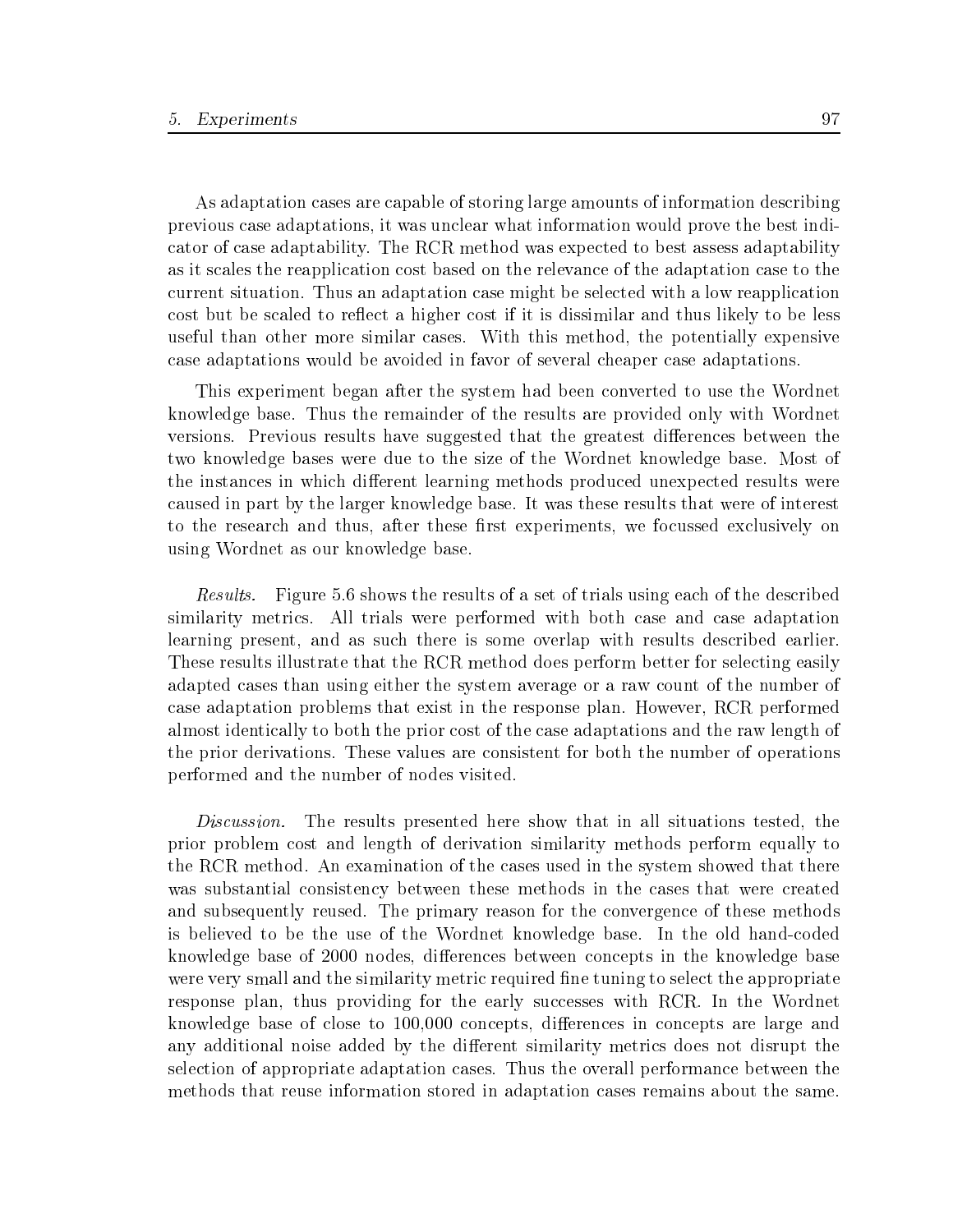As adaptation cases are capable of storing large amounts of information describing previous case adaptations, it was unclear what information would prove the best indicator of case adaptability. The RCR method was expected to best assess adaptability as it scales the reapplication cost based on the relevance of the adaptation case to the current situation. Thus an adaptation case might be selected with a low reapplication cost but be scaled to reflect a higher cost if it is dissimilar and thus likely to be less useful than other more similar cases. With this method, the potentially expensive case adaptations would be avoided in favor of several cheaper case adaptations.

This experiment began after the system had been converted to use the Wordnet knowledge base. Thus the remainder of the results are provided only with Wordnet versions. Previous results have suggested that the greatest differences between the two knowledge bases were due to the size of the Wordnet knowledge base. Most of the instances in which different learning methods produced unexpected results were caused in part by the larger knowledge base. It was these results that were of interest to the research and thus, after these first experiments, we focussed exclusively on using Wordnet as our knowledge base.

*Results.* Figure 5.6 shows the results of a set of trials using each of the described similarity metrics. All trials were performed with both case and case adaptation learning present, and as such there is some overlap with results described earlier. These results illustrate that the RCR method does perform better for selecting easily adapted cases than using either the system average or a raw count of the number of case adaptation problems that exist in the response plan. However, RCR performed almost identically to both the prior cost of the case adaptations and the raw length of the prior derivations. These values are consistent for both the number of operations performed and the number of nodes visited.

*Discussion.* The results presented here show that in all situations tested, the prior problem cost and length of derivation similarity methods perform equally to the RCR method. An examination of the cases used in the system showed that there was substantial consistency between these methods in the cases that were created and subsequently reused. The primary reason for the convergence of these methods is believed to be the use of the Wordnet knowledge base. In the old hand-coded knowledge base of 2000 nodes, differences between concepts in the knowledge base were very small and the similarity metric required fine tuning to select the appropriate response plan, thus providing for the early successes with RCR. In the Wordnet knowledge base of close to 100,000 concepts, differences in concepts are large and any additional noise added by the different similarity metrics does not disrupt the selection of appropriate adaptation cases. Thus the overall performance between the methods that reuse information stored in adaptation cases remains about the same.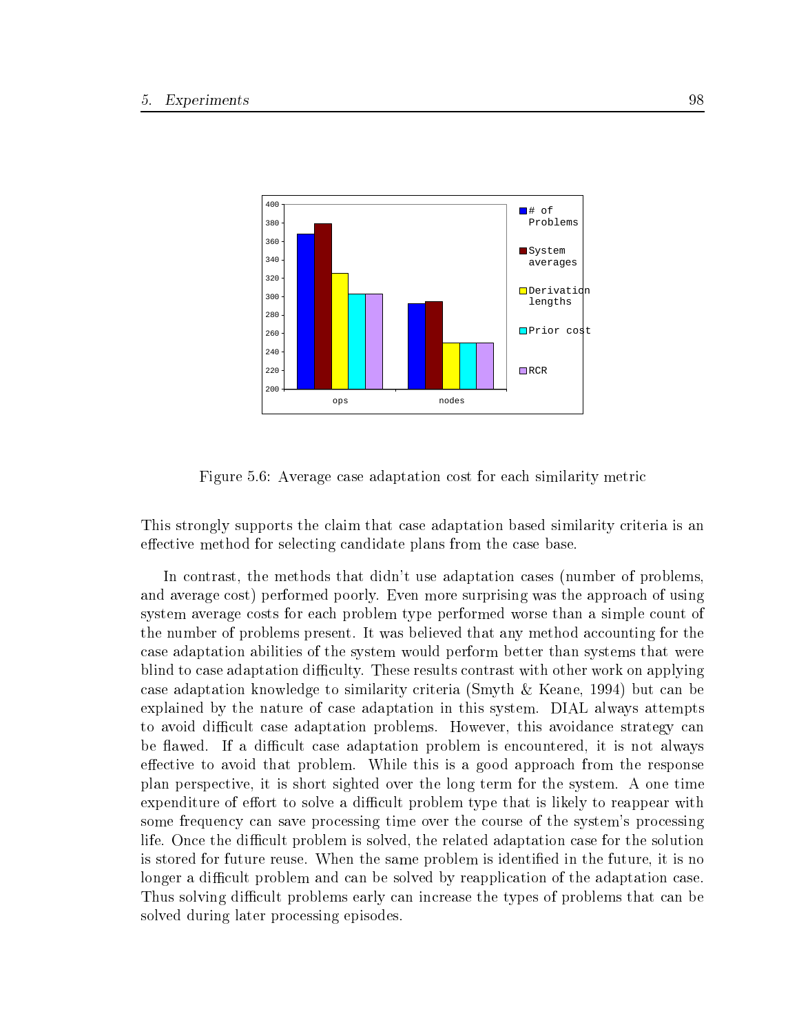Figure 5.6: Average case adaptation cost for each similarity metric

This strongly supports the claim that case adaptation based similarity criteria is an effective method for selecting candidate plans from the case base.

In contrast, the methods that didn't use adaptation cases (number of problems, and average cost) performed poorly. Even more surprising was the approach of using system average costs for each problem type performed worse than a simple count of the number of problems present. It was believed that any method accounting for the case adaptation abilities of the system would perform better than systems that were blind to case adaptation difficulty. These results contrast with other work on applying case adaptation knowledge to similarity criteria (Smyth & Keane, 1994) but can be explained by the nature of case adaptation in this system. DIAL always attempts to avoid difficult case adaptation problems. However, this avoidance strategy can be flawed. If a difficult case adaptation problem is encountered, it is not always effective to avoid that problem. While this is a good approach from the response plan perspective, it is short sighted over the long term for the system. A one time expenditure of effort to solve a difficult problem type that is likely to reappear with some frequency can save processing time over the course of the system's processing life. Once the difficult problem is solved, the related adaptation case for the solution is stored for future reuse. When the same problem is identified in the future, it is no longer a difficult problem and can be solved by reapplication of the adaptation case. Thus solving difficult problems early can increase the types of problems that can be solved during later processing episodes.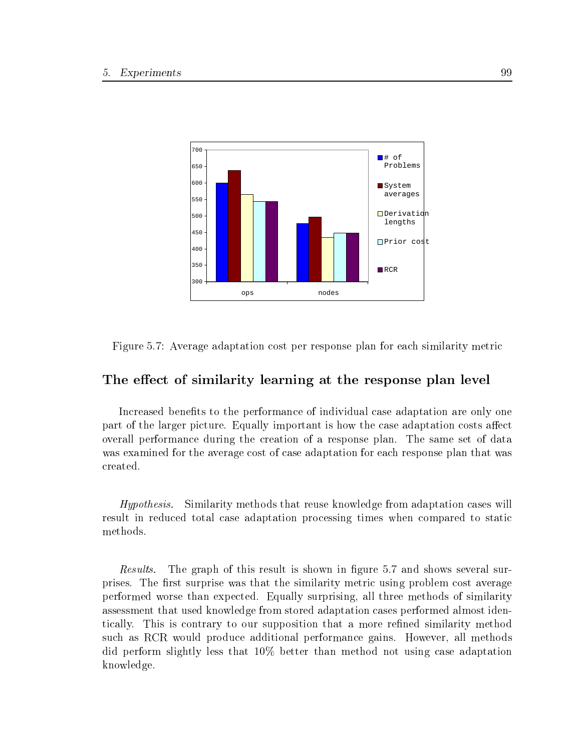Figure 5.7: Average adaptation cost per response plan for each similarity metric

## The effect of similarity learning at the response plan level

Increased benefits to the performance of individual case adaptation are only one part of the larger picture. Equally important is how the case adaptation costs affect overall performance during the creation of a response plan. The same set of data was examined for the average cost of case adaptation for each response plan that was created.

*Hypothesis.* Similarity methods that reuse knowledge from adaptation cases will result in reduced total case adaptation processing times when compared to static methods.

*Results.* The graph of this result is shown in figure 5.7 and shows several surprises. The first surprise was that the similarity metric using problem cost average performed worse than expected. Equally surprising, all three methods of similarity assessment that used knowledge from stored adaptation cases performed almost identically. This is contrary to our supposition that a more refined similarity method such as RCR would produce additional performance gains. However, all methods did perform slightly less that 10% better than method not using case adaptation knowledge.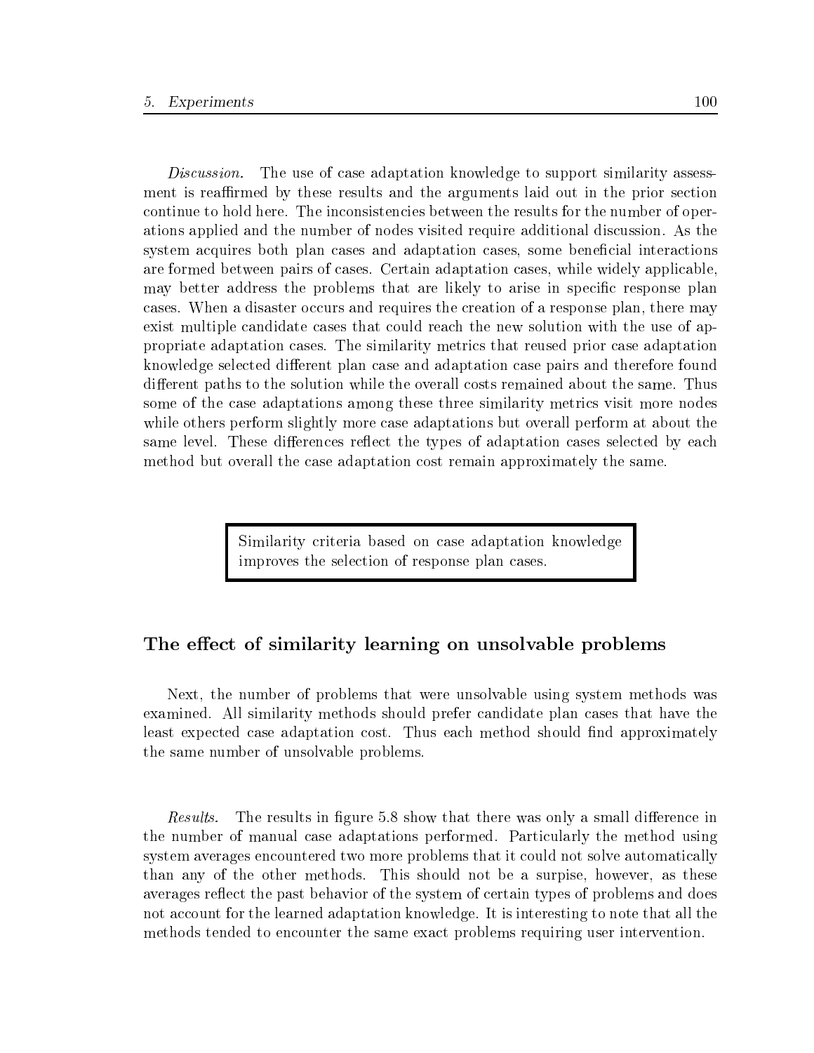*Discussion.* The use of case adaptation knowledge to support similarity assessment is reaffirmed by these results and the arguments laid out in the prior section continue to hold here. The inconsistencies between the results for the number of operations applied and the number of nodes visited require additional discussion. As the system acquires both plan cases and adaptation cases, some beneficial interactions are formed between pairs of cases. Certain adaptation cases, while widely applicable, may better address the problems that are likely to arise in specific response plan cases. When a disaster occurs and requires the creation of a response plan, there may exist multiple candidate cases that could reach the new solution with the use of appropriate adaptation cases. The similarity metrics that reused prior case adaptation knowledge selected different plan case and adaptation case pairs and therefore found different paths to the solution while the overall costs remained about the same. Thus some of the case adaptations among these three similarity metrics visit more nodes while others perform slightly more case adaptations but overall perform at about the same level. These differences reflect the types of adaptation cases selected by each method but overall the case adaptation cost remain approximately the same.

> Similarity criteria based on case adaptation knowledge improves the selection of response plan cases.

### The effect of similarity learning on unsolvable problems

Next, the number of problems that were unsolvable using system methods was examined. All similarity methods should prefer candidate plan cases that have the least expected case adaptation cost. Thus each method should find approximately the same number of unsolvable problems.

*Results.* The results in figure 5.8 show that there was only a small difference in the number of manual case adaptations performed. Particularly the method using system averages encountered two more problems that it could not solve automatically than any of the other methods. This should not be a surpise, however, as these averages reflect the past behavior of the system of certain types of problems and does not account for the learned adaptation knowledge. It is interesting to note that all the methods tended to encounter the same exact problems requiring user intervention.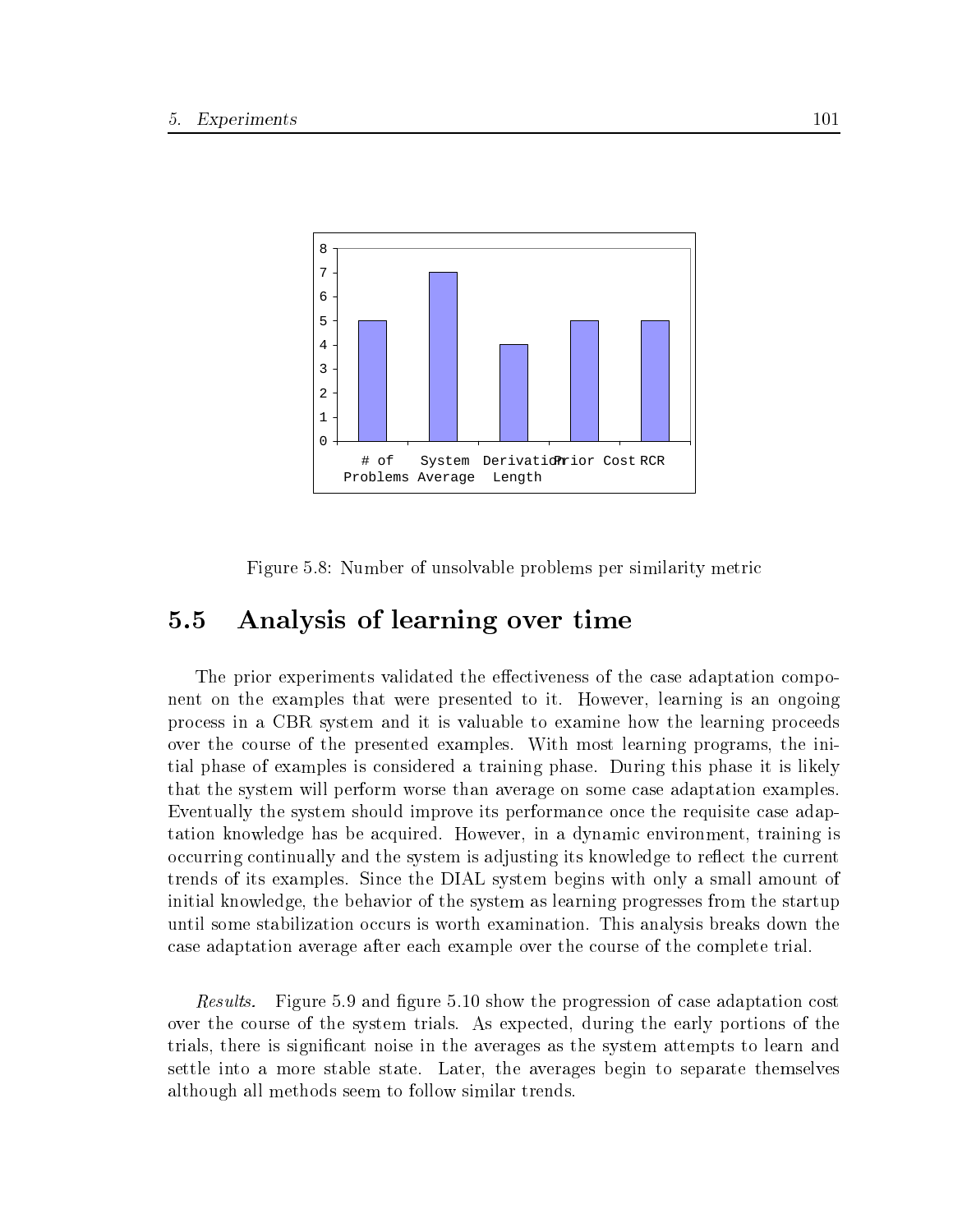Figure 5.8: Number of unsolvable problems per similarity metric

## 5.5 Analysis of learning over time

The prior experiments validated the effectiveness of the case adaptation component on the examples that were presented to it. However, learning is an ongoing process in a CBR system and it is valuable to examine how the learning proceeds over the course of the presented examples. With most learning programs, the initial phase of examples is considered a training phase. During this phase it is likely that the system will perform worse than average on some case adaptation examples. Eventually the system should improve its performance once the requisite case adaptation knowledge has be acquired. However, in a dynamic environment, training is occurring continually and the system is adjusting its knowledge to reflect the current trends of its examples. Since the DIAL system begins with only a small amount of initial knowledge, the behavior of the system as learning progresses from the startup until some stabilization occurs is worth examination. This analysis breaks down the case adaptation average after each example over the course of the complete trial.

*Results.* Figure 5.9 and figure 5.10 show the progression of case adaptation cost over the course of the system trials. As expected, during the early portions of the trials, there is significant noise in the averages as the system attempts to learn and settle into a more stable state. Later, the averages begin to separate themselves although all methods seem to follow similar trends.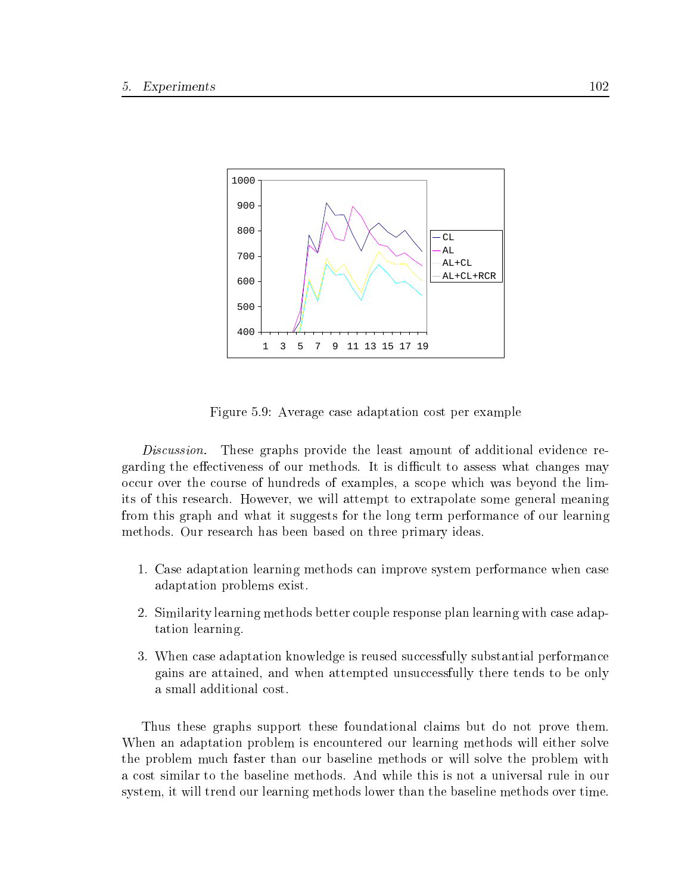Figure 5.9: Average case adaptation cost per example

*Discussion.* These graphs provide the least amount of additional evidence regarding the effectiveness of our methods. It is difficult to assess what changes may occur over the course of hundreds of examples, a scope which was beyond the limits of this research. However, we will attempt to extrapolate some general meaning from this graph and what it suggests for the long term performance of our learning methods. Our research has been based on three primary ideas.

1. Case adaptation learning methods can improve system performance when case adaptation problems exist.
2. Similarity learning methods better couple response plan learning with case adaptation learning.
3. When case adaptation knowledge is reused successfully substantial performance gains are attained, and when attempted unsuccessfully there tends to be only a small additional cost.

Thus these graphs support these foundational claims but do not prove them. When an adaptation problem is encountered our learning methods will either solve the problem much faster than our baseline methods or will solve the problem with a cost similar to the baseline methods. And while this is not a universal rule in our system, it will trend our learning methods lower than the baseline methods over time.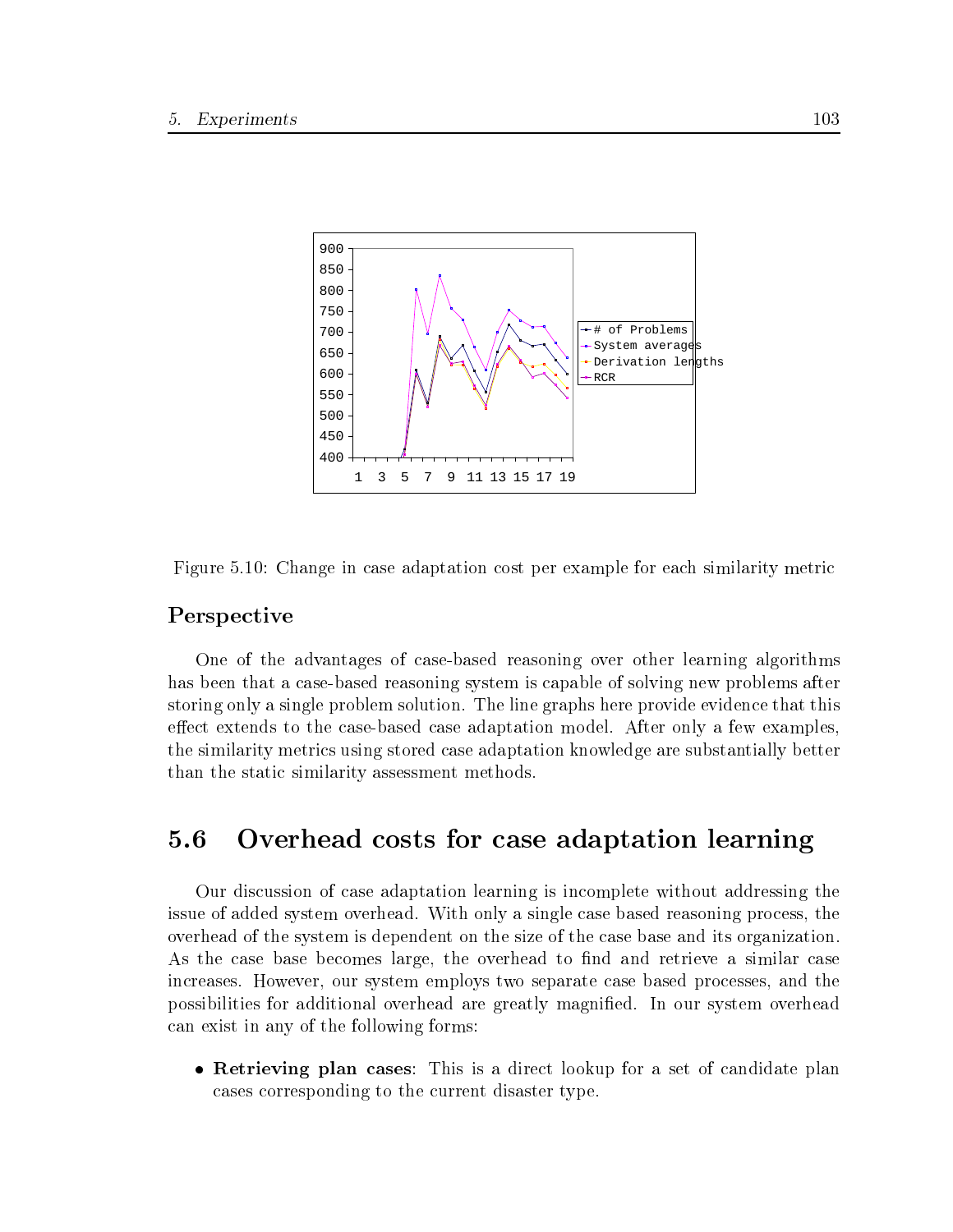Figure 5.10: Change in case adaptation cost per example for each similarity metric

### Perspective

One of the advantages of case-based reasoning over other learning algorithms has been that a case-based reasoning system is capable of solving new problems after storing only a single problem solution. The line graphs here provide evidence that this effect extends to the case-based case adaptation model. After only a few examples, the similarity metrics using stored case adaptation knowledge are substantially better than the static similarity assessment methods.

## 5.6 Overhead costs for case adaptation learning

Our discussion of case adaptation learning is incomplete without addressing the issue of added system overhead. With only a single case based reasoning process, the overhead of the system is dependent on the size of the case base and its organization. As the case base becomes large, the overhead to find and retrieve a similar case increases. However, our system employs two separate case based processes, and the possibilities for additional overhead are greatly magnified. In our system overhead can exist in any of the following forms:

- **Retrieving plan cases**: This is a direct lookup for a set of candidate plan cases corresponding to the current disaster type.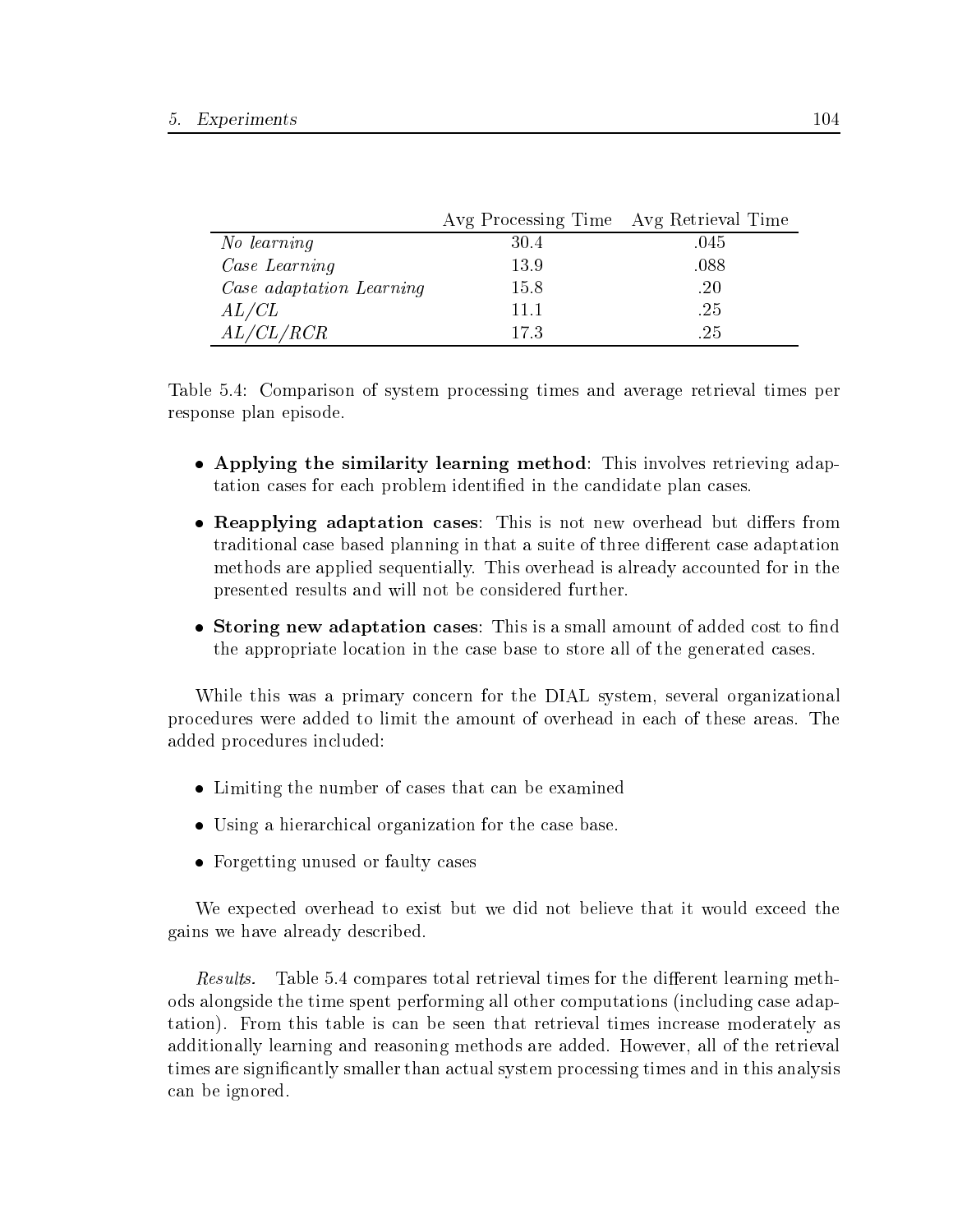| | Avg Processing Time | Avg Retrieval Time |
|---|---|---|
| *No learning* | 30.4 | .045 |
| *Case Learning* | 13.9 | .088 |
| *Case adaptation Learning* | 15.8 | .20 |
| *AL/CL* | 11.1 | .25 |
| *AL/CL/RCR* | 17.3 | .25 |

Table 5.4: Comparison of system processing times and average retrieval times per response plan episode.

- **Applying the similarity learning method**: This involves retrieving adaptation cases for each problem identified in the candidate plan cases.
- **Reapplying adaptation cases**: This is not new overhead but differs from traditional case based planning in that a suite of three different case adaptation methods are applied sequentially. This overhead is already accounted for in the presented results and will not be considered further.
- **Storing new adaptation cases**: This is a small amount of added cost to find the appropriate location in the case base to store all of the generated cases.

While this was a primary concern for the DIAL system, several organizational procedures were added to limit the amount of overhead in each of these areas. The added procedures included:

- Limiting the number of cases that can be examined
- Using a hierarchical organization for the case base.
- Forgetting unused or faulty cases

We expected overhead to exist but we did not believe that it would exceed the gains we have already described.

*Results.* Table 5.4 compares total retrieval times for the different learning methods alongside the time spent performing all other computations (including case adaptation). From this table is can be seen that retrieval times increase moderately as additionally learning and reasoning methods are added. However, all of the retrieval times are significantly smaller than actual system processing times and in this analysis can be ignored.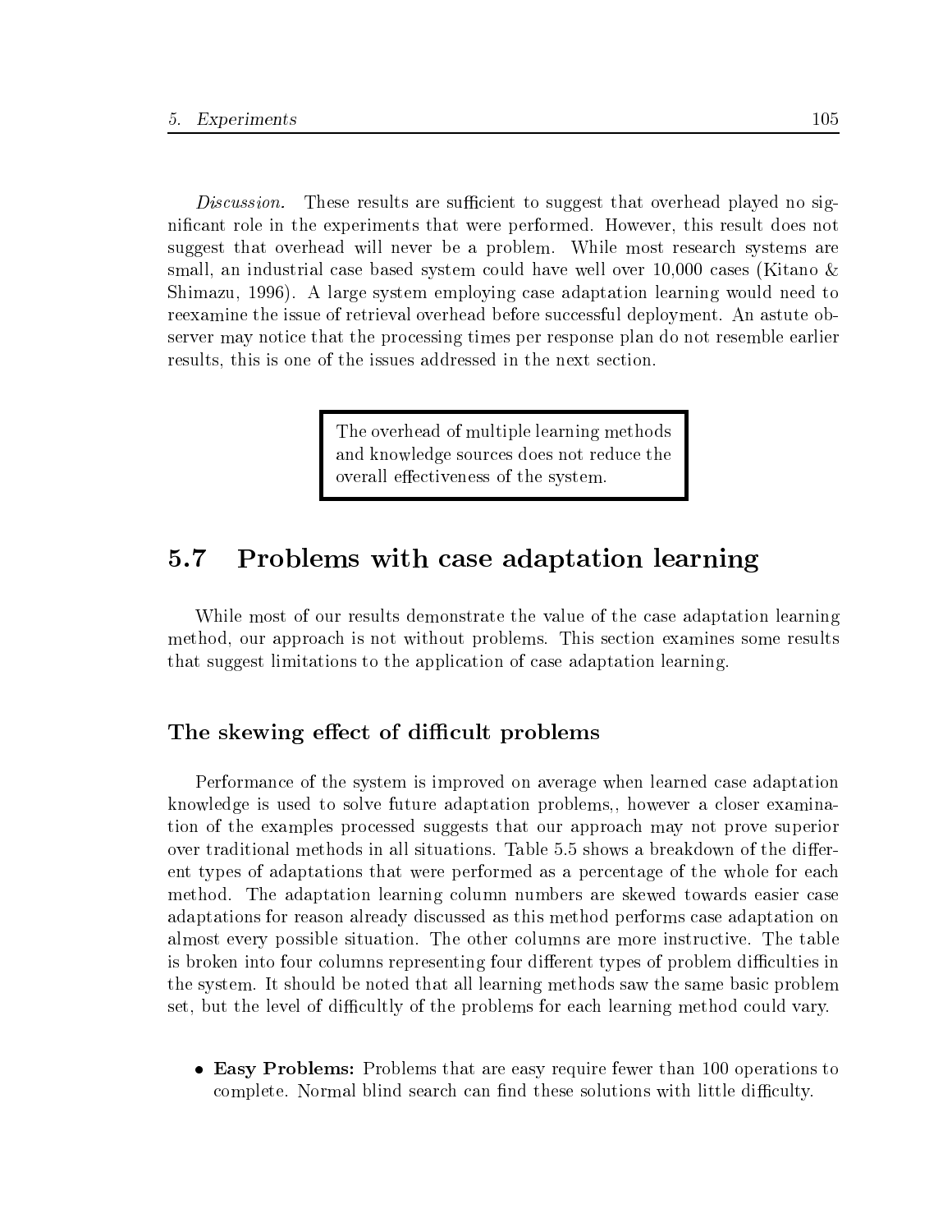*Discussion.* These results are sufficient to suggest that overhead played no significant role in the experiments that were performed. However, this result does not suggest that overhead will never be a problem. While most research systems are small, an industrial case based system could have well over 10,000 cases (Kitano & Shimazu, 1996). A large system employing case adaptation learning would need to reexamine the issue of retrieval overhead before successful deployment. An astute observer may notice that the processing times per response plan do not resemble earlier results, this is one of the issues addressed in the next section.

> The overhead of multiple learning methods and knowledge sources does not reduce the overall effectiveness of the system.

## 5.7 Problems with case adaptation learning

While most of our results demonstrate the value of the case adaptation learning method, our approach is not without problems. This section examines some results that suggest limitations to the application of case adaptation learning.

### The skewing effect of difficult problems

Performance of the system is improved on average when learned case adaptation knowledge is used to solve future adaptation problems,, however a closer examination of the examples processed suggests that our approach may not prove superior over traditional methods in all situations. Table 5.5 shows a breakdown of the different types of adaptations that were performed as a percentage of the whole for each method. The adaptation learning column numbers are skewed towards easier case adaptations for reason already discussed as this method performs case adaptation on almost every possible situation. The other columns are more instructive. The table is broken into four columns representing four different types of problem difficulties in the system. It should be noted that all learning methods saw the same basic problem set, but the level of difficultly of the problems for each learning method could vary.

- **Easy Problems:** Problems that are easy require fewer than 100 operations to complete. Normal blind search can find these solutions with little difficulty.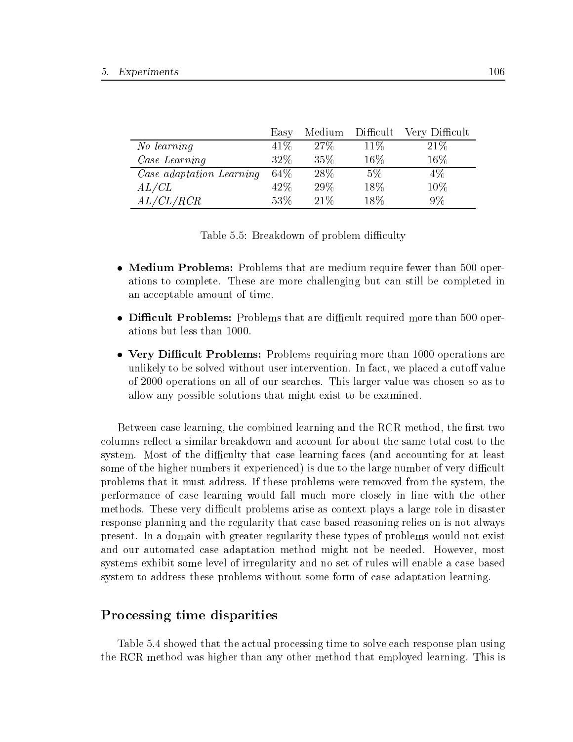| | Easy | Medium | Difficult | Very Difficult |
|---|---|---|---|---|
| *No learning* | 41% | 27% | 11% | 21% |
| *Case Learning* | 32% | 35% | 16% | 16% |
| *Case adaptation Learning* | 64% | 28% | 5% | 4% |
| *AL/CL* | 42% | 29% | 18% | 10% |
| *AL/CL/RCR* | 53% | 21% | 18% | 9% |

Table 5.5: Breakdown of problem difficulty

- **Medium Problems:** Problems that are medium require fewer than 500 operations to complete. These are more challenging but can still be completed in an acceptable amount of time.
- **Difficult Problems:** Problems that are difficult required more than 500 operations but less than 1000.
- **Very Difficult Problems:** Problems requiring more than 1000 operations are unlikely to be solved without user intervention. In fact, we placed a cutoff value of 2000 operations on all of our searches. This larger value was chosen so as to allow any possible solutions that might exist to be examined.

Between case learning, the combined learning and the RCR method, the first two columns reflect a similar breakdown and account for about the same total cost to the system. Most of the difficulty that case learning faces (and accounting for at least some of the higher numbers it experienced) is due to the large number of very difficult problems that it must address. If these problems were removed from the system, the performance of case learning would fall much more closely in line with the other methods. These very difficult problems arise as context plays a large role in disaster response planning and the regularity that case based reasoning relies on is not always present. In a domain with greater regularity these types of problems would not exist and our automated case adaptation method might not be needed. However, most systems exhibit some level of irregularity and no set of rules will enable a case based system to address these problems without some form of case adaptation learning.

### Processing time disparities

Table 5.4 showed that the actual processing time to solve each response plan using the RCR method was higher than any other method that employed learning. This is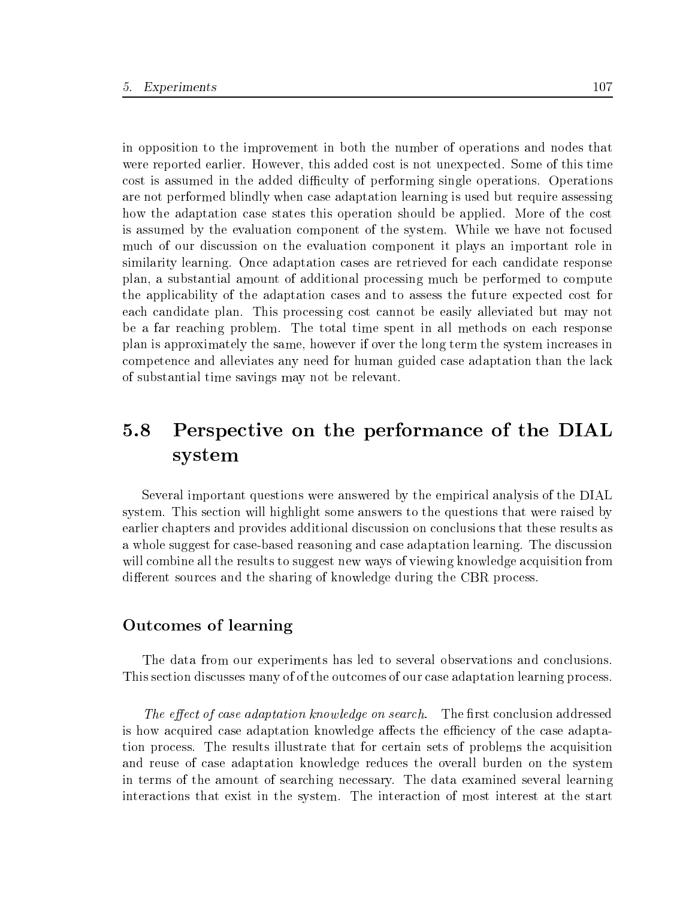in opposition to the improvement in both the number of operations and nodes that were reported earlier. However, this added cost is not unexpected. Some of this time cost is assumed in the added difficulty of performing single operations. Operations are not performed blindly when case adaptation learning is used but require assessing how the adaptation case states this operation should be applied. More of the cost is assumed by the evaluation component of the system. While we have not focused much of our discussion on the evaluation component it plays an important role in similarity learning. Once adaptation cases are retrieved for each candidate response plan, a substantial amount of additional processing much be performed to compute the applicability of the adaptation cases and to assess the future expected cost for each candidate plan. This processing cost cannot be easily alleviated but may not be a far reaching problem. The total time spent in all methods on each response plan is approximately the same, however if over the long term the system increases in competence and alleviates any need for human guided case adaptation than the lack of substantial time savings may not be relevant.

## 5.8 Perspective on the performance of the DIAL system

Several important questions were answered by the empirical analysis of the DIAL system. This section will highlight some answers to the questions that were raised by earlier chapters and provides additional discussion on conclusions that these results as a whole suggest for case-based reasoning and case adaptation learning. The discussion will combine all the results to suggest new ways of viewing knowledge acquisition from different sources and the sharing of knowledge during the CBR process.

### Outcomes of learning

The data from our experiments has led to several observations and conclusions. This section discusses many of of the outcomes of our case adaptation learning process.

*The effect of case adaptation knowledge on search.* The first conclusion addressed is how acquired case adaptation knowledge affects the efficiency of the case adaptation process. The results illustrate that for certain sets of problems the acquisition and reuse of case adaptation knowledge reduces the overall burden on the system in terms of the amount of searching necessary. The data examined several learning interactions that exist in the system. The interaction of most interest at the start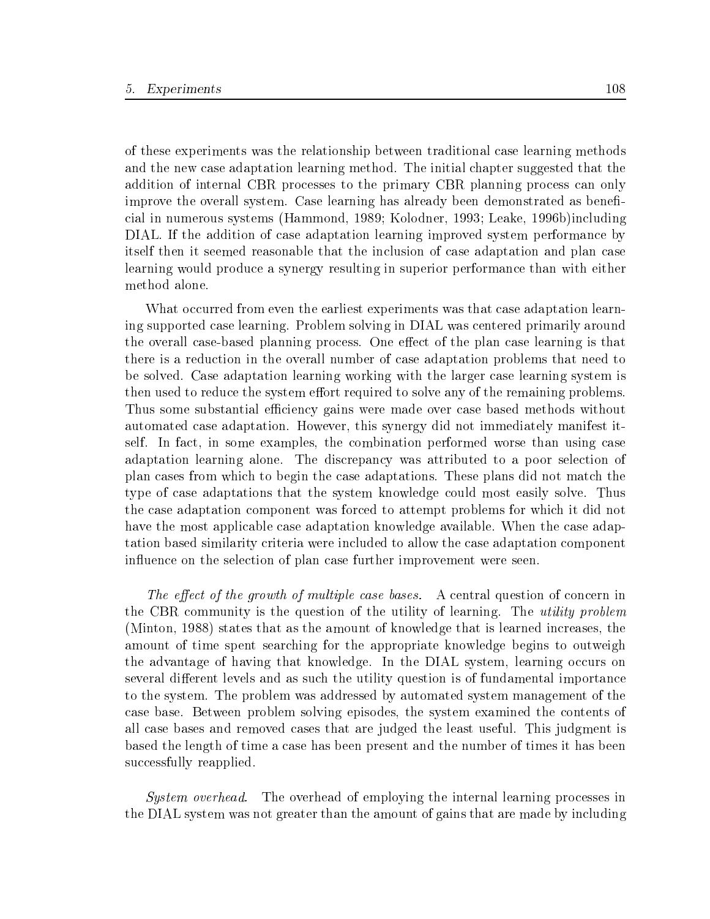of these experiments was the relationship between traditional case learning methods and the new case adaptation learning method. The initial chapter suggested that the addition of internal CBR processes to the primary CBR planning process can only improve the overall system. Case learning has already been demonstrated as beneficial in numerous systems (Hammond, 1989; Kolodner, 1993; Leake, 1996b)including DIAL. If the addition of case adaptation learning improved system performance by itself then it seemed reasonable that the inclusion of case adaptation and plan case learning would produce a synergy resulting in superior performance than with either method alone.

What occurred from even the earliest experiments was that case adaptation learning supported case learning. Problem solving in DIAL was centered primarily around the overall case-based planning process. One effect of the plan case learning is that there is a reduction in the overall number of case adaptation problems that need to be solved. Case adaptation learning working with the larger case learning system is then used to reduce the system effort required to solve any of the remaining problems. Thus some substantial efficiency gains were made over case based methods without automated case adaptation. However, this synergy did not immediately manifest itself. In fact, in some examples, the combination performed worse than using case adaptation learning alone. The discrepancy was attributed to a poor selection of plan cases from which to begin the case adaptations. These plans did not match the type of case adaptations that the system knowledge could most easily solve. Thus the case adaptation component was forced to attempt problems for which it did not have the most applicable case adaptation knowledge available. When the case adaptation based similarity criteria were included to allow the case adaptation component influence on the selection of plan case further improvement were seen.

*The effect of the growth of multiple case bases.* A central question of concern in the CBR community is the question of the utility of learning. The *utility problem* (Minton, 1988) states that as the amount of knowledge that is learned increases, the amount of time spent searching for the appropriate knowledge begins to outweigh the advantage of having that knowledge. In the DIAL system, learning occurs on several different levels and as such the utility question is of fundamental importance to the system. The problem was addressed by automated system management of the case base. Between problem solving episodes, the system examined the contents of all case bases and removed cases that are judged the least useful. This judgment is based the length of time a case has been present and the number of times it has been successfully reapplied.

*System overhead.* The overhead of employing the internal learning processes in the DIAL system was not greater than the amount of gains that are made by including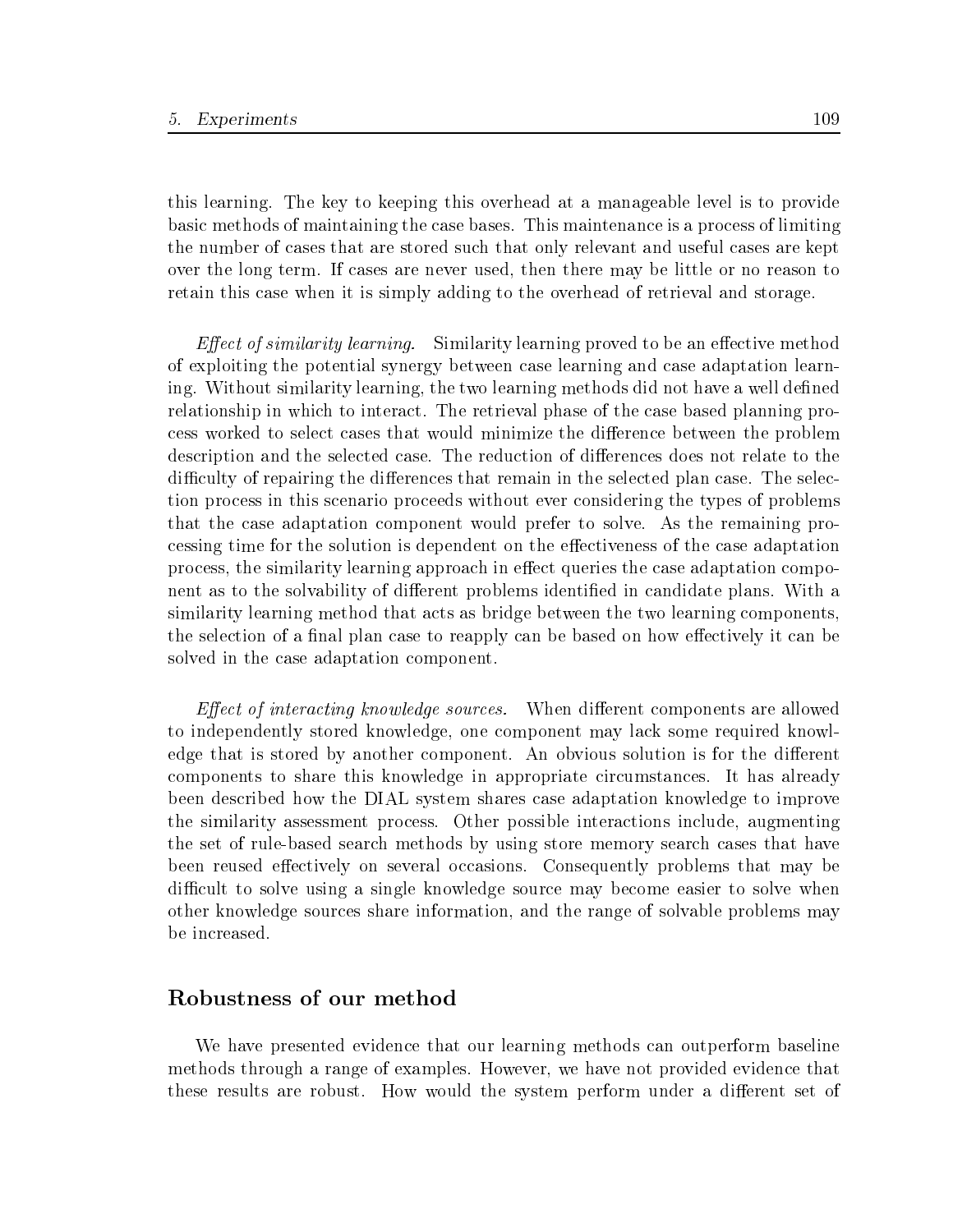this learning. The key to keeping this overhead at a manageable level is to provide basic methods of maintaining the case bases. This maintenance is a process of limiting the number of cases that are stored such that only relevant and useful cases are kept over the long term. If cases are never used, then there may be little or no reason to retain this case when it is simply adding to the overhead of retrieval and storage.

*Effect of similarity learning.* Similarity learning proved to be an effective method of exploiting the potential synergy between case learning and case adaptation learning. Without similarity learning, the two learning methods did not have a well defined relationship in which to interact. The retrieval phase of the case based planning process worked to select cases that would minimize the difference between the problem description and the selected case. The reduction of differences does not relate to the difficulty of repairing the differences that remain in the selected plan case. The selection process in this scenario proceeds without ever considering the types of problems that the case adaptation component would prefer to solve. As the remaining processing time for the solution is dependent on the effectiveness of the case adaptation process, the similarity learning approach in effect queries the case adaptation component as to the solvability of different problems identified in candidate plans. With a similarity learning method that acts as bridge between the two learning components, the selection of a final plan case to reapply can be based on how effectively it can be solved in the case adaptation component.

*Effect of interacting knowledge sources.* When different components are allowed to independently stored knowledge, one component may lack some required knowledge that is stored by another component. An obvious solution is for the different components to share this knowledge in appropriate circumstances. It has already been described how the DIAL system shares case adaptation knowledge to improve the similarity assessment process. Other possible interactions include, augmenting the set of rule-based search methods by using store memory search cases that have been reused effectively on several occasions. Consequently problems that may be difficult to solve using a single knowledge source may become easier to solve when other knowledge sources share information, and the range of solvable problems may be increased.

## Robustness of our method

We have presented evidence that our learning methods can outperform baseline methods through a range of examples. However, we have not provided evidence that these results are robust. How would the system perform under a different set of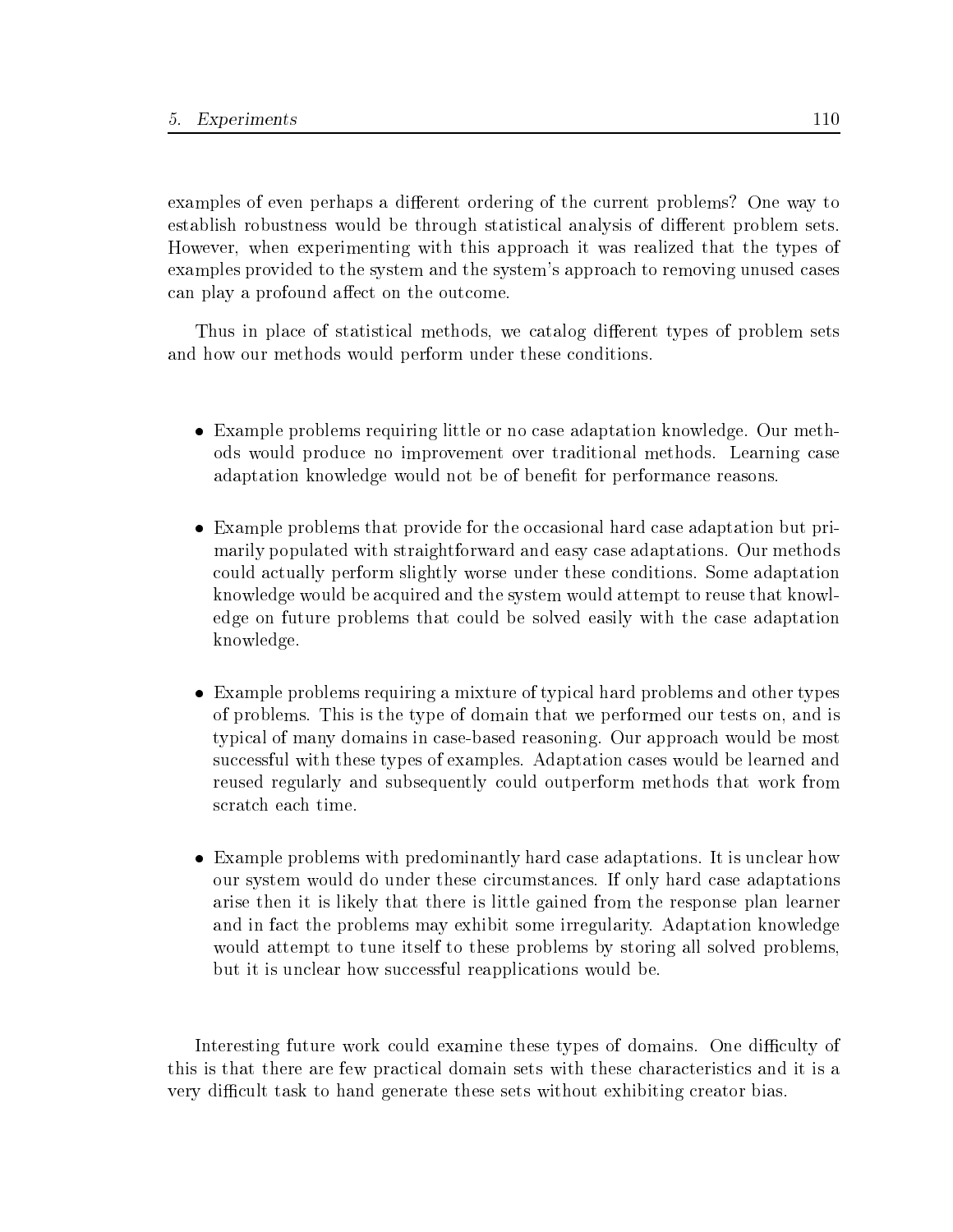examples of even perhaps a different ordering of the current problems? One way to establish robustness would be through statistical analysis of different problem sets. However, when experimenting with this approach it was realized that the types of examples provided to the system and the system's approach to removing unused cases can play a profound affect on the outcome.

Thus in place of statistical methods, we catalog different types of problem sets and how our methods would perform under these conditions.

- Example problems requiring little or no case adaptation knowledge. Our methods would produce no improvement over traditional methods. Learning case adaptation knowledge would not be of benefit for performance reasons.

- Example problems that provide for the occasional hard case adaptation but primarily populated with straightforward and easy case adaptations. Our methods could actually perform slightly worse under these conditions. Some adaptation knowledge would be acquired and the system would attempt to reuse that knowledge on future problems that could be solved easily with the case adaptation knowledge.

- Example problems requiring a mixture of typical hard problems and other types of problems. This is the type of domain that we performed our tests on, and is typical of many domains in case-based reasoning. Our approach would be most successful with these types of examples. Adaptation cases would be learned and reused regularly and subsequently could outperform methods that work from scratch each time.

- Example problems with predominantly hard case adaptations. It is unclear how our system would do under these circumstances. If only hard case adaptations arise then it is likely that there is little gained from the response plan learner and in fact the problems may exhibit some irregularity. Adaptation knowledge would attempt to tune itself to these problems by storing all solved problems, but it is unclear how successful reapplications would be.

Interesting future work could examine these types of domains. One difficulty of this is that there are few practical domain sets with these characteristics and it is a very difficult task to hand generate these sets without exhibiting creator bias.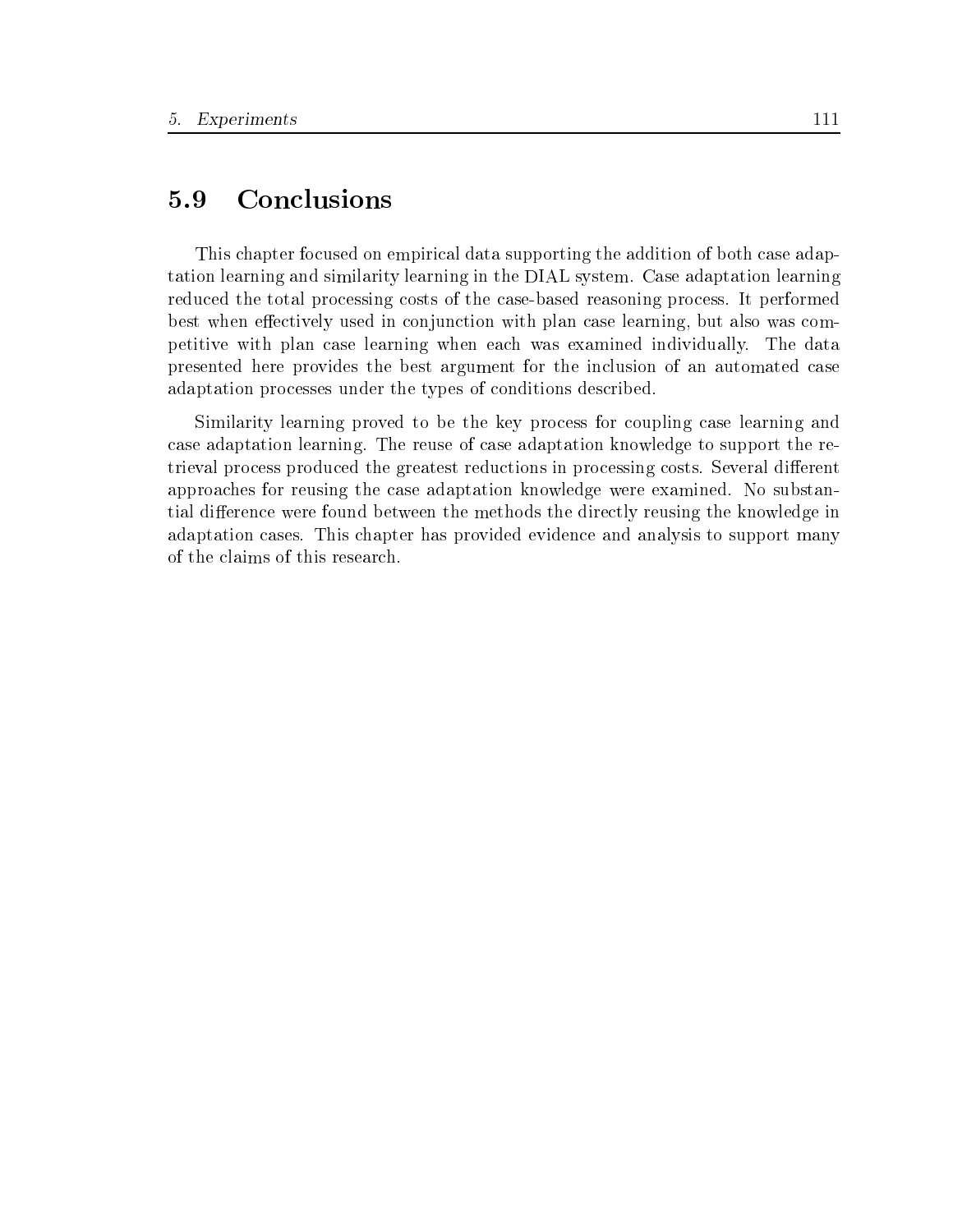## 5.9 Conclusions

This chapter focused on empirical data supporting the addition of both case adaptation learning and similarity learning in the DIAL system. Case adaptation learning reduced the total processing costs of the case-based reasoning process. It performed best when effectively used in conjunction with plan case learning, but also was competitive with plan case learning when each was examined individually. The data presented here provides the best argument for the inclusion of an automated case adaptation processes under the types of conditions described.

Similarity learning proved to be the key process for coupling case learning and case adaptation learning. The reuse of case adaptation knowledge to support the retrieval process produced the greatest reductions in processing costs. Several different approaches for reusing the case adaptation knowledge were examined. No substantial difference were found between the methods the directly reusing the knowledge in adaptation cases. This chapter has provided evidence and analysis to support many of the claims of this research.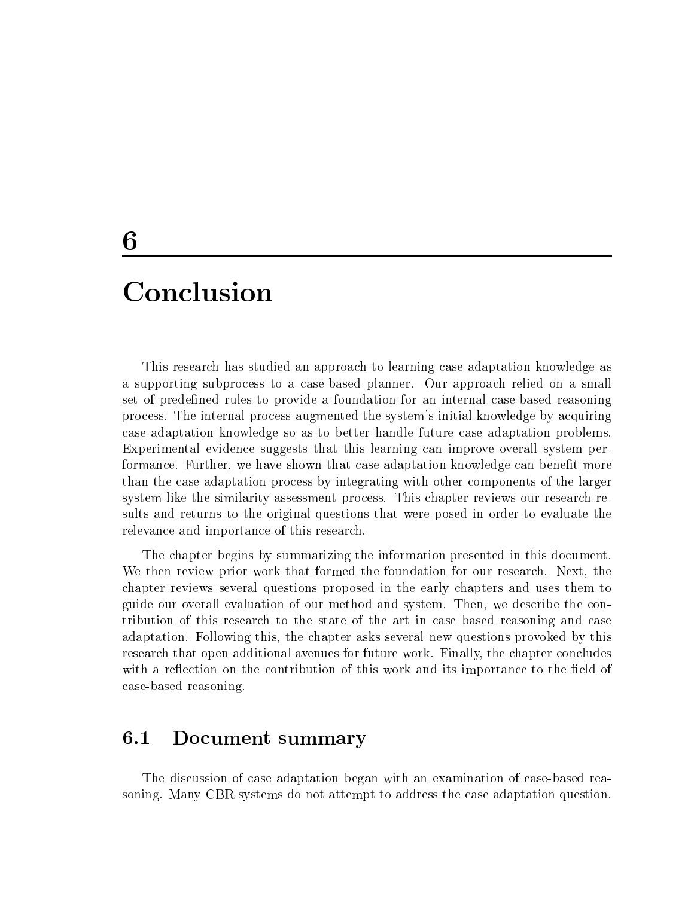// Chapter 6 — Conclusion

# 6 Conclusion

This research has studied an approach to learning case adaptation knowledge as a supporting subprocess to a case-based planner. Our approach relied on a small set of predefined rules to provide a foundation for an internal case-based reasoning process. The internal process augmented the system's initial knowledge by acquiring case adaptation knowledge so as to better handle future case adaptation problems. Experimental evidence suggests that this learning can improve overall system performance. Further, we have shown that case adaptation knowledge can benefit more than the case adaptation process by integrating with other components of the larger system like the similarity assessment process. This chapter reviews our research results and returns to the original questions that were posed in order to evaluate the relevance and importance of this research.

The chapter begins by summarizing the information presented in this document. We then review prior work that formed the foundation for our research. Next, the chapter reviews several questions proposed in the early chapters and uses them to guide our overall evaluation of our method and system. Then, we describe the contribution of this research to the state of the art in case based reasoning and case adaptation. Following this, the chapter asks several new questions provoked by this research that open additional avenues for future work. Finally, the chapter concludes with a reflection on the contribution of this work and its importance to the field of case-based reasoning.

## 6.1 Document summary

The discussion of case adaptation began with an examination of case-based reasoning. Many CBR systems do not attempt to address the case adaptation question.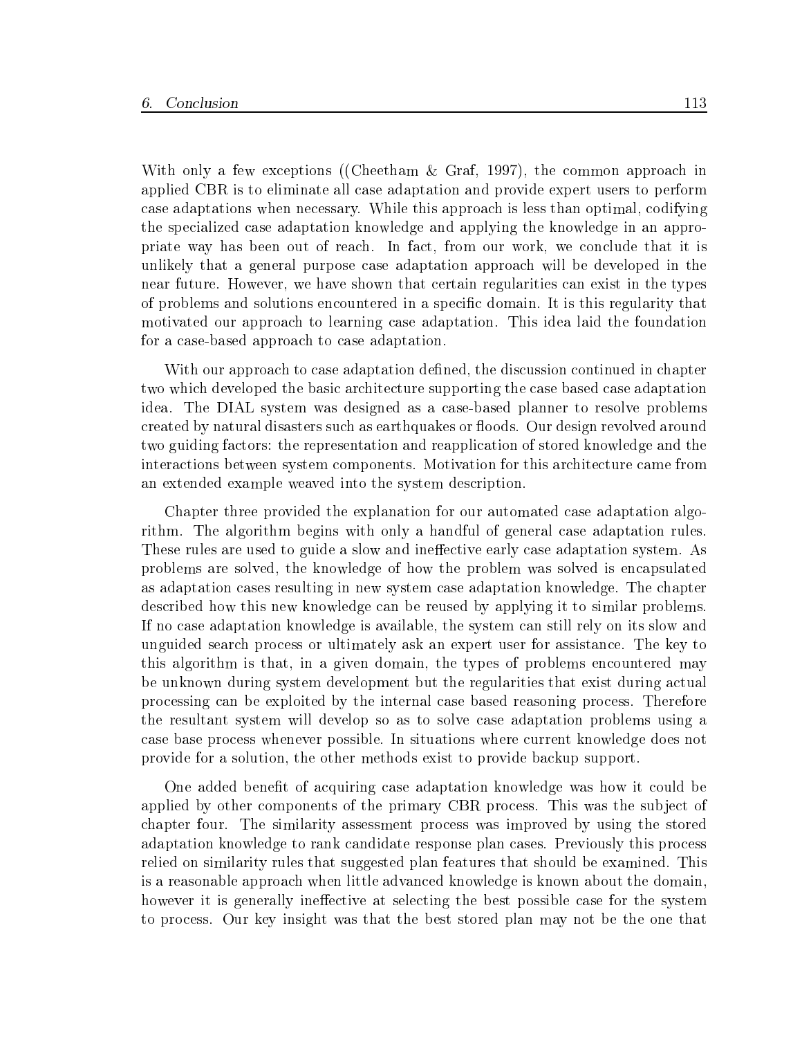With only a few exceptions ((Cheetham & Graf, 1997), the common approach in applied CBR is to eliminate all case adaptation and provide expert users to perform case adaptations when necessary. While this approach is less than optimal, codifying the specialized case adaptation knowledge and applying the knowledge in an appropriate way has been out of reach. In fact, from our work, we conclude that it is unlikely that a general purpose case adaptation approach will be developed in the near future. However, we have shown that certain regularities can exist in the types of problems and solutions encountered in a specific domain. It is this regularity that motivated our approach to learning case adaptation. This idea laid the foundation for a case-based approach to case adaptation.

With our approach to case adaptation defined, the discussion continued in chapter two which developed the basic architecture supporting the case based case adaptation idea. The DIAL system was designed as a case-based planner to resolve problems created by natural disasters such as earthquakes or floods. Our design revolved around two guiding factors: the representation and reapplication of stored knowledge and the interactions between system components. Motivation for this architecture came from an extended example weaved into the system description.

Chapter three provided the explanation for our automated case adaptation algorithm. The algorithm begins with only a handful of general case adaptation rules. These rules are used to guide a slow and ineffective early case adaptation system. As problems are solved, the knowledge of how the problem was solved is encapsulated as adaptation cases resulting in new system case adaptation knowledge. The chapter described how this new knowledge can be reused by applying it to similar problems. If no case adaptation knowledge is available, the system can still rely on its slow and unguided search process or ultimately ask an expert user for assistance. The key to this algorithm is that, in a given domain, the types of problems encountered may be unknown during system development but the regularities that exist during actual processing can be exploited by the internal case based reasoning process. Therefore the resultant system will develop so as to solve case adaptation problems using a case base process whenever possible. In situations where current knowledge does not provide for a solution, the other methods exist to provide backup support.

One added benefit of acquiring case adaptation knowledge was how it could be applied by other components of the primary CBR process. This was the subject of chapter four. The similarity assessment process was improved by using the stored adaptation knowledge to rank candidate response plan cases. Previously this process relied on similarity rules that suggested plan features that should be examined. This is a reasonable approach when little advanced knowledge is known about the domain, however it is generally ineffective at selecting the best possible case for the system to process. Our key insight was that the best stored plan may not be the one that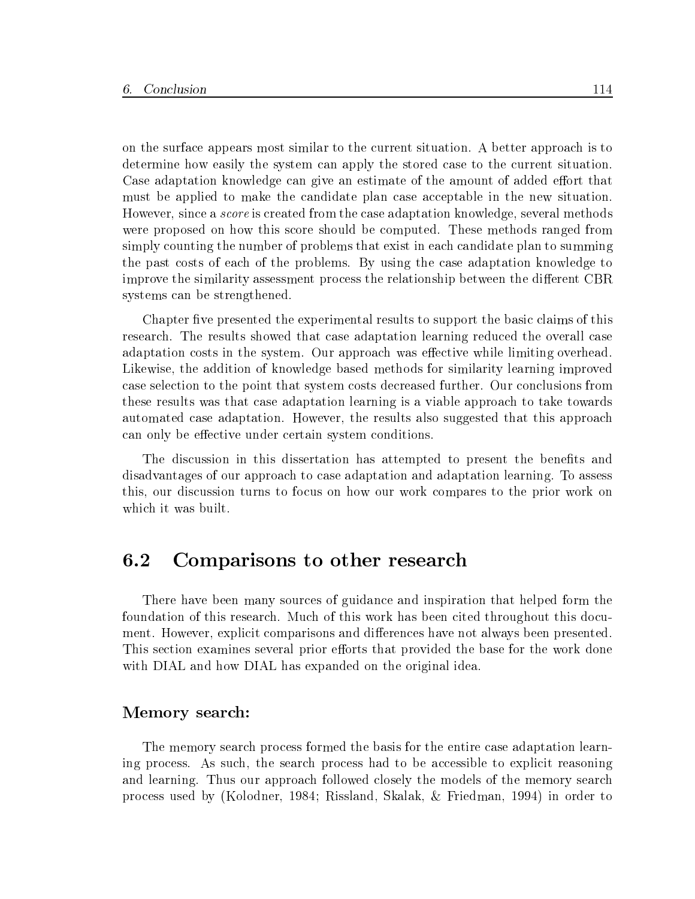on the surface appears most similar to the current situation. A better approach is to determine how easily the system can apply the stored case to the current situation. Case adaptation knowledge can give an estimate of the amount of added effort that must be applied to make the candidate plan case acceptable in the new situation. However, since a *score* is created from the case adaptation knowledge, several methods were proposed on how this score should be computed. These methods ranged from simply counting the number of problems that exist in each candidate plan to summing the past costs of each of the problems. By using the case adaptation knowledge to improve the similarity assessment process the relationship between the different CBR systems can be strengthened.

Chapter five presented the experimental results to support the basic claims of this research. The results showed that case adaptation learning reduced the overall case adaptation costs in the system. Our approach was effective while limiting overhead. Likewise, the addition of knowledge based methods for similarity learning improved case selection to the point that system costs decreased further. Our conclusions from these results was that case adaptation learning is a viable approach to take towards automated case adaptation. However, the results also suggested that this approach can only be effective under certain system conditions.

The discussion in this dissertation has attempted to present the benefits and disadvantages of our approach to case adaptation and adaptation learning. To assess this, our discussion turns to focus on how our work compares to the prior work on which it was built.

## 6.2 Comparisons to other research

There have been many sources of guidance and inspiration that helped form the foundation of this research. Much of this work has been cited throughout this document. However, explicit comparisons and differences have not always been presented. This section examines several prior efforts that provided the base for the work done with DIAL and how DIAL has expanded on the original idea.

### Memory search:

The memory search process formed the basis for the entire case adaptation learning process. As such, the search process had to be accessible to explicit reasoning and learning. Thus our approach followed closely the models of the memory search process used by (Kolodner, 1984; Rissland, Skalak, & Friedman, 1994) in order to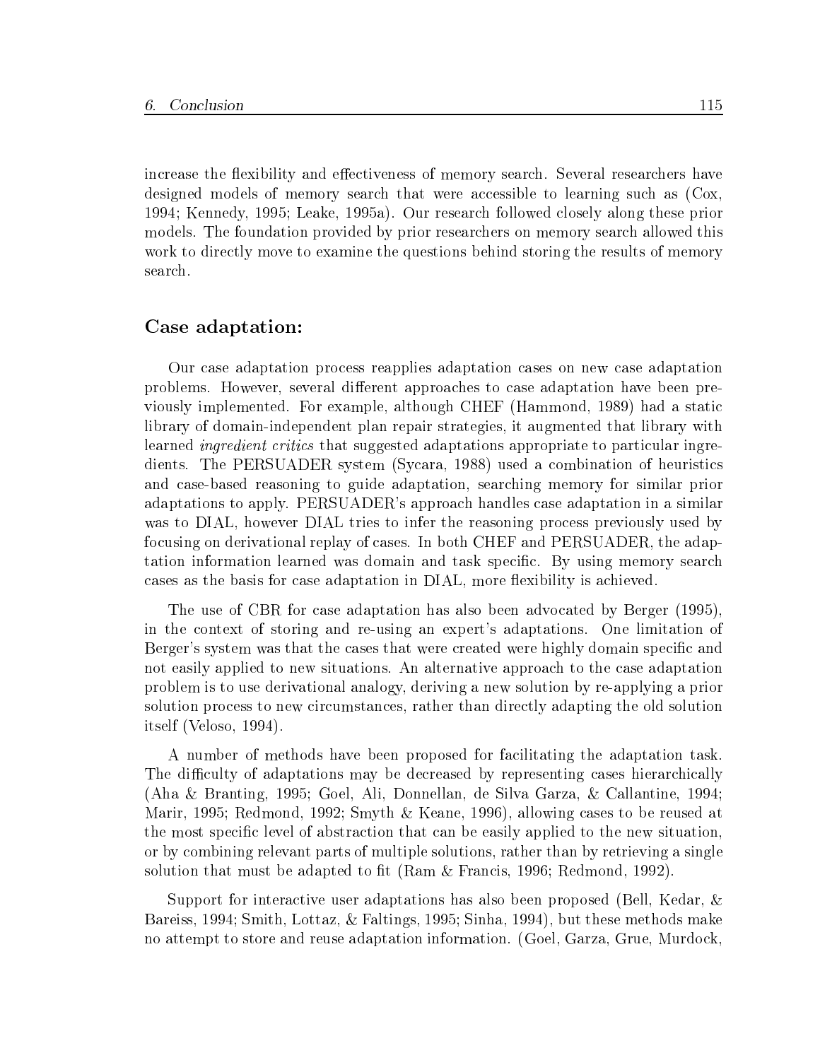increase the flexibility and effectiveness of memory search. Several researchers have designed models of memory search that were accessible to learning such as (Cox, 1994; Kennedy, 1995; Leake, 1995a). Our research followed closely along these prior models. The foundation provided by prior researchers on memory search allowed this work to directly move to examine the questions behind storing the results of memory search.

### Case adaptation:

Our case adaptation process reapplies adaptation cases on new case adaptation problems. However, several different approaches to case adaptation have been previously implemented. For example, although CHEF (Hammond, 1989) had a static library of domain-independent plan repair strategies, it augmented that library with learned *ingredient critics* that suggested adaptations appropriate to particular ingredients. The PERSUADER system (Sycara, 1988) used a combination of heuristics and case-based reasoning to guide adaptation, searching memory for similar prior adaptations to apply. PERSUADER's approach handles case adaptation in a similar was to DIAL, however DIAL tries to infer the reasoning process previously used by focusing on derivational replay of cases. In both CHEF and PERSUADER, the adaptation information learned was domain and task specific. By using memory search cases as the basis for case adaptation in DIAL, more flexibility is achieved.

The use of CBR for case adaptation has also been advocated by Berger (1995), in the context of storing and re-using an expert's adaptations. One limitation of Berger's system was that the cases that were created were highly domain specific and not easily applied to new situations. An alternative approach to the case adaptation problem is to use derivational analogy, deriving a new solution by re-applying a prior solution process to new circumstances, rather than directly adapting the old solution itself (Veloso, 1994).

A number of methods have been proposed for facilitating the adaptation task. The difficulty of adaptations may be decreased by representing cases hierarchically (Aha & Branting, 1995; Goel, Ali, Donnellan, de Silva Garza, & Callantine, 1994; Marir, 1995; Redmond, 1992; Smyth & Keane, 1996), allowing cases to be reused at the most specific level of abstraction that can be easily applied to the new situation, or by combining relevant parts of multiple solutions, rather than by retrieving a single solution that must be adapted to fit (Ram & Francis, 1996; Redmond, 1992).

Support for interactive user adaptations has also been proposed (Bell, Kedar, & Bareiss, 1994; Smith, Lottaz, & Faltings, 1995; Sinha, 1994), but these methods make no attempt to store and reuse adaptation information. (Goel, Garza, Grue, Murdock,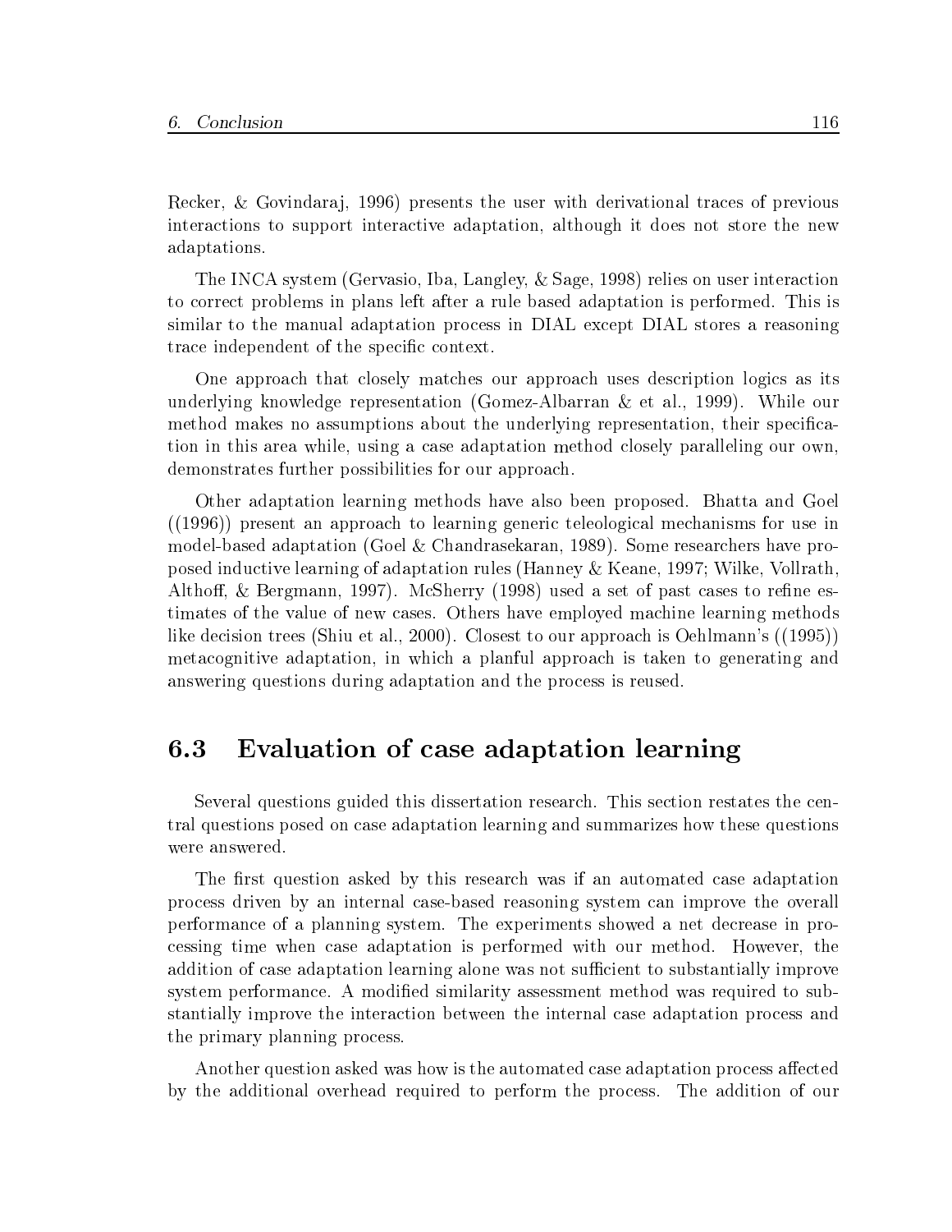Recker, & Govindaraj, 1996) presents the user with derivational traces of previous interactions to support interactive adaptation, although it does not store the new adaptations.

The INCA system (Gervasio, Iba, Langley, & Sage, 1998) relies on user interaction to correct problems in plans left after a rule based adaptation is performed. This is similar to the manual adaptation process in DIAL except DIAL stores a reasoning trace independent of the specific context.

One approach that closely matches our approach uses description logics as its underlying knowledge representation (Gomez-Albarran & et al., 1999). While our method makes no assumptions about the underlying representation, their specification in this area while, using a case adaptation method closely paralleling our own, demonstrates further possibilities for our approach.

Other adaptation learning methods have also been proposed. Bhatta and Goel ((1996)) present an approach to learning generic teleological mechanisms for use in model-based adaptation (Goel & Chandrasekaran, 1989). Some researchers have proposed inductive learning of adaptation rules (Hanney & Keane, 1997; Wilke, Vollrath, Althoff, & Bergmann, 1997). McSherry (1998) used a set of past cases to refine estimates of the value of new cases. Others have employed machine learning methods like decision trees (Shiu et al., 2000). Closest to our approach is Oehlmann's ((1995)) metacognitive adaptation, in which a planful approach is taken to generating and answering questions during adaptation and the process is reused.

## 6.3 Evaluation of case adaptation learning

Several questions guided this dissertation research. This section restates the central questions posed on case adaptation learning and summarizes how these questions were answered.

The first question asked by this research was if an automated case adaptation process driven by an internal case-based reasoning system can improve the overall performance of a planning system. The experiments showed a net decrease in processing time when case adaptation is performed with our method. However, the addition of case adaptation learning alone was not sufficient to substantially improve system performance. A modified similarity assessment method was required to substantially improve the interaction between the internal case adaptation process and the primary planning process.

Another question asked was how is the automated case adaptation process affected by the additional overhead required to perform the process. The addition of our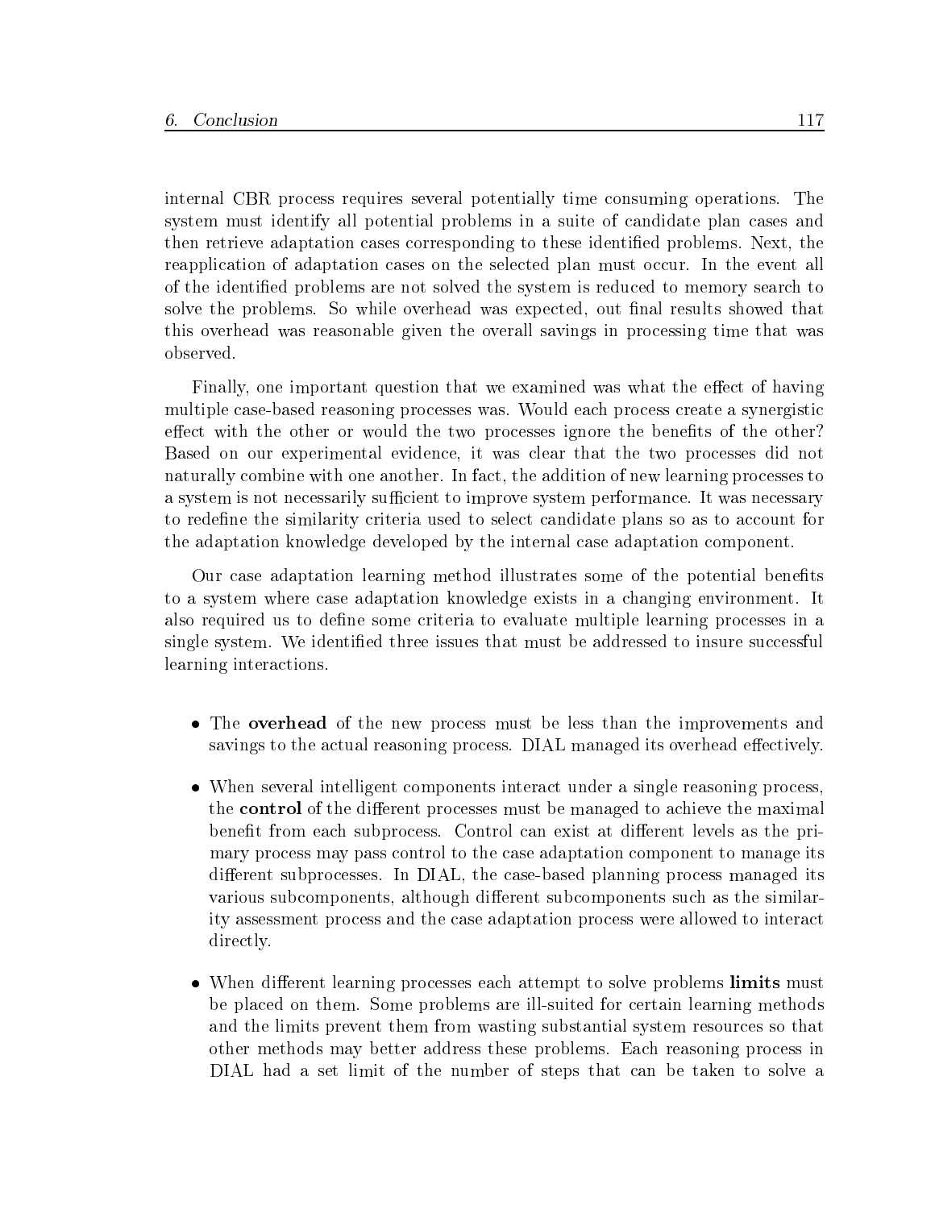internal CBR process requires several potentially time consuming operations. The system must identify all potential problems in a suite of candidate plan cases and then retrieve adaptation cases corresponding to these identified problems. Next, the reapplication of adaptation cases on the selected plan must occur. In the event all of the identified problems are not solved the system is reduced to memory search to solve the problems. So while overhead was expected, out final results showed that this overhead was reasonable given the overall savings in processing time that was observed.

Finally, one important question that we examined was what the effect of having multiple case-based reasoning processes was. Would each process create a synergistic effect with the other or would the two processes ignore the benefits of the other? Based on our experimental evidence, it was clear that the two processes did not naturally combine with one another. In fact, the addition of new learning processes to a system is not necessarily sufficient to improve system performance. It was necessary to redefine the similarity criteria used to select candidate plans so as to account for the adaptation knowledge developed by the internal case adaptation component.

Our case adaptation learning method illustrates some of the potential benefits to a system where case adaptation knowledge exists in a changing environment. It also required us to define some criteria to evaluate multiple learning processes in a single system. We identified three issues that must be addressed to insure successful learning interactions.

- The **overhead** of the new process must be less than the improvements and savings to the actual reasoning process. DIAL managed its overhead effectively.
- When several intelligent components interact under a single reasoning process, the **control** of the different processes must be managed to achieve the maximal benefit from each subprocess. Control can exist at different levels as the primary process may pass control to the case adaptation component to manage its different subprocesses. In DIAL, the case-based planning process managed its various subcomponents, although different subcomponents such as the similarity assessment process and the case adaptation process were allowed to interact directly.
- When different learning processes each attempt to solve problems **limits** must be placed on them. Some problems are ill-suited for certain learning methods and the limits prevent them from wasting substantial system resources so that other methods may better address these problems. Each reasoning process in DIAL had a set limit of the number of steps that can be taken to solve a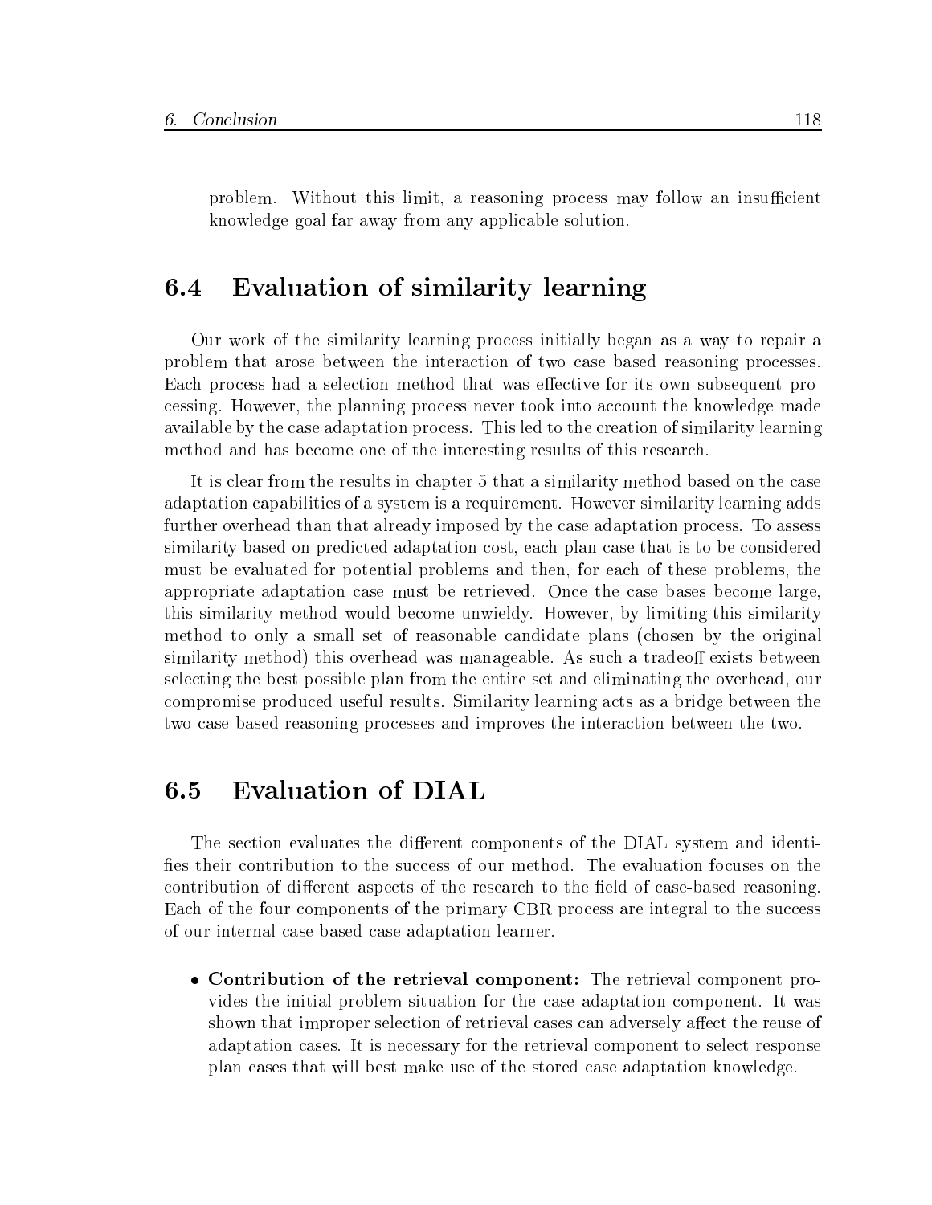problem. Without this limit, a reasoning process may follow an insufficient knowledge goal far away from any applicable solution.

## 6.4 Evaluation of similarity learning

Our work of the similarity learning process initially began as a way to repair a problem that arose between the interaction of two case based reasoning processes. Each process had a selection method that was effective for its own subsequent processing. However, the planning process never took into account the knowledge made available by the case adaptation process. This led to the creation of similarity learning method and has become one of the interesting results of this research.

It is clear from the results in chapter 5 that a similarity method based on the case adaptation capabilities of a system is a requirement. However similarity learning adds further overhead than that already imposed by the case adaptation process. To assess similarity based on predicted adaptation cost, each plan case that is to be considered must be evaluated for potential problems and then, for each of these problems, the appropriate adaptation case must be retrieved. Once the case bases become large, this similarity method would become unwieldy. However, by limiting this similarity method to only a small set of reasonable candidate plans (chosen by the original similarity method) this overhead was manageable. As such a tradeoff exists between selecting the best possible plan from the entire set and eliminating the overhead, our compromise produced useful results. Similarity learning acts as a bridge between the two case based reasoning processes and improves the interaction between the two.

## 6.5 Evaluation of DIAL

The section evaluates the different components of the DIAL system and identifies their contribution to the success of our method. The evaluation focuses on the contribution of different aspects of the research to the field of case-based reasoning. Each of the four components of the primary CBR process are integral to the success of our internal case-based case adaptation learner.

- **Contribution of the retrieval component:** The retrieval component provides the initial problem situation for the case adaptation component. It was shown that improper selection of retrieval cases can adversely affect the reuse of adaptation cases. It is necessary for the retrieval component to select response plan cases that will best make use of the stored case adaptation knowledge.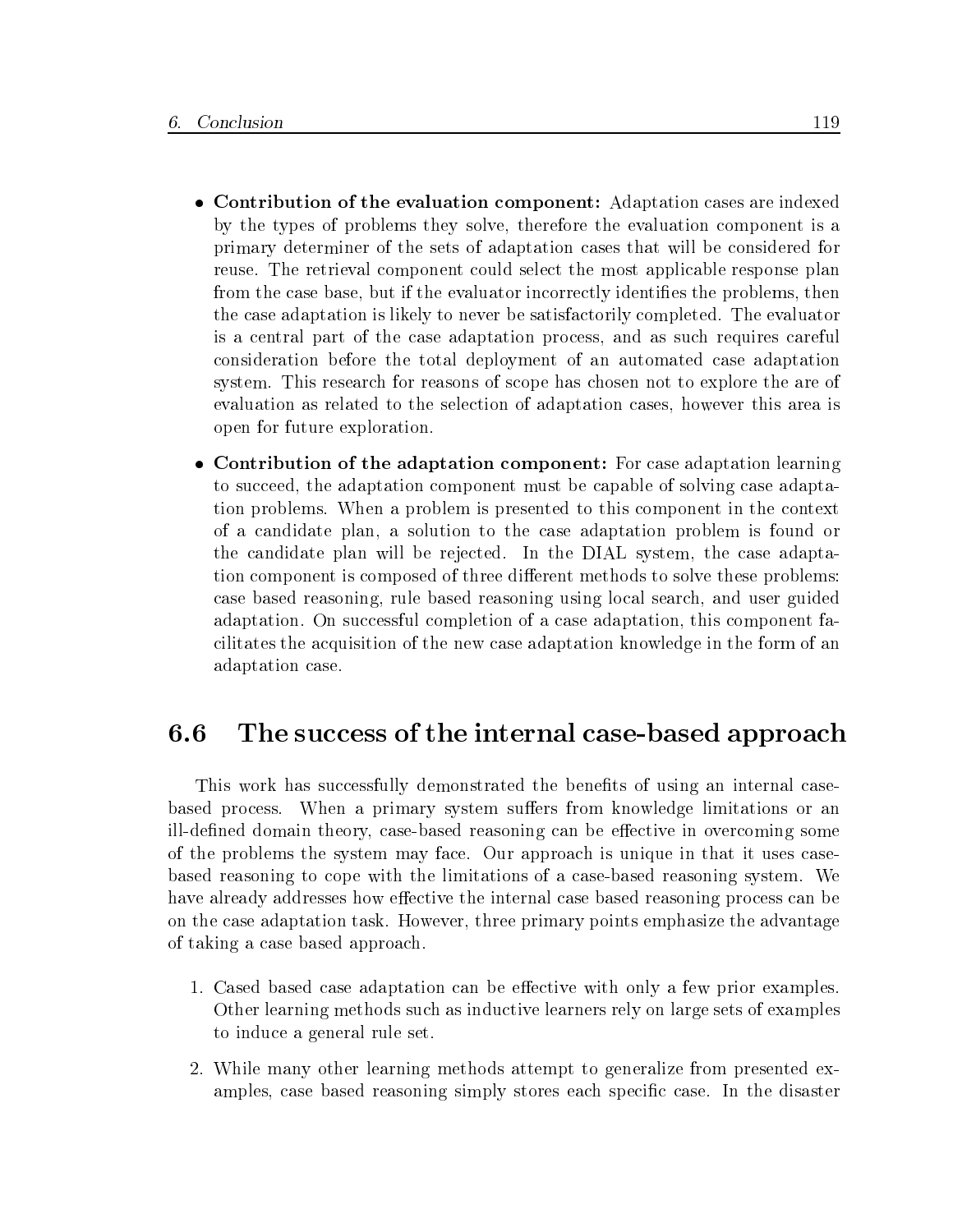- **Contribution of the evaluation component:** Adaptation cases are indexed by the types of problems they solve, therefore the evaluation component is a primary determiner of the sets of adaptation cases that will be considered for reuse. The retrieval component could select the most applicable response plan from the case base, but if the evaluator incorrectly identifies the problems, then the case adaptation is likely to never be satisfactorily completed. The evaluator is a central part of the case adaptation process, and as such requires careful consideration before the total deployment of an automated case adaptation system. This research for reasons of scope has chosen not to explore the are of evaluation as related to the selection of adaptation cases, however this area is open for future exploration.

- **Contribution of the adaptation component:** For case adaptation learning to succeed, the adaptation component must be capable of solving case adaptation problems. When a problem is presented to this component in the context of a candidate plan, a solution to the case adaptation problem is found or the candidate plan will be rejected. In the DIAL system, the case adaptation component is composed of three different methods to solve these problems: case based reasoning, rule based reasoning using local search, and user guided adaptation. On successful completion of a case adaptation, this component facilitates the acquisition of the new case adaptation knowledge in the form of an adaptation case.

## 6.6 The success of the internal case-based approach

This work has successfully demonstrated the benefits of using an internal case-based process. When a primary system suffers from knowledge limitations or an ill-defined domain theory, case-based reasoning can be effective in overcoming some of the problems the system may face. Our approach is unique in that it uses case-based reasoning to cope with the limitations of a case-based reasoning system. We have already addresses how effective the internal case based reasoning process can be on the case adaptation task. However, three primary points emphasize the advantage of taking a case based approach.

1. Cased based case adaptation can be effective with only a few prior examples. Other learning methods such as inductive learners rely on large sets of examples to induce a general rule set.

2. While many other learning methods attempt to generalize from presented examples, case based reasoning simply stores each specific case. In the disaster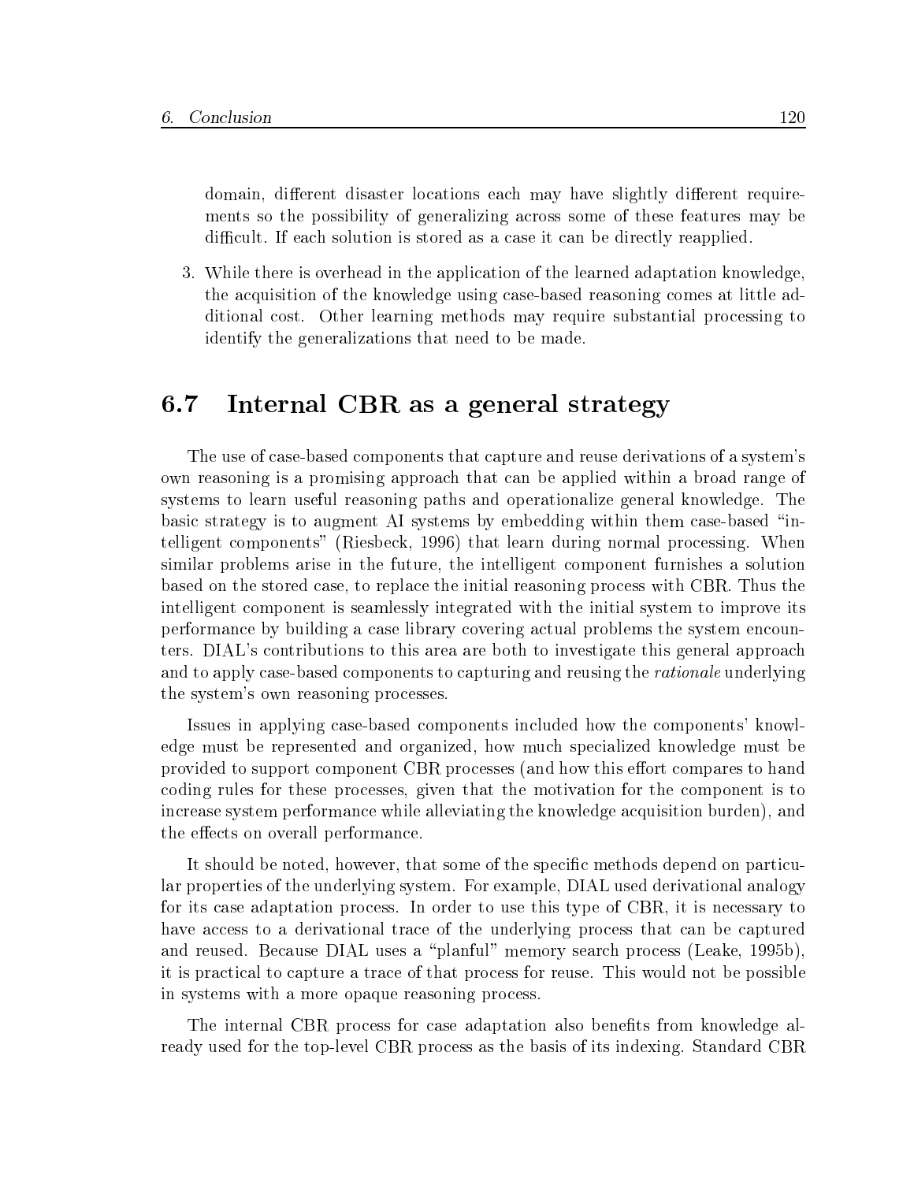domain, different disaster locations each may have slightly different requirements so the possibility of generalizing across some of these features may be difficult. If each solution is stored as a case it can be directly reapplied.

3. While there is overhead in the application of the learned adaptation knowledge, the acquisition of the knowledge using case-based reasoning comes at little additional cost. Other learning methods may require substantial processing to identify the generalizations that need to be made.

## 6.7 Internal CBR as a general strategy

The use of case-based components that capture and reuse derivations of a system's own reasoning is a promising approach that can be applied within a broad range of systems to learn useful reasoning paths and operationalize general knowledge. The basic strategy is to augment AI systems by embedding within them case-based "intelligent components" (Riesbeck, 1996) that learn during normal processing. When similar problems arise in the future, the intelligent component furnishes a solution based on the stored case, to replace the initial reasoning process with CBR. Thus the intelligent component is seamlessly integrated with the initial system to improve its performance by building a case library covering actual problems the system encounters. DIAL's contributions to this area are both to investigate this general approach and to apply case-based components to capturing and reusing the *rationale* underlying the system's own reasoning processes.

Issues in applying case-based components included how the components' knowledge must be represented and organized, how much specialized knowledge must be provided to support component CBR processes (and how this effort compares to hand coding rules for these processes, given that the motivation for the component is to increase system performance while alleviating the knowledge acquisition burden), and the effects on overall performance.

It should be noted, however, that some of the specific methods depend on particular properties of the underlying system. For example, DIAL used derivational analogy for its case adaptation process. In order to use this type of CBR, it is necessary to have access to a derivational trace of the underlying process that can be captured and reused. Because DIAL uses a "planful" memory search process (Leake, 1995b), it is practical to capture a trace of that process for reuse. This would not be possible in systems with a more opaque reasoning process.

The internal CBR process for case adaptation also benefits from knowledge already used for the top-level CBR process as the basis of its indexing. Standard CBR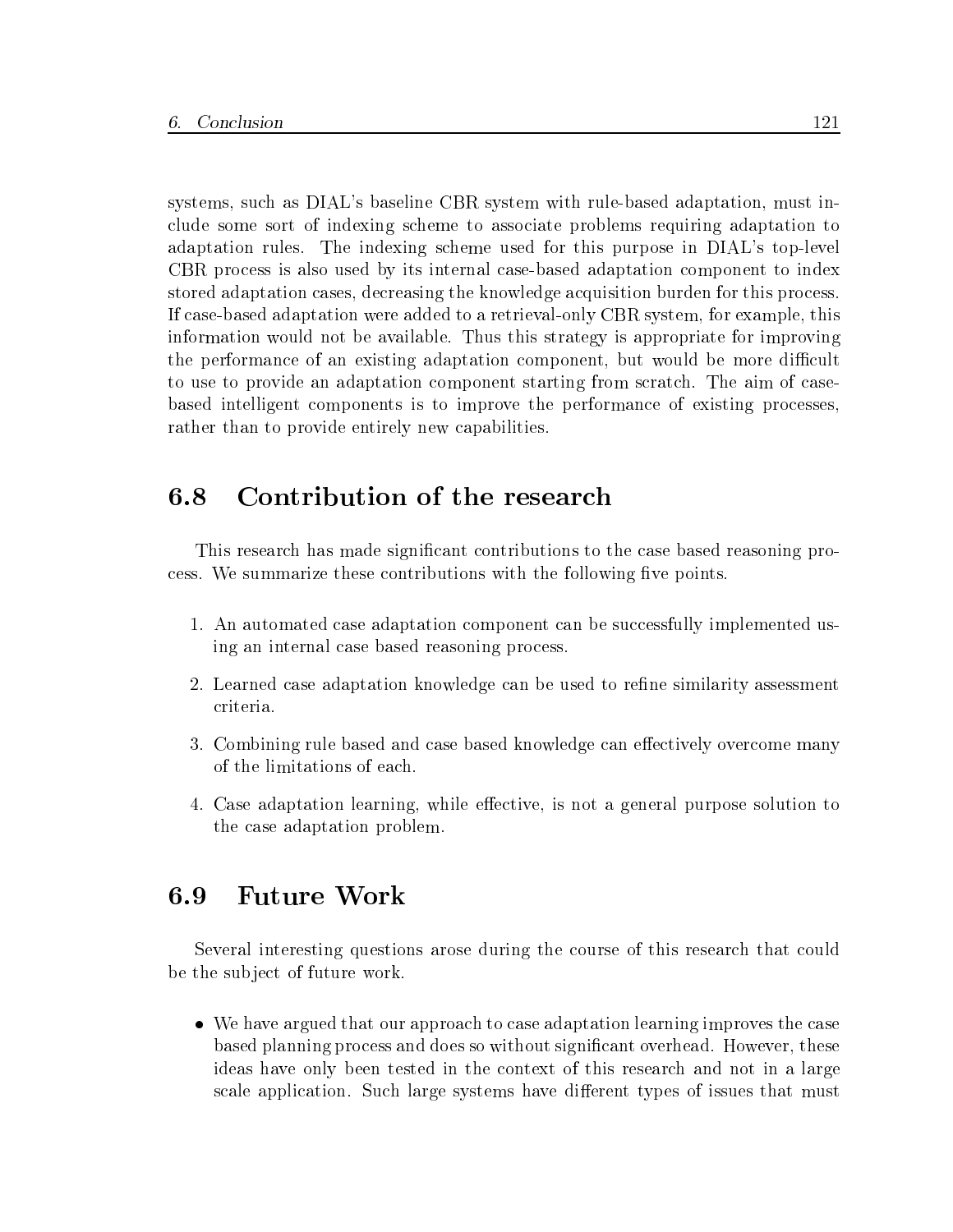systems, such as DIAL's baseline CBR system with rule-based adaptation, must include some sort of indexing scheme to associate problems requiring adaptation to adaptation rules. The indexing scheme used for this purpose in DIAL's top-level CBR process is also used by its internal case-based adaptation component to index stored adaptation cases, decreasing the knowledge acquisition burden for this process. If case-based adaptation were added to a retrieval-only CBR system, for example, this information would not be available. Thus this strategy is appropriate for improving the performance of an existing adaptation component, but would be more difficult to use to provide an adaptation component starting from scratch. The aim of case-based intelligent components is to improve the performance of existing processes, rather than to provide entirely new capabilities.

## 6.8 Contribution of the research

This research has made significant contributions to the case based reasoning process. We summarize these contributions with the following five points.

1. An automated case adaptation component can be successfully implemented using an internal case based reasoning process.
2. Learned case adaptation knowledge can be used to refine similarity assessment criteria.
3. Combining rule based and case based knowledge can effectively overcome many of the limitations of each.
4. Case adaptation learning, while effective, is not a general purpose solution to the case adaptation problem.

## 6.9 Future Work

Several interesting questions arose during the course of this research that could be the subject of future work.

- We have argued that our approach to case adaptation learning improves the case based planning process and does so without significant overhead. However, these ideas have only been tested in the context of this research and not in a large scale application. Such large systems have different types of issues that must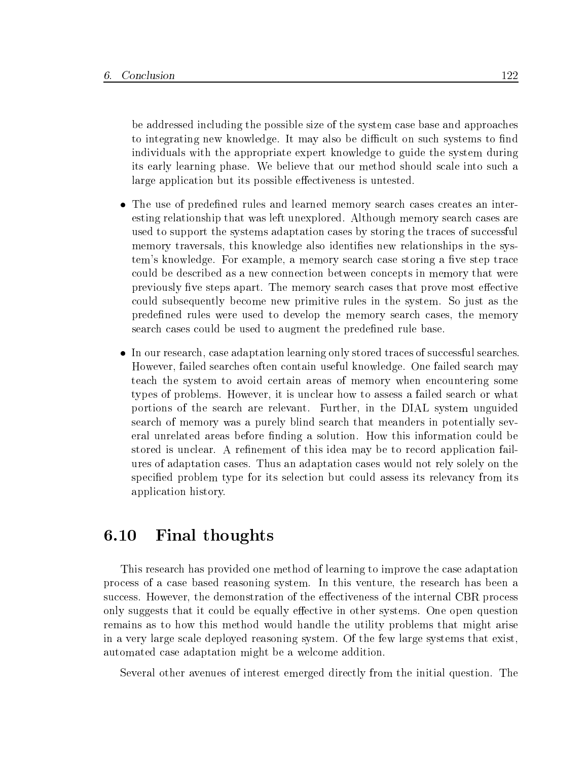be addressed including the possible size of the system case base and approaches to integrating new knowledge. It may also be difficult on such systems to find individuals with the appropriate expert knowledge to guide the system during its early learning phase. We believe that our method should scale into such a large application but its possible effectiveness is untested.

- The use of predefined rules and learned memory search cases creates an interesting relationship that was left unexplored. Although memory search cases are used to support the systems adaptation cases by storing the traces of successful memory traversals, this knowledge also identifies new relationships in the system's knowledge. For example, a memory search case storing a five step trace could be described as a new connection between concepts in memory that were previously five steps apart. The memory search cases that prove most effective could subsequently become new primitive rules in the system. So just as the predefined rules were used to develop the memory search cases, the memory search cases could be used to augment the predefined rule base.

- In our research, case adaptation learning only stored traces of successful searches. However, failed searches often contain useful knowledge. One failed search may teach the system to avoid certain areas of memory when encountering some types of problems. However, it is unclear how to assess a failed search or what portions of the search are relevant. Further, in the DIAL system unguided search of memory was a purely blind search that meanders in potentially several unrelated areas before finding a solution. How this information could be stored is unclear. A refinement of this idea may be to record application failures of adaptation cases. Thus an adaptation cases would not rely solely on the specified problem type for its selection but could assess its relevancy from its application history.

## 6.10 Final thoughts

This research has provided one method of learning to improve the case adaptation process of a case based reasoning system. In this venture, the research has been a success. However, the demonstration of the effectiveness of the internal CBR process only suggests that it could be equally effective in other systems. One open question remains as to how this method would handle the utility problems that might arise in a very large scale deployed reasoning system. Of the few large systems that exist, automated case adaptation might be a welcome addition.

Several other avenues of interest emerged directly from the initial question. The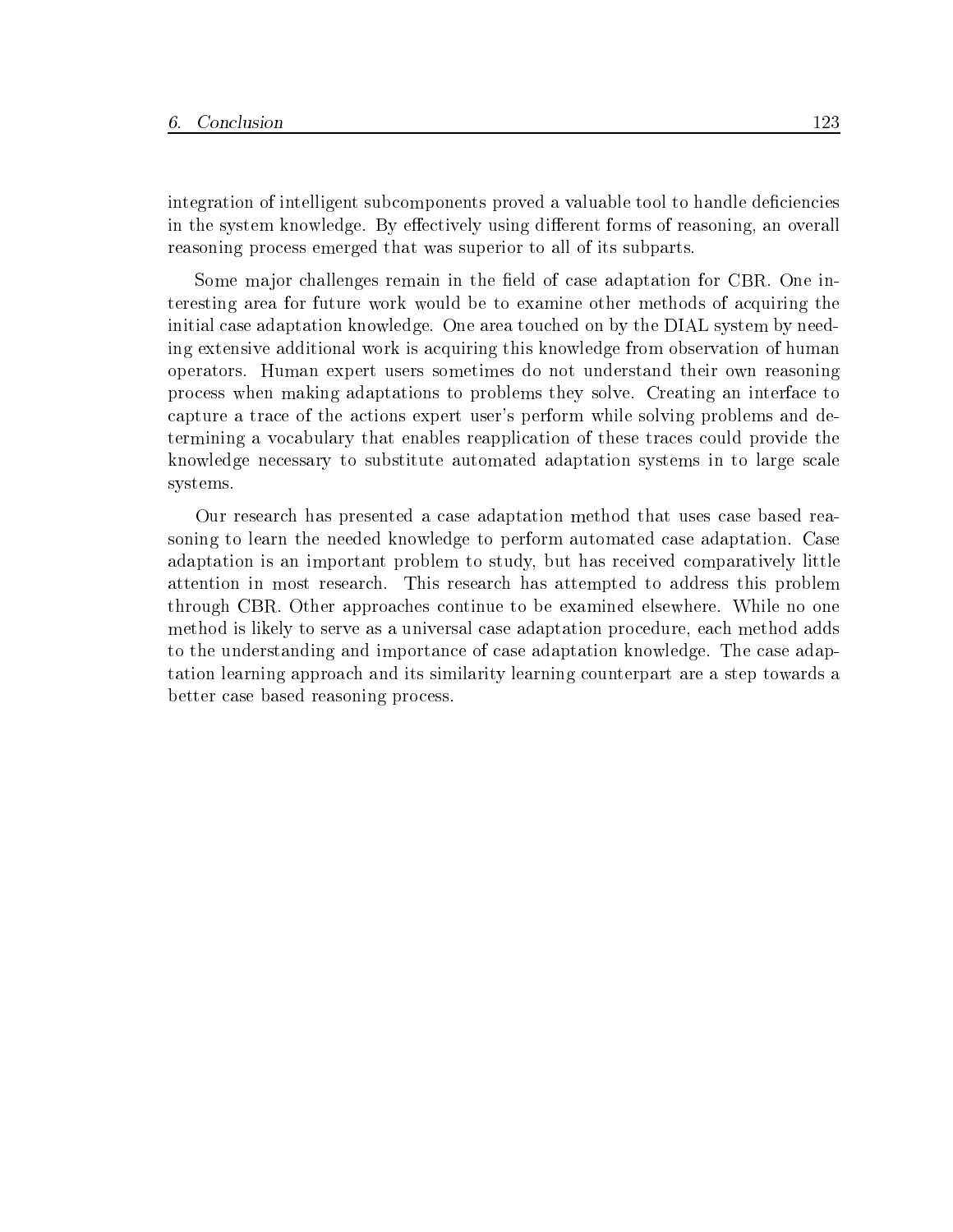integration of intelligent subcomponents proved a valuable tool to handle deficiencies in the system knowledge. By effectively using different forms of reasoning, an overall reasoning process emerged that was superior to all of its subparts.

Some major challenges remain in the field of case adaptation for CBR. One interesting area for future work would be to examine other methods of acquiring the initial case adaptation knowledge. One area touched on by the DIAL system by needing extensive additional work is acquiring this knowledge from observation of human operators. Human expert users sometimes do not understand their own reasoning process when making adaptations to problems they solve. Creating an interface to capture a trace of the actions expert user's perform while solving problems and determining a vocabulary that enables reapplication of these traces could provide the knowledge necessary to substitute automated adaptation systems in to large scale systems.

Our research has presented a case adaptation method that uses case based reasoning to learn the needed knowledge to perform automated case adaptation. Case adaptation is an important problem to study, but has received comparatively little attention in most research. This research has attempted to address this problem through CBR. Other approaches continue to be examined elsewhere. While no one method is likely to serve as a universal case adaptation procedure, each method adds to the understanding and importance of case adaptation knowledge. The case adaptation learning approach and its similarity learning counterpart are a step towards a better case based reasoning process.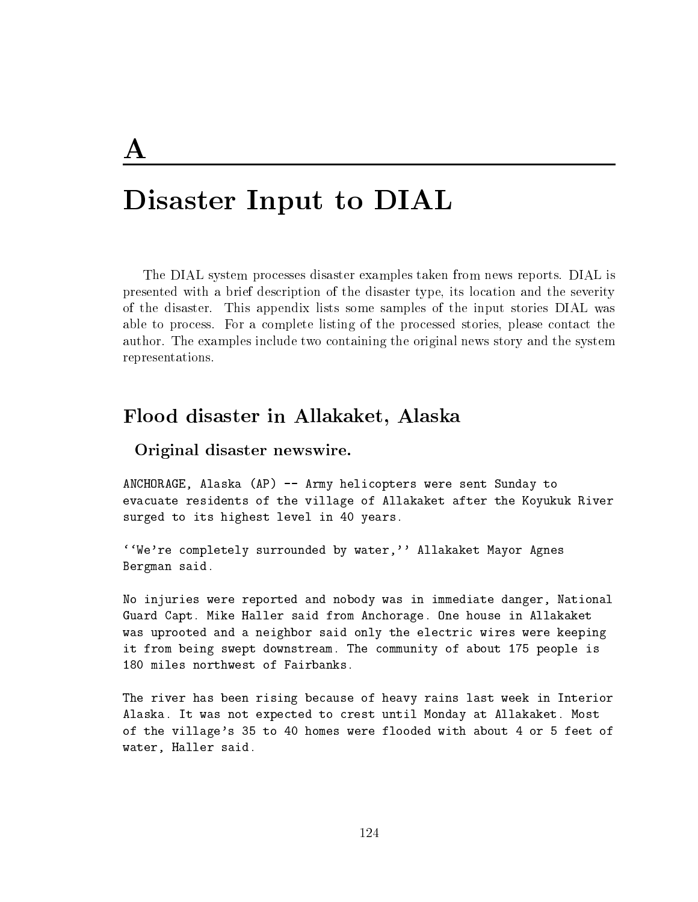# A

# Disaster Input to DIAL

The DIAL system processes disaster examples taken from news reports. DIAL is presented with a brief description of the disaster type, its location and the severity of the disaster. This appendix lists some samples of the input stories DIAL was able to process. For a complete listing of the processed stories, please contact the author. The examples include two containing the original news story and the system representations.

## Flood disaster in Allakaket, Alaska

### Original disaster newswire.

```
ANCHORAGE, Alaska (AP) -- Army helicopters were sent Sunday to
evacuate residents of the village of Allakaket after the Koyukuk River
surged to its highest level in 40 years.

``We're completely surrounded by water,'' Allakaket Mayor Agnes
Bergman said.

No injuries were reported and nobody was in immediate danger, National
Guard Capt. Mike Haller said from Anchorage. One house in Allakaket
was uprooted and a neighbor said only the electric wires were keeping
it from being swept downstream. The community of about 175 people is
180 miles northwest of Fairbanks.

The river has been rising because of heavy rains last week in Interior
Alaska. It was not expected to crest until Monday at Allakaket. Most
of the village's 35 to 40 homes were flooded with about 4 or 5 feet of
water, Haller said.
```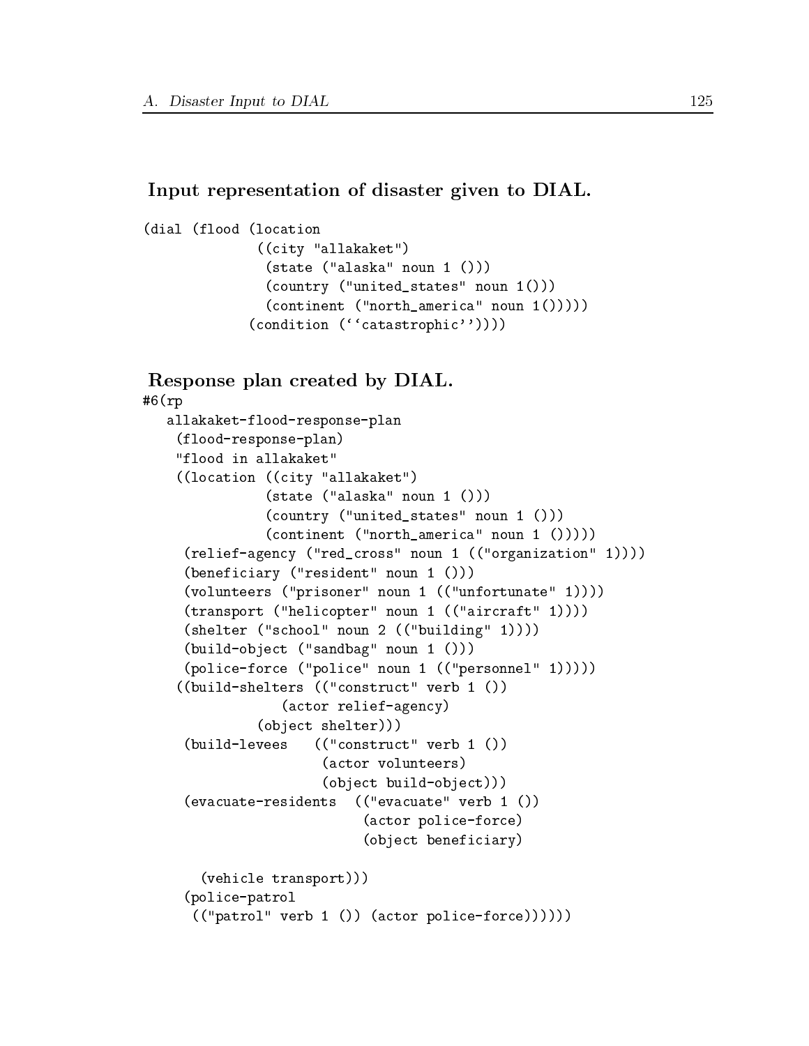### Input representation of disaster given to DIAL.

```
(dial (flood (location
              ((city "allakaket")
               (state ("alaska" noun 1 ()))
               (country ("united_states" noun 1()))
               (continent ("north_america" noun 1()))))
             (condition (``catastrophic''))))
```

### Response plan created by DIAL.

```
#6(rp
   allakaket-flood-response-plan
    (flood-response-plan)
    "flood in allakaket"
    ((location ((city "allakaket")
               (state ("alaska" noun 1 ()))
               (country ("united_states" noun 1 ()))
               (continent ("north_america" noun 1 ()))))
     (relief-agency ("red_cross" noun 1 (("organization" 1))))
     (beneficiary ("resident" noun 1 ()))
     (volunteers ("prisoner" noun 1 (("unfortunate" 1))))
     (transport ("helicopter" noun 1 (("aircraft" 1))))
     (shelter ("school" noun 2 (("building" 1))))
     (build-object ("sandbag" noun 1 ()))
     (police-force ("police" noun 1 (("personnel" 1)))))
    ((build-shelters (("construct" verb 1 ())
                  (actor relief-agency)
              (object shelter)))
     (build-levees    (("construct" verb 1 ())
                      (actor volunteers)
                      (object build-object)))
     (evacuate-residents  (("evacuate" verb 1 ())
                           (actor police-force)
                           (object beneficiary)

       (vehicle transport)))
     (police-patrol
      (("patrol" verb 1 ()) (actor police-force))))))
```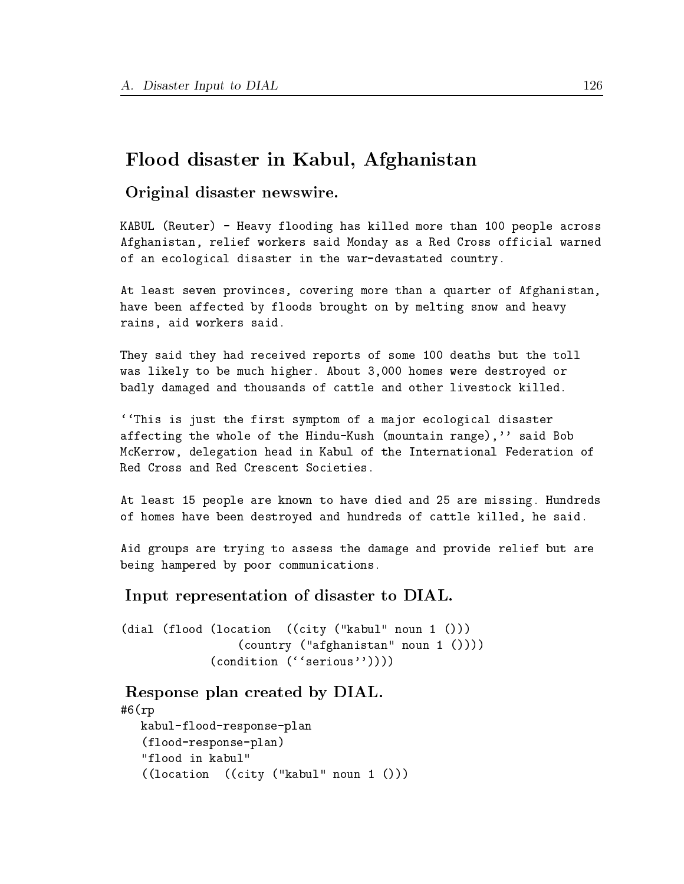## Flood disaster in Kabul, Afghanistan

### Original disaster newswire.

```
KABUL (Reuter) - Heavy flooding has killed more than 100 people across
Afghanistan, relief workers said Monday as a Red Cross official warned
of an ecological disaster in the war-devastated country.

At least seven provinces, covering more than a quarter of Afghanistan,
have been affected by floods brought on by melting snow and heavy
rains, aid workers said.

They said they had received reports of some 100 deaths but the toll
was likely to be much higher. About 3,000 homes were destroyed or
badly damaged and thousands of cattle and other livestock killed.

``This is just the first symptom of a major ecological disaster
affecting the whole of the Hindu-Kush (mountain range),'' said Bob
McKerrow, delegation head in Kabul of the International Federation of
Red Cross and Red Crescent Societies.

At least 15 people are known to have died and 25 are missing. Hundreds
of homes have been destroyed and hundreds of cattle killed, he said.

Aid groups are trying to assess the damage and provide relief but are
being hampered by poor communications.
```

### Input representation of disaster to DIAL.

```
(dial (flood (location  ((city ("kabul" noun 1 ()))
                 (country ("afghanistan" noun 1 ()))))
             (condition (``serious''))))
```

### Response plan created by DIAL.

```
#6(rp
   kabul-flood-response-plan
   (flood-response-plan)
   "flood in kabul"
   ((location  ((city ("kabul" noun 1 ()))
```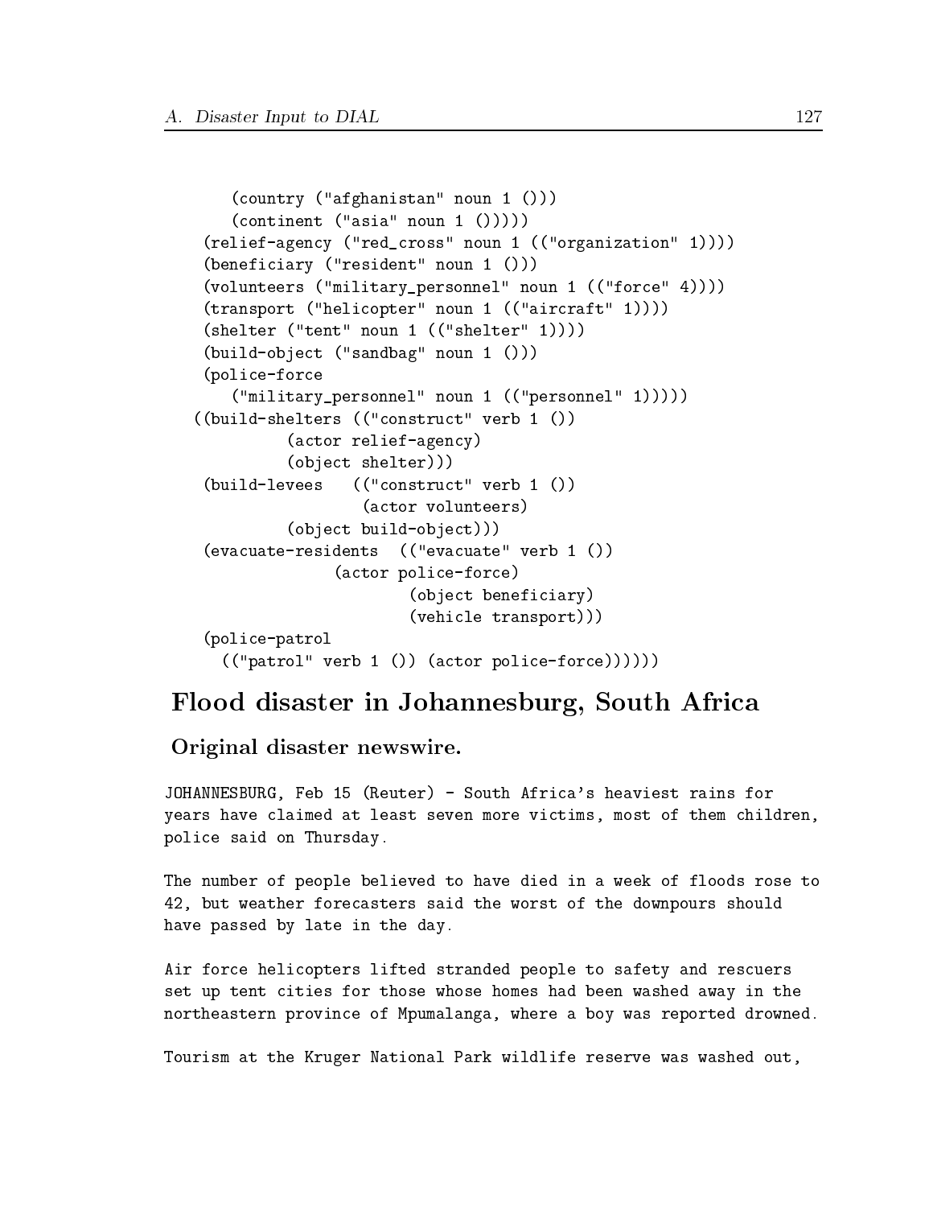```
      (country ("afghanistan" noun 1 ()))
      (continent ("asia" noun 1 ()))))
   (relief-agency ("red_cross" noun 1 (("organization" 1))))
   (beneficiary ("resident" noun 1 ()))
   (volunteers ("military_personnel" noun 1 (("force" 4))))
   (transport ("helicopter" noun 1 (("aircraft" 1))))
   (shelter ("tent" noun 1 (("shelter" 1))))
   (build-object ("sandbag" noun 1 ()))
   (police-force
      ("military_personnel" noun 1 (("personnel" 1)))))
  ((build-shelters (("construct" verb 1 ())
          (actor relief-agency)
          (object shelter)))
   (build-levees   (("construct" verb 1 ())
                   (actor volunteers)
          (object build-object)))
   (evacuate-residents  (("evacuate" verb 1 ())
               (actor police-force)
                     (object beneficiary)
                     (vehicle transport)))
   (police-patrol
     (("patrol" verb 1 ()) (actor police-force))))))
```

## Flood disaster in Johannesburg, South Africa

### Original disaster newswire.

JOHANNESBURG, Feb 15 (Reuter) - South Africa's heaviest rains for years have claimed at least seven more victims, most of them children, police said on Thursday.

The number of people believed to have died in a week of floods rose to 42, but weather forecasters said the worst of the downpours should have passed by late in the day.

Air force helicopters lifted stranded people to safety and rescuers set up tent cities for those whose homes had been washed away in the northeastern province of Mpumalanga, where a boy was reported drowned.

Tourism at the Kruger National Park wildlife reserve was washed out,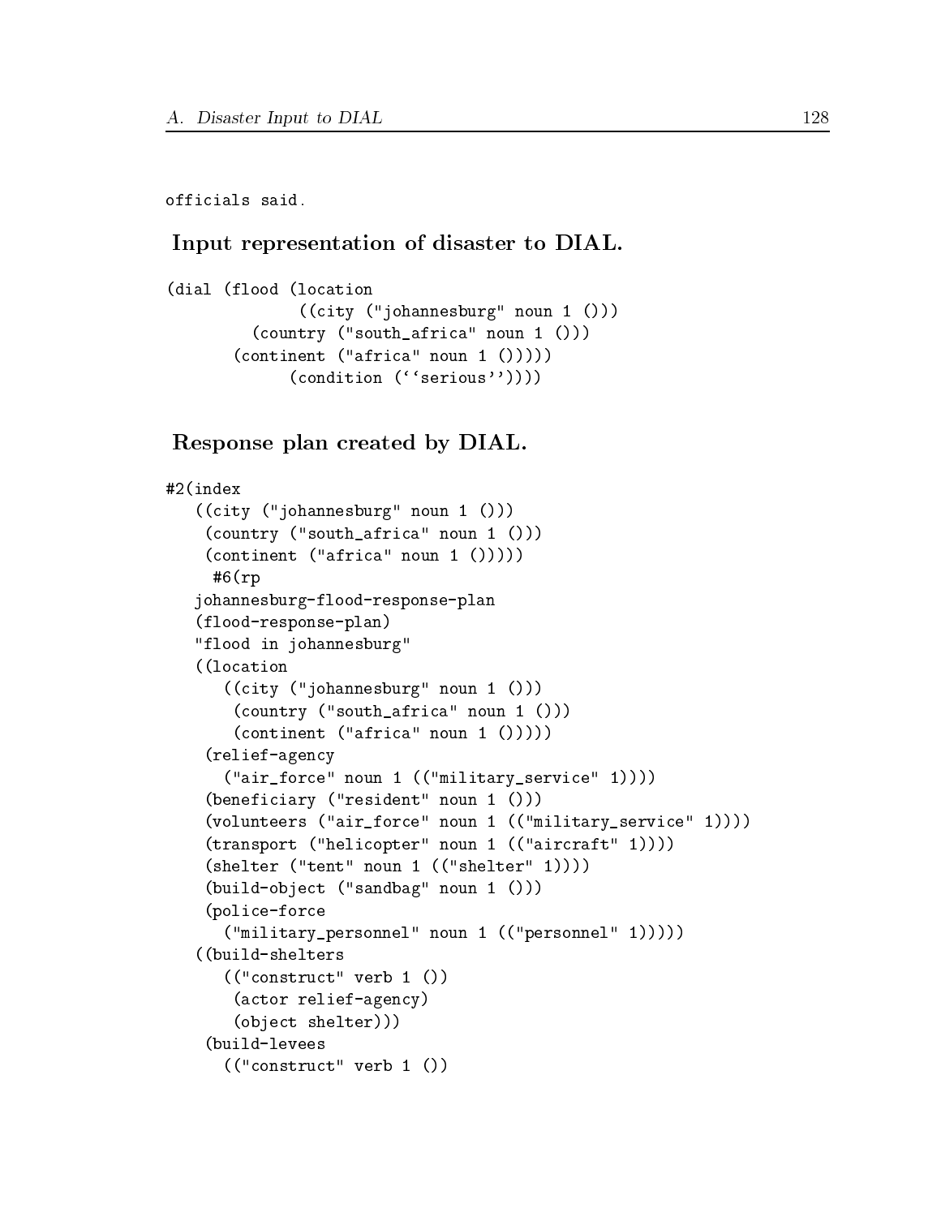officials said.

## Input representation of disaster to DIAL.

```
(dial (flood (location
              ((city ("johannesburg" noun 1 ()))
          (country ("south_africa" noun 1 ()))
       (continent ("africa" noun 1 ()))))
             (condition (``serious''))))
```

## Response plan created by DIAL.

```
#2(index
   ((city ("johannesburg" noun 1 ()))
    (country ("south_africa" noun 1 ()))
    (continent ("africa" noun 1 ()))))
     #6(rp
   johannesburg-flood-response-plan
   (flood-response-plan)
   "flood in johannesburg"
   ((location
      ((city ("johannesburg" noun 1 ()))
       (country ("south_africa" noun 1 ()))
       (continent ("africa" noun 1 ()))))
    (relief-agency
      ("air_force" noun 1 (("military_service" 1))))
    (beneficiary ("resident" noun 1 ()))
    (volunteers ("air_force" noun 1 (("military_service" 1))))
    (transport ("helicopter" noun 1 (("aircraft" 1))))
    (shelter ("tent" noun 1 (("shelter" 1))))
    (build-object ("sandbag" noun 1 ()))
    (police-force
      ("military_personnel" noun 1 (("personnel" 1)))))
   ((build-shelters
      (("construct" verb 1 ())
       (actor relief-agency)
       (object shelter)))
    (build-levees
      (("construct" verb 1 ())
```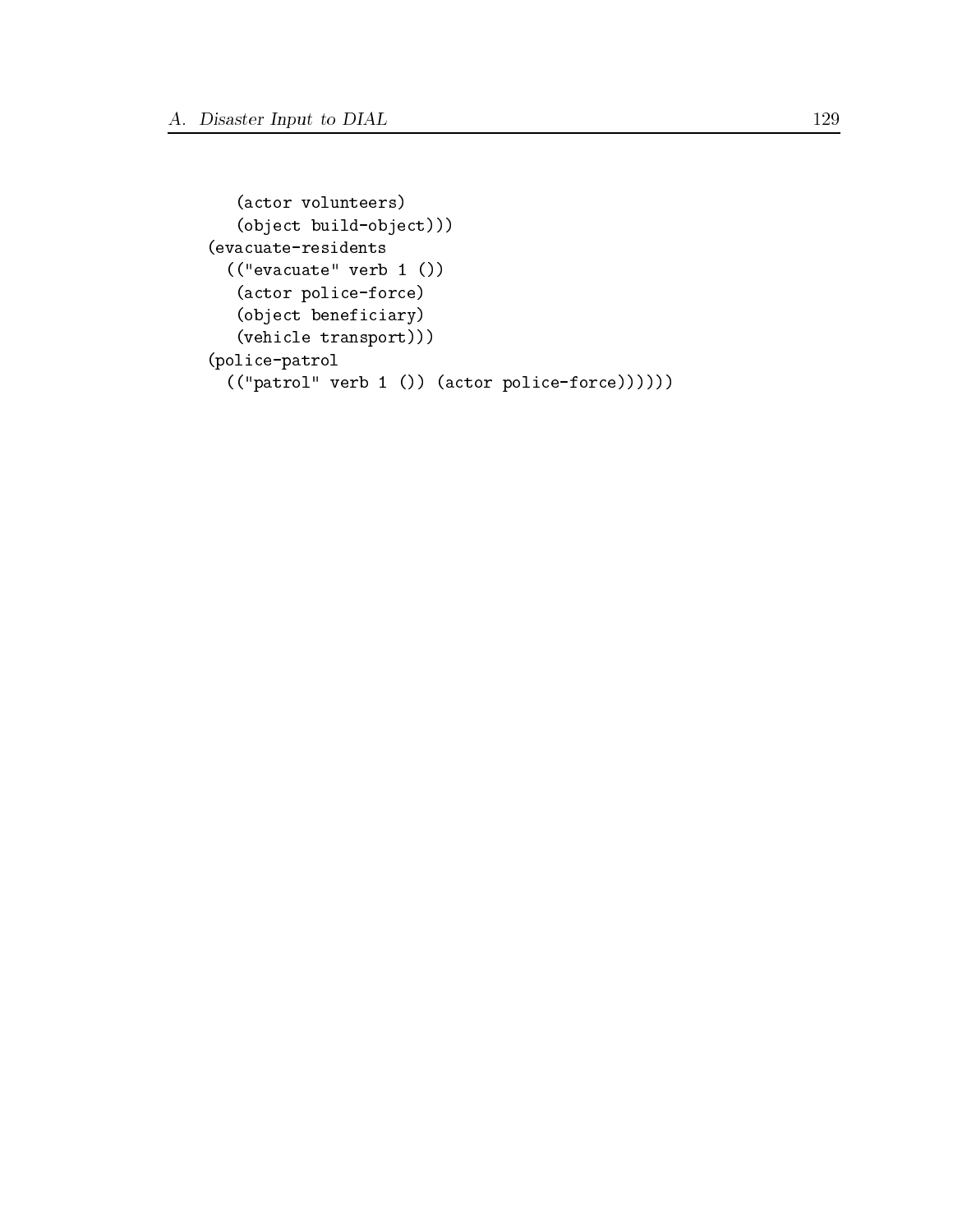```
      (actor volunteers)
      (object build-object)))
  (evacuate-residents
    (("evacuate" verb 1 ())
      (actor police-force)
      (object beneficiary)
      (vehicle transport)))
  (police-patrol
    (("patrol" verb 1 ()) (actor police-force))))))
```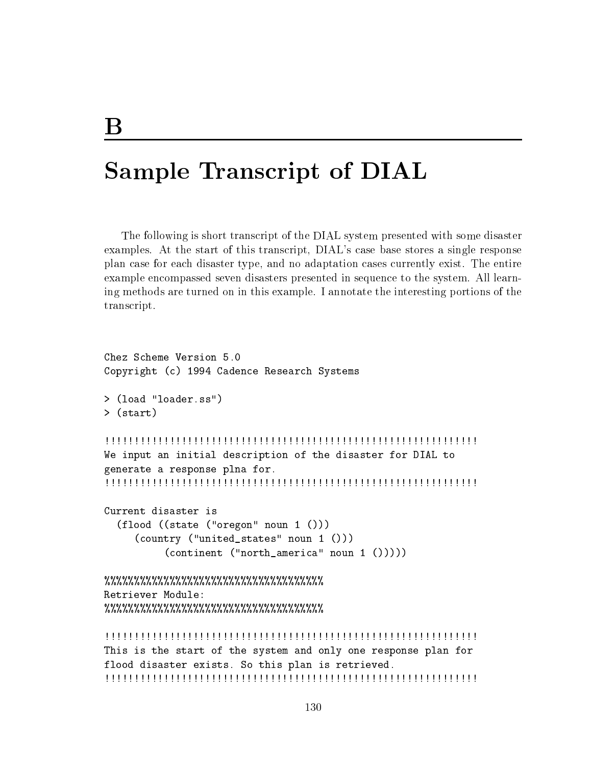# B

# Sample Transcript of DIAL

The following is short transcript of the DIAL system presented with some disaster examples. At the start of this transcript, DIAL's case base stores a single response plan case for each disaster type, and no adaptation cases currently exist. The entire example encompassed seven disasters presented in sequence to the system. All learning methods are turned on in this example. I annotate the interesting portions of the transcript.

```
Chez Scheme Version 5.0
Copyright (c) 1994 Cadence Research Systems

> (load "loader.ss")
> (start)

!!!!!!!!!!!!!!!!!!!!!!!!!!!!!!!!!!!!!!!!!!!!!!!!!!!!!!!!!!!!!!!!
We input an initial description of the disaster for DIAL to
generate a response plna for.
!!!!!!!!!!!!!!!!!!!!!!!!!!!!!!!!!!!!!!!!!!!!!!!!!!!!!!!!!!!!!!!!

Current disaster is
  (flood ((state ("oregon" noun 1 ()))
     (country ("united_states" noun 1 ()))
          (continent ("north_america" noun 1 ()))))

%%%%%%%%%%%%%%%%%%%%%%%%%%%%%%%%%%%%%%
Retriever Module:
%%%%%%%%%%%%%%%%%%%%%%%%%%%%%%%%%%%%%%

!!!!!!!!!!!!!!!!!!!!!!!!!!!!!!!!!!!!!!!!!!!!!!!!!!!!!!!!!!!!!!!!
This is the start of the system and only one response plan for
flood disaster exists. So this plan is retrieved.
!!!!!!!!!!!!!!!!!!!!!!!!!!!!!!!!!!!!!!!!!!!!!!!!!!!!!!!!!!!!!!!!
```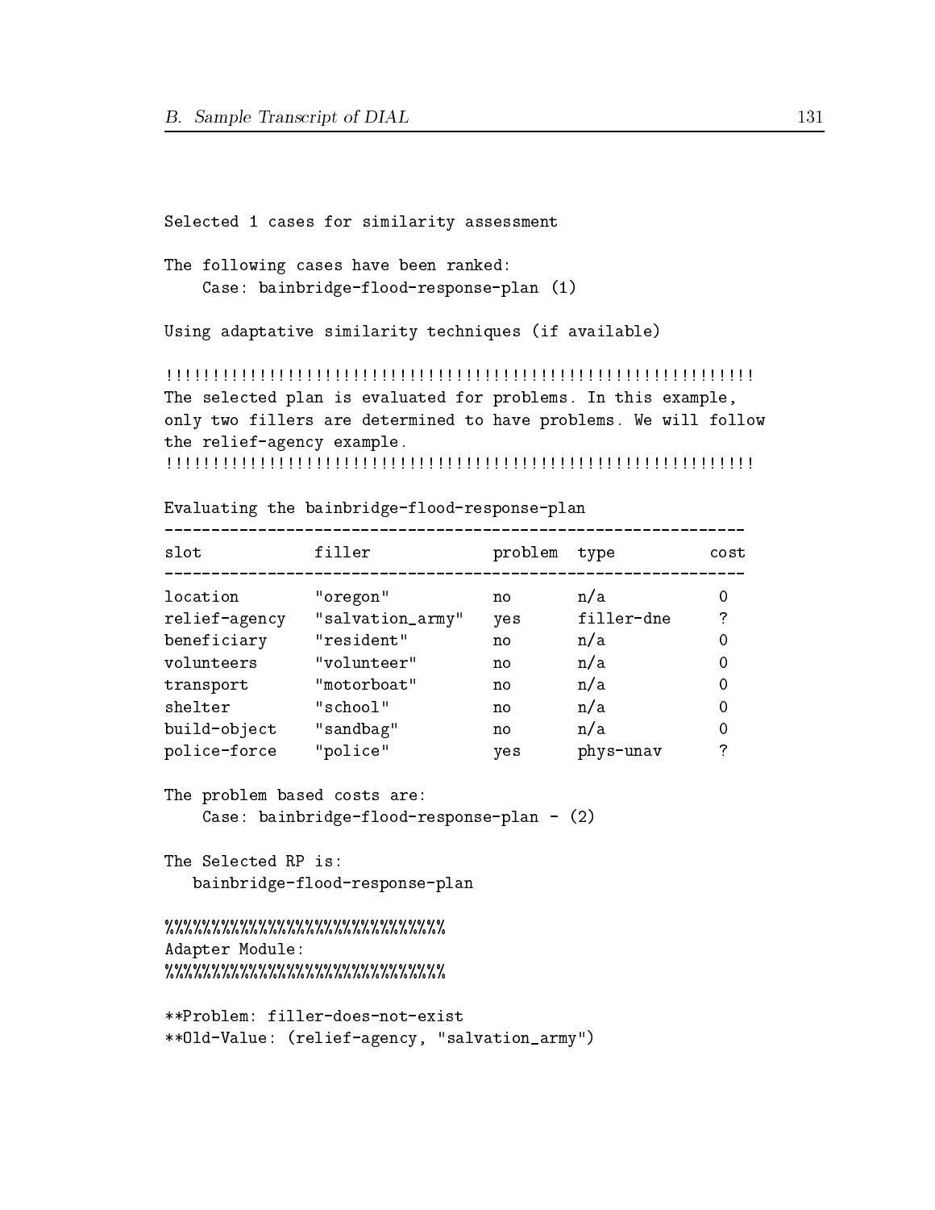```
Selected 1 cases for similarity assessment

The following cases have been ranked:
    Case: bainbridge-flood-response-plan (1)

Using adaptative similarity techniques (if available)

!!!!!!!!!!!!!!!!!!!!!!!!!!!!!!!!!!!!!!!!!!!!!!!!!!!!!!!!!!!!!!!
The selected plan is evaluated for problems. In this example,
only two fillers are determined to have problems. We will follow
the relief-agency example.
!!!!!!!!!!!!!!!!!!!!!!!!!!!!!!!!!!!!!!!!!!!!!!!!!!!!!!!!!!!!!!!

Evaluating the bainbridge-flood-response-plan
--------------------------------------------------------------
slot            filler            problem  type          cost
--------------------------------------------------------------
location        "oregon"          no       n/a            0
relief-agency   "salvation_army"  yes      filler-dne     ?
beneficiary     "resident"        no       n/a            0
volunteers      "volunteer"       no       n/a            0
transport       "motorboat"       no       n/a            0
shelter         "school"          no       n/a            0
build-object    "sandbag"         no       n/a            0
police-force    "police"          yes      phys-unav      ?

The problem based costs are:
    Case: bainbridge-flood-response-plan - (2)

The Selected RP is:
   bainbridge-flood-response-plan

%%%%%%%%%%%%%%%%%%%%%%%%%%%%%%
Adapter Module:
%%%%%%%%%%%%%%%%%%%%%%%%%%%%%%

**Problem: filler-does-not-exist
**Old-Value: (relief-agency, "salvation_army")
```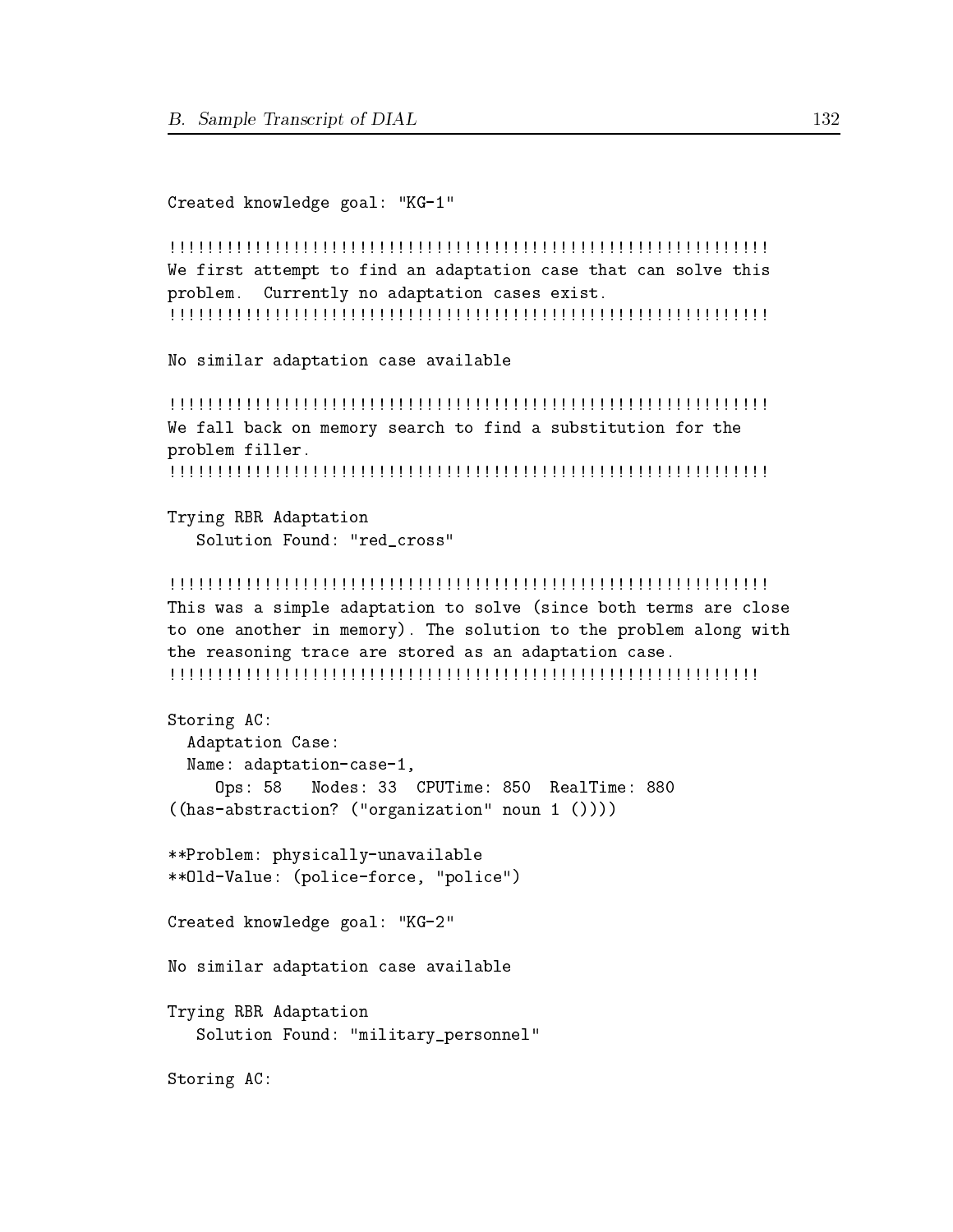```
Created knowledge goal: "KG-1"

!!!!!!!!!!!!!!!!!!!!!!!!!!!!!!!!!!!!!!!!!!!!!!!!!!!!!!!!!!!!!!
We first attempt to find an adaptation case that can solve this
problem.  Currently no adaptation cases exist.
!!!!!!!!!!!!!!!!!!!!!!!!!!!!!!!!!!!!!!!!!!!!!!!!!!!!!!!!!!!!!!

No similar adaptation case available

!!!!!!!!!!!!!!!!!!!!!!!!!!!!!!!!!!!!!!!!!!!!!!!!!!!!!!!!!!!!!!
We fall back on memory search to find a substitution for the
problem filler.
!!!!!!!!!!!!!!!!!!!!!!!!!!!!!!!!!!!!!!!!!!!!!!!!!!!!!!!!!!!!!!

Trying RBR Adaptation
   Solution Found: "red_cross"

!!!!!!!!!!!!!!!!!!!!!!!!!!!!!!!!!!!!!!!!!!!!!!!!!!!!!!!!!!!!!!
This was a simple adaptation to solve (since both terms are close
to one another in memory). The solution to the problem along with
the reasoning trace are stored as an adaptation case.
!!!!!!!!!!!!!!!!!!!!!!!!!!!!!!!!!!!!!!!!!!!!!!!!!!!!!!!!!!!!!

Storing AC:
  Adaptation Case:
  Name: adaptation-case-1,
     Ops: 58   Nodes: 33  CPUTime: 850  RealTime: 880
((has-abstraction? ("organization" noun 1 ())))

**Problem: physically-unavailable
**Old-Value: (police-force, "police")

Created knowledge goal: "KG-2"

No similar adaptation case available

Trying RBR Adaptation
   Solution Found: "military_personnel"

Storing AC:
```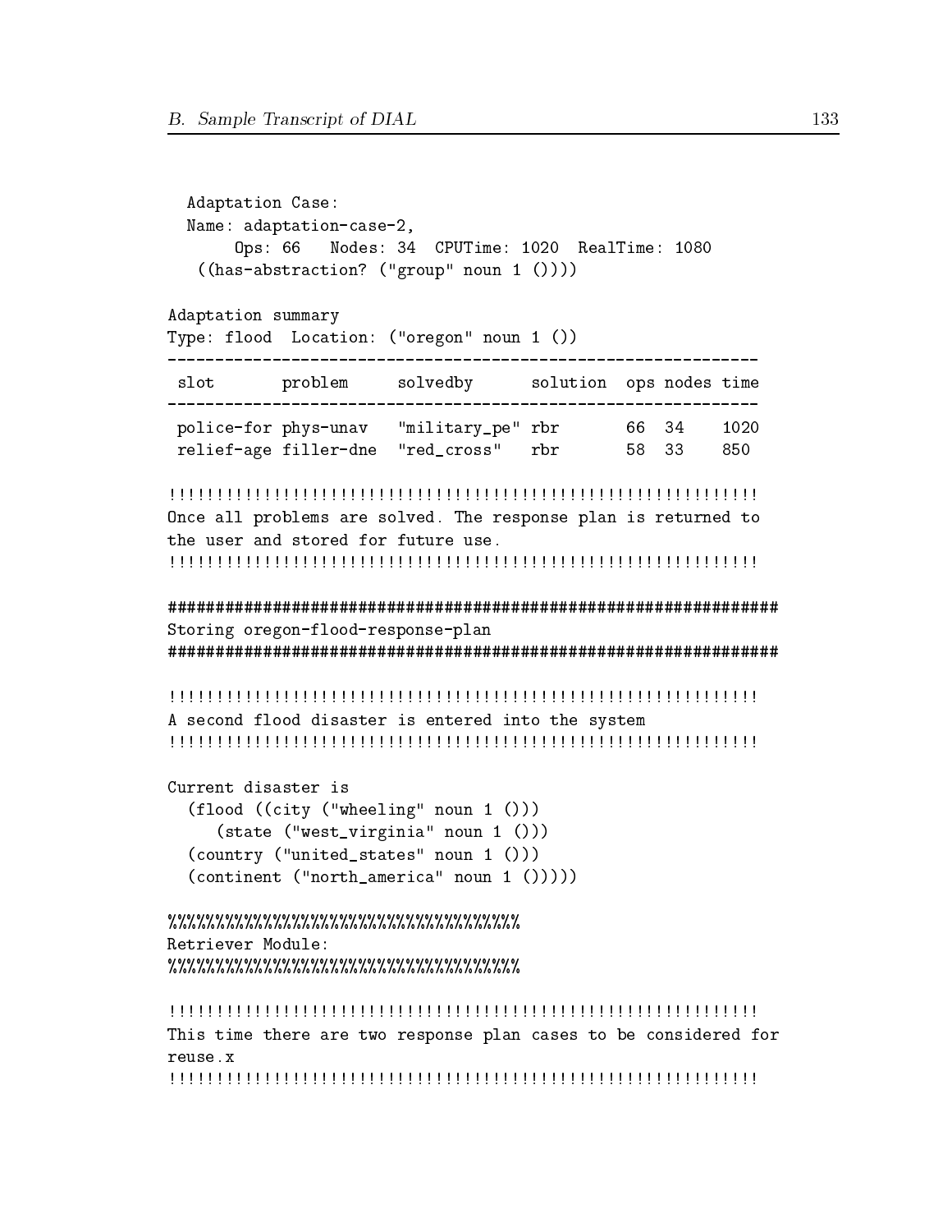```
  Adaptation Case:
  Name: adaptation-case-2,
       Ops: 66   Nodes: 34  CPUTime: 1020  RealTime: 1080
   ((has-abstraction? ("group" noun 1 ())))

Adaptation summary
Type: flood  Location: ("oregon" noun 1 ())
-------------------------------------------------------------
 slot       problem     solvedby      solution  ops nodes time
-------------------------------------------------------------
 police-for phys-unav   "military_pe" rbr       66  34    1020
 relief-age filler-dne  "red_cross"   rbr       58  33    850

!!!!!!!!!!!!!!!!!!!!!!!!!!!!!!!!!!!!!!!!!!!!!!!!!!!!!!!!!!!!!!
Once all problems are solved. The response plan is returned to
the user and stored for future use.
!!!!!!!!!!!!!!!!!!!!!!!!!!!!!!!!!!!!!!!!!!!!!!!!!!!!!!!!!!!!!!

################################################################
Storing oregon-flood-response-plan
################################################################

!!!!!!!!!!!!!!!!!!!!!!!!!!!!!!!!!!!!!!!!!!!!!!!!!!!!!!!!!!!!!!
A second flood disaster is entered into the system
!!!!!!!!!!!!!!!!!!!!!!!!!!!!!!!!!!!!!!!!!!!!!!!!!!!!!!!!!!!!!!

Current disaster is
  (flood ((city ("wheeling" noun 1 ()))
     (state ("west_virginia" noun 1 ()))
  (country ("united_states" noun 1 ()))
  (continent ("north_america" noun 1 ()))))

%%%%%%%%%%%%%%%%%%%%%%%%%%%%%%%%%%%%
Retriever Module:
%%%%%%%%%%%%%%%%%%%%%%%%%%%%%%%%%%%%

!!!!!!!!!!!!!!!!!!!!!!!!!!!!!!!!!!!!!!!!!!!!!!!!!!!!!!!!!!!!!!
This time there are two response plan cases to be considered for
reuse.x
!!!!!!!!!!!!!!!!!!!!!!!!!!!!!!!!!!!!!!!!!!!!!!!!!!!!!!!!!!!!!!
```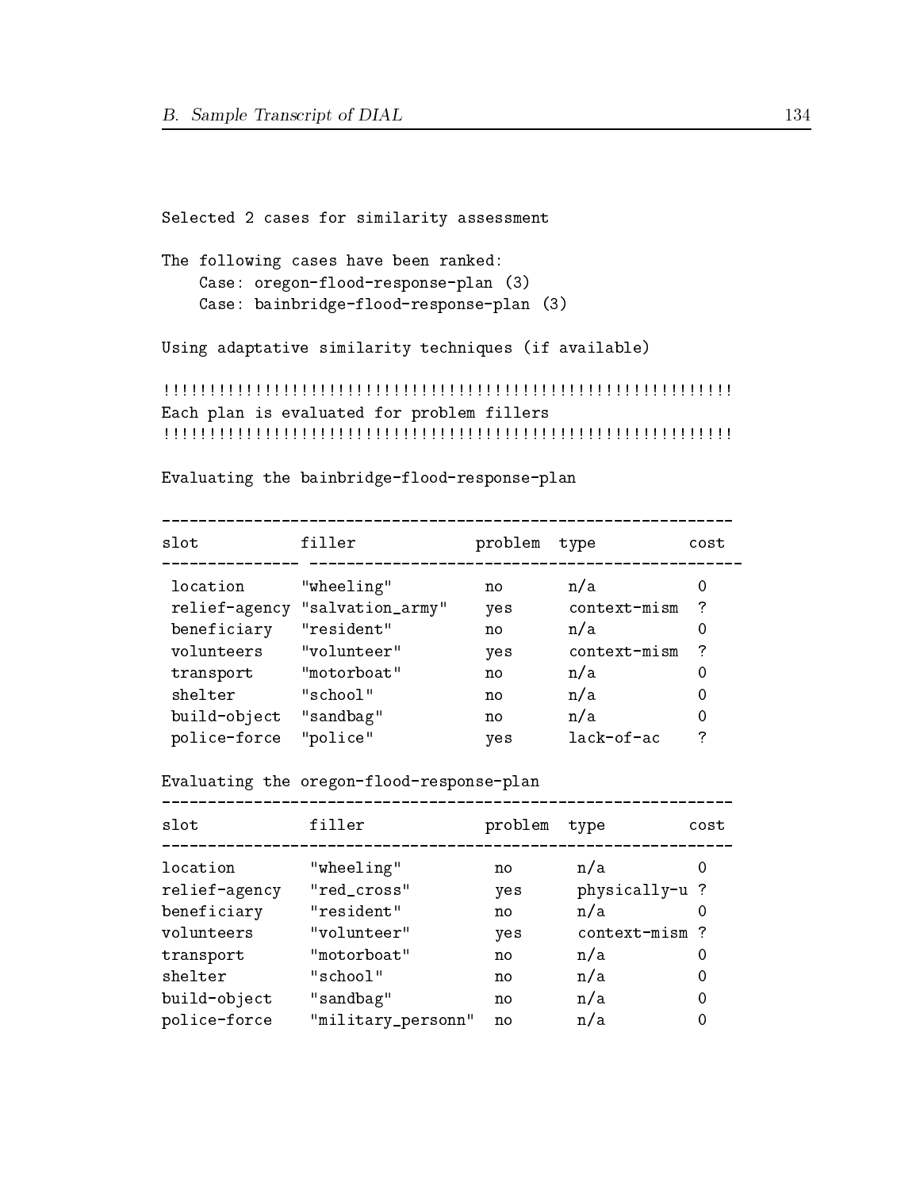```
Selected 2 cases for similarity assessment

The following cases have been ranked:
    Case: oregon-flood-response-plan (3)
    Case: bainbridge-flood-response-plan (3)

Using adaptative similarity techniques (if available)

!!!!!!!!!!!!!!!!!!!!!!!!!!!!!!!!!!!!!!!!!!!!!!!!!!!!!!!!!!!!!!
Each plan is evaluated for problem fillers
!!!!!!!!!!!!!!!!!!!!!!!!!!!!!!!!!!!!!!!!!!!!!!!!!!!!!!!!!!!!!!

Evaluating the bainbridge-flood-response-plan

-------------------------------------------------------------
slot           filler             problem  type          cost
--------------- ----------------------------------------------
 location      "wheeling"          no       n/a           0
 relief-agency "salvation_army"    yes      context-mism  ?
 beneficiary   "resident"          no       n/a           0
 volunteers    "volunteer"         yes      context-mism  ?
 transport     "motorboat"         no       n/a           0
 shelter       "school"            no       n/a           0
 build-object  "sandbag"           no       n/a           0
 police-force  "police"            yes      lack-of-ac    ?

Evaluating the oregon-flood-response-plan
-------------------------------------------------------------
slot            filler             problem  type         cost
-------------------------------------------------------------
location        "wheeling"          no       n/a          0
relief-agency   "red_cross"         yes      physically-u ?
beneficiary     "resident"          no       n/a          0
volunteers      "volunteer"         yes      context-mism ?
transport       "motorboat"         no       n/a          0
shelter         "school"            no       n/a          0
build-object    "sandbag"           no       n/a          0
police-force    "military_personn"  no       n/a          0
```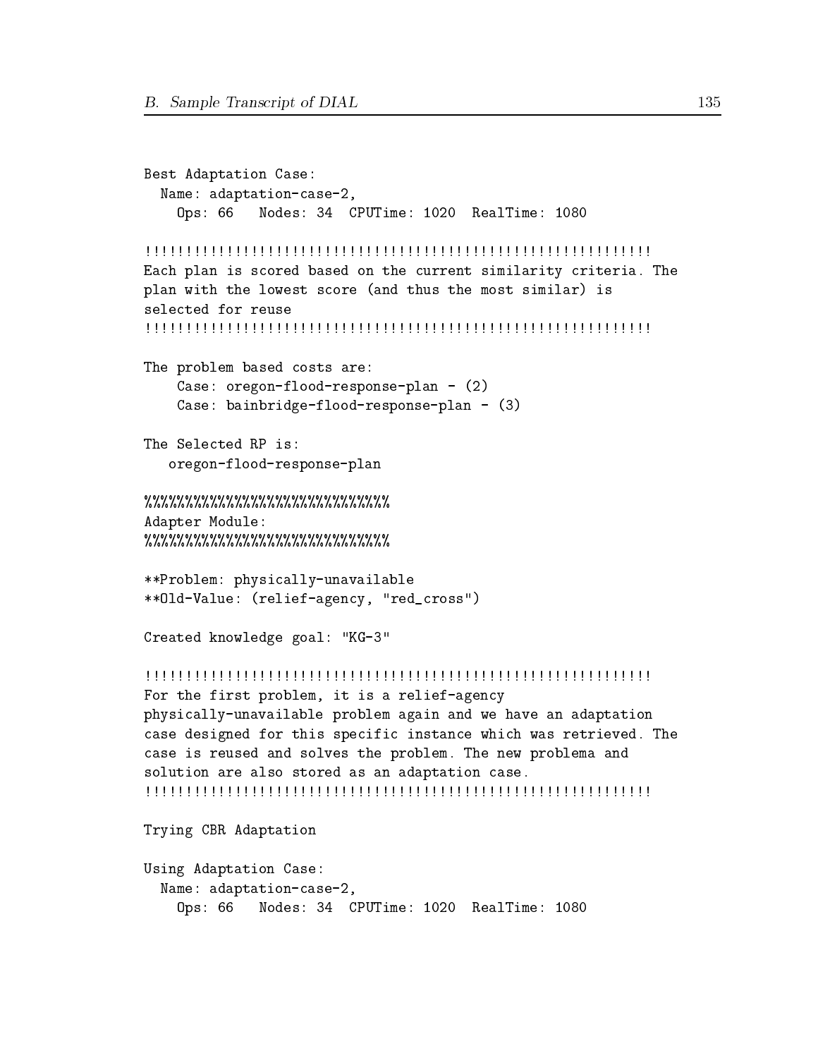```
Best Adaptation Case:
  Name: adaptation-case-2,
    Ops: 66   Nodes: 34  CPUTime: 1020  RealTime: 1080

!!!!!!!!!!!!!!!!!!!!!!!!!!!!!!!!!!!!!!!!!!!!!!!!!!!!!!!!!!!!!!
Each plan is scored based on the current similarity criteria. The
plan with the lowest score (and thus the most similar) is
selected for reuse
!!!!!!!!!!!!!!!!!!!!!!!!!!!!!!!!!!!!!!!!!!!!!!!!!!!!!!!!!!!!!!

The problem based costs are:
    Case: oregon-flood-response-plan - (2)
    Case: bainbridge-flood-response-plan - (3)

The Selected RP is:
   oregon-flood-response-plan

%%%%%%%%%%%%%%%%%%%%%%%%%%%%%%
Adapter Module:
%%%%%%%%%%%%%%%%%%%%%%%%%%%%%%

**Problem: physically-unavailable
**Old-Value: (relief-agency, "red_cross")

Created knowledge goal: "KG-3"

!!!!!!!!!!!!!!!!!!!!!!!!!!!!!!!!!!!!!!!!!!!!!!!!!!!!!!!!!!!!!!
For the first problem, it is a relief-agency
physically-unavailable problem again and we have an adaptation
case designed for this specific instance which was retrieved. The
case is reused and solves the problem. The new problema and
solution are also stored as an adaptation case.
!!!!!!!!!!!!!!!!!!!!!!!!!!!!!!!!!!!!!!!!!!!!!!!!!!!!!!!!!!!!!!

Trying CBR Adaptation

Using Adaptation Case:
  Name: adaptation-case-2,
    Ops: 66   Nodes: 34  CPUTime: 1020  RealTime: 1080
```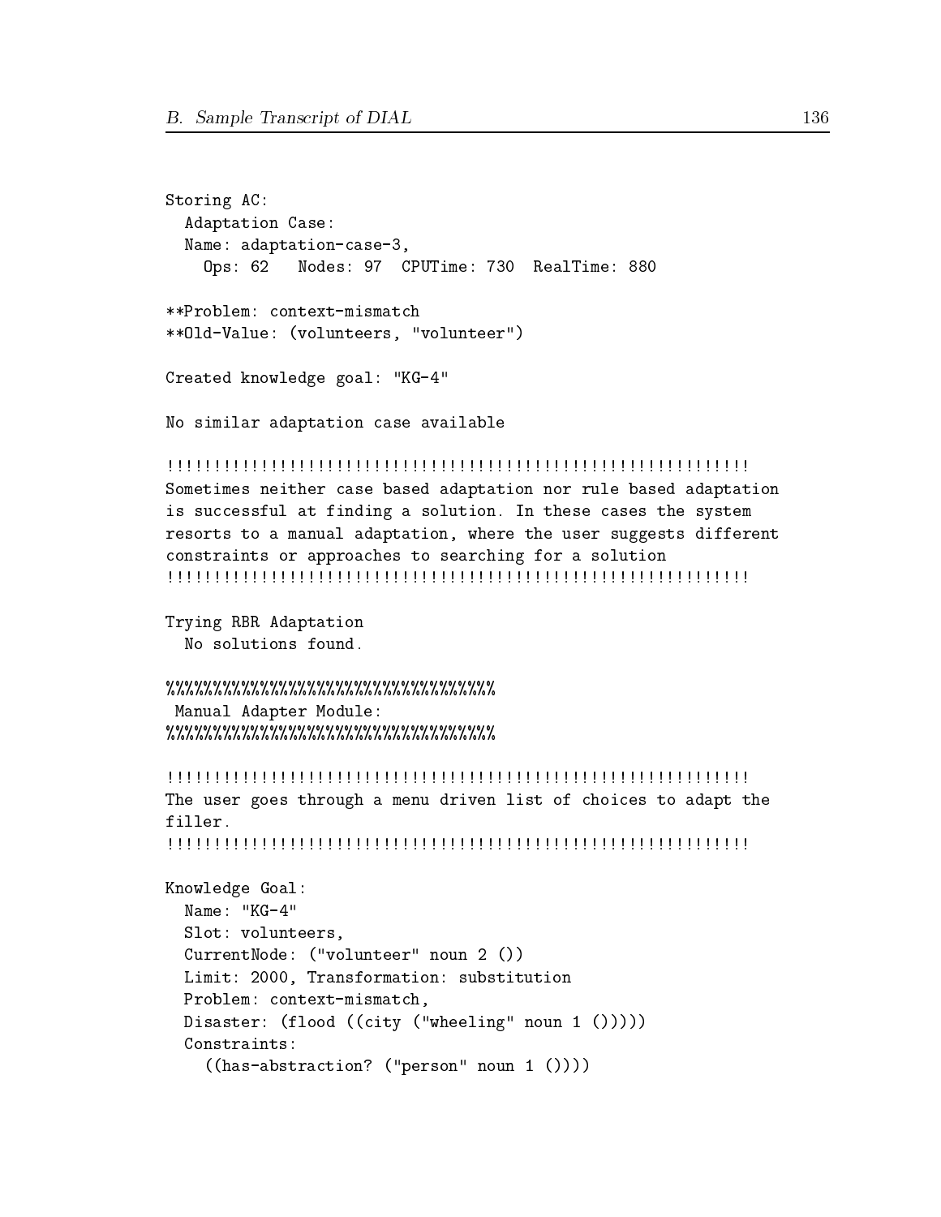```
Storing AC:
  Adaptation Case:
  Name: adaptation-case-3,
    Ops: 62   Nodes: 97  CPUTime: 730  RealTime: 880

**Problem: context-mismatch
**Old-Value: (volunteers, "volunteer")

Created knowledge goal: "KG-4"

No similar adaptation case available

!!!!!!!!!!!!!!!!!!!!!!!!!!!!!!!!!!!!!!!!!!!!!!!!!!!!!!!!!!!!!
Sometimes neither case based adaptation nor rule based adaptation
is successful at finding a solution. In these cases the system
resorts to a manual adaptation, where the user suggests different
constraints or approaches to searching for a solution
!!!!!!!!!!!!!!!!!!!!!!!!!!!!!!!!!!!!!!!!!!!!!!!!!!!!!!!!!!!!!

Trying RBR Adaptation
  No solutions found.

%%%%%%%%%%%%%%%%%%%%%%%%%%%%%%%%%%%
 Manual Adapter Module:
%%%%%%%%%%%%%%%%%%%%%%%%%%%%%%%%%%%

!!!!!!!!!!!!!!!!!!!!!!!!!!!!!!!!!!!!!!!!!!!!!!!!!!!!!!!!!!!!!
The user goes through a menu driven list of choices to adapt the
filler.
!!!!!!!!!!!!!!!!!!!!!!!!!!!!!!!!!!!!!!!!!!!!!!!!!!!!!!!!!!!!!

Knowledge Goal:
  Name: "KG-4"
  Slot: volunteers,
  CurrentNode: ("volunteer" noun 2 ())
  Limit: 2000, Transformation: substitution
  Problem: context-mismatch,
  Disaster: (flood ((city ("wheeling" noun 1 ()))))
  Constraints:
    ((has-abstraction? ("person" noun 1 ())))
```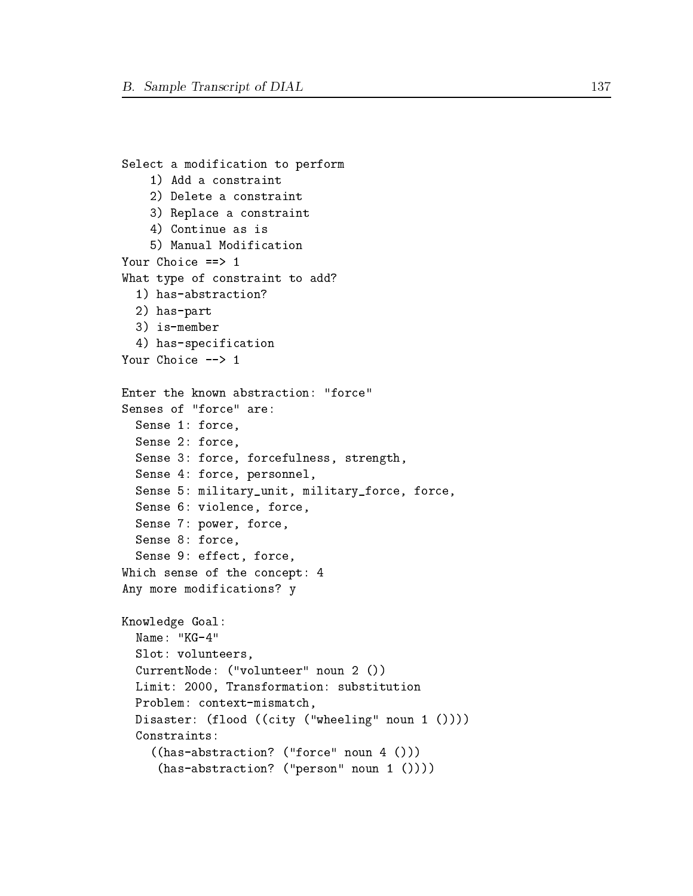```
Select a modification to perform
    1) Add a constraint
    2) Delete a constraint
    3) Replace a constraint
    4) Continue as is
    5) Manual Modification
Your Choice ==> 1
What type of constraint to add?
  1) has-abstraction?
  2) has-part
  3) is-member
  4) has-specification
Your Choice --> 1

Enter the known abstraction: "force"
Senses of "force" are:
  Sense 1: force,
  Sense 2: force,
  Sense 3: force, forcefulness, strength,
  Sense 4: force, personnel,
  Sense 5: military_unit, military_force, force,
  Sense 6: violence, force,
  Sense 7: power, force,
  Sense 8: force,
  Sense 9: effect, force,
Which sense of the concept: 4
Any more modifications? y

Knowledge Goal:
  Name: "KG-4"
  Slot: volunteers,
  CurrentNode: ("volunteer" noun 2 ())
  Limit: 2000, Transformation: substitution
  Problem: context-mismatch,
  Disaster: (flood ((city ("wheeling" noun 1 ())))
  Constraints:
    ((has-abstraction? ("force" noun 4 ()))
     (has-abstraction? ("person" noun 1 ())))
```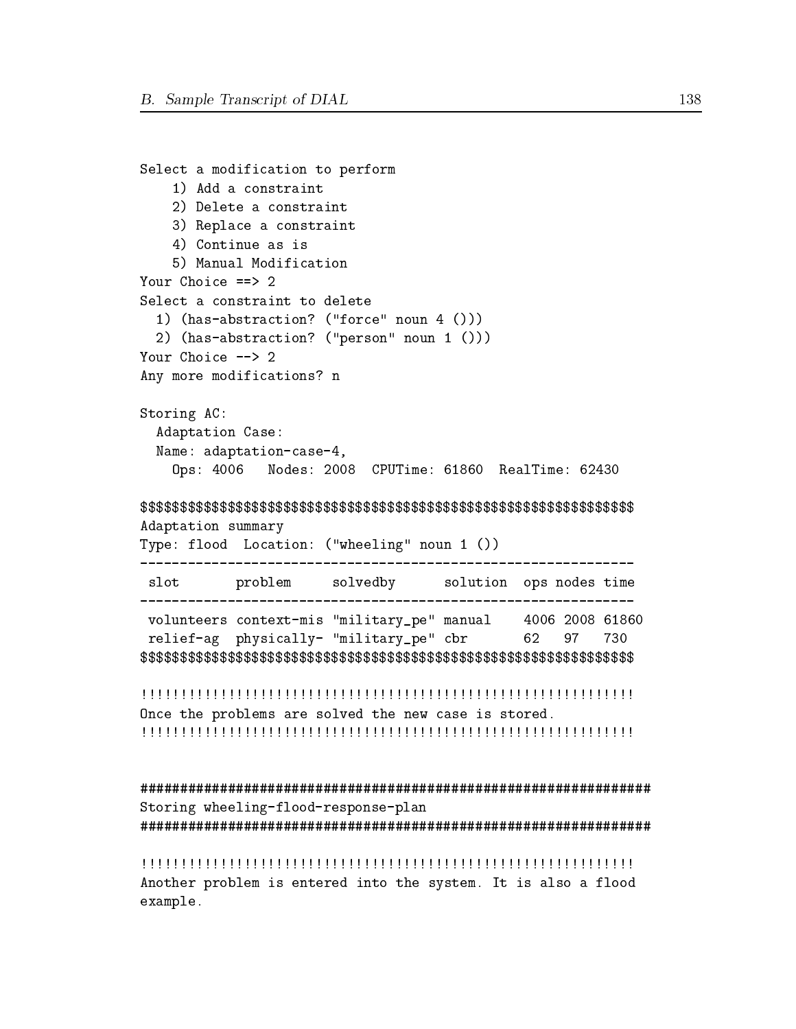```
Select a modification to perform
    1) Add a constraint
    2) Delete a constraint
    3) Replace a constraint
    4) Continue as is
    5) Manual Modification
Your Choice ==> 2
Select a constraint to delete
  1) (has-abstraction? ("force" noun 4 ()))
  2) (has-abstraction? ("person" noun 1 ()))
Your Choice --> 2
Any more modifications? n

Storing AC:
  Adaptation Case:
  Name: adaptation-case-4,
    Ops: 4006   Nodes: 2008  CPUTime: 61860  RealTime: 62430

$$$$$$$$$$$$$$$$$$$$$$$$$$$$$$$$$$$$$$$$$$$$$$$$$$$$$$$$$$$$$$$
Adaptation summary
Type: flood  Location: ("wheeling" noun 1 ())
---------------------------------------------------------------
 slot       problem     solvedby      solution  ops nodes time
---------------------------------------------------------------
 volunteers context-mis "military_pe" manual    4006 2008 61860
 relief-ag  physically- "military_pe" cbr       62   97   730
$$$$$$$$$$$$$$$$$$$$$$$$$$$$$$$$$$$$$$$$$$$$$$$$$$$$$$$$$$$$$$$

!!!!!!!!!!!!!!!!!!!!!!!!!!!!!!!!!!!!!!!!!!!!!!!!!!!!!!!!!!!!!!!
Once the problems are solved the new case is stored.
!!!!!!!!!!!!!!!!!!!!!!!!!!!!!!!!!!!!!!!!!!!!!!!!!!!!!!!!!!!!!!!


#################################################################
Storing wheeling-flood-response-plan
#################################################################

!!!!!!!!!!!!!!!!!!!!!!!!!!!!!!!!!!!!!!!!!!!!!!!!!!!!!!!!!!!!!!!
Another problem is entered into the system. It is also a flood
example.
```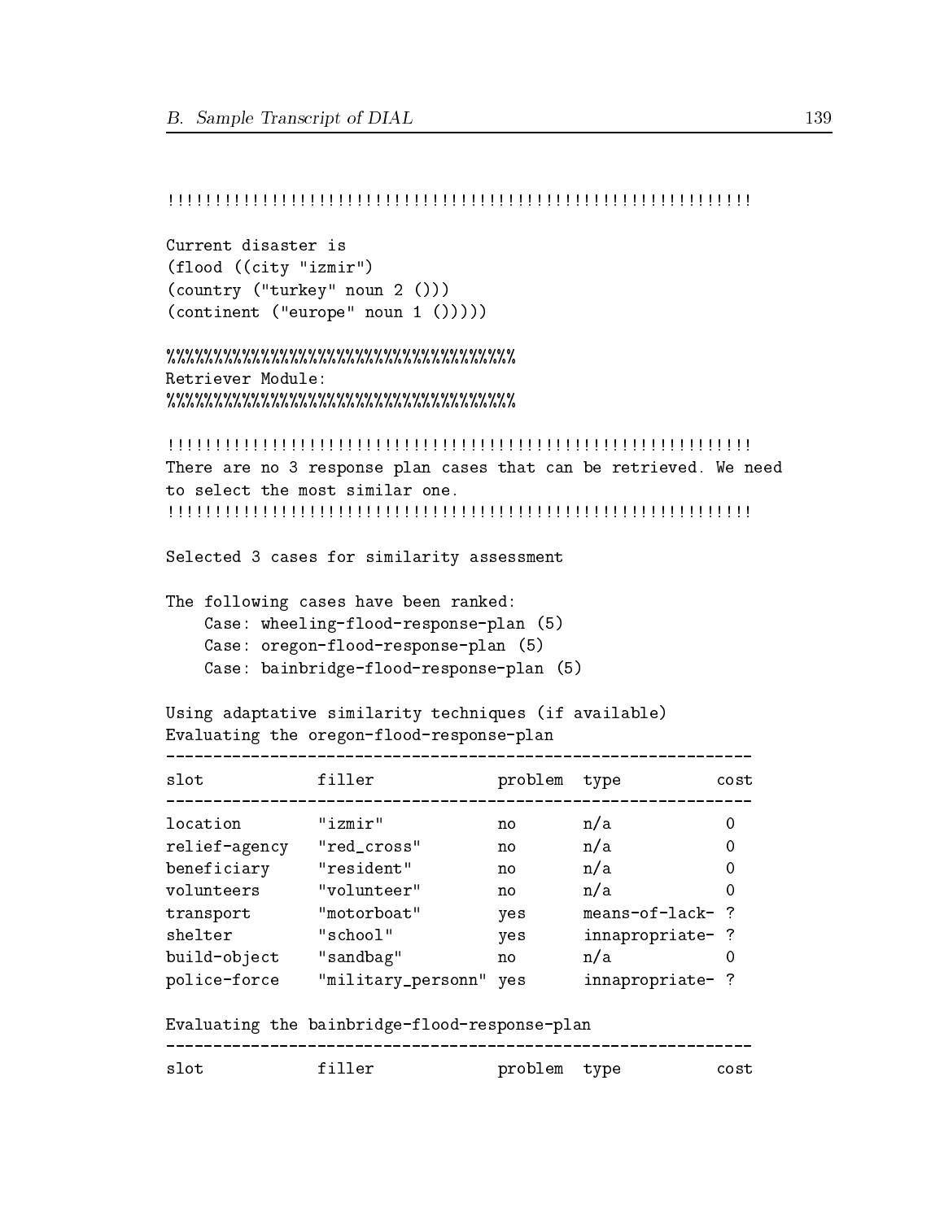```
!!!!!!!!!!!!!!!!!!!!!!!!!!!!!!!!!!!!!!!!!!!!!!!!!!!!!!!!!!!!!!!

Current disaster is
(flood ((city "izmir")
(country ("turkey" noun 2 ()))
(continent ("europe" noun 1 ()))))

%%%%%%%%%%%%%%%%%%%%%%%%%%%%%%%%%%%%%
Retriever Module:
%%%%%%%%%%%%%%%%%%%%%%%%%%%%%%%%%%%%%

!!!!!!!!!!!!!!!!!!!!!!!!!!!!!!!!!!!!!!!!!!!!!!!!!!!!!!!!!!!!!!!
There are no 3 response plan cases that can be retrieved. We need
to select the most similar one.
!!!!!!!!!!!!!!!!!!!!!!!!!!!!!!!!!!!!!!!!!!!!!!!!!!!!!!!!!!!!!!!

Selected 3 cases for similarity assessment

The following cases have been ranked:
    Case: wheeling-flood-response-plan (5)
    Case: oregon-flood-response-plan (5)
    Case: bainbridge-flood-response-plan (5)

Using adaptative similarity techniques (if available)
Evaluating the oregon-flood-response-plan
---------------------------------------------------------------
slot            filler              problem  type           cost
---------------------------------------------------------------
location        "izmir"             no       n/a             0
relief-agency   "red_cross"         no       n/a             0
beneficiary     "resident"          no       n/a             0
volunteers      "volunteer"         no       n/a             0
transport       "motorboat"         yes      means-of-lack-  ?
shelter         "school"            yes      innapropriate-  ?
build-object    "sandbag"           no       n/a             0
police-force    "military_personn"  yes      innapropriate-  ?

Evaluating the bainbridge-flood-response-plan
---------------------------------------------------------------
slot            filler              problem  type           cost
```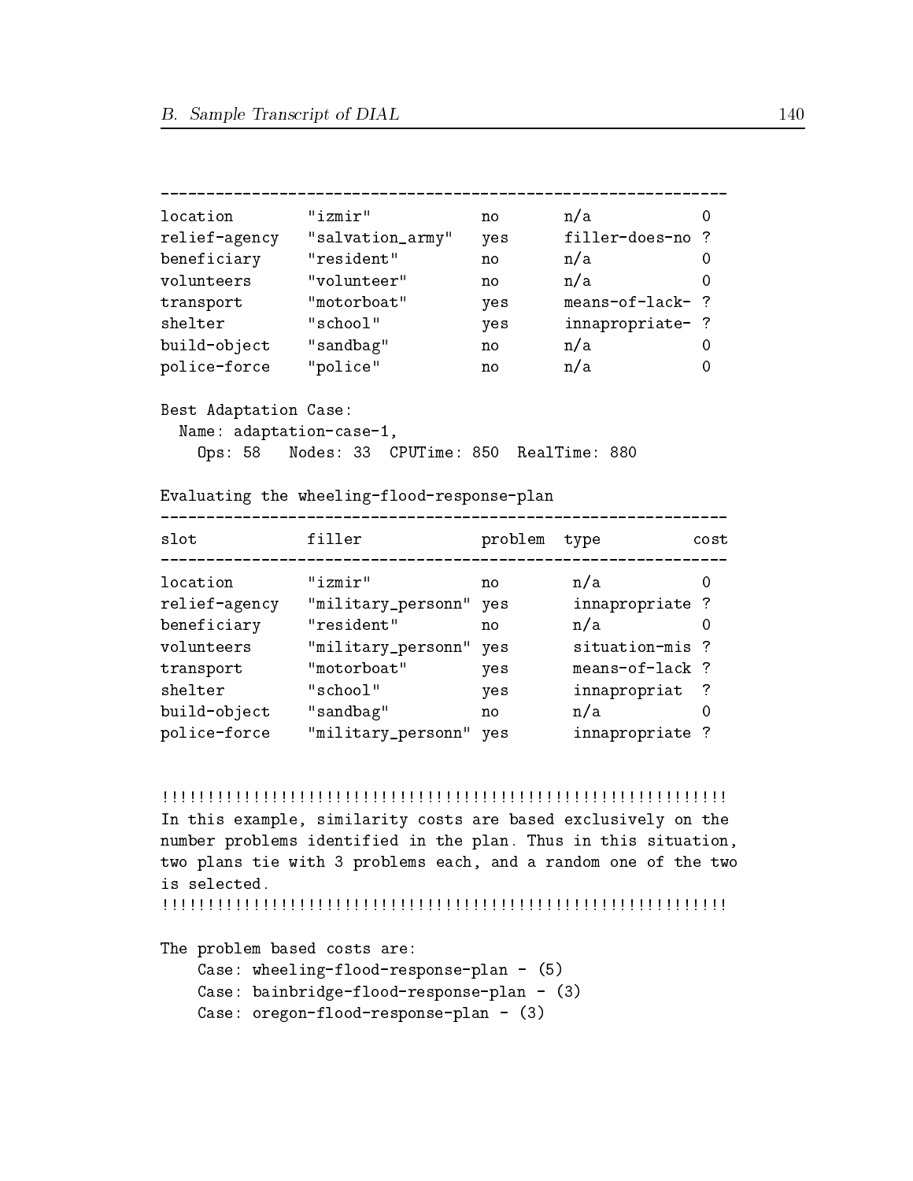```
---------------------------------------------------------------
location        "izmir"            no      n/a            0
relief-agency   "salvation_army"   yes     filler-does-no ?
beneficiary     "resident"         no      n/a            0
volunteers      "volunteer"        no      n/a            0
transport       "motorboat"        yes     means-of-lack- ?
shelter         "school"           yes     innapropriate- ?
build-object    "sandbag"          no      n/a            0
police-force    "police"           no      n/a            0

Best Adaptation Case:
  Name: adaptation-case-1,
    Ops: 58   Nodes: 33  CPUTime: 850  RealTime: 880

Evaluating the wheeling-flood-response-plan
---------------------------------------------------------------
slot            filler             problem  type          cost
---------------------------------------------------------------
location        "izmir"            no       n/a            0
relief-agency   "military_personn" yes      innapropriate ?
beneficiary     "resident"         no       n/a            0
volunteers      "military_personn" yes      situation-mis ?
transport       "motorboat"        yes      means-of-lack ?
shelter         "school"           yes      innapropriat  ?
build-object    "sandbag"          no       n/a            0
police-force    "military_personn" yes      innapropriate ?


!!!!!!!!!!!!!!!!!!!!!!!!!!!!!!!!!!!!!!!!!!!!!!!!!!!!!!!!!!!!!!!
In this example, similarity costs are based exclusively on the
number problems identified in the plan. Thus in this situation,
two plans tie with 3 problems each, and a random one of the two
is selected.
!!!!!!!!!!!!!!!!!!!!!!!!!!!!!!!!!!!!!!!!!!!!!!!!!!!!!!!!!!!!!!!

The problem based costs are:
    Case: wheeling-flood-response-plan - (5)
    Case: bainbridge-flood-response-plan - (3)
    Case: oregon-flood-response-plan - (3)
```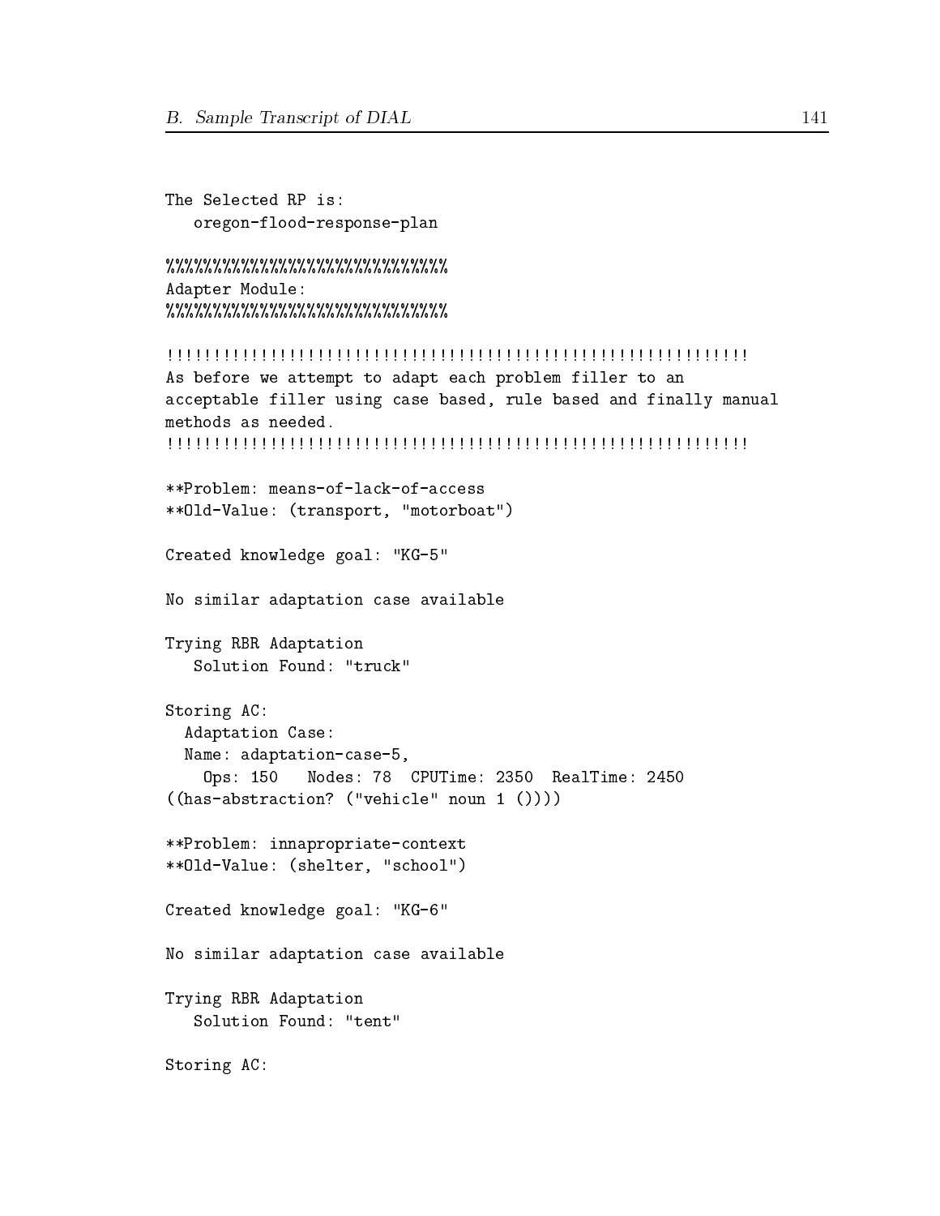```
The Selected RP is:
   oregon-flood-response-plan

%%%%%%%%%%%%%%%%%%%%%%%%%%%%%%
Adapter Module:
%%%%%%%%%%%%%%%%%%%%%%%%%%%%%%

!!!!!!!!!!!!!!!!!!!!!!!!!!!!!!!!!!!!!!!!!!!!!!!!!!!!!!!!!!!!!!
As before we attempt to adapt each problem filler to an
acceptable filler using case based, rule based and finally manual
methods as needed.
!!!!!!!!!!!!!!!!!!!!!!!!!!!!!!!!!!!!!!!!!!!!!!!!!!!!!!!!!!!!!!

**Problem: means-of-lack-of-access
**Old-Value: (transport, "motorboat")

Created knowledge goal: "KG-5"

No similar adaptation case available

Trying RBR Adaptation
   Solution Found: "truck"

Storing AC:
  Adaptation Case:
  Name: adaptation-case-5,
    Ops: 150   Nodes: 78  CPUTime: 2350  RealTime: 2450
((has-abstraction? ("vehicle" noun 1 ())))

**Problem: innapropriate-context
**Old-Value: (shelter, "school")

Created knowledge goal: "KG-6"

No similar adaptation case available

Trying RBR Adaptation
   Solution Found: "tent"

Storing AC:
```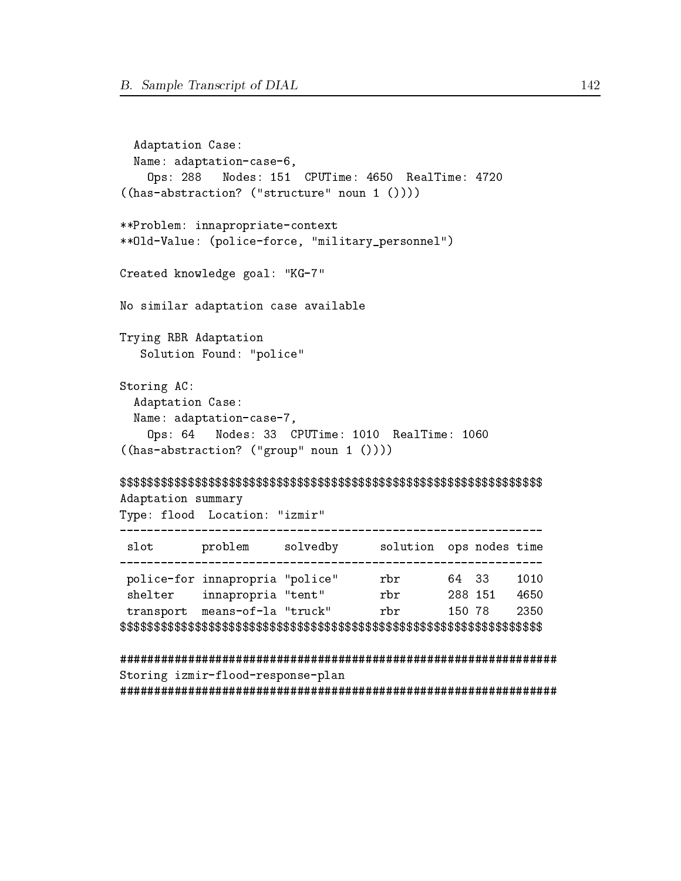```
  Adaptation Case:
  Name: adaptation-case-6,
    Ops: 288   Nodes: 151  CPUTime: 4650  RealTime: 4720
((has-abstraction? ("structure" noun 1 ())))

**Problem: innapropriate-context
**Old-Value: (police-force, "military_personnel")

Created knowledge goal: "KG-7"

No similar adaptation case available

Trying RBR Adaptation
   Solution Found: "police"

Storing AC:
  Adaptation Case:
  Name: adaptation-case-7,
    Ops: 64   Nodes: 33  CPUTime: 1010  RealTime: 1060
((has-abstraction? ("group" noun 1 ())))

$$$$$$$$$$$$$$$$$$$$$$$$$$$$$$$$$$$$$$$$$$$$$$$$$$$$$$$$$$$$$$$
Adaptation summary
Type: flood  Location: "izmir"
--------------------------------------------------------------
 slot       problem     solvedby      solution  ops nodes time
--------------------------------------------------------------
 police-for innapropria "police"      rbr       64  33    1010
 shelter    innapropria "tent"        rbr       288 151   4650
 transport  means-of-la "truck"       rbr       150 78    2350
$$$$$$$$$$$$$$$$$$$$$$$$$$$$$$$$$$$$$$$$$$$$$$$$$$$$$$$$$$$$$$$

################################################################
Storing izmir-flood-response-plan
################################################################
```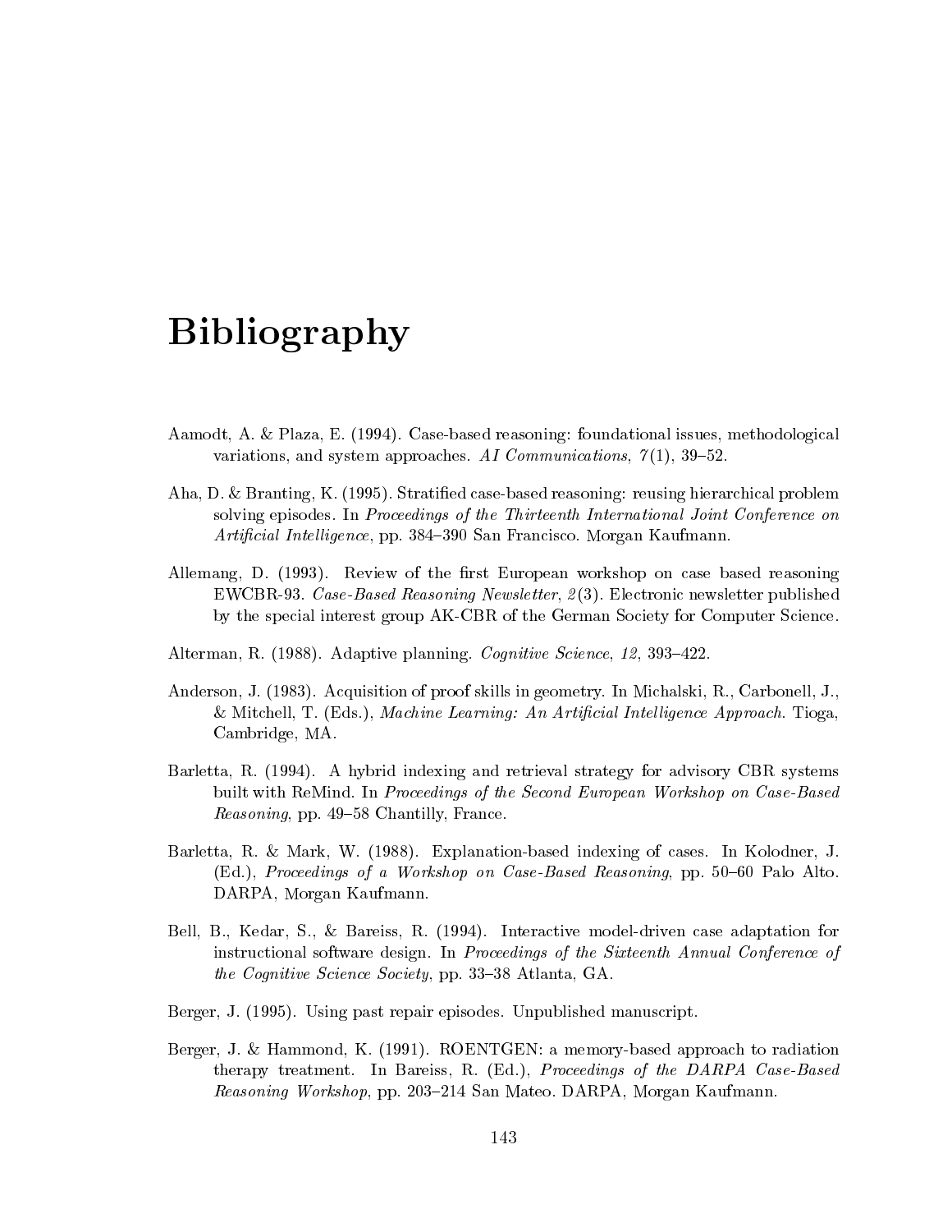# Bibliography

Aamodt, A. & Plaza, E. (1994). Case-based reasoning: foundational issues, methodological variations, and system approaches. *AI Communications*, *7*(1), 39–52.

Aha, D. & Branting, K. (1995). Stratified case-based reasoning: reusing hierarchical problem solving episodes. In *Proceedings of the Thirteenth International Joint Conference on Artificial Intelligence*, pp. 384–390 San Francisco. Morgan Kaufmann.

Allemang, D. (1993). Review of the first European workshop on case based reasoning EWCBR-93. *Case-Based Reasoning Newsletter*, *2*(3). Electronic newsletter published by the special interest group AK-CBR of the German Society for Computer Science.

Alterman, R. (1988). Adaptive planning. *Cognitive Science*, *12*, 393–422.

Anderson, J. (1983). Acquisition of proof skills in geometry. In Michalski, R., Carbonell, J., & Mitchell, T. (Eds.), *Machine Learning: An Artificial Intelligence Approach*. Tioga, Cambridge, MA.

Barletta, R. (1994). A hybrid indexing and retrieval strategy for advisory CBR systems built with ReMind. In *Proceedings of the Second European Workshop on Case-Based Reasoning*, pp. 49–58 Chantilly, France.

Barletta, R. & Mark, W. (1988). Explanation-based indexing of cases. In Kolodner, J. (Ed.), *Proceedings of a Workshop on Case-Based Reasoning*, pp. 50–60 Palo Alto. DARPA, Morgan Kaufmann.

Bell, B., Kedar, S., & Bareiss, R. (1994). Interactive model-driven case adaptation for instructional software design. In *Proceedings of the Sixteenth Annual Conference of the Cognitive Science Society*, pp. 33–38 Atlanta, GA.

Berger, J. (1995). Using past repair episodes. Unpublished manuscript.

Berger, J. & Hammond, K. (1991). ROENTGEN: a memory-based approach to radiation therapy treatment. In Bareiss, R. (Ed.), *Proceedings of the DARPA Case-Based Reasoning Workshop*, pp. 203–214 San Mateo. DARPA, Morgan Kaufmann.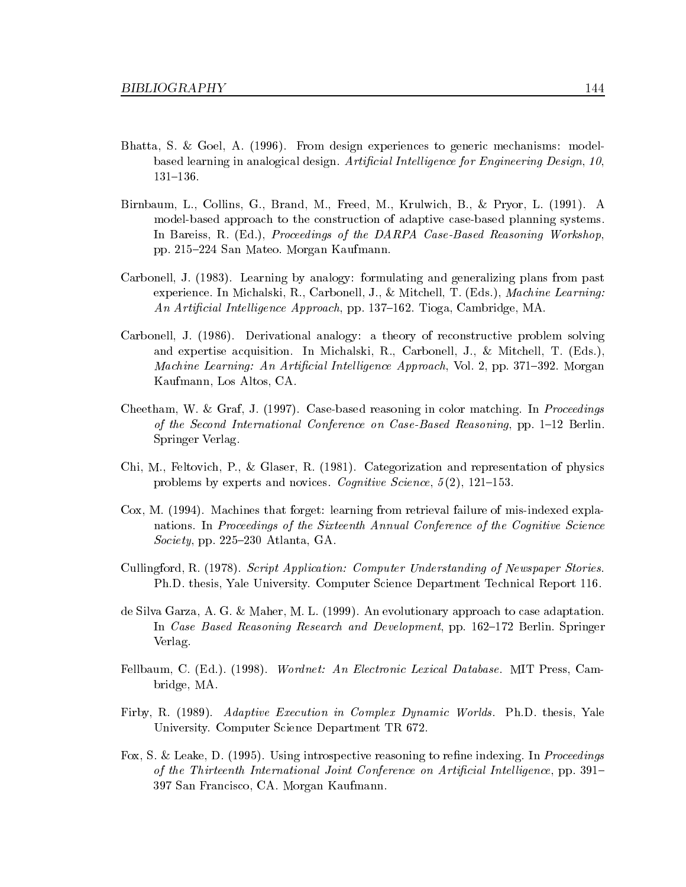Bhatta, S. & Goel, A. (1996). From design experiences to generic mechanisms: model-based learning in analogical design. *Artificial Intelligence for Engineering Design*, *10*, 131–136.

Birnbaum, L., Collins, G., Brand, M., Freed, M., Krulwich, B., & Pryor, L. (1991). A model-based approach to the construction of adaptive case-based planning systems. In Bareiss, R. (Ed.), *Proceedings of the DARPA Case-Based Reasoning Workshop*, pp. 215–224 San Mateo. Morgan Kaufmann.

Carbonell, J. (1983). Learning by analogy: formulating and generalizing plans from past experience. In Michalski, R., Carbonell, J., & Mitchell, T. (Eds.), *Machine Learning: An Artificial Intelligence Approach*, pp. 137–162. Tioga, Cambridge, MA.

Carbonell, J. (1986). Derivational analogy: a theory of reconstructive problem solving and expertise acquisition. In Michalski, R., Carbonell, J., & Mitchell, T. (Eds.), *Machine Learning: An Artificial Intelligence Approach*, Vol. 2, pp. 371–392. Morgan Kaufmann, Los Altos, CA.

Cheetham, W. & Graf, J. (1997). Case-based reasoning in color matching. In *Proceedings of the Second International Conference on Case-Based Reasoning*, pp. 1–12 Berlin. Springer Verlag.

Chi, M., Feltovich, P., & Glaser, R. (1981). Categorization and representation of physics problems by experts and novices. *Cognitive Science*, *5*(2), 121–153.

Cox, M. (1994). Machines that forget: learning from retrieval failure of mis-indexed explanations. In *Proceedings of the Sixteenth Annual Conference of the Cognitive Science Society*, pp. 225–230 Atlanta, GA.

Cullingford, R. (1978). *Script Application: Computer Understanding of Newspaper Stories*. Ph.D. thesis, Yale University. Computer Science Department Technical Report 116.

de Silva Garza, A. G. & Maher, M. L. (1999). An evolutionary approach to case adaptation. In *Case Based Reasoning Research and Development*, pp. 162–172 Berlin. Springer Verlag.

Fellbaum, C. (Ed.). (1998). *Wordnet: An Electronic Lexical Database*. MIT Press, Cambridge, MA.

Firby, R. (1989). *Adaptive Execution in Complex Dynamic Worlds*. Ph.D. thesis, Yale University. Computer Science Department TR 672.

Fox, S. & Leake, D. (1995). Using introspective reasoning to refine indexing. In *Proceedings of the Thirteenth International Joint Conference on Artificial Intelligence*, pp. 391–397 San Francisco, CA. Morgan Kaufmann.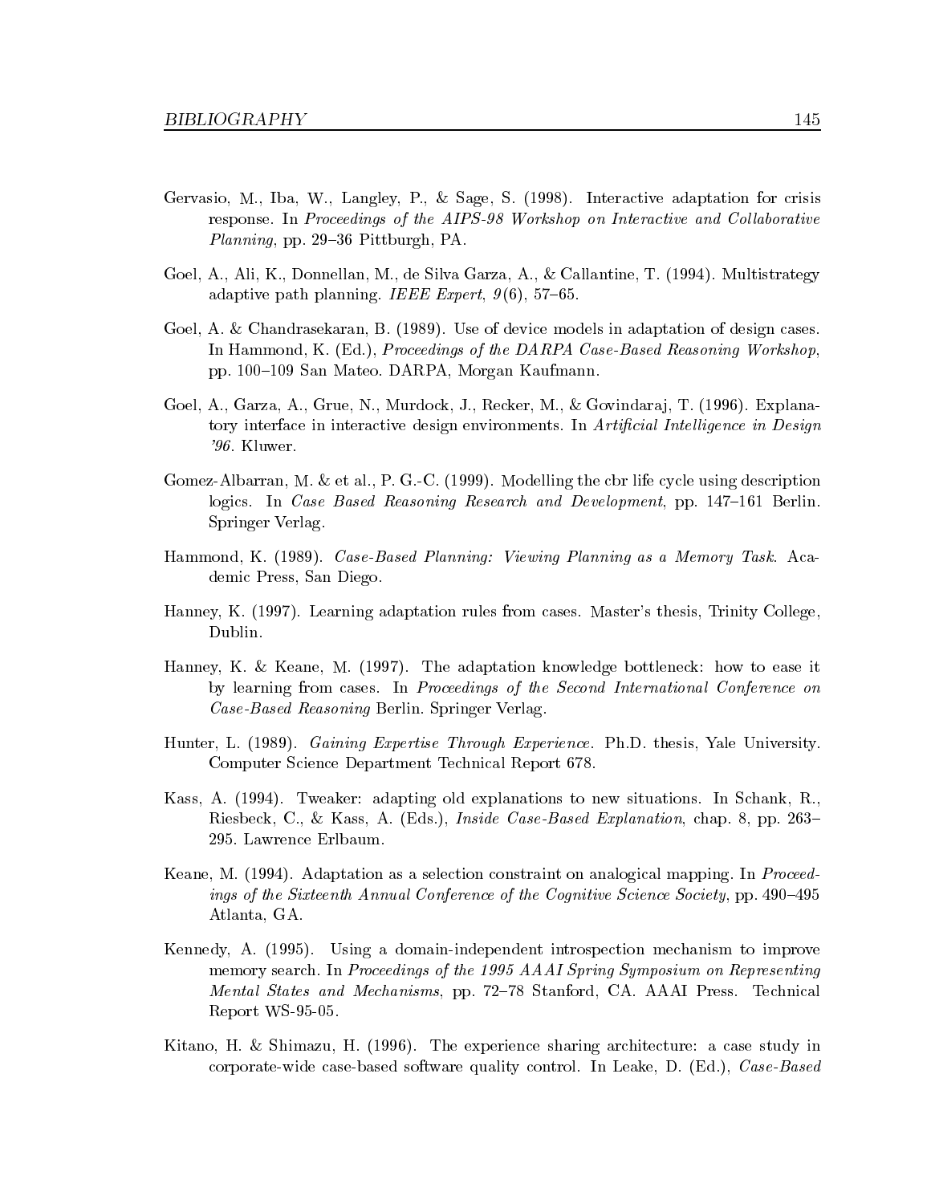Gervasio, M., Iba, W., Langley, P., & Sage, S. (1998). Interactive adaptation for crisis response. In *Proceedings of the AIPS-98 Workshop on Interactive and Collaborative Planning*, pp. 29–36 Pittburgh, PA.

Goel, A., Ali, K., Donnellan, M., de Silva Garza, A., & Callantine, T. (1994). Multistrategy adaptive path planning. *IEEE Expert*, *9*(6), 57–65.

Goel, A. & Chandrasekaran, B. (1989). Use of device models in adaptation of design cases. In Hammond, K. (Ed.), *Proceedings of the DARPA Case-Based Reasoning Workshop*, pp. 100–109 San Mateo. DARPA, Morgan Kaufmann.

Goel, A., Garza, A., Grue, N., Murdock, J., Recker, M., & Govindaraj, T. (1996). Explanatory interface in interactive design environments. In *Artificial Intelligence in Design '96*. Kluwer.

Gomez-Albarran, M. & et al., P. G.-C. (1999). Modelling the cbr life cycle using description logics. In *Case Based Reasoning Research and Development*, pp. 147–161 Berlin. Springer Verlag.

Hammond, K. (1989). *Case-Based Planning: Viewing Planning as a Memory Task*. Academic Press, San Diego.

Hanney, K. (1997). Learning adaptation rules from cases. Master's thesis, Trinity College, Dublin.

Hanney, K. & Keane, M. (1997). The adaptation knowledge bottleneck: how to ease it by learning from cases. In *Proceedings of the Second International Conference on Case-Based Reasoning* Berlin. Springer Verlag.

Hunter, L. (1989). *Gaining Expertise Through Experience*. Ph.D. thesis, Yale University. Computer Science Department Technical Report 678.

Kass, A. (1994). Tweaker: adapting old explanations to new situations. In Schank, R., Riesbeck, C., & Kass, A. (Eds.), *Inside Case-Based Explanation*, chap. 8, pp. 263–295. Lawrence Erlbaum.

Keane, M. (1994). Adaptation as a selection constraint on analogical mapping. In *Proceedings of the Sixteenth Annual Conference of the Cognitive Science Society*, pp. 490–495 Atlanta, GA.

Kennedy, A. (1995). Using a domain-independent introspection mechanism to improve memory search. In *Proceedings of the 1995 AAAI Spring Symposium on Representing Mental States and Mechanisms*, pp. 72–78 Stanford, CA. AAAI Press. Technical Report WS-95-05.

Kitano, H. & Shimazu, H. (1996). The experience sharing architecture: a case study in corporate-wide case-based software quality control. In Leake, D. (Ed.), *Case-Based*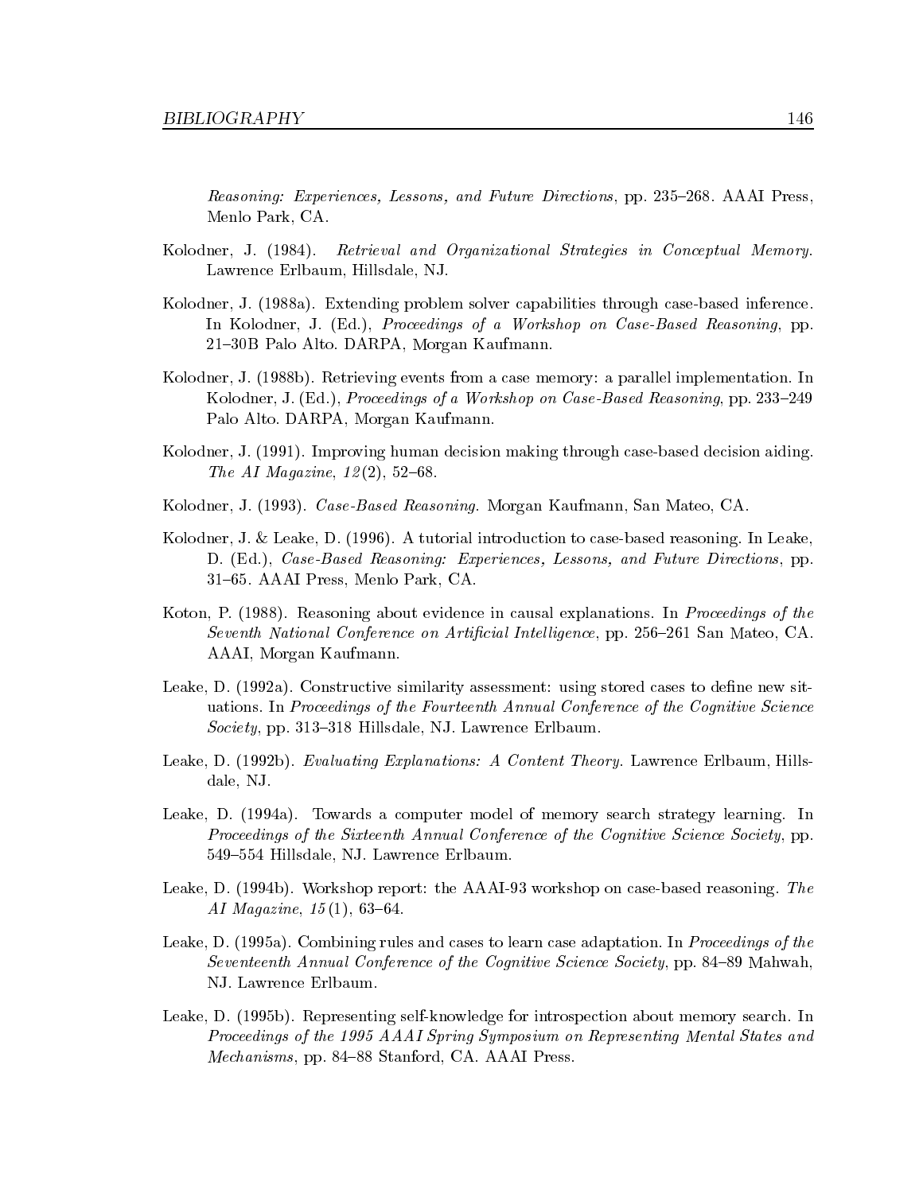*Reasoning: Experiences, Lessons, and Future Directions*, pp. 235–268. AAAI Press, Menlo Park, CA.

Kolodner, J. (1984). *Retrieval and Organizational Strategies in Conceptual Memory*. Lawrence Erlbaum, Hillsdale, NJ.

Kolodner, J. (1988a). Extending problem solver capabilities through case-based inference. In Kolodner, J. (Ed.), *Proceedings of a Workshop on Case-Based Reasoning*, pp. 21–30B Palo Alto. DARPA, Morgan Kaufmann.

Kolodner, J. (1988b). Retrieving events from a case memory: a parallel implementation. In Kolodner, J. (Ed.), *Proceedings of a Workshop on Case-Based Reasoning*, pp. 233–249 Palo Alto. DARPA, Morgan Kaufmann.

Kolodner, J. (1991). Improving human decision making through case-based decision aiding. *The AI Magazine*, *12*(2), 52–68.

Kolodner, J. (1993). *Case-Based Reasoning*. Morgan Kaufmann, San Mateo, CA.

Kolodner, J. & Leake, D. (1996). A tutorial introduction to case-based reasoning. In Leake, D. (Ed.), *Case-Based Reasoning: Experiences, Lessons, and Future Directions*, pp. 31–65. AAAI Press, Menlo Park, CA.

Koton, P. (1988). Reasoning about evidence in causal explanations. In *Proceedings of the Seventh National Conference on Artificial Intelligence*, pp. 256–261 San Mateo, CA. AAAI, Morgan Kaufmann.

Leake, D. (1992a). Constructive similarity assessment: using stored cases to define new situations. In *Proceedings of the Fourteenth Annual Conference of the Cognitive Science Society*, pp. 313–318 Hillsdale, NJ. Lawrence Erlbaum.

Leake, D. (1992b). *Evaluating Explanations: A Content Theory*. Lawrence Erlbaum, Hillsdale, NJ.

Leake, D. (1994a). Towards a computer model of memory search strategy learning. In *Proceedings of the Sixteenth Annual Conference of the Cognitive Science Society*, pp. 549–554 Hillsdale, NJ. Lawrence Erlbaum.

Leake, D. (1994b). Workshop report: the AAAI-93 workshop on case-based reasoning. *The AI Magazine*, *15*(1), 63–64.

Leake, D. (1995a). Combining rules and cases to learn case adaptation. In *Proceedings of the Seventeenth Annual Conference of the Cognitive Science Society*, pp. 84–89 Mahwah, NJ. Lawrence Erlbaum.

Leake, D. (1995b). Representing self-knowledge for introspection about memory search. In *Proceedings of the 1995 AAAI Spring Symposium on Representing Mental States and Mechanisms*, pp. 84–88 Stanford, CA. AAAI Press.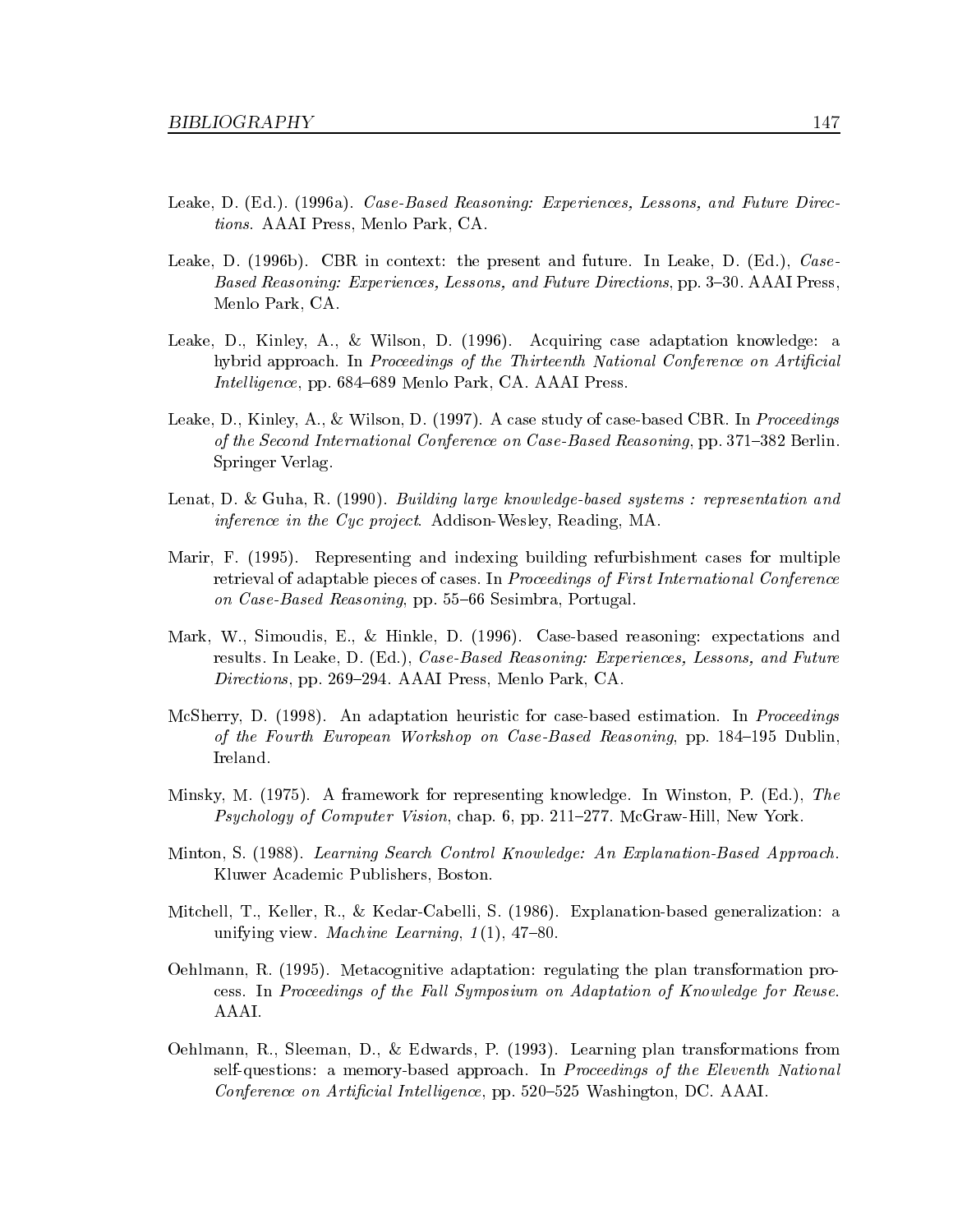Leake, D. (Ed.). (1996a). *Case-Based Reasoning: Experiences, Lessons, and Future Directions*. AAAI Press, Menlo Park, CA.

Leake, D. (1996b). CBR in context: the present and future. In Leake, D. (Ed.), *Case-Based Reasoning: Experiences, Lessons, and Future Directions*, pp. 3–30. AAAI Press, Menlo Park, CA.

Leake, D., Kinley, A., & Wilson, D. (1996). Acquiring case adaptation knowledge: a hybrid approach. In *Proceedings of the Thirteenth National Conference on Artificial Intelligence*, pp. 684–689 Menlo Park, CA. AAAI Press.

Leake, D., Kinley, A., & Wilson, D. (1997). A case study of case-based CBR. In *Proceedings of the Second International Conference on Case-Based Reasoning*, pp. 371–382 Berlin. Springer Verlag.

Lenat, D. & Guha, R. (1990). *Building large knowledge-based systems : representation and inference in the Cyc project*. Addison-Wesley, Reading, MA.

Marir, F. (1995). Representing and indexing building refurbishment cases for multiple retrieval of adaptable pieces of cases. In *Proceedings of First International Conference on Case-Based Reasoning*, pp. 55–66 Sesimbra, Portugal.

Mark, W., Simoudis, E., & Hinkle, D. (1996). Case-based reasoning: expectations and results. In Leake, D. (Ed.), *Case-Based Reasoning: Experiences, Lessons, and Future Directions*, pp. 269–294. AAAI Press, Menlo Park, CA.

McSherry, D. (1998). An adaptation heuristic for case-based estimation. In *Proceedings of the Fourth European Workshop on Case-Based Reasoning*, pp. 184–195 Dublin, Ireland.

Minsky, M. (1975). A framework for representing knowledge. In Winston, P. (Ed.), *The Psychology of Computer Vision*, chap. 6, pp. 211–277. McGraw-Hill, New York.

Minton, S. (1988). *Learning Search Control Knowledge: An Explanation-Based Approach*. Kluwer Academic Publishers, Boston.

Mitchell, T., Keller, R., & Kedar-Cabelli, S. (1986). Explanation-based generalization: a unifying view. *Machine Learning*, *1*(1), 47–80.

Oehlmann, R. (1995). Metacognitive adaptation: regulating the plan transformation process. In *Proceedings of the Fall Symposium on Adaptation of Knowledge for Reuse*. AAAI.

Oehlmann, R., Sleeman, D., & Edwards, P. (1993). Learning plan transformations from self-questions: a memory-based approach. In *Proceedings of the Eleventh National Conference on Artificial Intelligence*, pp. 520–525 Washington, DC. AAAI.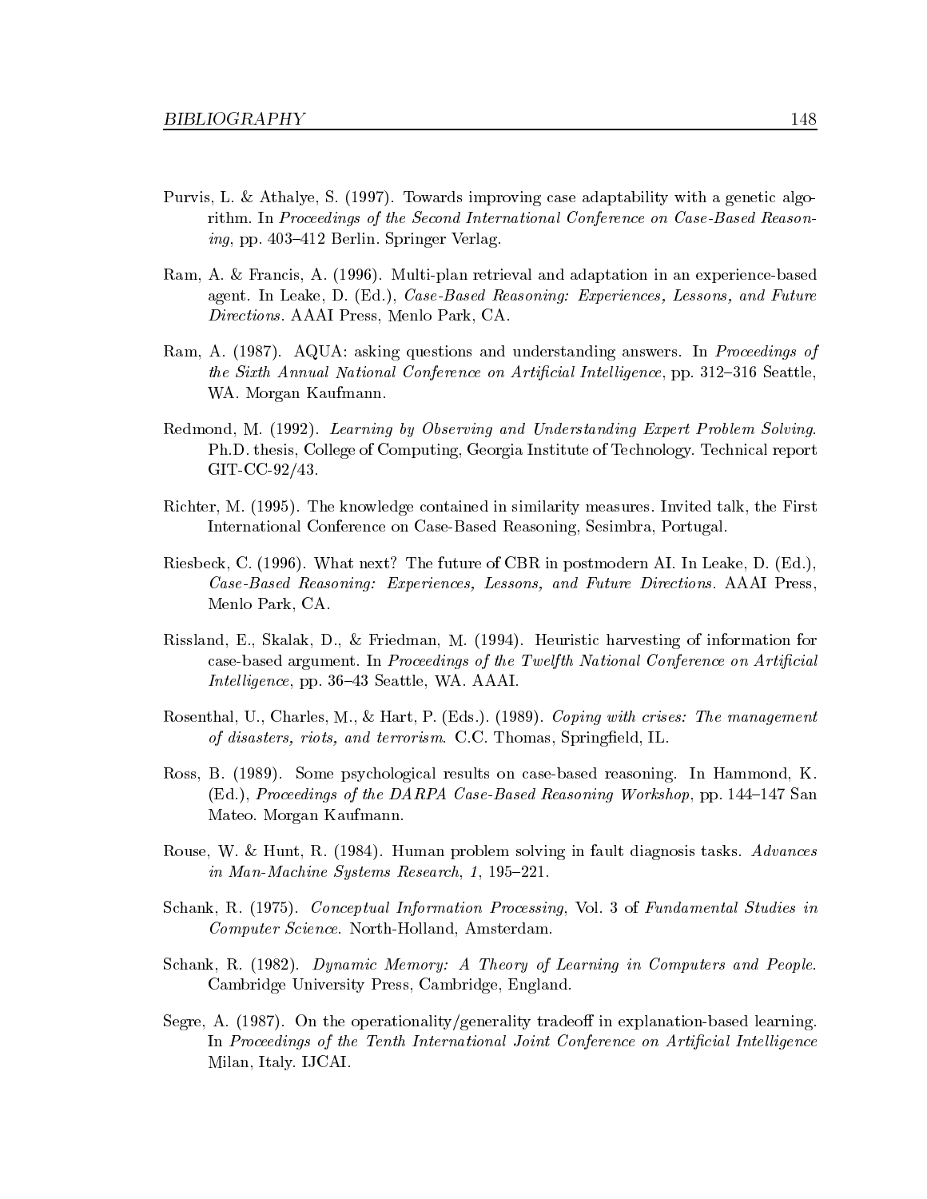Purvis, L. & Athalye, S. (1997). Towards improving case adaptability with a genetic algorithm. In *Proceedings of the Second International Conference on Case-Based Reasoning*, pp. 403–412 Berlin. Springer Verlag.

Ram, A. & Francis, A. (1996). Multi-plan retrieval and adaptation in an experience-based agent. In Leake, D. (Ed.), *Case-Based Reasoning: Experiences, Lessons, and Future Directions*. AAAI Press, Menlo Park, CA.

Ram, A. (1987). AQUA: asking questions and understanding answers. In *Proceedings of the Sixth Annual National Conference on Artificial Intelligence*, pp. 312–316 Seattle, WA. Morgan Kaufmann.

Redmond, M. (1992). *Learning by Observing and Understanding Expert Problem Solving*. Ph.D. thesis, College of Computing, Georgia Institute of Technology. Technical report GIT-CC-92/43.

Richter, M. (1995). The knowledge contained in similarity measures. Invited talk, the First International Conference on Case-Based Reasoning, Sesimbra, Portugal.

Riesbeck, C. (1996). What next? The future of CBR in postmodern AI. In Leake, D. (Ed.), *Case-Based Reasoning: Experiences, Lessons, and Future Directions*. AAAI Press, Menlo Park, CA.

Rissland, E., Skalak, D., & Friedman, M. (1994). Heuristic harvesting of information for case-based argument. In *Proceedings of the Twelfth National Conference on Artificial Intelligence*, pp. 36–43 Seattle, WA. AAAI.

Rosenthal, U., Charles, M., & Hart, P. (Eds.). (1989). *Coping with crises: The management of disasters, riots, and terrorism*. C.C. Thomas, Springfield, IL.

Ross, B. (1989). Some psychological results on case-based reasoning. In Hammond, K. (Ed.), *Proceedings of the DARPA Case-Based Reasoning Workshop*, pp. 144–147 San Mateo. Morgan Kaufmann.

Rouse, W. & Hunt, R. (1984). Human problem solving in fault diagnosis tasks. *Advances in Man-Machine Systems Research*, *1*, 195–221.

Schank, R. (1975). *Conceptual Information Processing*, Vol. 3 of *Fundamental Studies in Computer Science*. North-Holland, Amsterdam.

Schank, R. (1982). *Dynamic Memory: A Theory of Learning in Computers and People*. Cambridge University Press, Cambridge, England.

Segre, A. (1987). On the operationality/generality tradeoff in explanation-based learning. In *Proceedings of the Tenth International Joint Conference on Artificial Intelligence* Milan, Italy. IJCAI.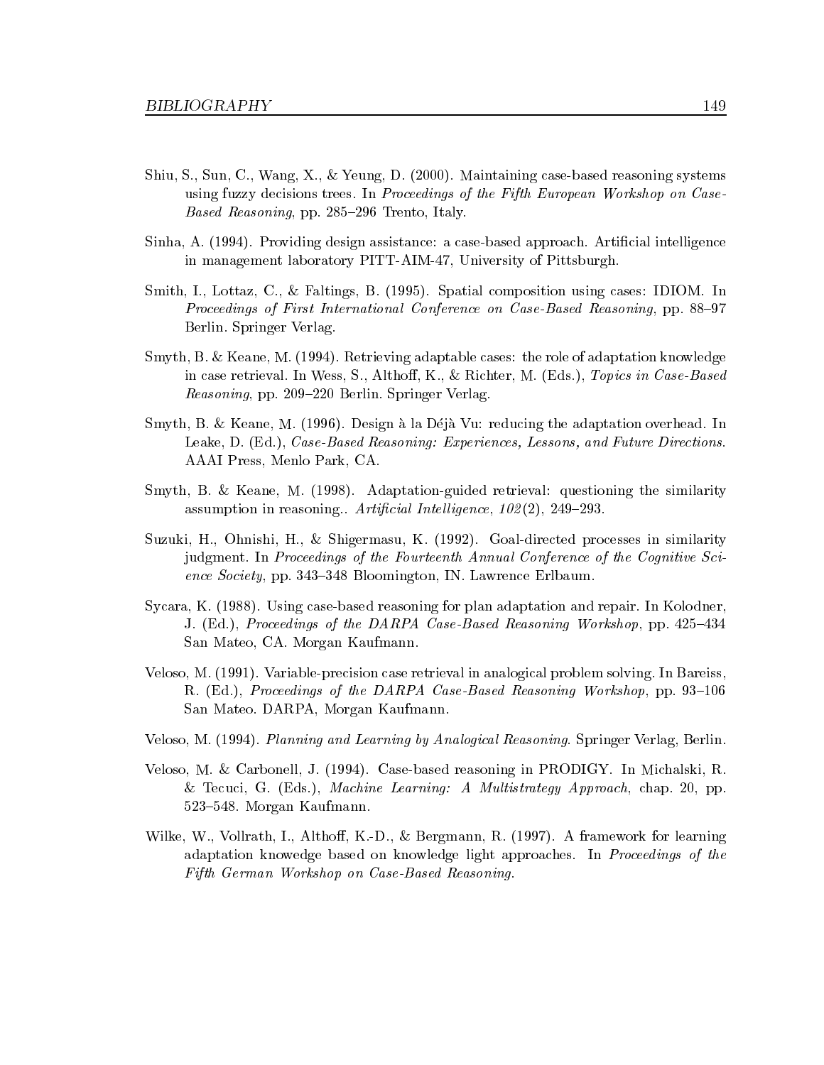Shiu, S., Sun, C., Wang, X., & Yeung, D. (2000). Maintaining case-based reasoning systems using fuzzy decisions trees. In *Proceedings of the Fifth European Workshop on Case-Based Reasoning*, pp. 285–296 Trento, Italy.

Sinha, A. (1994). Providing design assistance: a case-based approach. Artificial intelligence in management laboratory PITT-AIM-47, University of Pittsburgh.

Smith, I., Lottaz, C., & Faltings, B. (1995). Spatial composition using cases: IDIOM. In *Proceedings of First International Conference on Case-Based Reasoning*, pp. 88–97 Berlin. Springer Verlag.

Smyth, B. & Keane, M. (1994). Retrieving adaptable cases: the role of adaptation knowledge in case retrieval. In Wess, S., Althoff, K., & Richter, M. (Eds.), *Topics in Case-Based Reasoning*, pp. 209–220 Berlin. Springer Verlag.

Smyth, B. & Keane, M. (1996). Design à la Déjà Vu: reducing the adaptation overhead. In Leake, D. (Ed.), *Case-Based Reasoning: Experiences, Lessons, and Future Directions*. AAAI Press, Menlo Park, CA.

Smyth, B. & Keane, M. (1998). Adaptation-guided retrieval: questioning the similarity assumption in reasoning.. *Artificial Intelligence*, *102*(2), 249–293.

Suzuki, H., Ohnishi, H., & Shigermasu, K. (1992). Goal-directed processes in similarity judgment. In *Proceedings of the Fourteenth Annual Conference of the Cognitive Science Society*, pp. 343–348 Bloomington, IN. Lawrence Erlbaum.

Sycara, K. (1988). Using case-based reasoning for plan adaptation and repair. In Kolodner, J. (Ed.), *Proceedings of the DARPA Case-Based Reasoning Workshop*, pp. 425–434 San Mateo, CA. Morgan Kaufmann.

Veloso, M. (1991). Variable-precision case retrieval in analogical problem solving. In Bareiss, R. (Ed.), *Proceedings of the DARPA Case-Based Reasoning Workshop*, pp. 93–106 San Mateo. DARPA, Morgan Kaufmann.

Veloso, M. (1994). *Planning and Learning by Analogical Reasoning*. Springer Verlag, Berlin.

Veloso, M. & Carbonell, J. (1994). Case-based reasoning in PRODIGY. In Michalski, R. & Tecuci, G. (Eds.), *Machine Learning: A Multistrategy Approach*, chap. 20, pp. 523–548. Morgan Kaufmann.

Wilke, W., Vollrath, I., Althoff, K.-D., & Bergmann, R. (1997). A framework for learning adaptation knowedge based on knowledge light approaches. In *Proceedings of the Fifth German Workshop on Case-Based Reasoning*.